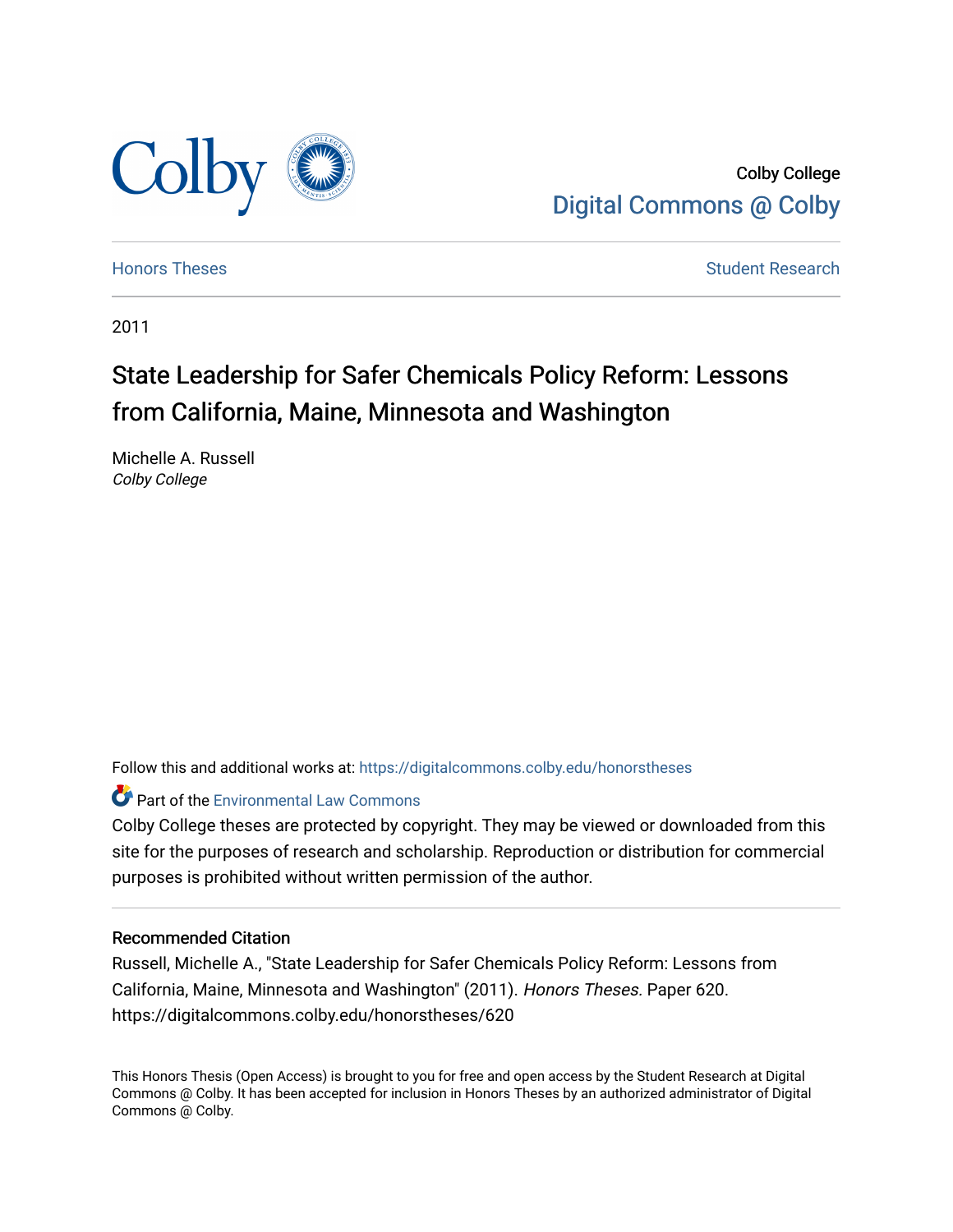Colby College
Digital Commons @ Colby

Honors Theses | Student Research

2011

# State Leadership for Safer Chemicals Policy Reform: Lessons from California, Maine, Minnesota and Washington

Michelle A. Russell
*Colby College*

Follow this and additional works at: https://digitalcommons.colby.edu/honorstheses

Part of the Environmental Law Commons

Colby College theses are protected by copyright. They may be viewed or downloaded from this site for the purposes of research and scholarship. Reproduction or distribution for commercial purposes is prohibited without written permission of the author.

## Recommended Citation

Russell, Michelle A., "State Leadership for Safer Chemicals Policy Reform: Lessons from California, Maine, Minnesota and Washington" (2011). *Honors Theses.* Paper 620. https://digitalcommons.colby.edu/honorstheses/620

This Honors Thesis (Open Access) is brought to you for free and open access by the Student Research at Digital Commons @ Colby. It has been accepted for inclusion in Honors Theses by an authorized administrator of Digital Commons @ Colby.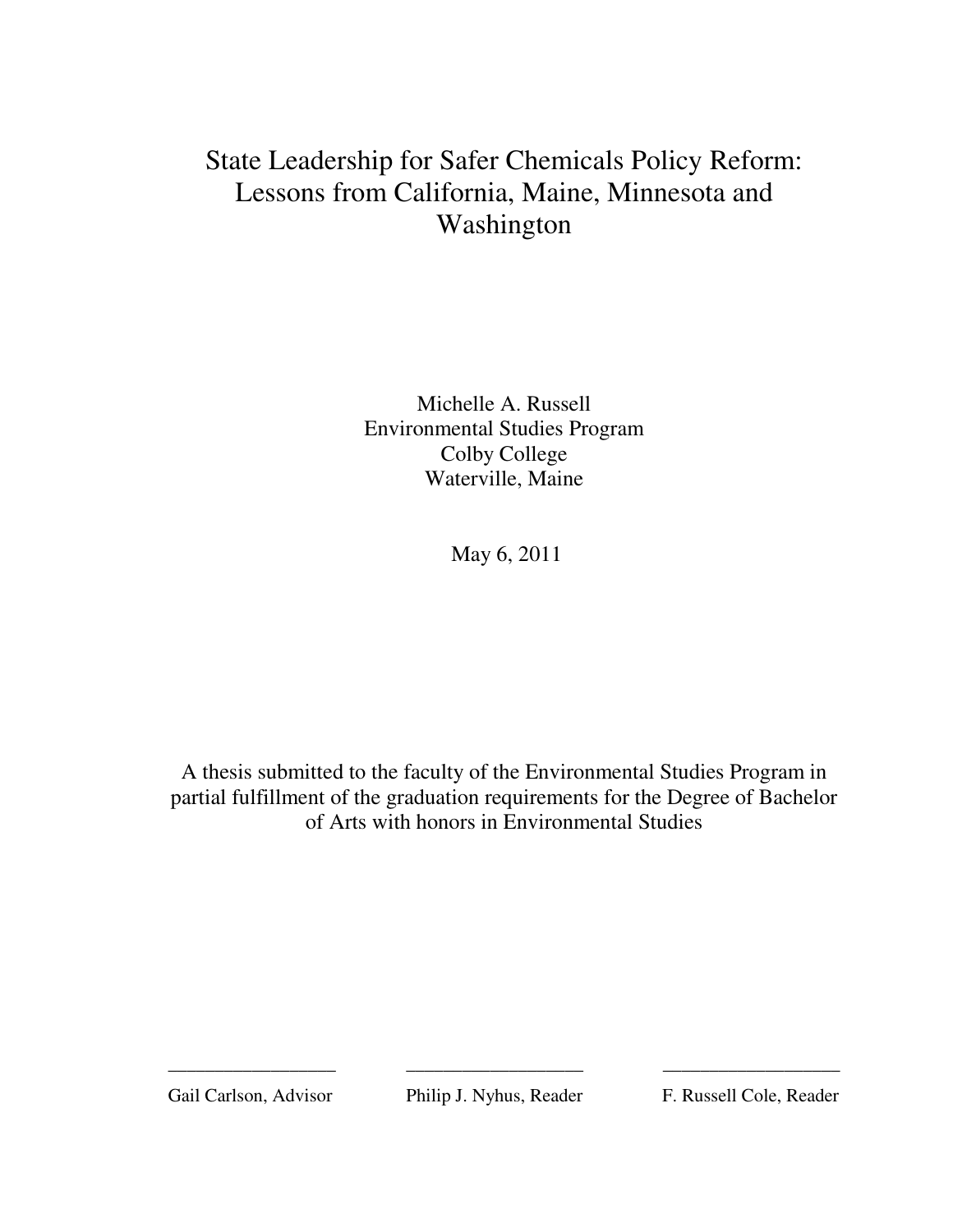# State Leadership for Safer Chemicals Policy Reform: Lessons from California, Maine, Minnesota and Washington

Michelle A. Russell
Environmental Studies Program
Colby College
Waterville, Maine

May 6, 2011

A thesis submitted to the faculty of the Environmental Studies Program in partial fulfillment of the graduation requirements for the Degree of Bachelor of Arts with honors in Environmental Studies

| ________________ | ________________ | ________________ |
| --- | --- | --- |
| Gail Carlson, Advisor | Philip J. Nyhus, Reader | F. Russell Cole, Reader |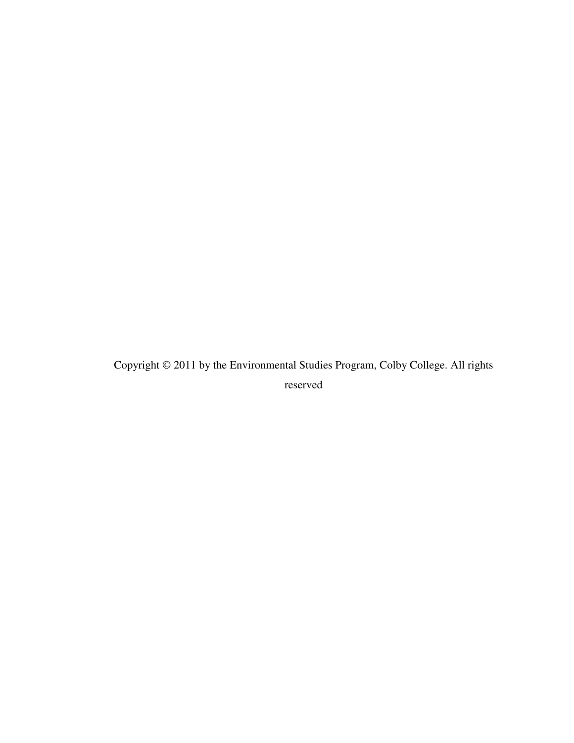Copyright © 2011 by the Environmental Studies Program, Colby College. All rights reserved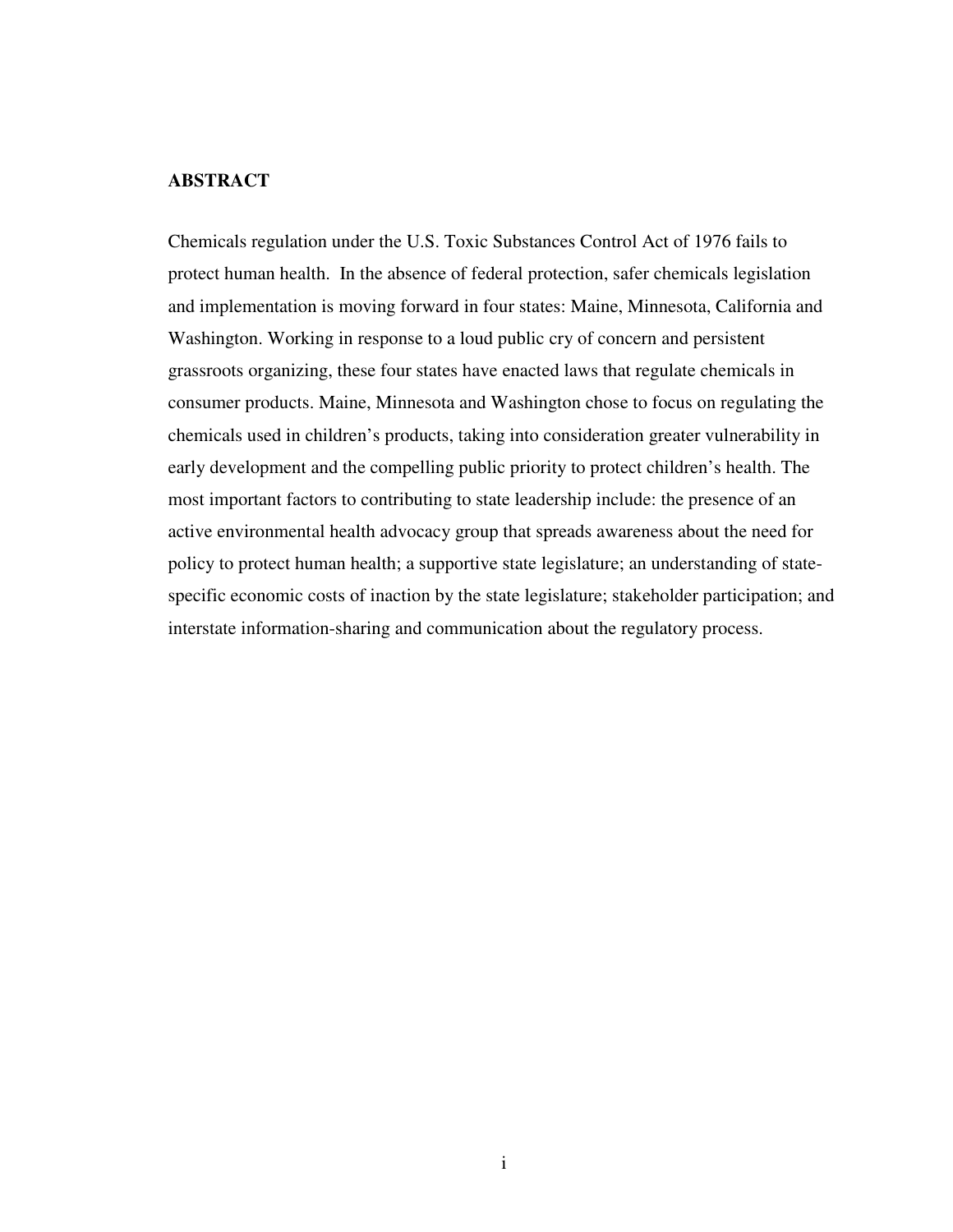## ABSTRACT

Chemicals regulation under the U.S. Toxic Substances Control Act of 1976 fails to protect human health. In the absence of federal protection, safer chemicals legislation and implementation is moving forward in four states: Maine, Minnesota, California and Washington. Working in response to a loud public cry of concern and persistent grassroots organizing, these four states have enacted laws that regulate chemicals in consumer products. Maine, Minnesota and Washington chose to focus on regulating the chemicals used in children's products, taking into consideration greater vulnerability in early development and the compelling public priority to protect children's health. The most important factors to contributing to state leadership include: the presence of an active environmental health advocacy group that spreads awareness about the need for policy to protect human health; a supportive state legislature; an understanding of state-specific economic costs of inaction by the state legislature; stakeholder participation; and interstate information-sharing and communication about the regulatory process.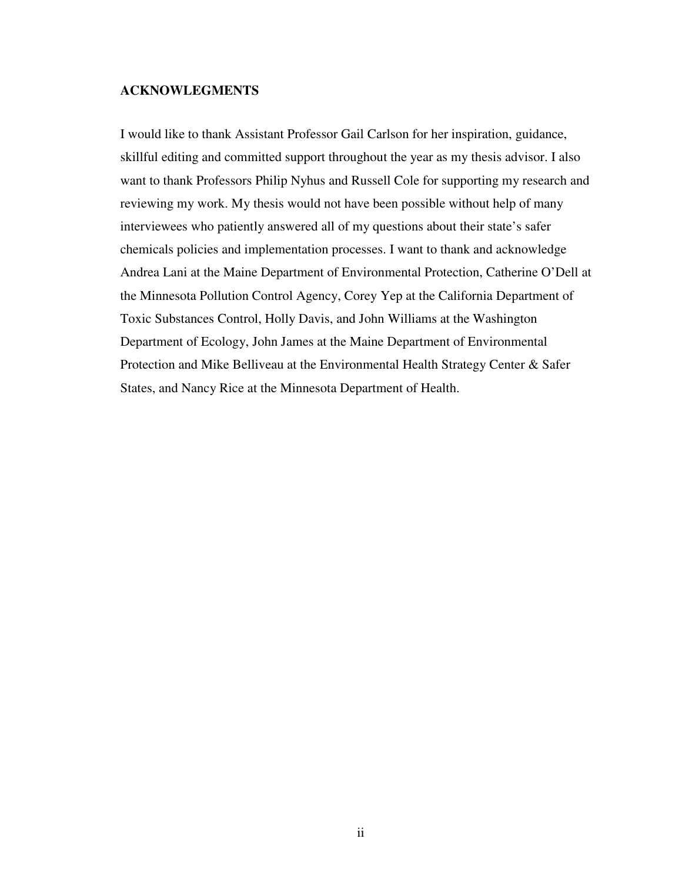## ACKNOWLEGMENTS

I would like to thank Assistant Professor Gail Carlson for her inspiration, guidance, skillful editing and committed support throughout the year as my thesis advisor. I also want to thank Professors Philip Nyhus and Russell Cole for supporting my research and reviewing my work. My thesis would not have been possible without help of many interviewees who patiently answered all of my questions about their state's safer chemicals policies and implementation processes. I want to thank and acknowledge Andrea Lani at the Maine Department of Environmental Protection, Catherine O'Dell at the Minnesota Pollution Control Agency, Corey Yep at the California Department of Toxic Substances Control, Holly Davis, and John Williams at the Washington Department of Ecology, John James at the Maine Department of Environmental Protection and Mike Belliveau at the Environmental Health Strategy Center & Safer States, and Nancy Rice at the Minnesota Department of Health.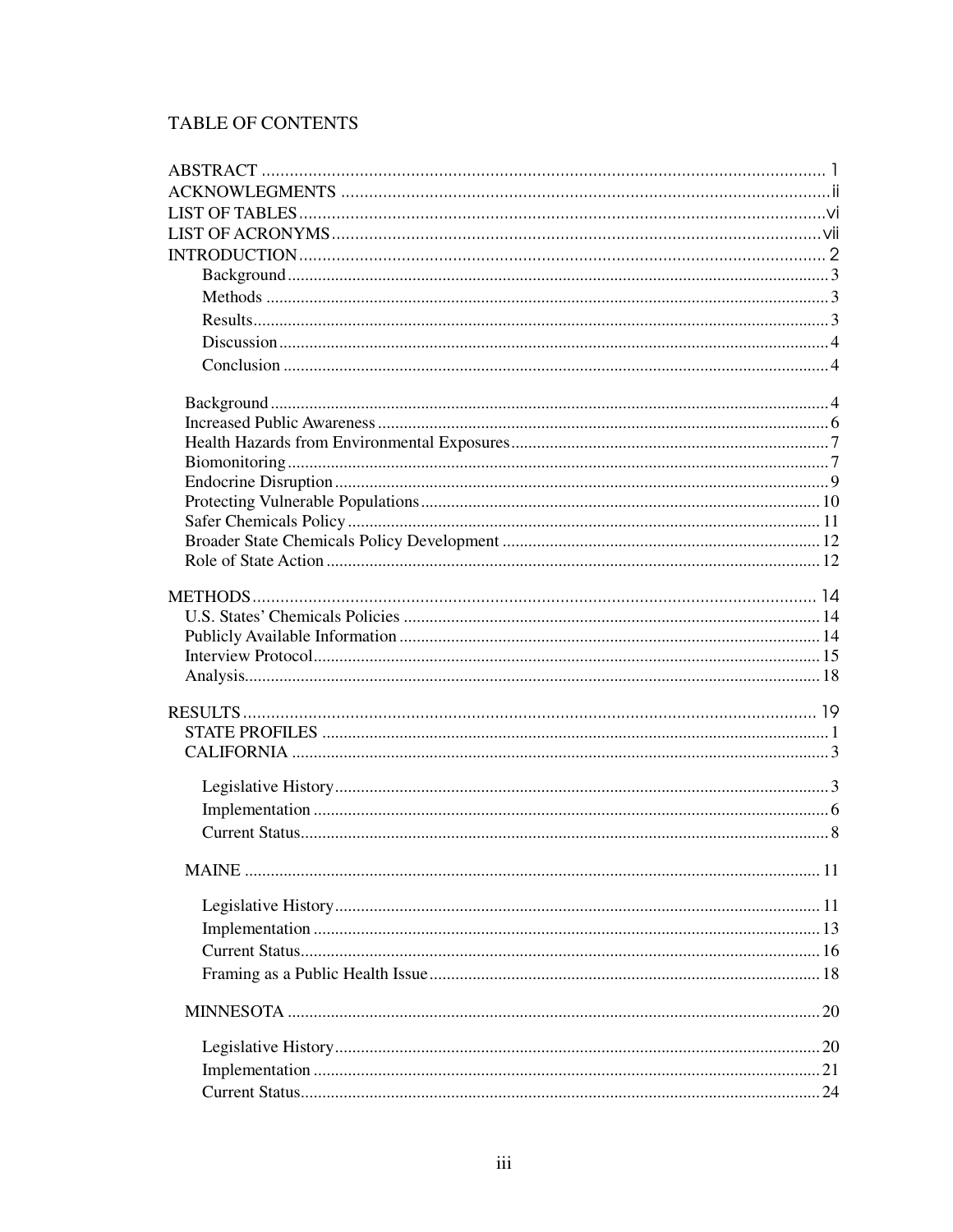## TABLE OF CONTENTS

ABSTRACT ..... 1
ACKNOWLEGMENTS ..... ii
LIST OF TABLES ..... vi
LIST OF ACRONYMS ..... vii
INTRODUCTION ..... 2
- Background ..... 3
- Methods ..... 3
- Results ..... 3
- Discussion ..... 4
- Conclusion ..... 4

Background ..... 4
Increased Public Awareness ..... 6
Health Hazards from Environmental Exposures ..... 7
Biomonitoring ..... 7
Endocrine Disruption ..... 9
Protecting Vulnerable Populations ..... 10
Safer Chemicals Policy ..... 11
Broader State Chemicals Policy Development ..... 12
Role of State Action ..... 12

METHODS ..... 14
- U.S. States' Chemicals Policies ..... 14
- Publicly Available Information ..... 14
- Interview Protocol ..... 15
- Analysis ..... 18

RESULTS ..... 19
- STATE PROFILES ..... 1
- CALIFORNIA ..... 3
  - Legislative History ..... 3
  - Implementation ..... 6
  - Current Status ..... 8
- MAINE ..... 11
  - Legislative History ..... 11
  - Implementation ..... 13
  - Current Status ..... 16
  - Framing as a Public Health Issue ..... 18
- MINNESOTA ..... 20
  - Legislative History ..... 20
  - Implementation ..... 21
  - Current Status ..... 24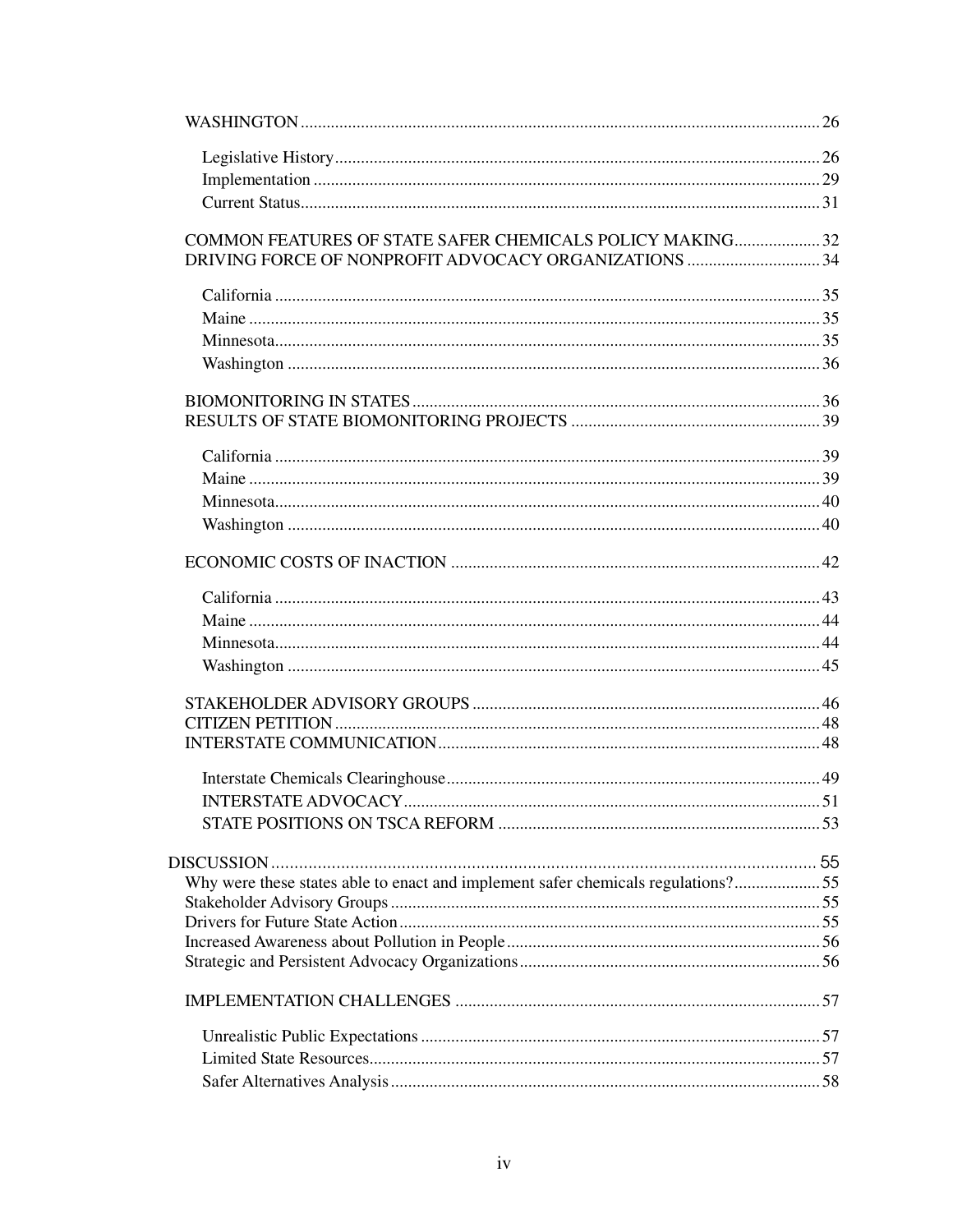WASHINGTON ........................................................................................................ 26

Legislative History ................................................................................................ 26
Implementation ..................................................................................................... 29
Current Status........................................................................................................ 31

COMMON FEATURES OF STATE SAFER CHEMICALS POLICY MAKING.................... 32
DRIVING FORCE OF NONPROFIT ADVOCACY ORGANIZATIONS ............................... 34

California .............................................................................................................. 35
Maine .................................................................................................................... 35
Minnesota.............................................................................................................. 35
Washington ........................................................................................................... 36

BIOMONITORING IN STATES .............................................................................. 36
RESULTS OF STATE BIOMONITORING PROJECTS .......................................................... 39

California .............................................................................................................. 39
Maine .................................................................................................................... 39
Minnesota.............................................................................................................. 40
Washington ........................................................................................................... 40

ECONOMIC COSTS OF INACTION ..................................................................... 42

California .............................................................................................................. 43
Maine .................................................................................................................... 44
Minnesota.............................................................................................................. 44
Washington ........................................................................................................... 45

STAKEHOLDER ADVISORY GROUPS ................................................................ 46
CITIZEN PETITION ................................................................................................ 48
INTERSTATE COMMUNICATION ........................................................................ 48

Interstate Chemicals Clearinghouse ...................................................................... 49
INTERSTATE ADVOCACY ................................................................................ 51
STATE POSITIONS ON TSCA REFORM ........................................................... 53

DISCUSSION ....................................................................................................................... 55
Why were these states able to enact and implement safer chemicals regulations?.................... 55
Stakeholder Advisory Groups ................................................................................................. 55
Drivers for Future State Action ................................................................................................ 55
Increased Awareness about Pollution in People ....................................................................... 56
Strategic and Persistent Advocacy Organizations ..................................................................... 56

IMPLEMENTATION CHALLENGES ...................................................................... 57

Unrealistic Public Expectations ............................................................................. 57
Limited State Resources......................................................................................... 57
Safer Alternatives Analysis ................................................................................... 58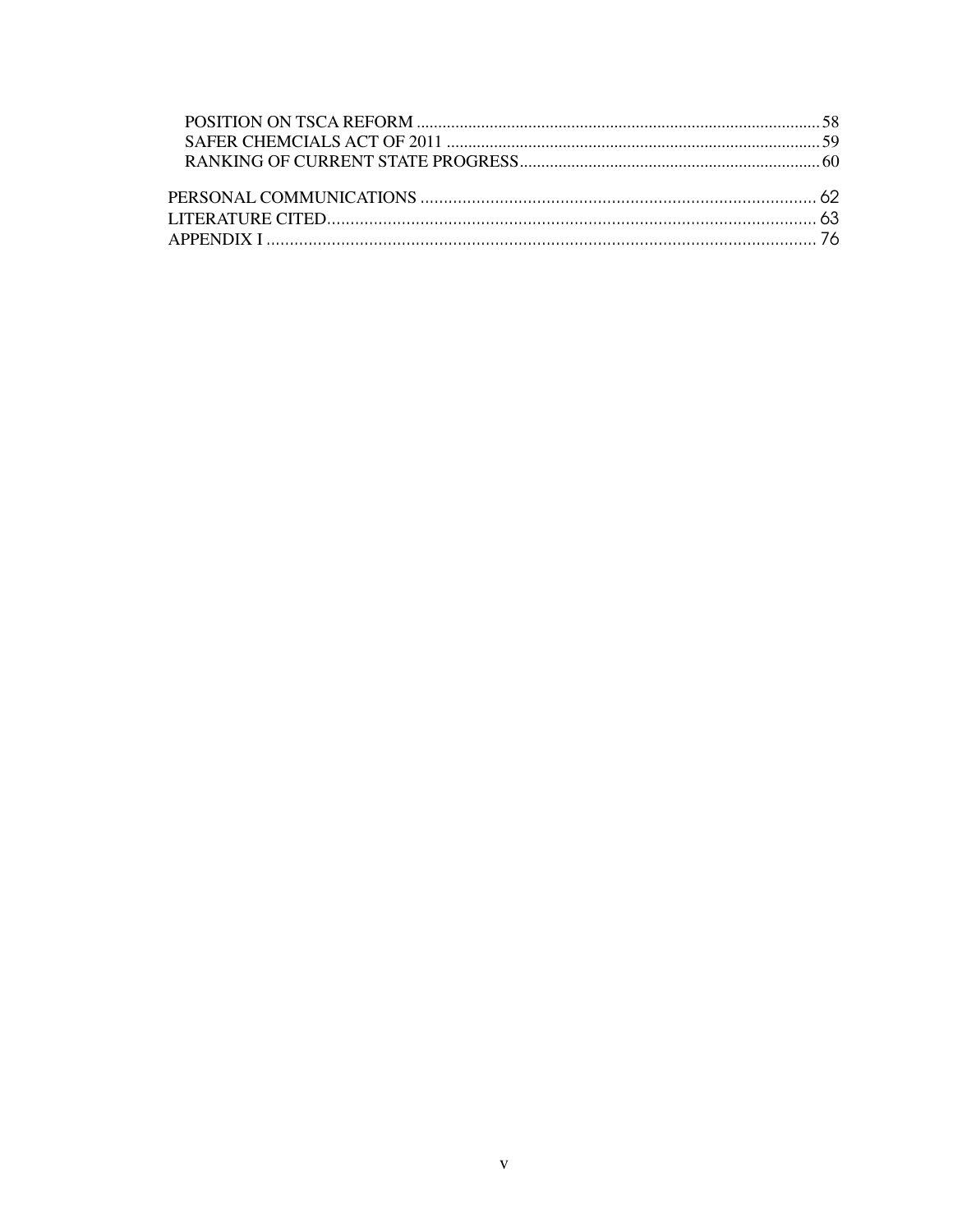POSITION ON TSCA REFORM ............................................................................................ 58
SAFER CHEMCIALS ACT OF 2011 ...................................................................................... 59
RANKING OF CURRENT STATE PROGRESS..................................................................... 60

PERSONAL COMMUNICATIONS ..................................................................................... 62
LITERATURE CITED........................................................................................................ 63
APPENDIX I ...................................................................................................................... 76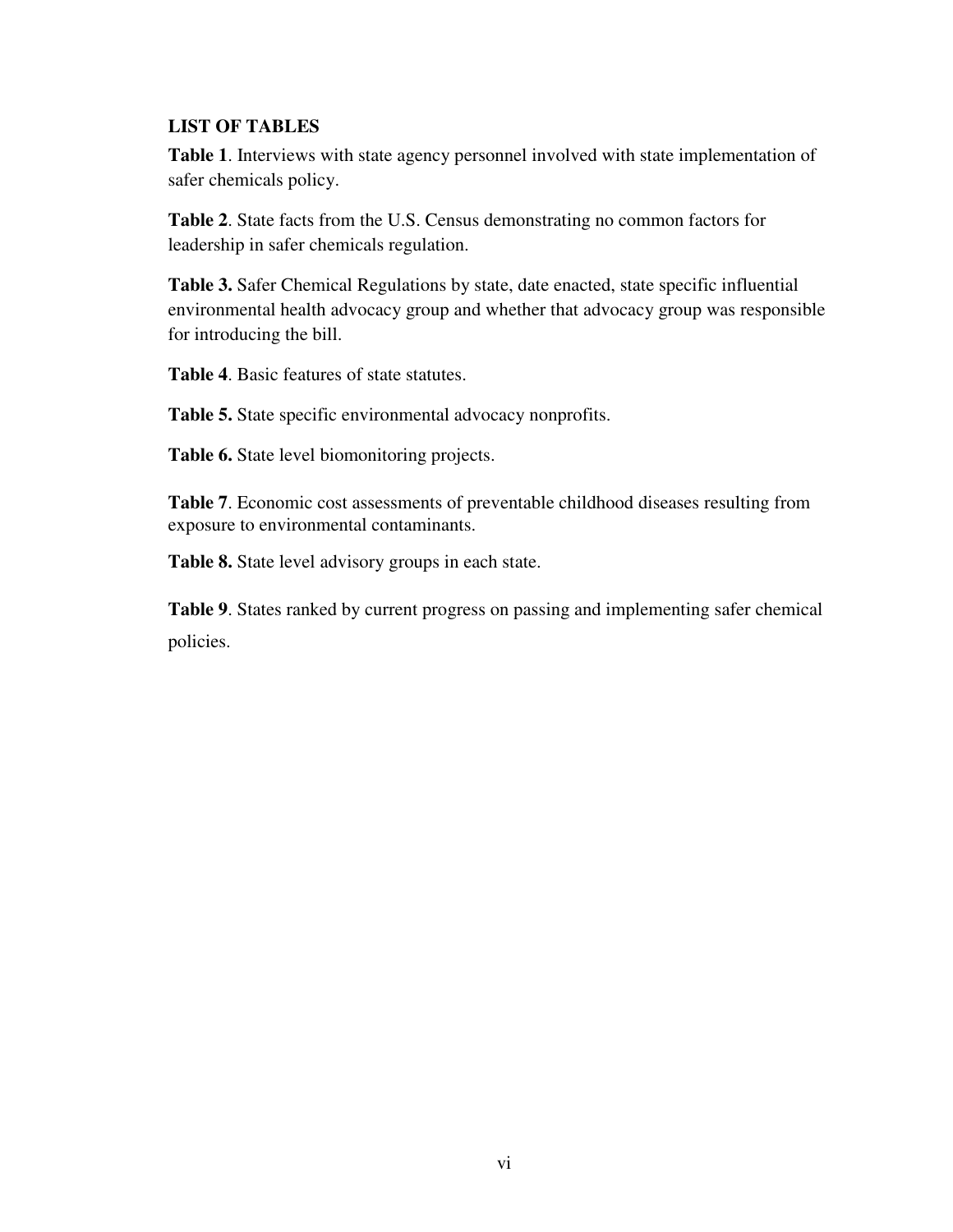## LIST OF TABLES

**Table 1**. Interviews with state agency personnel involved with state implementation of safer chemicals policy.

**Table 2**. State facts from the U.S. Census demonstrating no common factors for leadership in safer chemicals regulation.

**Table 3.** Safer Chemical Regulations by state, date enacted, state specific influential environmental health advocacy group and whether that advocacy group was responsible for introducing the bill.

**Table 4**. Basic features of state statutes.

**Table 5.** State specific environmental advocacy nonprofits.

**Table 6.** State level biomonitoring projects.

**Table 7**. Economic cost assessments of preventable childhood diseases resulting from exposure to environmental contaminants.

**Table 8.** State level advisory groups in each state.

**Table 9**. States ranked by current progress on passing and implementing safer chemical policies.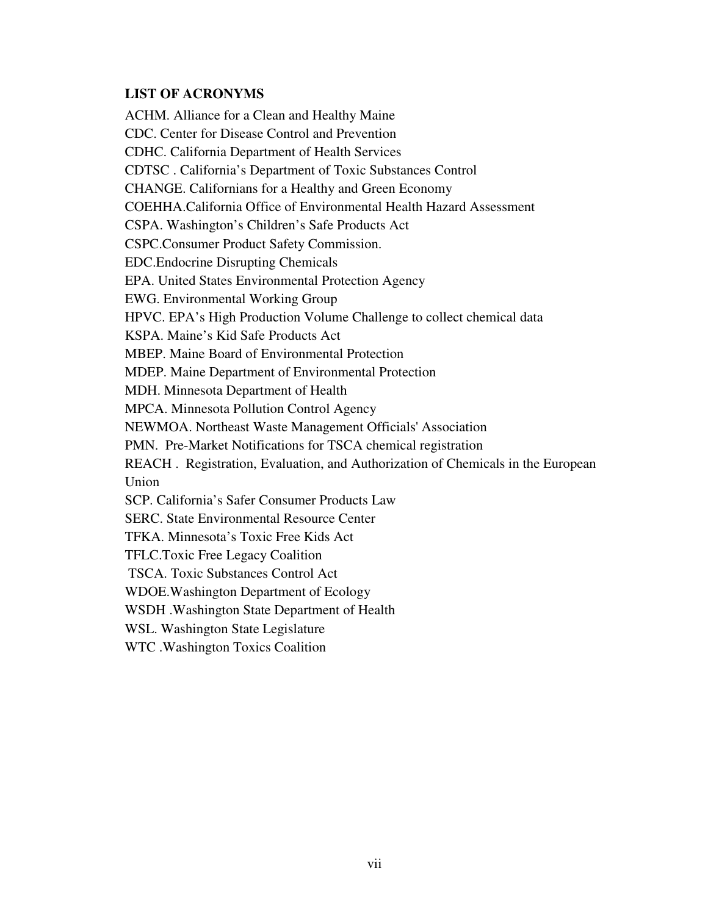## LIST OF ACRONYMS

ACHM. Alliance for a Clean and Healthy Maine
CDC. Center for Disease Control and Prevention
CDHC. California Department of Health Services
CDTSC . California's Department of Toxic Substances Control
CHANGE. Californians for a Healthy and Green Economy
COEHHA.California Office of Environmental Health Hazard Assessment
CSPA. Washington's Children's Safe Products Act
CSPC.Consumer Product Safety Commission.
EDC.Endocrine Disrupting Chemicals
EPA. United States Environmental Protection Agency
EWG. Environmental Working Group
HPVC. EPA's High Production Volume Challenge to collect chemical data
KSPA. Maine's Kid Safe Products Act
MBEP. Maine Board of Environmental Protection
MDEP. Maine Department of Environmental Protection
MDH. Minnesota Department of Health
MPCA. Minnesota Pollution Control Agency
NEWMOA. Northeast Waste Management Officials' Association
PMN. Pre-Market Notifications for TSCA chemical registration
REACH . Registration, Evaluation, and Authorization of Chemicals in the European Union
SCP. California's Safer Consumer Products Law
SERC. State Environmental Resource Center
TFKA. Minnesota's Toxic Free Kids Act
TFLC.Toxic Free Legacy Coalition
TSCA. Toxic Substances Control Act
WDOE.Washington Department of Ecology
WSDH .Washington State Department of Health
WSL. Washington State Legislature
WTC .Washington Toxics Coalition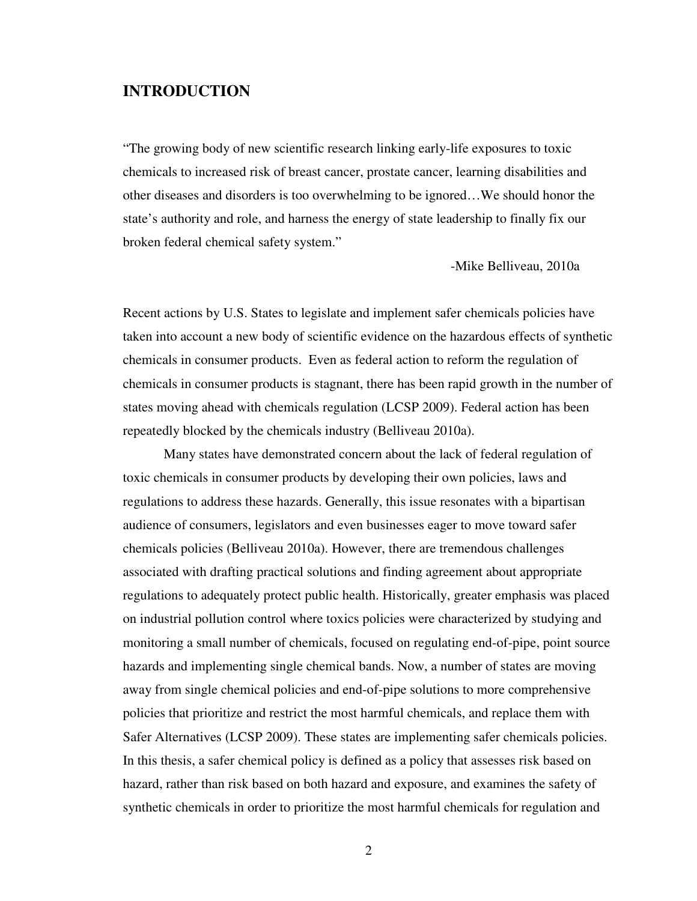# INTRODUCTION

"The growing body of new scientific research linking early-life exposures to toxic chemicals to increased risk of breast cancer, prostate cancer, learning disabilities and other diseases and disorders is too overwhelming to be ignored…We should honor the state's authority and role, and harness the energy of state leadership to finally fix our broken federal chemical safety system."

-Mike Belliveau, 2010a

Recent actions by U.S. States to legislate and implement safer chemicals policies have taken into account a new body of scientific evidence on the hazardous effects of synthetic chemicals in consumer products. Even as federal action to reform the regulation of chemicals in consumer products is stagnant, there has been rapid growth in the number of states moving ahead with chemicals regulation (LCSP 2009). Federal action has been repeatedly blocked by the chemicals industry (Belliveau 2010a).

Many states have demonstrated concern about the lack of federal regulation of toxic chemicals in consumer products by developing their own policies, laws and regulations to address these hazards. Generally, this issue resonates with a bipartisan audience of consumers, legislators and even businesses eager to move toward safer chemicals policies (Belliveau 2010a). However, there are tremendous challenges associated with drafting practical solutions and finding agreement about appropriate regulations to adequately protect public health. Historically, greater emphasis was placed on industrial pollution control where toxics policies were characterized by studying and monitoring a small number of chemicals, focused on regulating end-of-pipe, point source hazards and implementing single chemical bands. Now, a number of states are moving away from single chemical policies and end-of-pipe solutions to more comprehensive policies that prioritize and restrict the most harmful chemicals, and replace them with Safer Alternatives (LCSP 2009). These states are implementing safer chemicals policies. In this thesis, a safer chemical policy is defined as a policy that assesses risk based on hazard, rather than risk based on both hazard and exposure, and examines the safety of synthetic chemicals in order to prioritize the most harmful chemicals for regulation and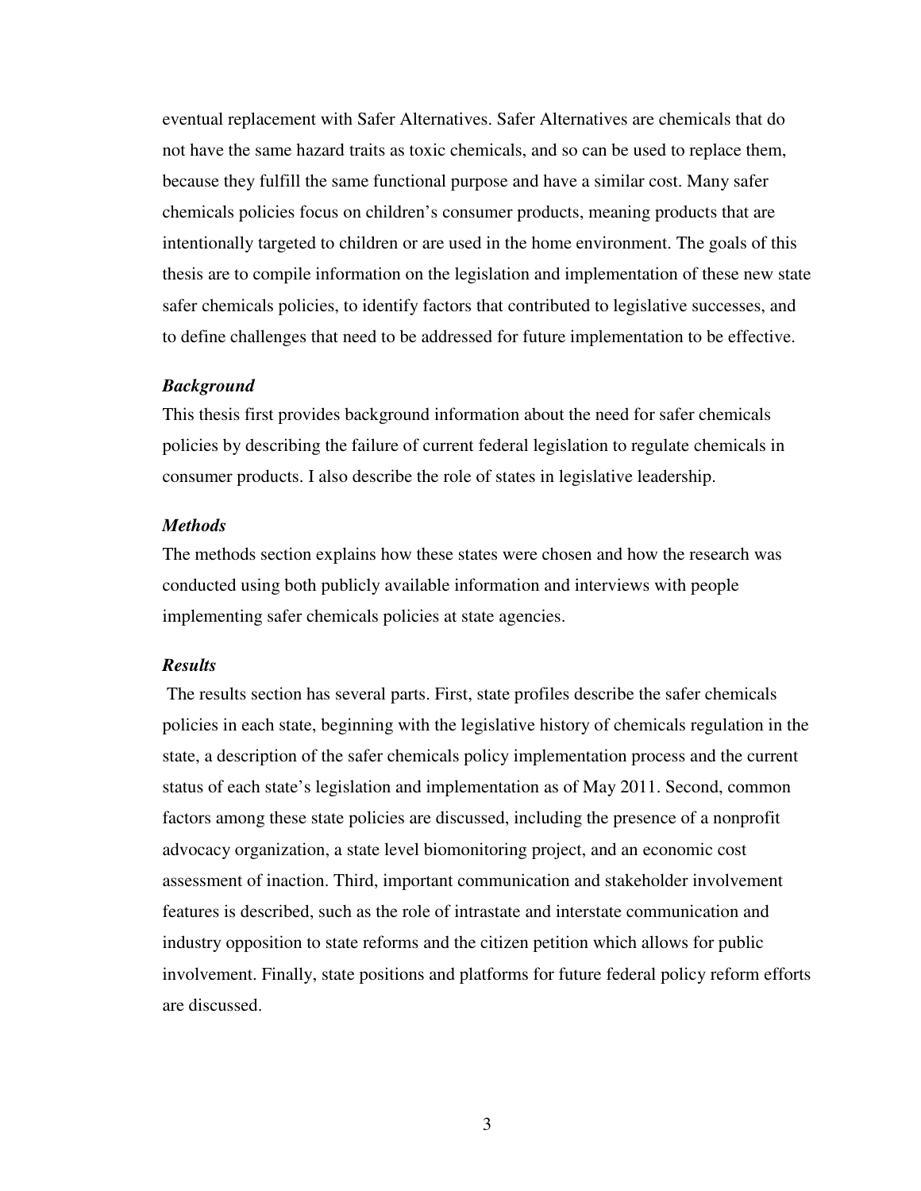eventual replacement with Safer Alternatives. Safer Alternatives are chemicals that do not have the same hazard traits as toxic chemicals, and so can be used to replace them, because they fulfill the same functional purpose and have a similar cost. Many safer chemicals policies focus on children's consumer products, meaning products that are intentionally targeted to children or are used in the home environment. The goals of this thesis are to compile information on the legislation and implementation of these new state safer chemicals policies, to identify factors that contributed to legislative successes, and to define challenges that need to be addressed for future implementation to be effective.

***Background***

This thesis first provides background information about the need for safer chemicals policies by describing the failure of current federal legislation to regulate chemicals in consumer products. I also describe the role of states in legislative leadership.

***Methods***

The methods section explains how these states were chosen and how the research was conducted using both publicly available information and interviews with people implementing safer chemicals policies at state agencies.

***Results***

The results section has several parts. First, state profiles describe the safer chemicals policies in each state, beginning with the legislative history of chemicals regulation in the state, a description of the safer chemicals policy implementation process and the current status of each state's legislation and implementation as of May 2011. Second, common factors among these state policies are discussed, including the presence of a nonprofit advocacy organization, a state level biomonitoring project, and an economic cost assessment of inaction. Third, important communication and stakeholder involvement features is described, such as the role of intrastate and interstate communication and industry opposition to state reforms and the citizen petition which allows for public involvement. Finally, state positions and platforms for future federal policy reform efforts are discussed.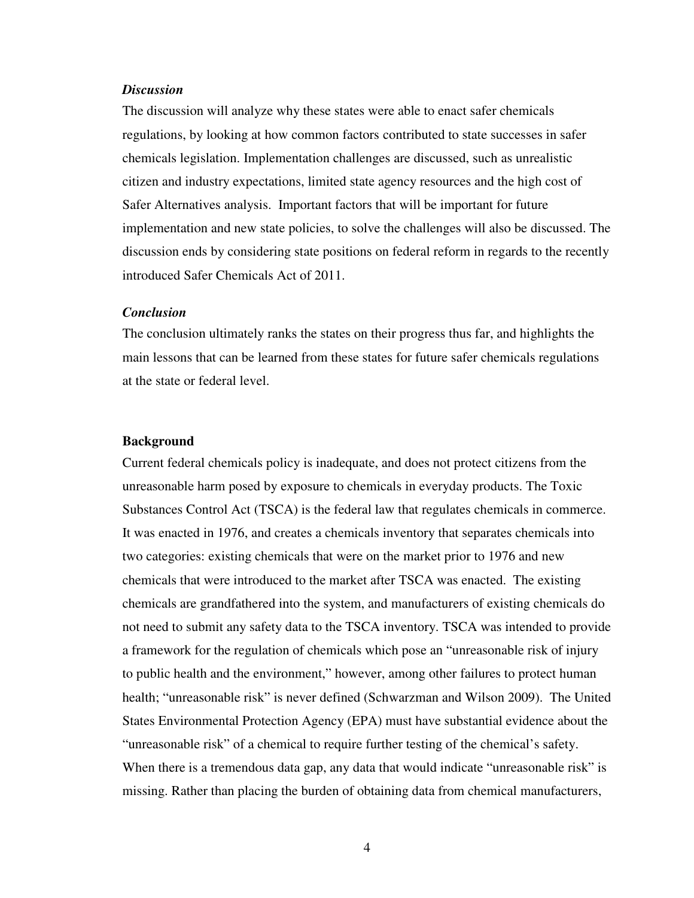### *Discussion*

The discussion will analyze why these states were able to enact safer chemicals regulations, by looking at how common factors contributed to state successes in safer chemicals legislation. Implementation challenges are discussed, such as unrealistic citizen and industry expectations, limited state agency resources and the high cost of Safer Alternatives analysis. Important factors that will be important for future implementation and new state policies, to solve the challenges will also be discussed. The discussion ends by considering state positions on federal reform in regards to the recently introduced Safer Chemicals Act of 2011.

### *Conclusion*

The conclusion ultimately ranks the states on their progress thus far, and highlights the main lessons that can be learned from these states for future safer chemicals regulations at the state or federal level.

## Background

Current federal chemicals policy is inadequate, and does not protect citizens from the unreasonable harm posed by exposure to chemicals in everyday products. The Toxic Substances Control Act (TSCA) is the federal law that regulates chemicals in commerce. It was enacted in 1976, and creates a chemicals inventory that separates chemicals into two categories: existing chemicals that were on the market prior to 1976 and new chemicals that were introduced to the market after TSCA was enacted. The existing chemicals are grandfathered into the system, and manufacturers of existing chemicals do not need to submit any safety data to the TSCA inventory. TSCA was intended to provide a framework for the regulation of chemicals which pose an "unreasonable risk of injury to public health and the environment," however, among other failures to protect human health; "unreasonable risk" is never defined (Schwarzman and Wilson 2009). The United States Environmental Protection Agency (EPA) must have substantial evidence about the "unreasonable risk" of a chemical to require further testing of the chemical's safety. When there is a tremendous data gap, any data that would indicate "unreasonable risk" is missing. Rather than placing the burden of obtaining data from chemical manufacturers,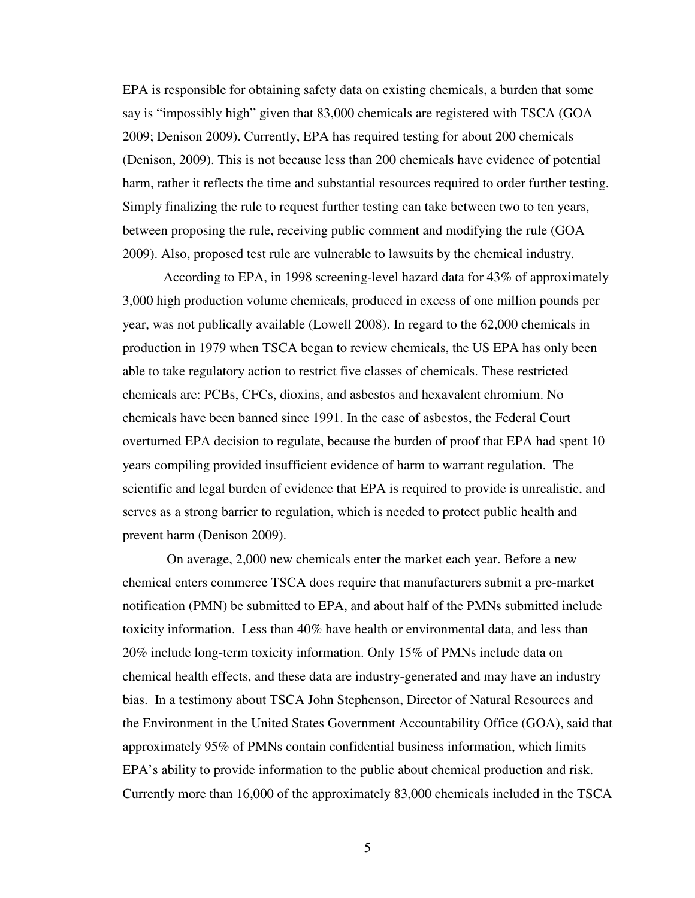EPA is responsible for obtaining safety data on existing chemicals, a burden that some say is "impossibly high" given that 83,000 chemicals are registered with TSCA (GOA 2009; Denison 2009). Currently, EPA has required testing for about 200 chemicals (Denison, 2009). This is not because less than 200 chemicals have evidence of potential harm, rather it reflects the time and substantial resources required to order further testing. Simply finalizing the rule to request further testing can take between two to ten years, between proposing the rule, receiving public comment and modifying the rule (GOA 2009). Also, proposed test rule are vulnerable to lawsuits by the chemical industry.

According to EPA, in 1998 screening-level hazard data for 43% of approximately 3,000 high production volume chemicals, produced in excess of one million pounds per year, was not publically available (Lowell 2008). In regard to the 62,000 chemicals in production in 1979 when TSCA began to review chemicals, the US EPA has only been able to take regulatory action to restrict five classes of chemicals. These restricted chemicals are: PCBs, CFCs, dioxins, and asbestos and hexavalent chromium. No chemicals have been banned since 1991. In the case of asbestos, the Federal Court overturned EPA decision to regulate, because the burden of proof that EPA had spent 10 years compiling provided insufficient evidence of harm to warrant regulation. The scientific and legal burden of evidence that EPA is required to provide is unrealistic, and serves as a strong barrier to regulation, which is needed to protect public health and prevent harm (Denison 2009).

On average, 2,000 new chemicals enter the market each year. Before a new chemical enters commerce TSCA does require that manufacturers submit a pre-market notification (PMN) be submitted to EPA, and about half of the PMNs submitted include toxicity information. Less than 40% have health or environmental data, and less than 20% include long-term toxicity information. Only 15% of PMNs include data on chemical health effects, and these data are industry-generated and may have an industry bias. In a testimony about TSCA John Stephenson, Director of Natural Resources and the Environment in the United States Government Accountability Office (GOA), said that approximately 95% of PMNs contain confidential business information, which limits EPA's ability to provide information to the public about chemical production and risk. Currently more than 16,000 of the approximately 83,000 chemicals included in the TSCA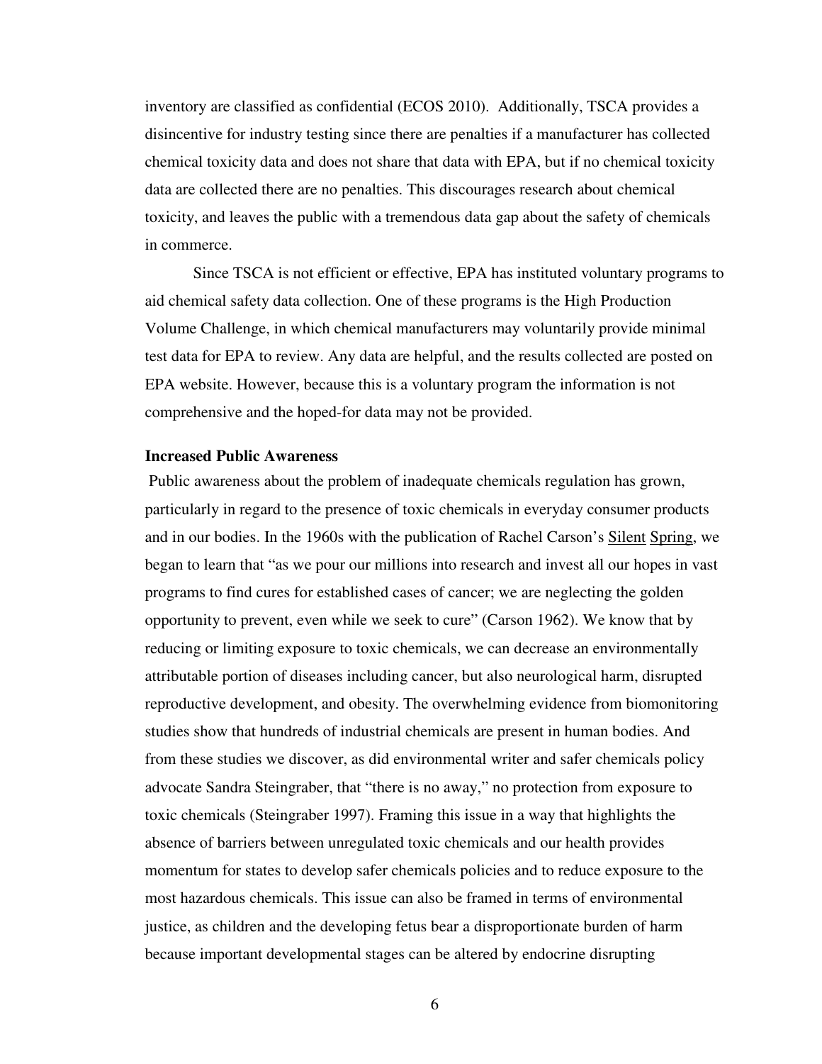inventory are classified as confidential (ECOS 2010). Additionally, TSCA provides a disincentive for industry testing since there are penalties if a manufacturer has collected chemical toxicity data and does not share that data with EPA, but if no chemical toxicity data are collected there are no penalties. This discourages research about chemical toxicity, and leaves the public with a tremendous data gap about the safety of chemicals in commerce.

Since TSCA is not efficient or effective, EPA has instituted voluntary programs to aid chemical safety data collection. One of these programs is the High Production Volume Challenge, in which chemical manufacturers may voluntarily provide minimal test data for EPA to review. Any data are helpful, and the results collected are posted on EPA website. However, because this is a voluntary program the information is not comprehensive and the hoped-for data may not be provided.

**Increased Public Awareness**

Public awareness about the problem of inadequate chemicals regulation has grown, particularly in regard to the presence of toxic chemicals in everyday consumer products and in our bodies. In the 1960s with the publication of Rachel Carson's Silent Spring, we began to learn that "as we pour our millions into research and invest all our hopes in vast programs to find cures for established cases of cancer; we are neglecting the golden opportunity to prevent, even while we seek to cure" (Carson 1962). We know that by reducing or limiting exposure to toxic chemicals, we can decrease an environmentally attributable portion of diseases including cancer, but also neurological harm, disrupted reproductive development, and obesity. The overwhelming evidence from biomonitoring studies show that hundreds of industrial chemicals are present in human bodies. And from these studies we discover, as did environmental writer and safer chemicals policy advocate Sandra Steingraber, that "there is no away," no protection from exposure to toxic chemicals (Steingraber 1997). Framing this issue in a way that highlights the absence of barriers between unregulated toxic chemicals and our health provides momentum for states to develop safer chemicals policies and to reduce exposure to the most hazardous chemicals. This issue can also be framed in terms of environmental justice, as children and the developing fetus bear a disproportionate burden of harm because important developmental stages can be altered by endocrine disrupting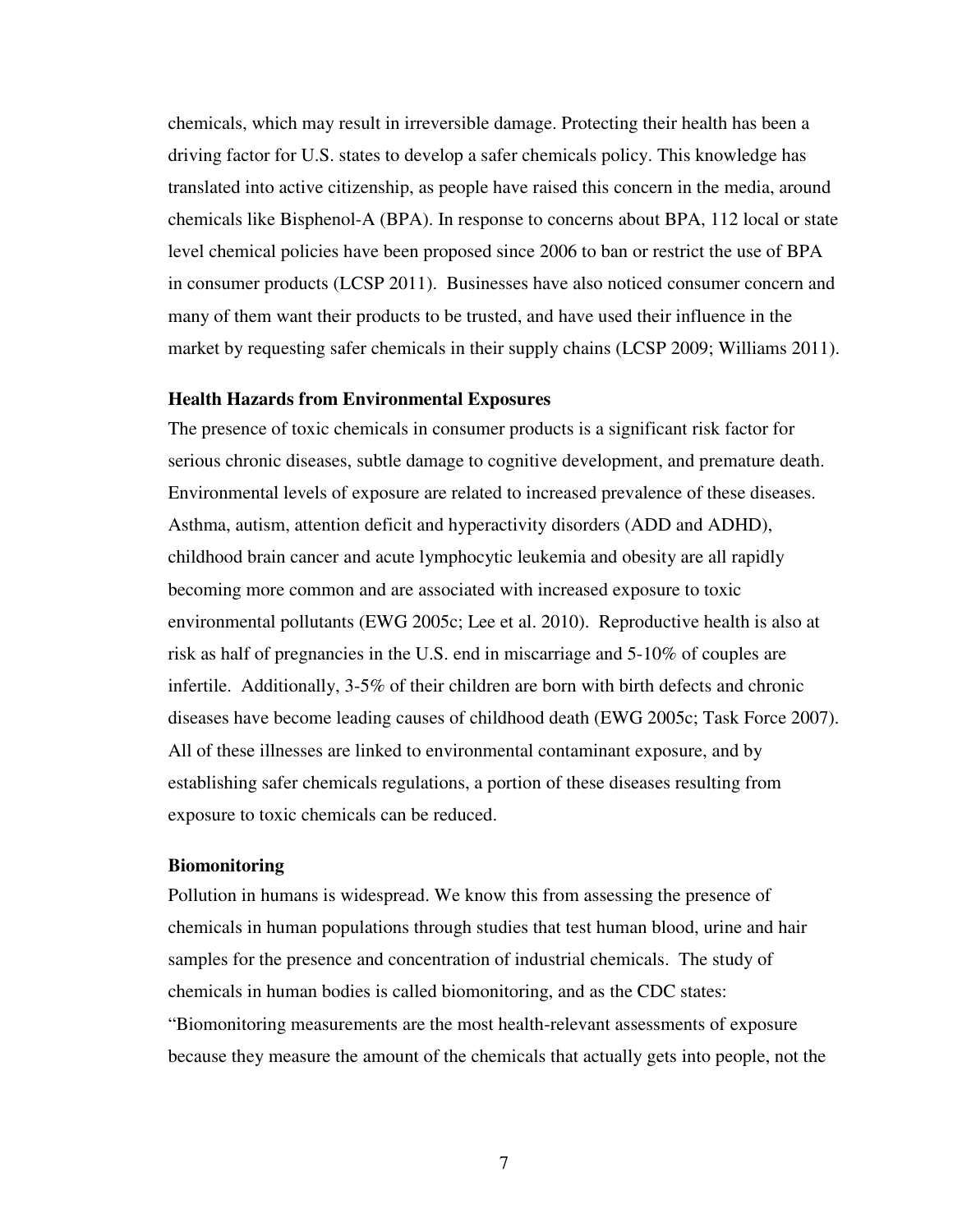chemicals, which may result in irreversible damage. Protecting their health has been a driving factor for U.S. states to develop a safer chemicals policy. This knowledge has translated into active citizenship, as people have raised this concern in the media, around chemicals like Bisphenol-A (BPA). In response to concerns about BPA, 112 local or state level chemical policies have been proposed since 2006 to ban or restrict the use of BPA in consumer products (LCSP 2011). Businesses have also noticed consumer concern and many of them want their products to be trusted, and have used their influence in the market by requesting safer chemicals in their supply chains (LCSP 2009; Williams 2011).

**Health Hazards from Environmental Exposures**

The presence of toxic chemicals in consumer products is a significant risk factor for serious chronic diseases, subtle damage to cognitive development, and premature death. Environmental levels of exposure are related to increased prevalence of these diseases. Asthma, autism, attention deficit and hyperactivity disorders (ADD and ADHD), childhood brain cancer and acute lymphocytic leukemia and obesity are all rapidly becoming more common and are associated with increased exposure to toxic environmental pollutants (EWG 2005c; Lee et al. 2010). Reproductive health is also at risk as half of pregnancies in the U.S. end in miscarriage and 5-10% of couples are infertile. Additionally, 3-5% of their children are born with birth defects and chronic diseases have become leading causes of childhood death (EWG 2005c; Task Force 2007). All of these illnesses are linked to environmental contaminant exposure, and by establishing safer chemicals regulations, a portion of these diseases resulting from exposure to toxic chemicals can be reduced.

**Biomonitoring**

Pollution in humans is widespread. We know this from assessing the presence of chemicals in human populations through studies that test human blood, urine and hair samples for the presence and concentration of industrial chemicals. The study of chemicals in human bodies is called biomonitoring, and as the CDC states: "Biomonitoring measurements are the most health-relevant assessments of exposure because they measure the amount of the chemicals that actually gets into people, not the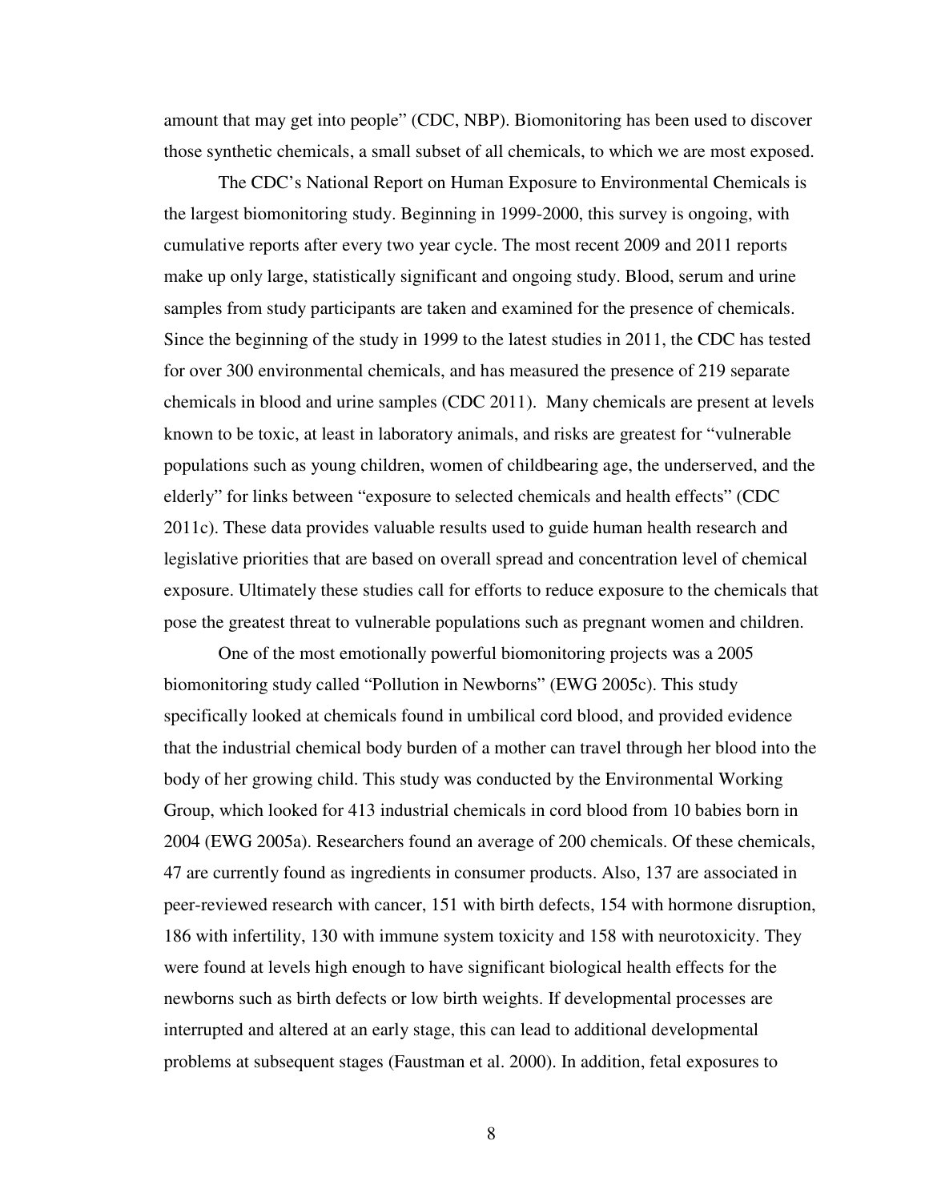amount that may get into people" (CDC, NBP). Biomonitoring has been used to discover those synthetic chemicals, a small subset of all chemicals, to which we are most exposed.

The CDC's National Report on Human Exposure to Environmental Chemicals is the largest biomonitoring study. Beginning in 1999-2000, this survey is ongoing, with cumulative reports after every two year cycle. The most recent 2009 and 2011 reports make up only large, statistically significant and ongoing study. Blood, serum and urine samples from study participants are taken and examined for the presence of chemicals. Since the beginning of the study in 1999 to the latest studies in 2011, the CDC has tested for over 300 environmental chemicals, and has measured the presence of 219 separate chemicals in blood and urine samples (CDC 2011). Many chemicals are present at levels known to be toxic, at least in laboratory animals, and risks are greatest for "vulnerable populations such as young children, women of childbearing age, the underserved, and the elderly" for links between "exposure to selected chemicals and health effects" (CDC 2011c). These data provides valuable results used to guide human health research and legislative priorities that are based on overall spread and concentration level of chemical exposure. Ultimately these studies call for efforts to reduce exposure to the chemicals that pose the greatest threat to vulnerable populations such as pregnant women and children.

One of the most emotionally powerful biomonitoring projects was a 2005 biomonitoring study called "Pollution in Newborns" (EWG 2005c). This study specifically looked at chemicals found in umbilical cord blood, and provided evidence that the industrial chemical body burden of a mother can travel through her blood into the body of her growing child. This study was conducted by the Environmental Working Group, which looked for 413 industrial chemicals in cord blood from 10 babies born in 2004 (EWG 2005a). Researchers found an average of 200 chemicals. Of these chemicals, 47 are currently found as ingredients in consumer products. Also, 137 are associated in peer-reviewed research with cancer, 151 with birth defects, 154 with hormone disruption, 186 with infertility, 130 with immune system toxicity and 158 with neurotoxicity. They were found at levels high enough to have significant biological health effects for the newborns such as birth defects or low birth weights. If developmental processes are interrupted and altered at an early stage, this can lead to additional developmental problems at subsequent stages (Faustman et al. 2000). In addition, fetal exposures to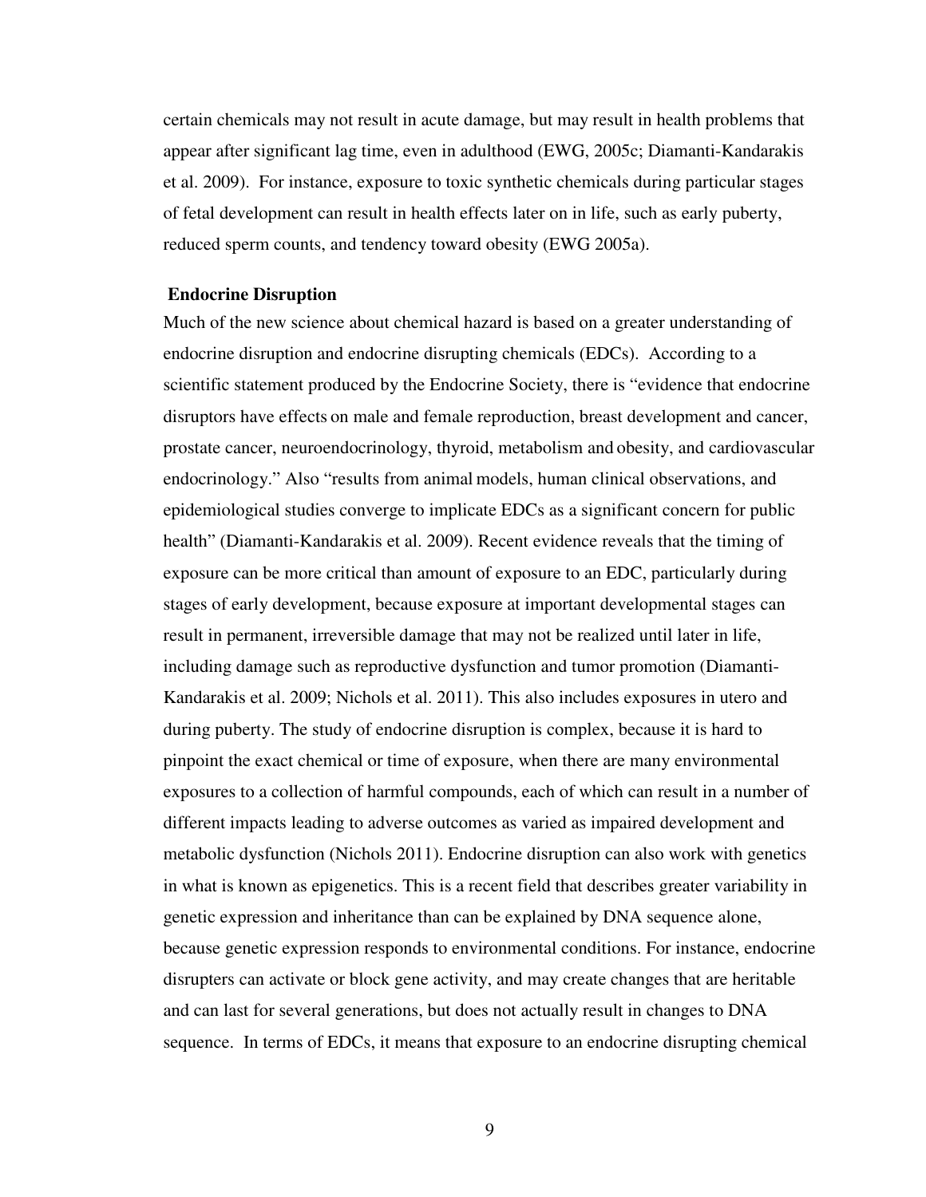certain chemicals may not result in acute damage, but may result in health problems that appear after significant lag time, even in adulthood (EWG, 2005c; Diamanti-Kandarakis et al. 2009). For instance, exposure to toxic synthetic chemicals during particular stages of fetal development can result in health effects later on in life, such as early puberty, reduced sperm counts, and tendency toward obesity (EWG 2005a).

**Endocrine Disruption**

Much of the new science about chemical hazard is based on a greater understanding of endocrine disruption and endocrine disrupting chemicals (EDCs). According to a scientific statement produced by the Endocrine Society, there is "evidence that endocrine disruptors have effects on male and female reproduction, breast development and cancer, prostate cancer, neuroendocrinology, thyroid, metabolism and obesity, and cardiovascular endocrinology." Also "results from animal models, human clinical observations, and epidemiological studies converge to implicate EDCs as a significant concern for public health" (Diamanti-Kandarakis et al. 2009). Recent evidence reveals that the timing of exposure can be more critical than amount of exposure to an EDC, particularly during stages of early development, because exposure at important developmental stages can result in permanent, irreversible damage that may not be realized until later in life, including damage such as reproductive dysfunction and tumor promotion (Diamanti-Kandarakis et al. 2009; Nichols et al. 2011). This also includes exposures in utero and during puberty. The study of endocrine disruption is complex, because it is hard to pinpoint the exact chemical or time of exposure, when there are many environmental exposures to a collection of harmful compounds, each of which can result in a number of different impacts leading to adverse outcomes as varied as impaired development and metabolic dysfunction (Nichols 2011). Endocrine disruption can also work with genetics in what is known as epigenetics. This is a recent field that describes greater variability in genetic expression and inheritance than can be explained by DNA sequence alone, because genetic expression responds to environmental conditions. For instance, endocrine disrupters can activate or block gene activity, and may create changes that are heritable and can last for several generations, but does not actually result in changes to DNA sequence. In terms of EDCs, it means that exposure to an endocrine disrupting chemical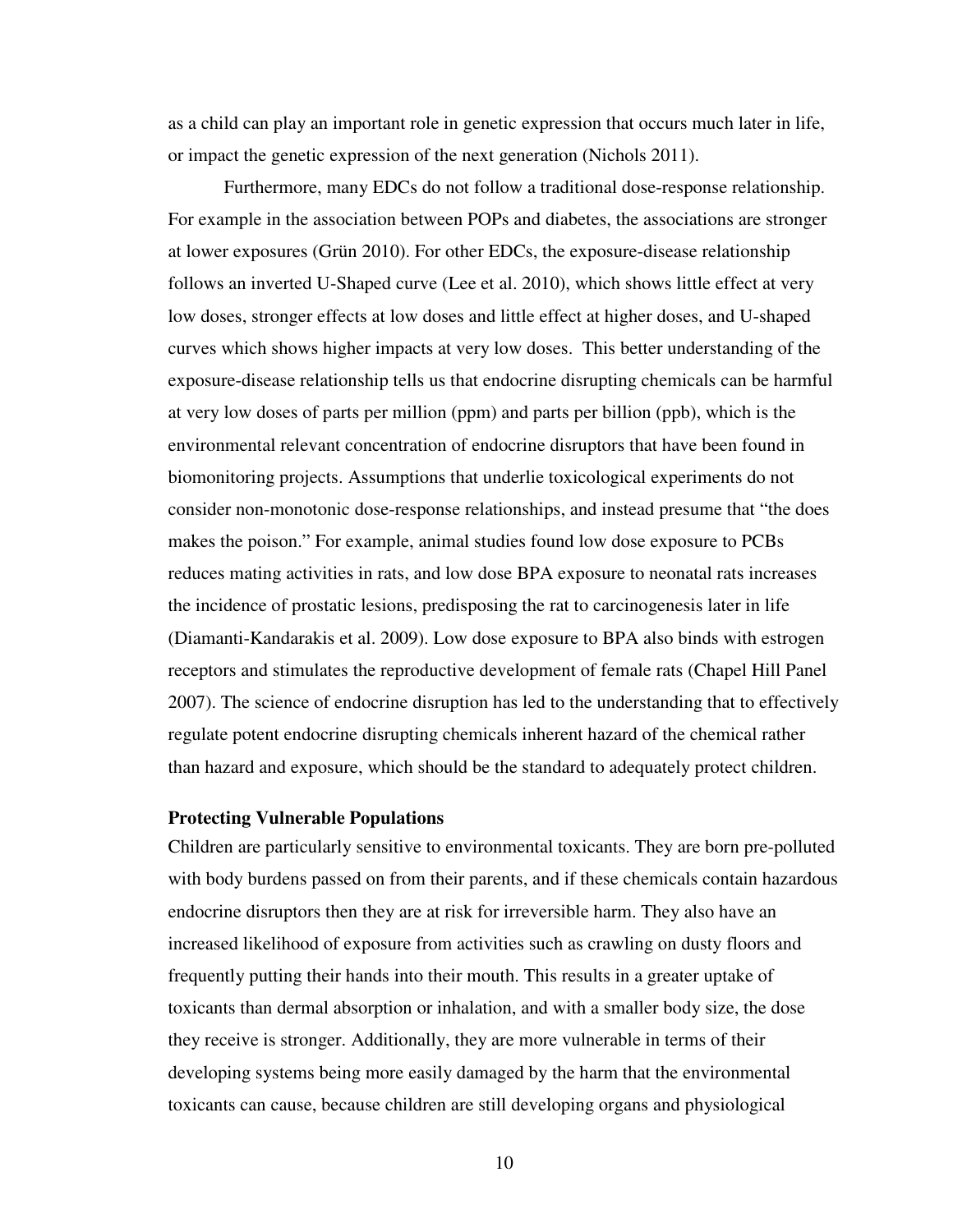as a child can play an important role in genetic expression that occurs much later in life, or impact the genetic expression of the next generation (Nichols 2011).

Furthermore, many EDCs do not follow a traditional dose-response relationship. For example in the association between POPs and diabetes, the associations are stronger at lower exposures (Grün 2010). For other EDCs, the exposure-disease relationship follows an inverted U-Shaped curve (Lee et al. 2010), which shows little effect at very low doses, stronger effects at low doses and little effect at higher doses, and U-shaped curves which shows higher impacts at very low doses. This better understanding of the exposure-disease relationship tells us that endocrine disrupting chemicals can be harmful at very low doses of parts per million (ppm) and parts per billion (ppb), which is the environmental relevant concentration of endocrine disruptors that have been found in biomonitoring projects. Assumptions that underlie toxicological experiments do not consider non-monotonic dose-response relationships, and instead presume that "the does makes the poison." For example, animal studies found low dose exposure to PCBs reduces mating activities in rats, and low dose BPA exposure to neonatal rats increases the incidence of prostatic lesions, predisposing the rat to carcinogenesis later in life (Diamanti-Kandarakis et al. 2009). Low dose exposure to BPA also binds with estrogen receptors and stimulates the reproductive development of female rats (Chapel Hill Panel 2007). The science of endocrine disruption has led to the understanding that to effectively regulate potent endocrine disrupting chemicals inherent hazard of the chemical rather than hazard and exposure, which should be the standard to adequately protect children.

**Protecting Vulnerable Populations**

Children are particularly sensitive to environmental toxicants. They are born pre-polluted with body burdens passed on from their parents, and if these chemicals contain hazardous endocrine disruptors then they are at risk for irreversible harm. They also have an increased likelihood of exposure from activities such as crawling on dusty floors and frequently putting their hands into their mouth. This results in a greater uptake of toxicants than dermal absorption or inhalation, and with a smaller body size, the dose they receive is stronger. Additionally, they are more vulnerable in terms of their developing systems being more easily damaged by the harm that the environmental toxicants can cause, because children are still developing organs and physiological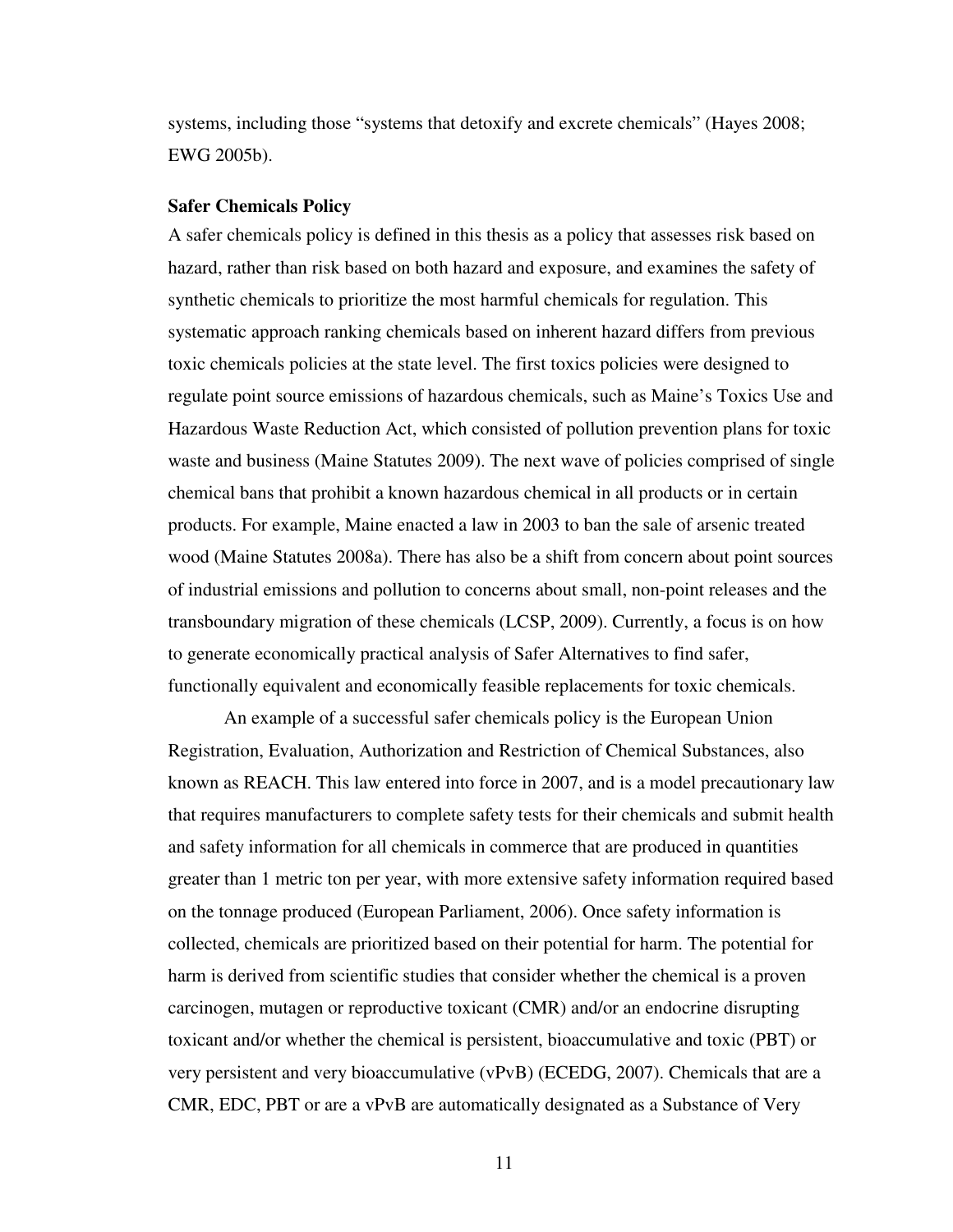systems, including those "systems that detoxify and excrete chemicals" (Hayes 2008; EWG 2005b).

**Safer Chemicals Policy**

A safer chemicals policy is defined in this thesis as a policy that assesses risk based on hazard, rather than risk based on both hazard and exposure, and examines the safety of synthetic chemicals to prioritize the most harmful chemicals for regulation. This systematic approach ranking chemicals based on inherent hazard differs from previous toxic chemicals policies at the state level. The first toxics policies were designed to regulate point source emissions of hazardous chemicals, such as Maine's Toxics Use and Hazardous Waste Reduction Act, which consisted of pollution prevention plans for toxic waste and business (Maine Statutes 2009). The next wave of policies comprised of single chemical bans that prohibit a known hazardous chemical in all products or in certain products. For example, Maine enacted a law in 2003 to ban the sale of arsenic treated wood (Maine Statutes 2008a). There has also be a shift from concern about point sources of industrial emissions and pollution to concerns about small, non-point releases and the transboundary migration of these chemicals (LCSP, 2009). Currently, a focus is on how to generate economically practical analysis of Safer Alternatives to find safer, functionally equivalent and economically feasible replacements for toxic chemicals.

An example of a successful safer chemicals policy is the European Union Registration, Evaluation, Authorization and Restriction of Chemical Substances, also known as REACH. This law entered into force in 2007, and is a model precautionary law that requires manufacturers to complete safety tests for their chemicals and submit health and safety information for all chemicals in commerce that are produced in quantities greater than 1 metric ton per year, with more extensive safety information required based on the tonnage produced (European Parliament, 2006). Once safety information is collected, chemicals are prioritized based on their potential for harm. The potential for harm is derived from scientific studies that consider whether the chemical is a proven carcinogen, mutagen or reproductive toxicant (CMR) and/or an endocrine disrupting toxicant and/or whether the chemical is persistent, bioaccumulative and toxic (PBT) or very persistent and very bioaccumulative (vPvB) (ECEDG, 2007). Chemicals that are a CMR, EDC, PBT or are a vPvB are automatically designated as a Substance of Very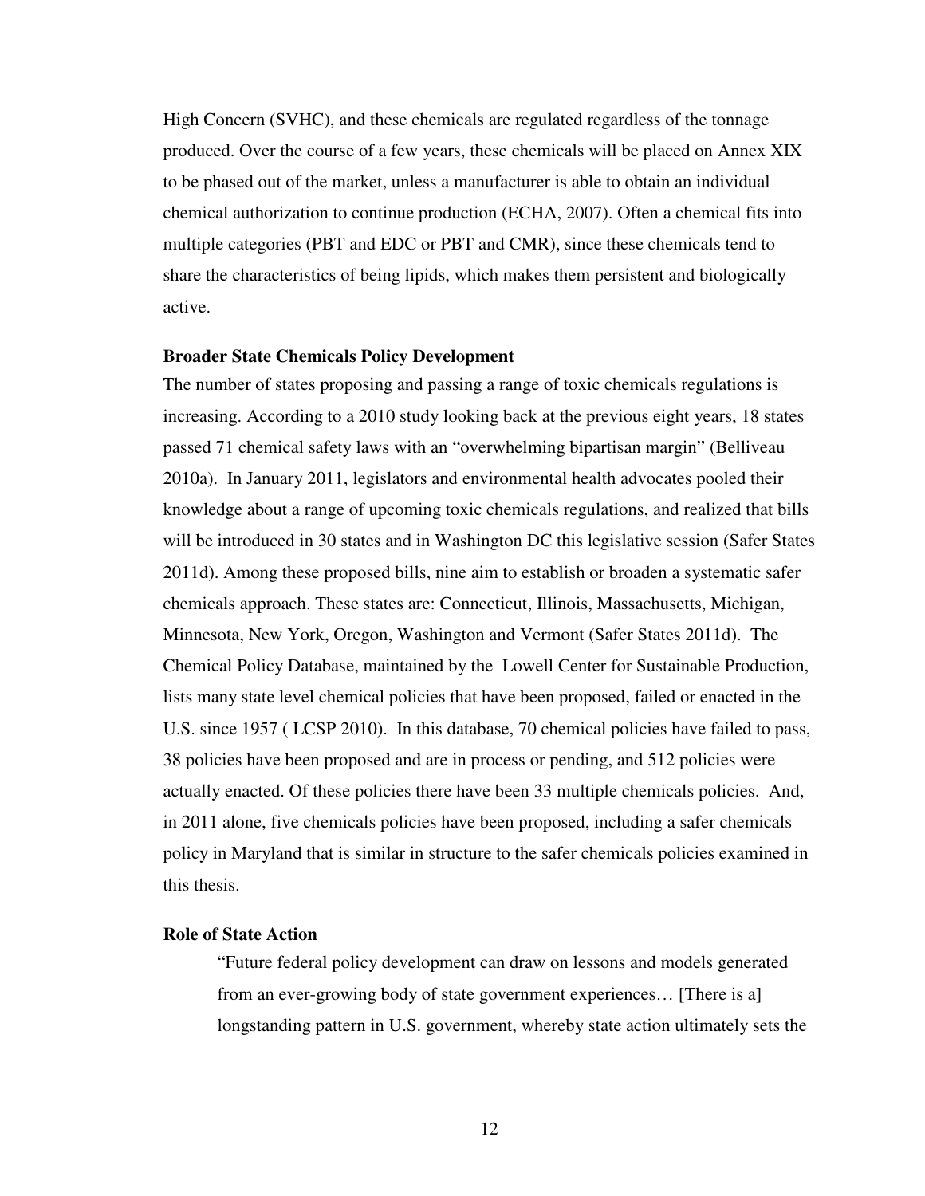High Concern (SVHC), and these chemicals are regulated regardless of the tonnage produced. Over the course of a few years, these chemicals will be placed on Annex XIX to be phased out of the market, unless a manufacturer is able to obtain an individual chemical authorization to continue production (ECHA, 2007). Often a chemical fits into multiple categories (PBT and EDC or PBT and CMR), since these chemicals tend to share the characteristics of being lipids, which makes them persistent and biologically active.

**Broader State Chemicals Policy Development**

The number of states proposing and passing a range of toxic chemicals regulations is increasing. According to a 2010 study looking back at the previous eight years, 18 states passed 71 chemical safety laws with an "overwhelming bipartisan margin" (Belliveau 2010a). In January 2011, legislators and environmental health advocates pooled their knowledge about a range of upcoming toxic chemicals regulations, and realized that bills will be introduced in 30 states and in Washington DC this legislative session (Safer States 2011d). Among these proposed bills, nine aim to establish or broaden a systematic safer chemicals approach. These states are: Connecticut, Illinois, Massachusetts, Michigan, Minnesota, New York, Oregon, Washington and Vermont (Safer States 2011d). The Chemical Policy Database, maintained by the Lowell Center for Sustainable Production, lists many state level chemical policies that have been proposed, failed or enacted in the U.S. since 1957 ( LCSP 2010). In this database, 70 chemical policies have failed to pass, 38 policies have been proposed and are in process or pending, and 512 policies were actually enacted. Of these policies there have been 33 multiple chemicals policies. And, in 2011 alone, five chemicals policies have been proposed, including a safer chemicals policy in Maryland that is similar in structure to the safer chemicals policies examined in this thesis.

**Role of State Action**

> "Future federal policy development can draw on lessons and models generated from an ever-growing body of state government experiences… [There is a] longstanding pattern in U.S. government, whereby state action ultimately sets the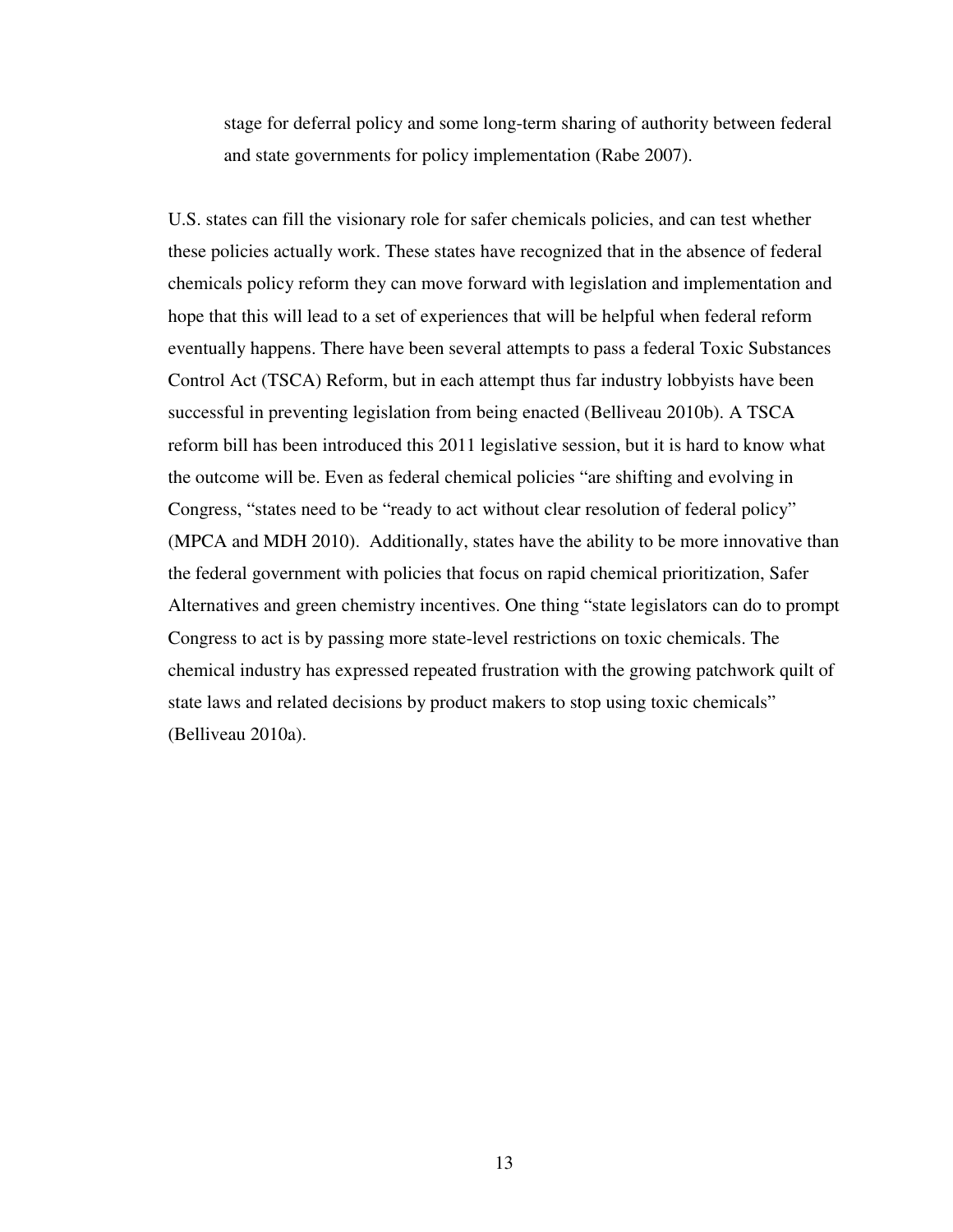> stage for deferral policy and some long-term sharing of authority between federal and state governments for policy implementation (Rabe 2007).

U.S. states can fill the visionary role for safer chemicals policies, and can test whether these policies actually work. These states have recognized that in the absence of federal chemicals policy reform they can move forward with legislation and implementation and hope that this will lead to a set of experiences that will be helpful when federal reform eventually happens. There have been several attempts to pass a federal Toxic Substances Control Act (TSCA) Reform, but in each attempt thus far industry lobbyists have been successful in preventing legislation from being enacted (Belliveau 2010b). A TSCA reform bill has been introduced this 2011 legislative session, but it is hard to know what the outcome will be. Even as federal chemical policies "are shifting and evolving in Congress, "states need to be "ready to act without clear resolution of federal policy" (MPCA and MDH 2010). Additionally, states have the ability to be more innovative than the federal government with policies that focus on rapid chemical prioritization, Safer Alternatives and green chemistry incentives. One thing "state legislators can do to prompt Congress to act is by passing more state-level restrictions on toxic chemicals. The chemical industry has expressed repeated frustration with the growing patchwork quilt of state laws and related decisions by product makers to stop using toxic chemicals" (Belliveau 2010a).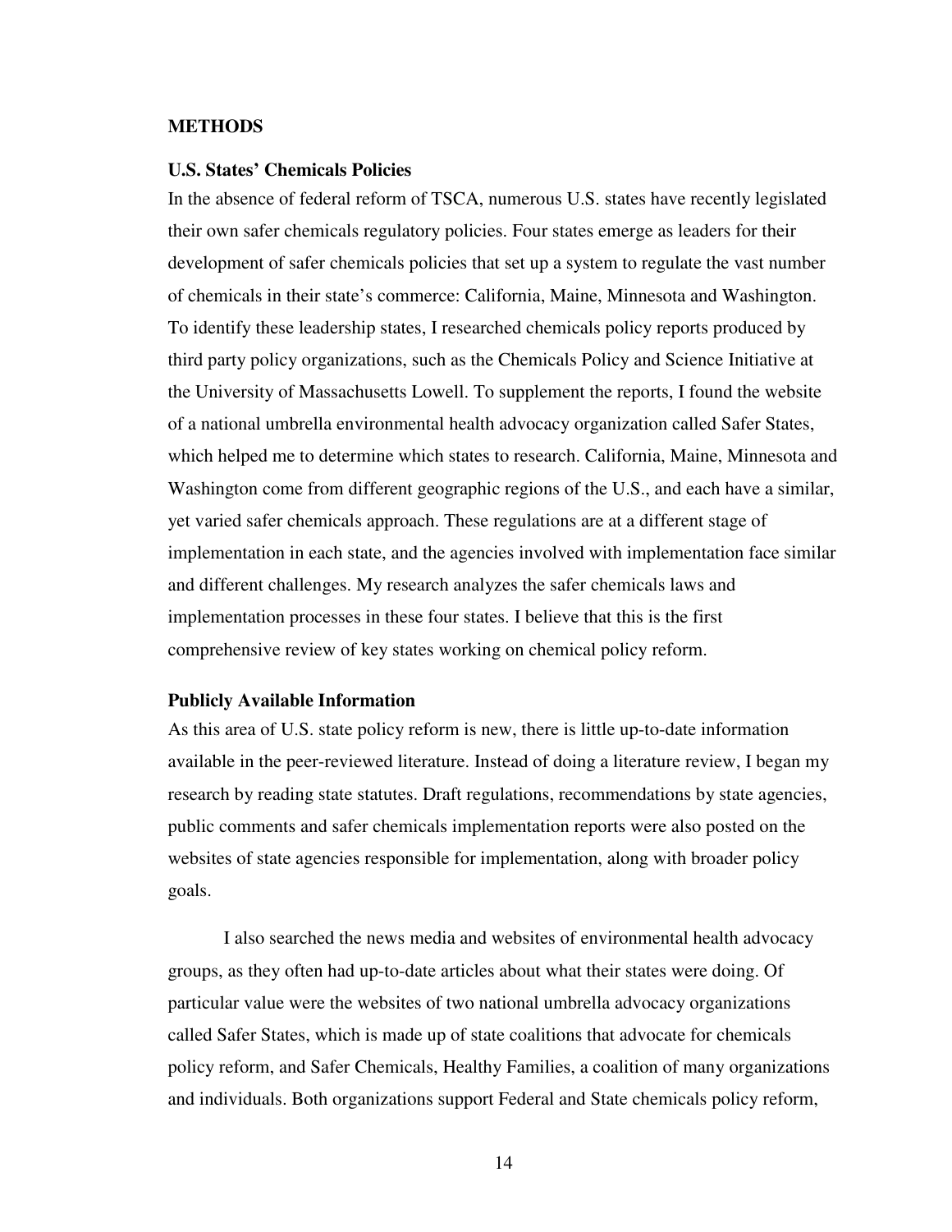## METHODS

### U.S. States' Chemicals Policies

In the absence of federal reform of TSCA, numerous U.S. states have recently legislated their own safer chemicals regulatory policies. Four states emerge as leaders for their development of safer chemicals policies that set up a system to regulate the vast number of chemicals in their state's commerce: California, Maine, Minnesota and Washington. To identify these leadership states, I researched chemicals policy reports produced by third party policy organizations, such as the Chemicals Policy and Science Initiative at the University of Massachusetts Lowell. To supplement the reports, I found the website of a national umbrella environmental health advocacy organization called Safer States, which helped me to determine which states to research. California, Maine, Minnesota and Washington come from different geographic regions of the U.S., and each have a similar, yet varied safer chemicals approach. These regulations are at a different stage of implementation in each state, and the agencies involved with implementation face similar and different challenges. My research analyzes the safer chemicals laws and implementation processes in these four states. I believe that this is the first comprehensive review of key states working on chemical policy reform.

### Publicly Available Information

As this area of U.S. state policy reform is new, there is little up-to-date information available in the peer-reviewed literature. Instead of doing a literature review, I began my research by reading state statutes. Draft regulations, recommendations by state agencies, public comments and safer chemicals implementation reports were also posted on the websites of state agencies responsible for implementation, along with broader policy goals.

I also searched the news media and websites of environmental health advocacy groups, as they often had up-to-date articles about what their states were doing. Of particular value were the websites of two national umbrella advocacy organizations called Safer States, which is made up of state coalitions that advocate for chemicals policy reform, and Safer Chemicals, Healthy Families, a coalition of many organizations and individuals. Both organizations support Federal and State chemicals policy reform,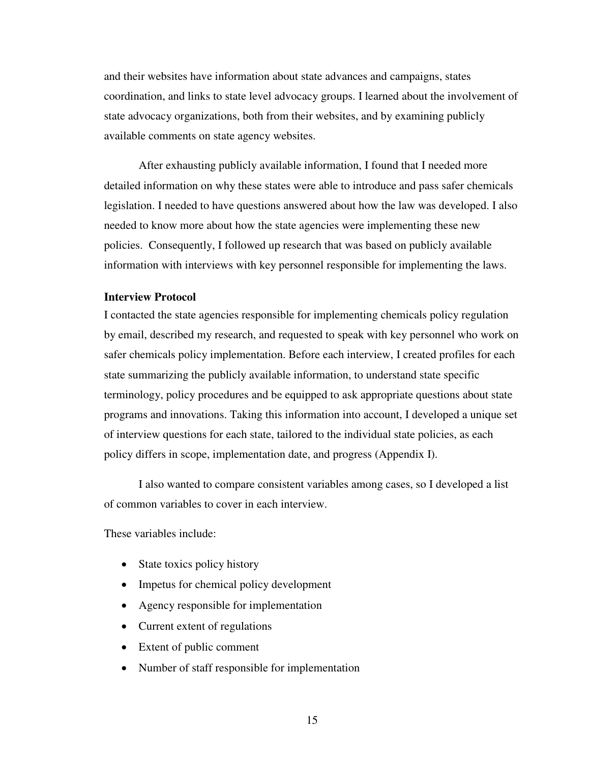and their websites have information about state advances and campaigns, states coordination, and links to state level advocacy groups. I learned about the involvement of state advocacy organizations, both from their websites, and by examining publicly available comments on state agency websites.

After exhausting publicly available information, I found that I needed more detailed information on why these states were able to introduce and pass safer chemicals legislation. I needed to have questions answered about how the law was developed. I also needed to know more about how the state agencies were implementing these new policies. Consequently, I followed up research that was based on publicly available information with interviews with key personnel responsible for implementing the laws.

**Interview Protocol**

I contacted the state agencies responsible for implementing chemicals policy regulation by email, described my research, and requested to speak with key personnel who work on safer chemicals policy implementation. Before each interview, I created profiles for each state summarizing the publicly available information, to understand state specific terminology, policy procedures and be equipped to ask appropriate questions about state programs and innovations. Taking this information into account, I developed a unique set of interview questions for each state, tailored to the individual state policies, as each policy differs in scope, implementation date, and progress (Appendix I).

I also wanted to compare consistent variables among cases, so I developed a list of common variables to cover in each interview.

These variables include:

- State toxics policy history
- Impetus for chemical policy development
- Agency responsible for implementation
- Current extent of regulations
- Extent of public comment
- Number of staff responsible for implementation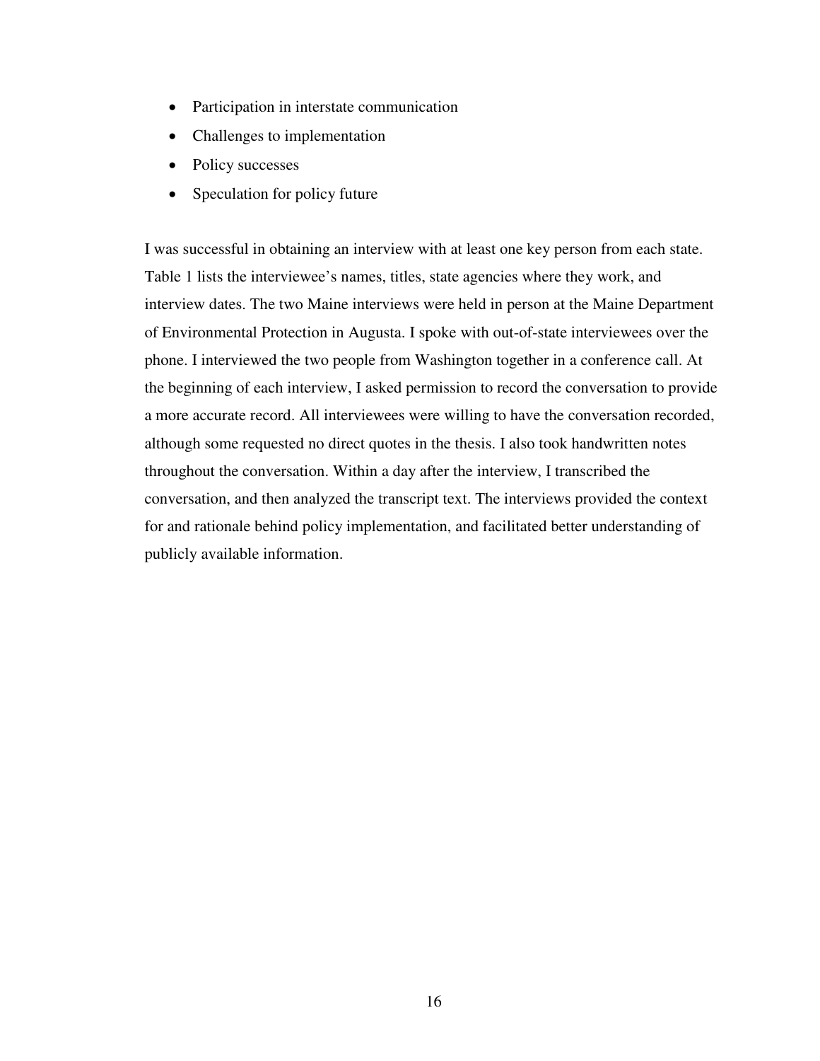- Participation in interstate communication
- Challenges to implementation
- Policy successes
- Speculation for policy future

I was successful in obtaining an interview with at least one key person from each state. Table 1 lists the interviewee's names, titles, state agencies where they work, and interview dates. The two Maine interviews were held in person at the Maine Department of Environmental Protection in Augusta. I spoke with out-of-state interviewees over the phone. I interviewed the two people from Washington together in a conference call. At the beginning of each interview, I asked permission to record the conversation to provide a more accurate record. All interviewees were willing to have the conversation recorded, although some requested no direct quotes in the thesis. I also took handwritten notes throughout the conversation. Within a day after the interview, I transcribed the conversation, and then analyzed the transcript text. The interviews provided the context for and rationale behind policy implementation, and facilitated better understanding of publicly available information.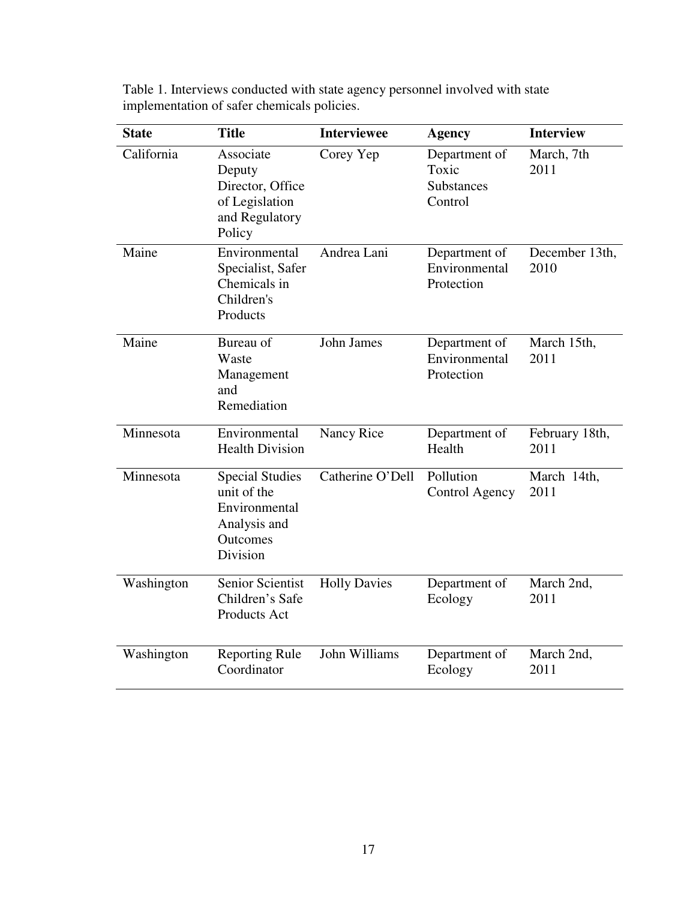Table 1. Interviews conducted with state agency personnel involved with state implementation of safer chemicals policies.

| State | Title | Interviewee | Agency | Interview |
|---|---|---|---|---|
| California | Associate Deputy Director, Office of Legislation and Regulatory Policy | Corey Yep | Department of Toxic Substances Control | March, 7th 2011 |
| Maine | Environmental Specialist, Safer Chemicals in Children's Products | Andrea Lani | Department of Environmental Protection | December 13th, 2010 |
| Maine | Bureau of Waste Management and Remediation | John James | Department of Environmental Protection | March 15th, 2011 |
| Minnesota | Environmental Health Division | Nancy Rice | Department of Health | February 18th, 2011 |
| Minnesota | Special Studies unit of the Environmental Analysis and Outcomes Division | Catherine O'Dell | Pollution Control Agency | March 14th, 2011 |
| Washington | Senior Scientist Children's Safe Products Act | Holly Davies | Department of Ecology | March 2nd, 2011 |
| Washington | Reporting Rule Coordinator | John Williams | Department of Ecology | March 2nd, 2011 |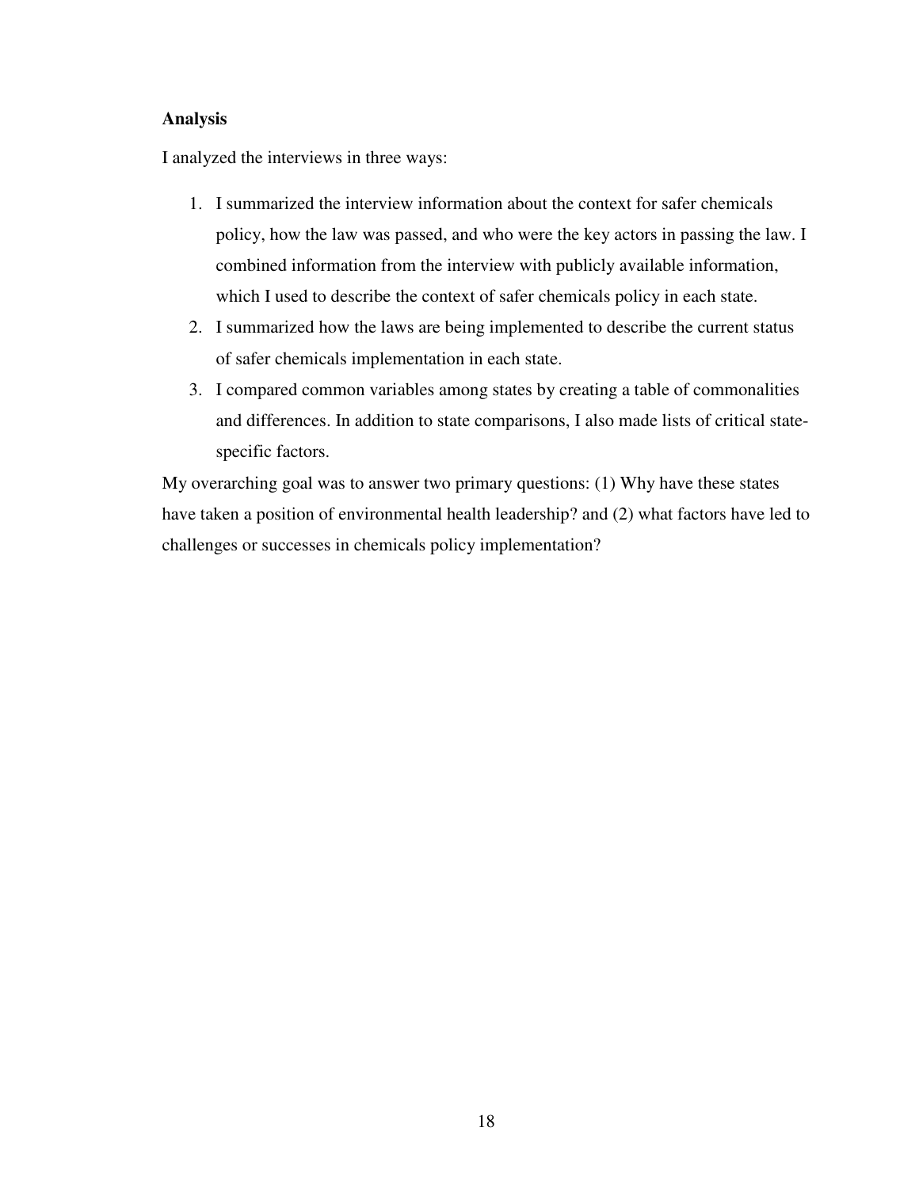**Analysis**

I analyzed the interviews in three ways:

1. I summarized the interview information about the context for safer chemicals policy, how the law was passed, and who were the key actors in passing the law. I combined information from the interview with publicly available information, which I used to describe the context of safer chemicals policy in each state.
2. I summarized how the laws are being implemented to describe the current status of safer chemicals implementation in each state.
3. I compared common variables among states by creating a table of commonalities and differences. In addition to state comparisons, I also made lists of critical state-specific factors.

My overarching goal was to answer two primary questions: (1) Why have these states have taken a position of environmental health leadership? and (2) what factors have led to challenges or successes in chemicals policy implementation?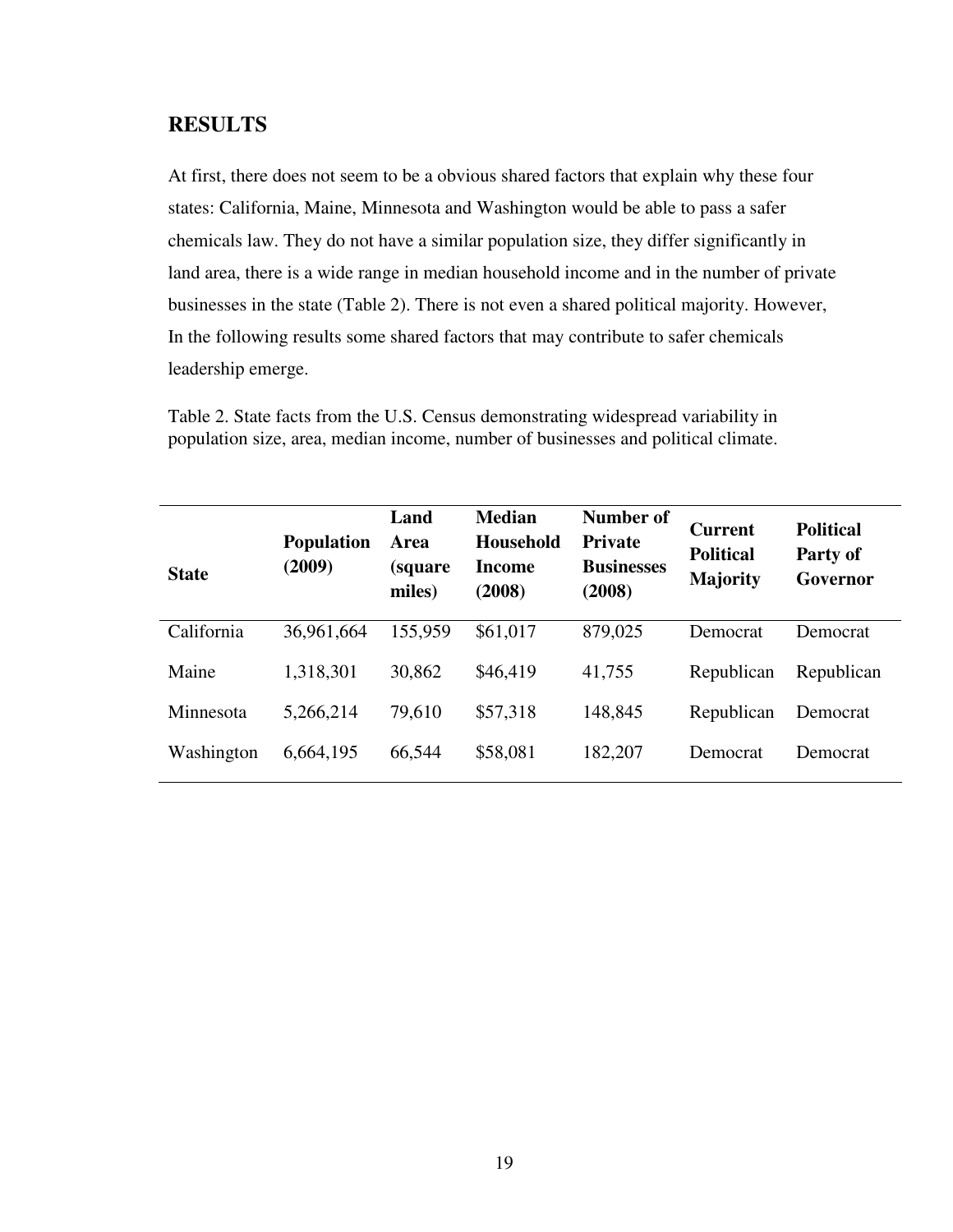## RESULTS

At first, there does not seem to be a obvious shared factors that explain why these four states: California, Maine, Minnesota and Washington would be able to pass a safer chemicals law. They do not have a similar population size, they differ significantly in land area, there is a wide range in median household income and in the number of private businesses in the state (Table 2). There is not even a shared political majority. However, In the following results some shared factors that may contribute to safer chemicals leadership emerge.

Table 2. State facts from the U.S. Census demonstrating widespread variability in population size, area, median income, number of businesses and political climate.

| State | Population (2009) | Land Area (square miles) | Median Household Income (2008) | Number of Private Businesses (2008) | Current Political Majority | Political Party of Governor |
|---|---|---|---|---|---|---|
| California | 36,961,664 | 155,959 | $61,017 | 879,025 | Democrat | Democrat |
| Maine | 1,318,301 | 30,862 | $46,419 | 41,755 | Republican | Republican |
| Minnesota | 5,266,214 | 79,610 | $57,318 | 148,845 | Republican | Democrat |
| Washington | 6,664,195 | 66,544 | $58,081 | 182,207 | Democrat | Democrat |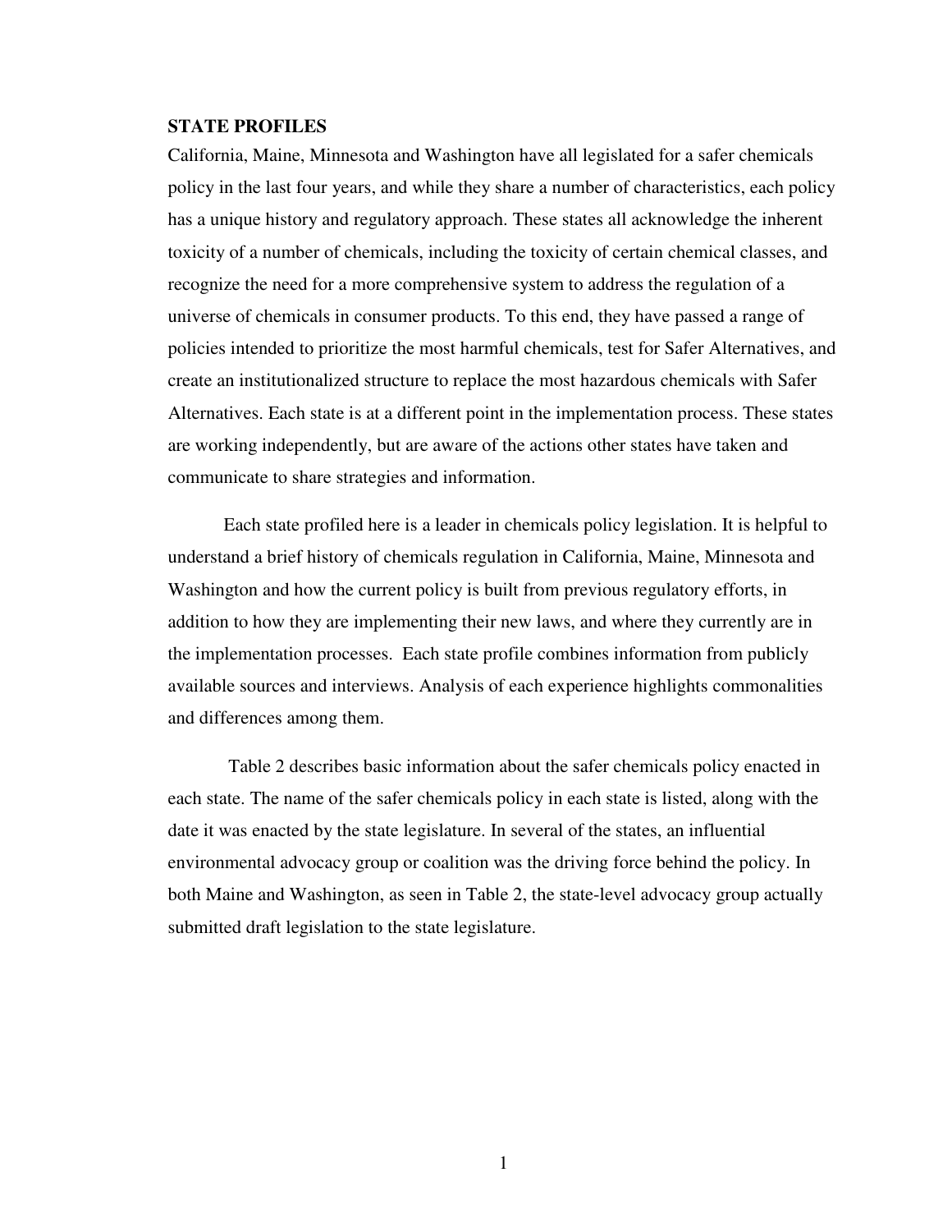## STATE PROFILES

California, Maine, Minnesota and Washington have all legislated for a safer chemicals policy in the last four years, and while they share a number of characteristics, each policy has a unique history and regulatory approach. These states all acknowledge the inherent toxicity of a number of chemicals, including the toxicity of certain chemical classes, and recognize the need for a more comprehensive system to address the regulation of a universe of chemicals in consumer products. To this end, they have passed a range of policies intended to prioritize the most harmful chemicals, test for Safer Alternatives, and create an institutionalized structure to replace the most hazardous chemicals with Safer Alternatives. Each state is at a different point in the implementation process. These states are working independently, but are aware of the actions other states have taken and communicate to share strategies and information.

Each state profiled here is a leader in chemicals policy legislation. It is helpful to understand a brief history of chemicals regulation in California, Maine, Minnesota and Washington and how the current policy is built from previous regulatory efforts, in addition to how they are implementing their new laws, and where they currently are in the implementation processes. Each state profile combines information from publicly available sources and interviews. Analysis of each experience highlights commonalities and differences among them.

Table 2 describes basic information about the safer chemicals policy enacted in each state. The name of the safer chemicals policy in each state is listed, along with the date it was enacted by the state legislature. In several of the states, an influential environmental advocacy group or coalition was the driving force behind the policy. In both Maine and Washington, as seen in Table 2, the state-level advocacy group actually submitted draft legislation to the state legislature.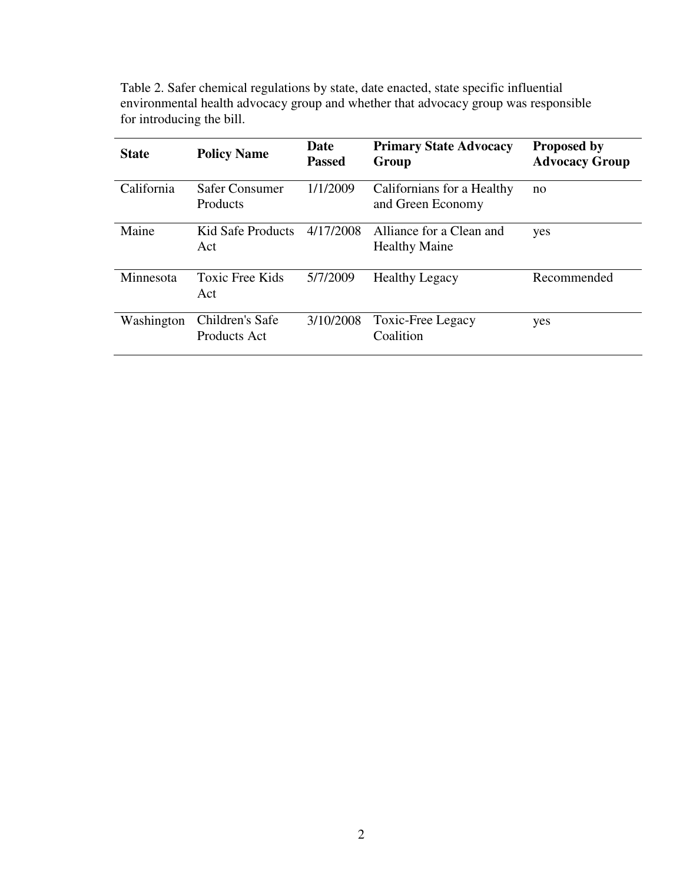Table 2. Safer chemical regulations by state, date enacted, state specific influential environmental health advocacy group and whether that advocacy group was responsible for introducing the bill.

| State | Policy Name | Date Passed | Primary State Advocacy Group | Proposed by Advocacy Group |
|---|---|---|---|---|
| California | Safer Consumer Products | 1/1/2009 | Californians for a Healthy and Green Economy | no |
| Maine | Kid Safe Products Act | 4/17/2008 | Alliance for a Clean and Healthy Maine | yes |
| Minnesota | Toxic Free Kids Act | 5/7/2009 | Healthy Legacy | Recommended |
| Washington | Children's Safe Products Act | 3/10/2008 | Toxic-Free Legacy Coalition | yes |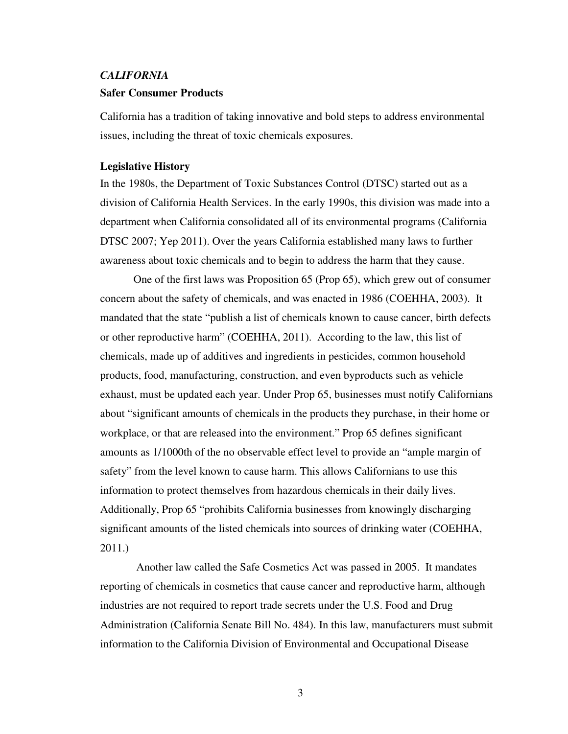### *CALIFORNIA*

### Safer Consumer Products

California has a tradition of taking innovative and bold steps to address environmental issues, including the threat of toxic chemicals exposures.

#### Legislative History

In the 1980s, the Department of Toxic Substances Control (DTSC) started out as a division of California Health Services. In the early 1990s, this division was made into a department when California consolidated all of its environmental programs (California DTSC 2007; Yep 2011). Over the years California established many laws to further awareness about toxic chemicals and to begin to address the harm that they cause.

One of the first laws was Proposition 65 (Prop 65), which grew out of consumer concern about the safety of chemicals, and was enacted in 1986 (COEHHA, 2003). It mandated that the state "publish a list of chemicals known to cause cancer, birth defects or other reproductive harm" (COEHHA, 2011). According to the law, this list of chemicals, made up of additives and ingredients in pesticides, common household products, food, manufacturing, construction, and even byproducts such as vehicle exhaust, must be updated each year. Under Prop 65, businesses must notify Californians about "significant amounts of chemicals in the products they purchase, in their home or workplace, or that are released into the environment." Prop 65 defines significant amounts as 1/1000th of the no observable effect level to provide an "ample margin of safety" from the level known to cause harm. This allows Californians to use this information to protect themselves from hazardous chemicals in their daily lives. Additionally, Prop 65 "prohibits California businesses from knowingly discharging significant amounts of the listed chemicals into sources of drinking water (COEHHA, 2011.)

Another law called the Safe Cosmetics Act was passed in 2005. It mandates reporting of chemicals in cosmetics that cause cancer and reproductive harm, although industries are not required to report trade secrets under the U.S. Food and Drug Administration (California Senate Bill No. 484). In this law, manufacturers must submit information to the California Division of Environmental and Occupational Disease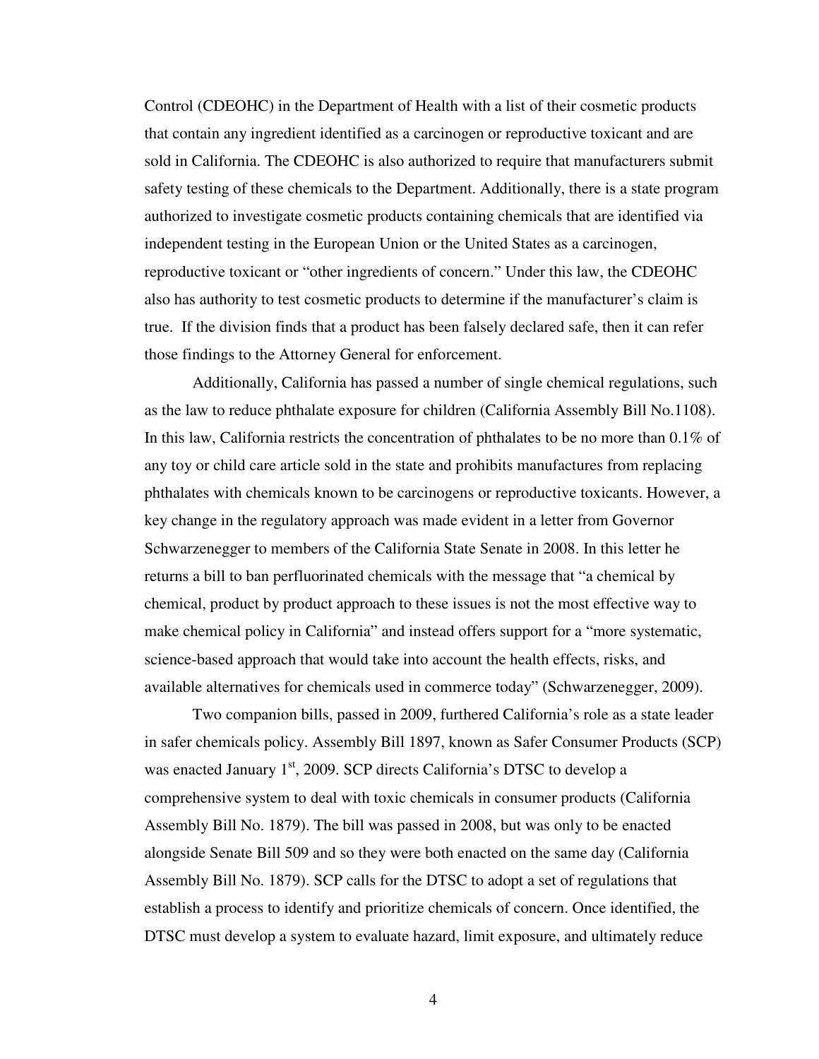Control (CDEOHC) in the Department of Health with a list of their cosmetic products that contain any ingredient identified as a carcinogen or reproductive toxicant and are sold in California. The CDEOHC is also authorized to require that manufacturers submit safety testing of these chemicals to the Department. Additionally, there is a state program authorized to investigate cosmetic products containing chemicals that are identified via independent testing in the European Union or the United States as a carcinogen, reproductive toxicant or "other ingredients of concern." Under this law, the CDEOHC also has authority to test cosmetic products to determine if the manufacturer's claim is true. If the division finds that a product has been falsely declared safe, then it can refer those findings to the Attorney General for enforcement.

Additionally, California has passed a number of single chemical regulations, such as the law to reduce phthalate exposure for children (California Assembly Bill No.1108). In this law, California restricts the concentration of phthalates to be no more than 0.1% of any toy or child care article sold in the state and prohibits manufactures from replacing phthalates with chemicals known to be carcinogens or reproductive toxicants. However, a key change in the regulatory approach was made evident in a letter from Governor Schwarzenegger to members of the California State Senate in 2008. In this letter he returns a bill to ban perfluorinated chemicals with the message that "a chemical by chemical, product by product approach to these issues is not the most effective way to make chemical policy in California" and instead offers support for a "more systematic, science-based approach that would take into account the health effects, risks, and available alternatives for chemicals used in commerce today" (Schwarzenegger, 2009).

Two companion bills, passed in 2009, furthered California's role as a state leader in safer chemicals policy. Assembly Bill 1897, known as Safer Consumer Products (SCP) was enacted January 1st, 2009. SCP directs California's DTSC to develop a comprehensive system to deal with toxic chemicals in consumer products (California Assembly Bill No. 1879). The bill was passed in 2008, but was only to be enacted alongside Senate Bill 509 and so they were both enacted on the same day (California Assembly Bill No. 1879). SCP calls for the DTSC to adopt a set of regulations that establish a process to identify and prioritize chemicals of concern. Once identified, the DTSC must develop a system to evaluate hazard, limit exposure, and ultimately reduce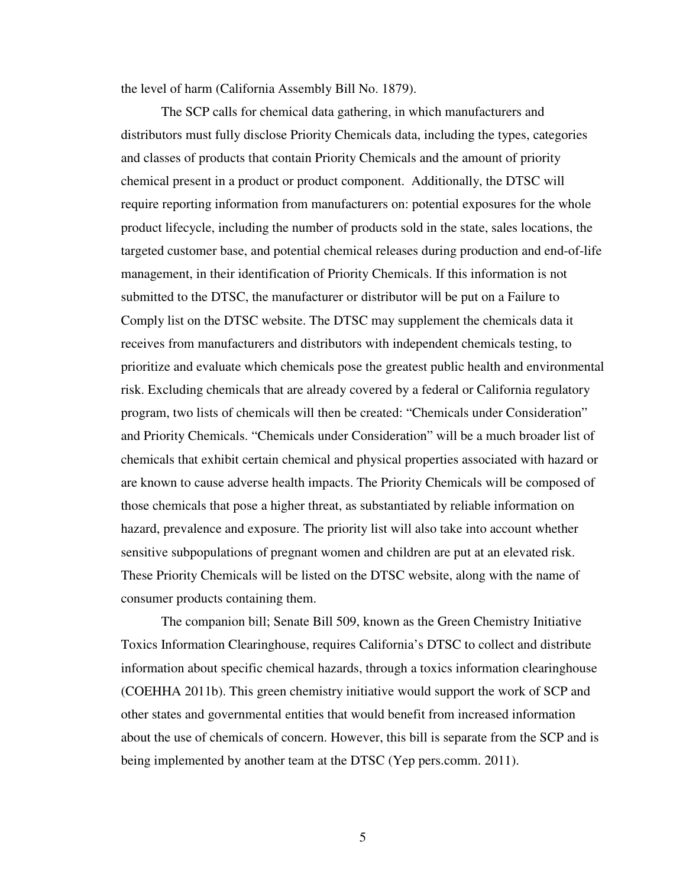the level of harm (California Assembly Bill No. 1879).

The SCP calls for chemical data gathering, in which manufacturers and distributors must fully disclose Priority Chemicals data, including the types, categories and classes of products that contain Priority Chemicals and the amount of priority chemical present in a product or product component. Additionally, the DTSC will require reporting information from manufacturers on: potential exposures for the whole product lifecycle, including the number of products sold in the state, sales locations, the targeted customer base, and potential chemical releases during production and end-of-life management, in their identification of Priority Chemicals. If this information is not submitted to the DTSC, the manufacturer or distributor will be put on a Failure to Comply list on the DTSC website. The DTSC may supplement the chemicals data it receives from manufacturers and distributors with independent chemicals testing, to prioritize and evaluate which chemicals pose the greatest public health and environmental risk. Excluding chemicals that are already covered by a federal or California regulatory program, two lists of chemicals will then be created: "Chemicals under Consideration" and Priority Chemicals. "Chemicals under Consideration" will be a much broader list of chemicals that exhibit certain chemical and physical properties associated with hazard or are known to cause adverse health impacts. The Priority Chemicals will be composed of those chemicals that pose a higher threat, as substantiated by reliable information on hazard, prevalence and exposure. The priority list will also take into account whether sensitive subpopulations of pregnant women and children are put at an elevated risk. These Priority Chemicals will be listed on the DTSC website, along with the name of consumer products containing them.

The companion bill; Senate Bill 509, known as the Green Chemistry Initiative Toxics Information Clearinghouse, requires California's DTSC to collect and distribute information about specific chemical hazards, through a toxics information clearinghouse (COEHHA 2011b). This green chemistry initiative would support the work of SCP and other states and governmental entities that would benefit from increased information about the use of chemicals of concern. However, this bill is separate from the SCP and is being implemented by another team at the DTSC (Yep pers.comm. 2011).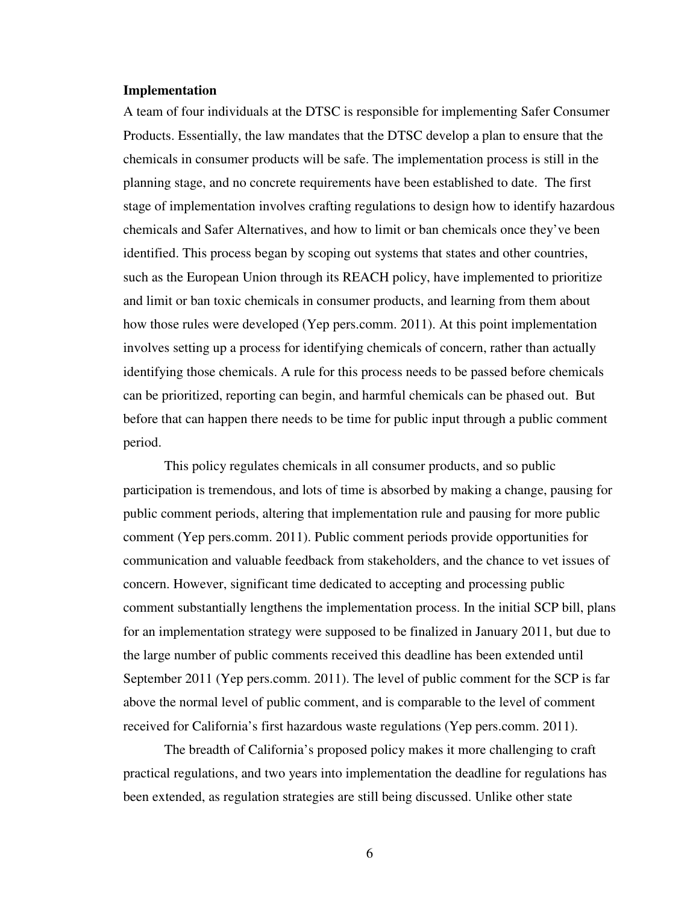**Implementation**

A team of four individuals at the DTSC is responsible for implementing Safer Consumer Products. Essentially, the law mandates that the DTSC develop a plan to ensure that the chemicals in consumer products will be safe. The implementation process is still in the planning stage, and no concrete requirements have been established to date. The first stage of implementation involves crafting regulations to design how to identify hazardous chemicals and Safer Alternatives, and how to limit or ban chemicals once they've been identified. This process began by scoping out systems that states and other countries, such as the European Union through its REACH policy, have implemented to prioritize and limit or ban toxic chemicals in consumer products, and learning from them about how those rules were developed (Yep pers.comm. 2011). At this point implementation involves setting up a process for identifying chemicals of concern, rather than actually identifying those chemicals. A rule for this process needs to be passed before chemicals can be prioritized, reporting can begin, and harmful chemicals can be phased out. But before that can happen there needs to be time for public input through a public comment period.

This policy regulates chemicals in all consumer products, and so public participation is tremendous, and lots of time is absorbed by making a change, pausing for public comment periods, altering that implementation rule and pausing for more public comment (Yep pers.comm. 2011). Public comment periods provide opportunities for communication and valuable feedback from stakeholders, and the chance to vet issues of concern. However, significant time dedicated to accepting and processing public comment substantially lengthens the implementation process. In the initial SCP bill, plans for an implementation strategy were supposed to be finalized in January 2011, but due to the large number of public comments received this deadline has been extended until September 2011 (Yep pers.comm. 2011). The level of public comment for the SCP is far above the normal level of public comment, and is comparable to the level of comment received for California's first hazardous waste regulations (Yep pers.comm. 2011).

The breadth of California's proposed policy makes it more challenging to craft practical regulations, and two years into implementation the deadline for regulations has been extended, as regulation strategies are still being discussed. Unlike other state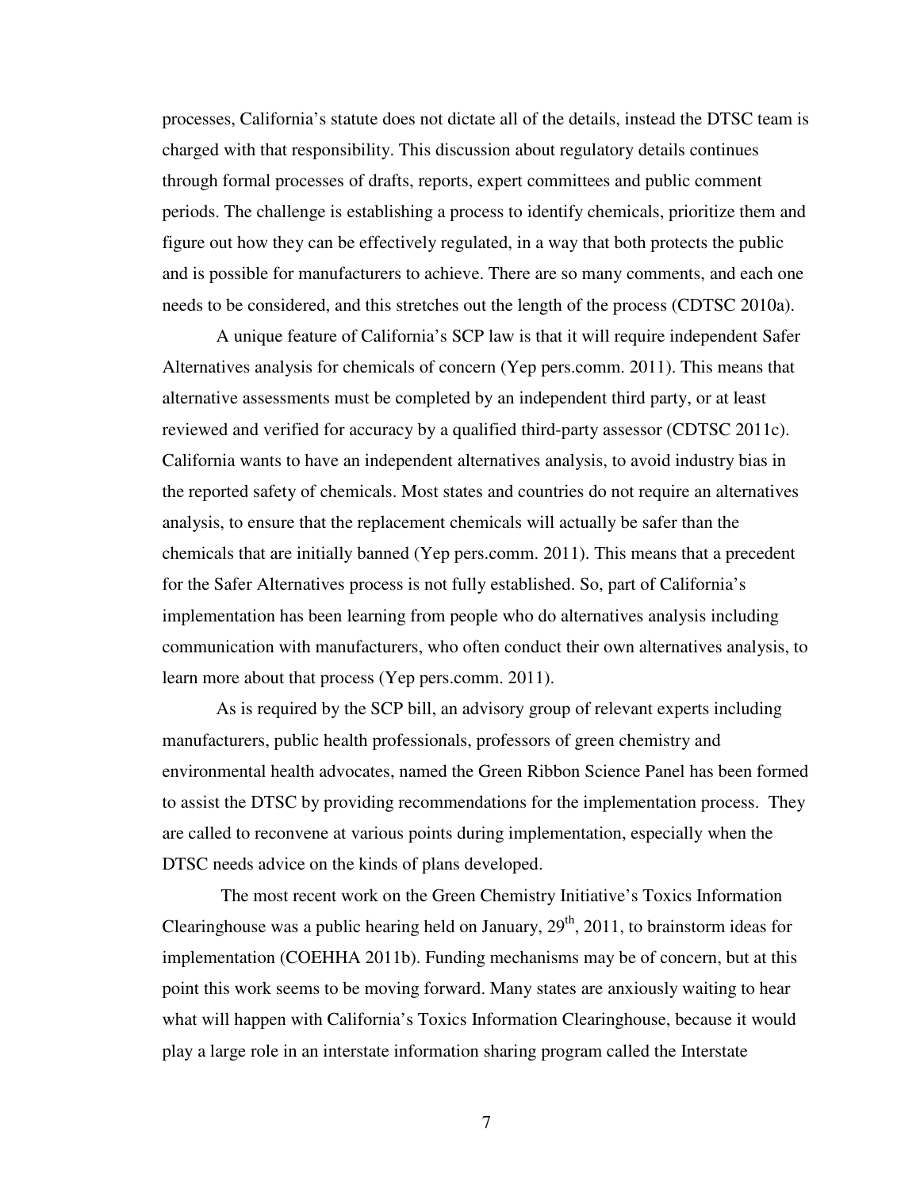processes, California's statute does not dictate all of the details, instead the DTSC team is charged with that responsibility. This discussion about regulatory details continues through formal processes of drafts, reports, expert committees and public comment periods. The challenge is establishing a process to identify chemicals, prioritize them and figure out how they can be effectively regulated, in a way that both protects the public and is possible for manufacturers to achieve. There are so many comments, and each one needs to be considered, and this stretches out the length of the process (CDTSC 2010a).

A unique feature of California's SCP law is that it will require independent Safer Alternatives analysis for chemicals of concern (Yep pers.comm. 2011). This means that alternative assessments must be completed by an independent third party, or at least reviewed and verified for accuracy by a qualified third-party assessor (CDTSC 2011c). California wants to have an independent alternatives analysis, to avoid industry bias in the reported safety of chemicals. Most states and countries do not require an alternatives analysis, to ensure that the replacement chemicals will actually be safer than the chemicals that are initially banned (Yep pers.comm. 2011). This means that a precedent for the Safer Alternatives process is not fully established. So, part of California's implementation has been learning from people who do alternatives analysis including communication with manufacturers, who often conduct their own alternatives analysis, to learn more about that process (Yep pers.comm. 2011).

As is required by the SCP bill, an advisory group of relevant experts including manufacturers, public health professionals, professors of green chemistry and environmental health advocates, named the Green Ribbon Science Panel has been formed to assist the DTSC by providing recommendations for the implementation process. They are called to reconvene at various points during implementation, especially when the DTSC needs advice on the kinds of plans developed.

The most recent work on the Green Chemistry Initiative's Toxics Information Clearinghouse was a public hearing held on January, 29th, 2011, to brainstorm ideas for implementation (COEHHA 2011b). Funding mechanisms may be of concern, but at this point this work seems to be moving forward. Many states are anxiously waiting to hear what will happen with California's Toxics Information Clearinghouse, because it would play a large role in an interstate information sharing program called the Interstate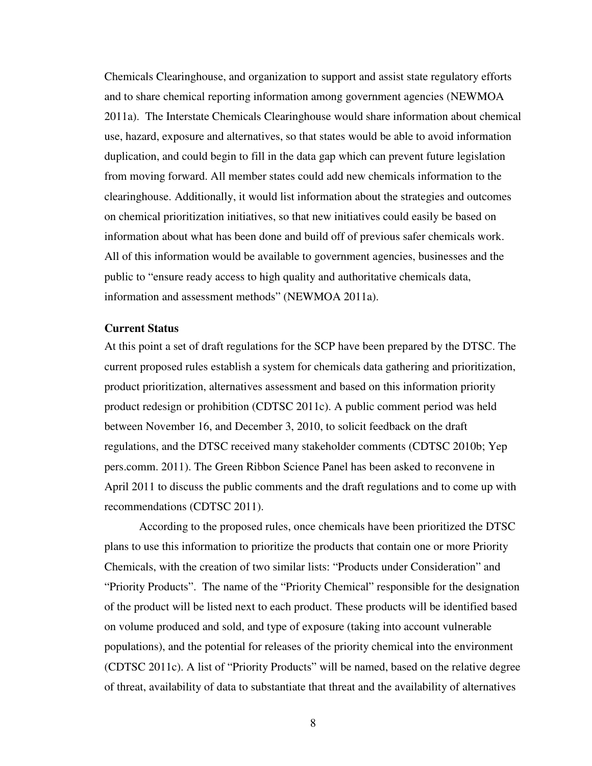Chemicals Clearinghouse, and organization to support and assist state regulatory efforts and to share chemical reporting information among government agencies (NEWMOA 2011a). The Interstate Chemicals Clearinghouse would share information about chemical use, hazard, exposure and alternatives, so that states would be able to avoid information duplication, and could begin to fill in the data gap which can prevent future legislation from moving forward. All member states could add new chemicals information to the clearinghouse. Additionally, it would list information about the strategies and outcomes on chemical prioritization initiatives, so that new initiatives could easily be based on information about what has been done and build off of previous safer chemicals work. All of this information would be available to government agencies, businesses and the public to "ensure ready access to high quality and authoritative chemicals data, information and assessment methods" (NEWMOA 2011a).

**Current Status**

At this point a set of draft regulations for the SCP have been prepared by the DTSC. The current proposed rules establish a system for chemicals data gathering and prioritization, product prioritization, alternatives assessment and based on this information priority product redesign or prohibition (CDTSC 2011c). A public comment period was held between November 16, and December 3, 2010, to solicit feedback on the draft regulations, and the DTSC received many stakeholder comments (CDTSC 2010b; Yep pers.comm. 2011). The Green Ribbon Science Panel has been asked to reconvene in April 2011 to discuss the public comments and the draft regulations and to come up with recommendations (CDTSC 2011).

According to the proposed rules, once chemicals have been prioritized the DTSC plans to use this information to prioritize the products that contain one or more Priority Chemicals, with the creation of two similar lists: "Products under Consideration" and "Priority Products". The name of the "Priority Chemical" responsible for the designation of the product will be listed next to each product. These products will be identified based on volume produced and sold, and type of exposure (taking into account vulnerable populations), and the potential for releases of the priority chemical into the environment (CDTSC 2011c). A list of "Priority Products" will be named, based on the relative degree of threat, availability of data to substantiate that threat and the availability of alternatives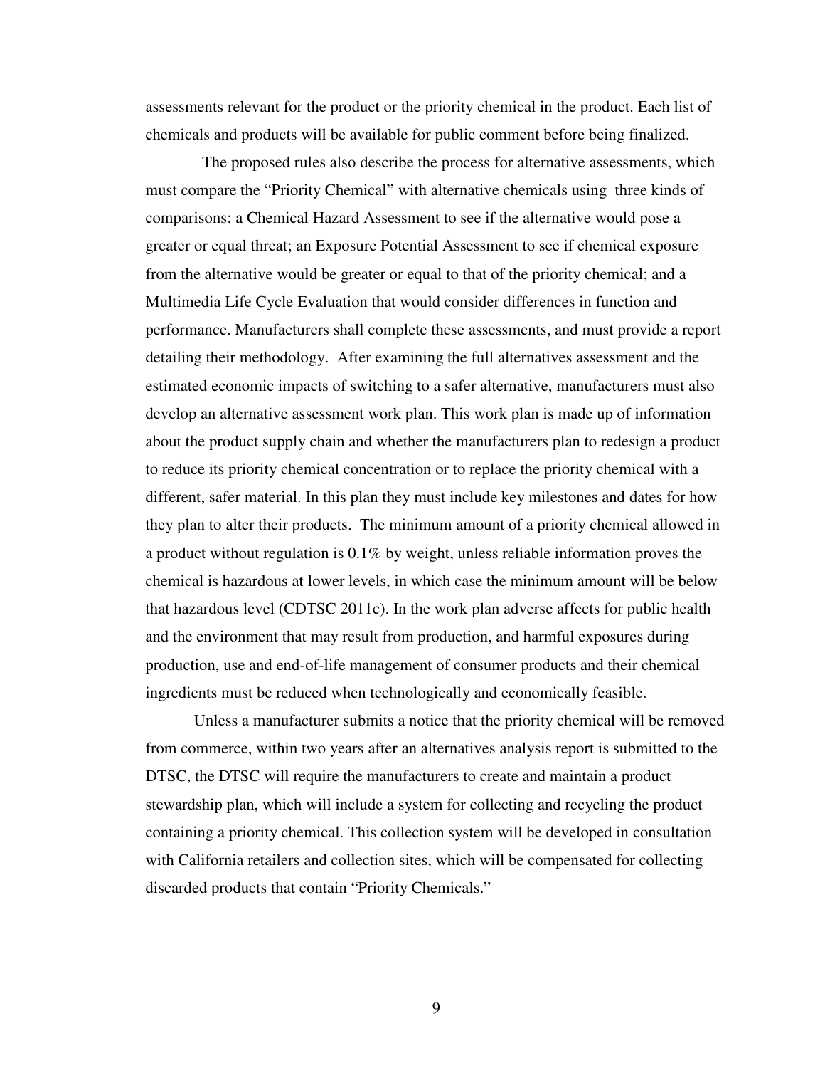assessments relevant for the product or the priority chemical in the product. Each list of chemicals and products will be available for public comment before being finalized.

The proposed rules also describe the process for alternative assessments, which must compare the "Priority Chemical" with alternative chemicals using three kinds of comparisons: a Chemical Hazard Assessment to see if the alternative would pose a greater or equal threat; an Exposure Potential Assessment to see if chemical exposure from the alternative would be greater or equal to that of the priority chemical; and a Multimedia Life Cycle Evaluation that would consider differences in function and performance. Manufacturers shall complete these assessments, and must provide a report detailing their methodology. After examining the full alternatives assessment and the estimated economic impacts of switching to a safer alternative, manufacturers must also develop an alternative assessment work plan. This work plan is made up of information about the product supply chain and whether the manufacturers plan to redesign a product to reduce its priority chemical concentration or to replace the priority chemical with a different, safer material. In this plan they must include key milestones and dates for how they plan to alter their products. The minimum amount of a priority chemical allowed in a product without regulation is 0.1% by weight, unless reliable information proves the chemical is hazardous at lower levels, in which case the minimum amount will be below that hazardous level (CDTSC 2011c). In the work plan adverse affects for public health and the environment that may result from production, and harmful exposures during production, use and end-of-life management of consumer products and their chemical ingredients must be reduced when technologically and economically feasible.

Unless a manufacturer submits a notice that the priority chemical will be removed from commerce, within two years after an alternatives analysis report is submitted to the DTSC, the DTSC will require the manufacturers to create and maintain a product stewardship plan, which will include a system for collecting and recycling the product containing a priority chemical. This collection system will be developed in consultation with California retailers and collection sites, which will be compensated for collecting discarded products that contain "Priority Chemicals."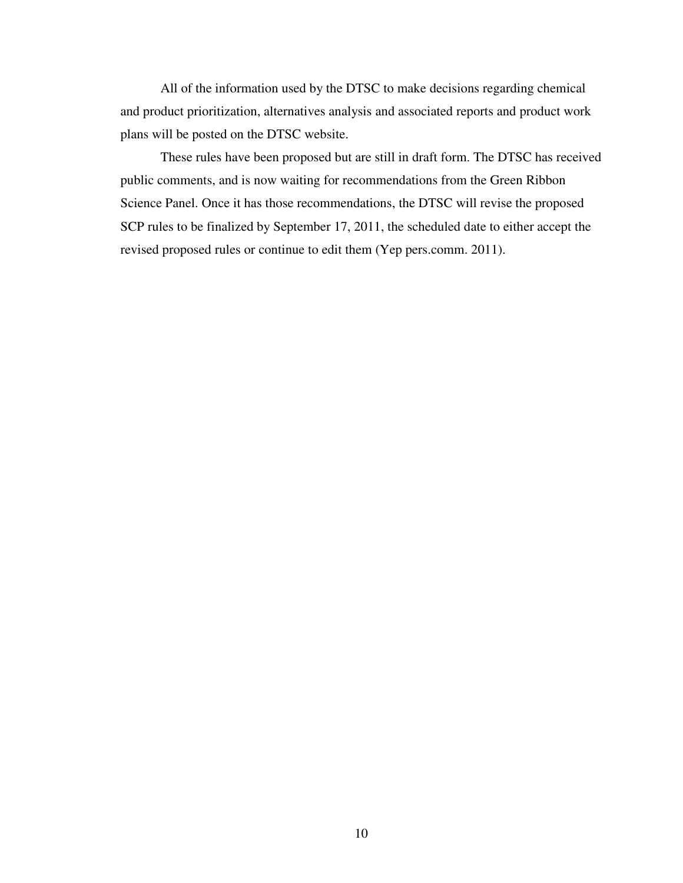All of the information used by the DTSC to make decisions regarding chemical and product prioritization, alternatives analysis and associated reports and product work plans will be posted on the DTSC website.

These rules have been proposed but are still in draft form. The DTSC has received public comments, and is now waiting for recommendations from the Green Ribbon Science Panel. Once it has those recommendations, the DTSC will revise the proposed SCP rules to be finalized by September 17, 2011, the scheduled date to either accept the revised proposed rules or continue to edit them (Yep pers.comm. 2011).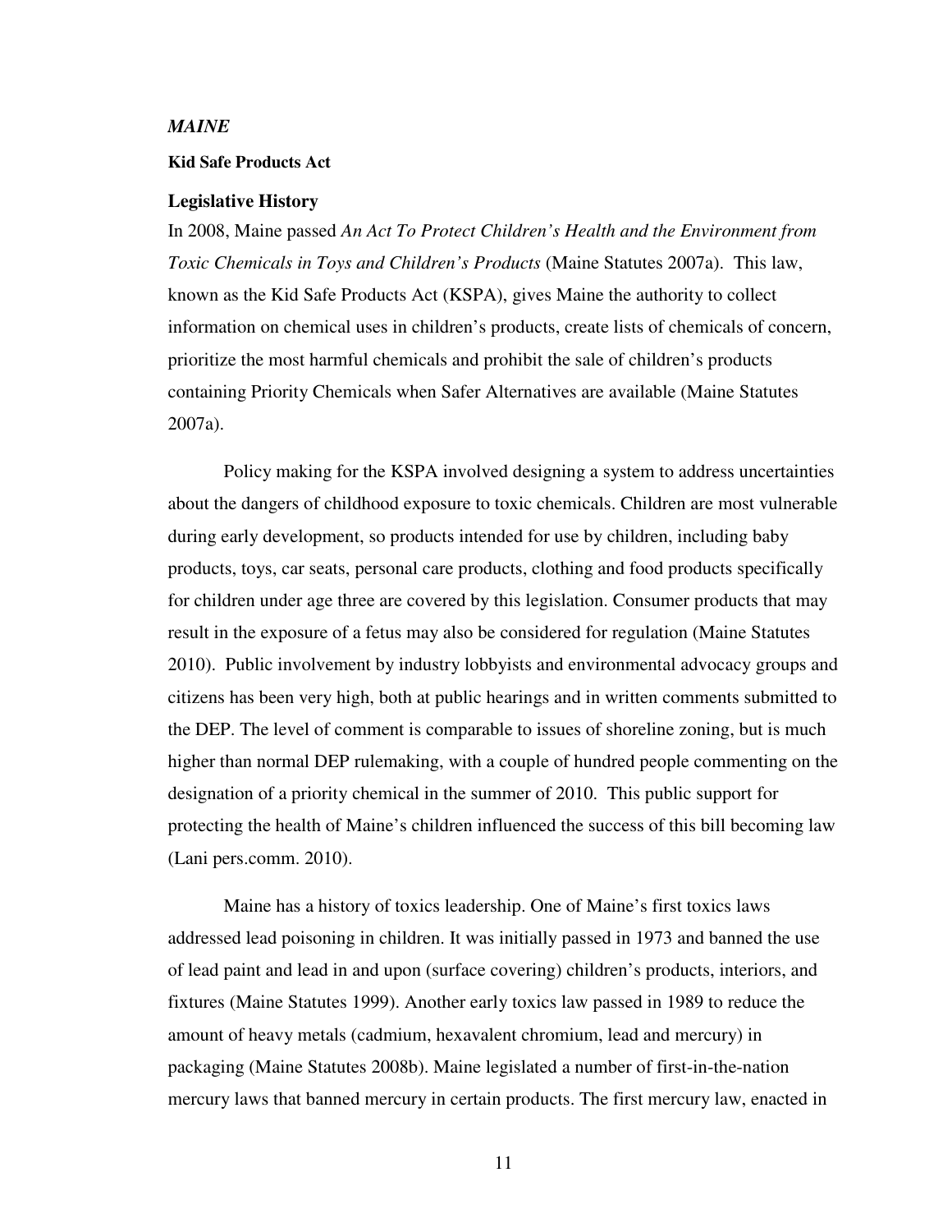### *MAINE*

**Kid Safe Products Act**

**Legislative History**

In 2008, Maine passed *An Act To Protect Children's Health and the Environment from Toxic Chemicals in Toys and Children's Products* (Maine Statutes 2007a). This law, known as the Kid Safe Products Act (KSPA), gives Maine the authority to collect information on chemical uses in children's products, create lists of chemicals of concern, prioritize the most harmful chemicals and prohibit the sale of children's products containing Priority Chemicals when Safer Alternatives are available (Maine Statutes 2007a).

Policy making for the KSPA involved designing a system to address uncertainties about the dangers of childhood exposure to toxic chemicals. Children are most vulnerable during early development, so products intended for use by children, including baby products, toys, car seats, personal care products, clothing and food products specifically for children under age three are covered by this legislation. Consumer products that may result in the exposure of a fetus may also be considered for regulation (Maine Statutes 2010). Public involvement by industry lobbyists and environmental advocacy groups and citizens has been very high, both at public hearings and in written comments submitted to the DEP. The level of comment is comparable to issues of shoreline zoning, but is much higher than normal DEP rulemaking, with a couple of hundred people commenting on the designation of a priority chemical in the summer of 2010. This public support for protecting the health of Maine's children influenced the success of this bill becoming law (Lani pers.comm. 2010).

Maine has a history of toxics leadership. One of Maine's first toxics laws addressed lead poisoning in children. It was initially passed in 1973 and banned the use of lead paint and lead in and upon (surface covering) children's products, interiors, and fixtures (Maine Statutes 1999). Another early toxics law passed in 1989 to reduce the amount of heavy metals (cadmium, hexavalent chromium, lead and mercury) in packaging (Maine Statutes 2008b). Maine legislated a number of first-in-the-nation mercury laws that banned mercury in certain products. The first mercury law, enacted in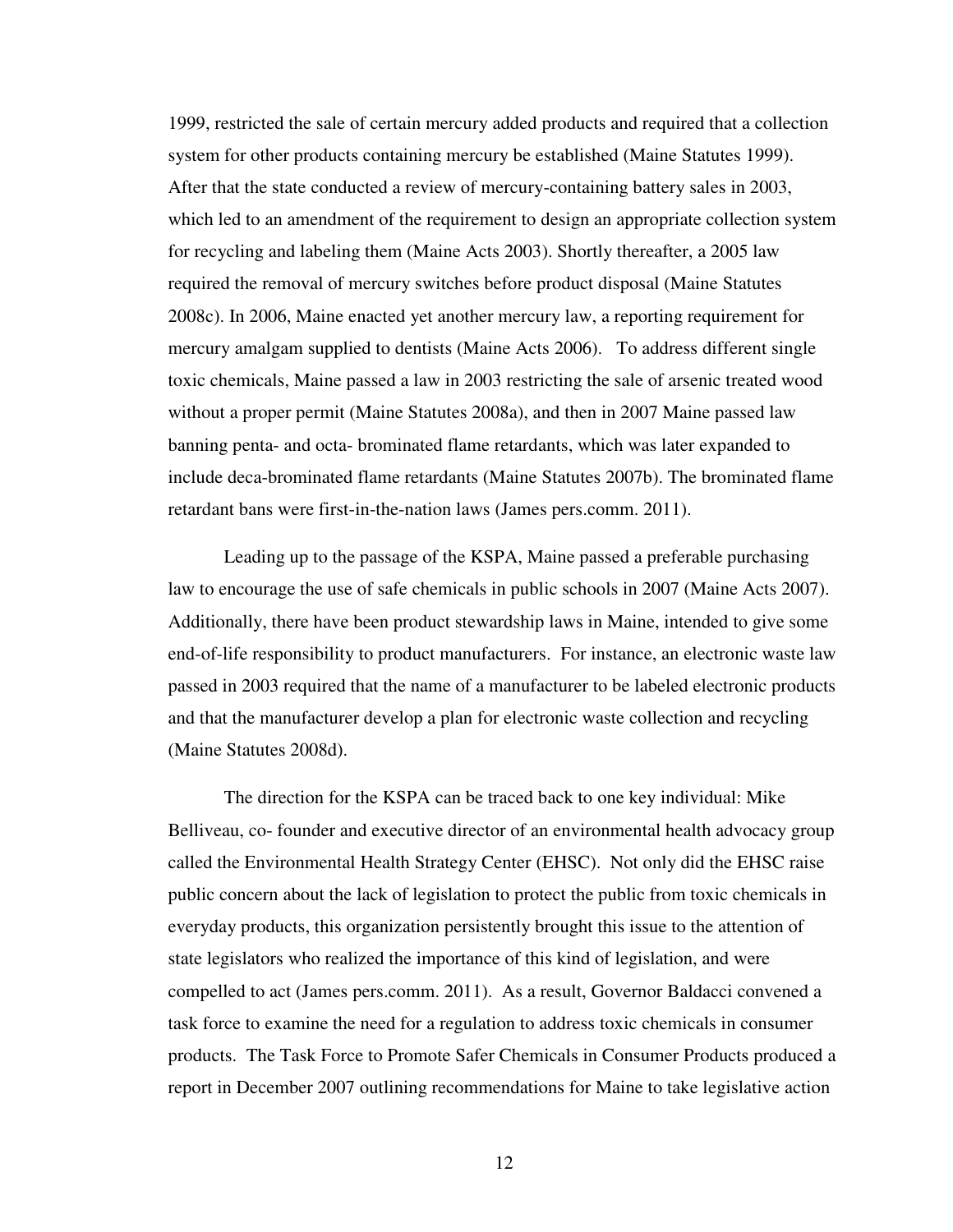1999, restricted the sale of certain mercury added products and required that a collection system for other products containing mercury be established (Maine Statutes 1999). After that the state conducted a review of mercury-containing battery sales in 2003, which led to an amendment of the requirement to design an appropriate collection system for recycling and labeling them (Maine Acts 2003). Shortly thereafter, a 2005 law required the removal of mercury switches before product disposal (Maine Statutes 2008c). In 2006, Maine enacted yet another mercury law, a reporting requirement for mercury amalgam supplied to dentists (Maine Acts 2006). To address different single toxic chemicals, Maine passed a law in 2003 restricting the sale of arsenic treated wood without a proper permit (Maine Statutes 2008a), and then in 2007 Maine passed law banning penta- and octa- brominated flame retardants, which was later expanded to include deca-brominated flame retardants (Maine Statutes 2007b). The brominated flame retardant bans were first-in-the-nation laws (James pers.comm. 2011).

Leading up to the passage of the KSPA, Maine passed a preferable purchasing law to encourage the use of safe chemicals in public schools in 2007 (Maine Acts 2007). Additionally, there have been product stewardship laws in Maine, intended to give some end-of-life responsibility to product manufacturers. For instance, an electronic waste law passed in 2003 required that the name of a manufacturer to be labeled electronic products and that the manufacturer develop a plan for electronic waste collection and recycling (Maine Statutes 2008d).

The direction for the KSPA can be traced back to one key individual: Mike Belliveau, co- founder and executive director of an environmental health advocacy group called the Environmental Health Strategy Center (EHSC). Not only did the EHSC raise public concern about the lack of legislation to protect the public from toxic chemicals in everyday products, this organization persistently brought this issue to the attention of state legislators who realized the importance of this kind of legislation, and were compelled to act (James pers.comm. 2011). As a result, Governor Baldacci convened a task force to examine the need for a regulation to address toxic chemicals in consumer products. The Task Force to Promote Safer Chemicals in Consumer Products produced a report in December 2007 outlining recommendations for Maine to take legislative action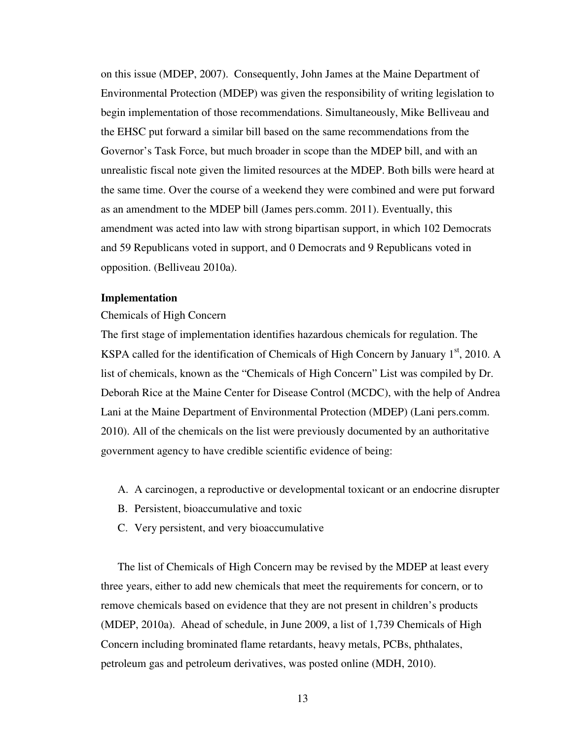on this issue (MDEP, 2007). Consequently, John James at the Maine Department of Environmental Protection (MDEP) was given the responsibility of writing legislation to begin implementation of those recommendations. Simultaneously, Mike Belliveau and the EHSC put forward a similar bill based on the same recommendations from the Governor's Task Force, but much broader in scope than the MDEP bill, and with an unrealistic fiscal note given the limited resources at the MDEP. Both bills were heard at the same time. Over the course of a weekend they were combined and were put forward as an amendment to the MDEP bill (James pers.comm. 2011). Eventually, this amendment was acted into law with strong bipartisan support, in which 102 Democrats and 59 Republicans voted in support, and 0 Democrats and 9 Republicans voted in opposition. (Belliveau 2010a).

**Implementation**

Chemicals of High Concern

The first stage of implementation identifies hazardous chemicals for regulation. The KSPA called for the identification of Chemicals of High Concern by January 1st, 2010. A list of chemicals, known as the "Chemicals of High Concern" List was compiled by Dr. Deborah Rice at the Maine Center for Disease Control (MCDC), with the help of Andrea Lani at the Maine Department of Environmental Protection (MDEP) (Lani pers.comm. 2010). All of the chemicals on the list were previously documented by an authoritative government agency to have credible scientific evidence of being:

A. A carcinogen, a reproductive or developmental toxicant or an endocrine disrupter
B. Persistent, bioaccumulative and toxic
C. Very persistent, and very bioaccumulative

The list of Chemicals of High Concern may be revised by the MDEP at least every three years, either to add new chemicals that meet the requirements for concern, or to remove chemicals based on evidence that they are not present in children's products (MDEP, 2010a). Ahead of schedule, in June 2009, a list of 1,739 Chemicals of High Concern including brominated flame retardants, heavy metals, PCBs, phthalates, petroleum gas and petroleum derivatives, was posted online (MDH, 2010).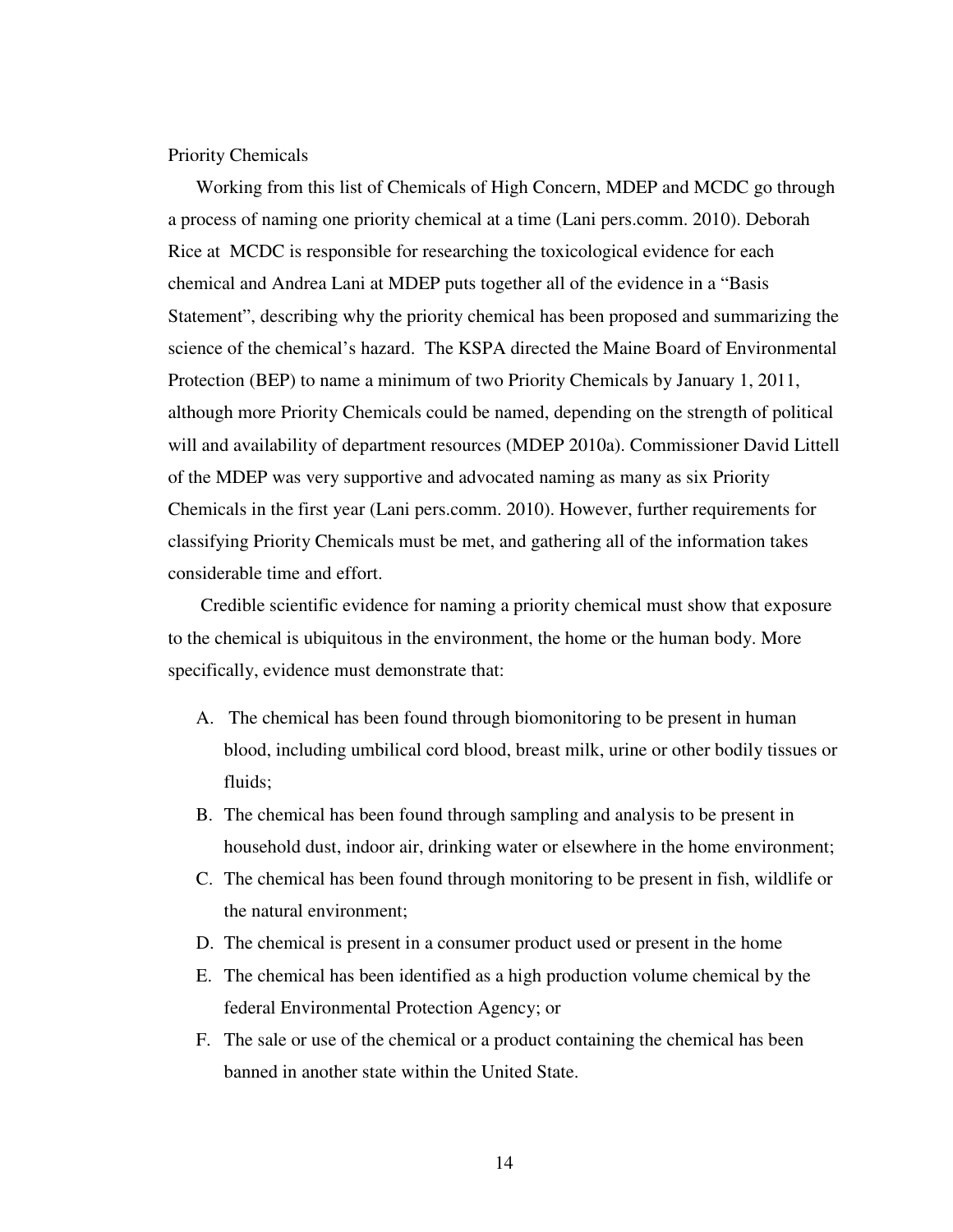## Priority Chemicals

Working from this list of Chemicals of High Concern, MDEP and MCDC go through a process of naming one priority chemical at a time (Lani pers.comm. 2010). Deborah Rice at MCDC is responsible for researching the toxicological evidence for each chemical and Andrea Lani at MDEP puts together all of the evidence in a "Basis Statement", describing why the priority chemical has been proposed and summarizing the science of the chemical's hazard. The KSPA directed the Maine Board of Environmental Protection (BEP) to name a minimum of two Priority Chemicals by January 1, 2011, although more Priority Chemicals could be named, depending on the strength of political will and availability of department resources (MDEP 2010a). Commissioner David Littell of the MDEP was very supportive and advocated naming as many as six Priority Chemicals in the first year (Lani pers.comm. 2010). However, further requirements for classifying Priority Chemicals must be met, and gathering all of the information takes considerable time and effort.

Credible scientific evidence for naming a priority chemical must show that exposure to the chemical is ubiquitous in the environment, the home or the human body. More specifically, evidence must demonstrate that:

A. The chemical has been found through biomonitoring to be present in human blood, including umbilical cord blood, breast milk, urine or other bodily tissues or fluids;
B. The chemical has been found through sampling and analysis to be present in household dust, indoor air, drinking water or elsewhere in the home environment;
C. The chemical has been found through monitoring to be present in fish, wildlife or the natural environment;
D. The chemical is present in a consumer product used or present in the home
E. The chemical has been identified as a high production volume chemical by the federal Environmental Protection Agency; or
F. The sale or use of the chemical or a product containing the chemical has been banned in another state within the United State.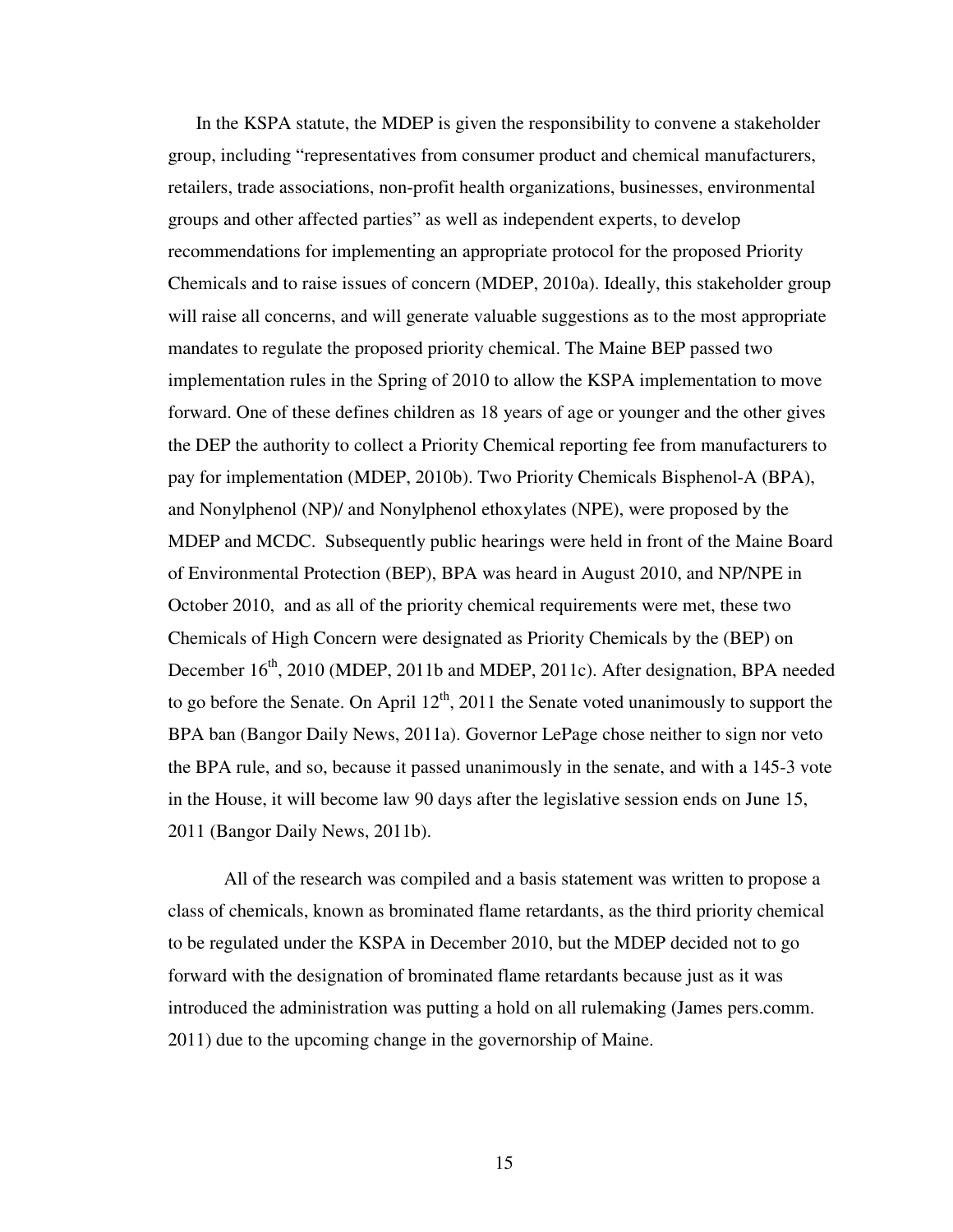In the KSPA statute, the MDEP is given the responsibility to convene a stakeholder group, including "representatives from consumer product and chemical manufacturers, retailers, trade associations, non-profit health organizations, businesses, environmental groups and other affected parties" as well as independent experts, to develop recommendations for implementing an appropriate protocol for the proposed Priority Chemicals and to raise issues of concern (MDEP, 2010a). Ideally, this stakeholder group will raise all concerns, and will generate valuable suggestions as to the most appropriate mandates to regulate the proposed priority chemical. The Maine BEP passed two implementation rules in the Spring of 2010 to allow the KSPA implementation to move forward. One of these defines children as 18 years of age or younger and the other gives the DEP the authority to collect a Priority Chemical reporting fee from manufacturers to pay for implementation (MDEP, 2010b). Two Priority Chemicals Bisphenol-A (BPA), and Nonylphenol (NP)/ and Nonylphenol ethoxylates (NPE), were proposed by the MDEP and MCDC. Subsequently public hearings were held in front of the Maine Board of Environmental Protection (BEP), BPA was heard in August 2010, and NP/NPE in October 2010, and as all of the priority chemical requirements were met, these two Chemicals of High Concern were designated as Priority Chemicals by the (BEP) on December 16th, 2010 (MDEP, 2011b and MDEP, 2011c). After designation, BPA needed to go before the Senate. On April 12th, 2011 the Senate voted unanimously to support the BPA ban (Bangor Daily News, 2011a). Governor LePage chose neither to sign nor veto the BPA rule, and so, because it passed unanimously in the senate, and with a 145-3 vote in the House, it will become law 90 days after the legislative session ends on June 15, 2011 (Bangor Daily News, 2011b).

All of the research was compiled and a basis statement was written to propose a class of chemicals, known as brominated flame retardants, as the third priority chemical to be regulated under the KSPA in December 2010, but the MDEP decided not to go forward with the designation of brominated flame retardants because just as it was introduced the administration was putting a hold on all rulemaking (James pers.comm. 2011) due to the upcoming change in the governorship of Maine.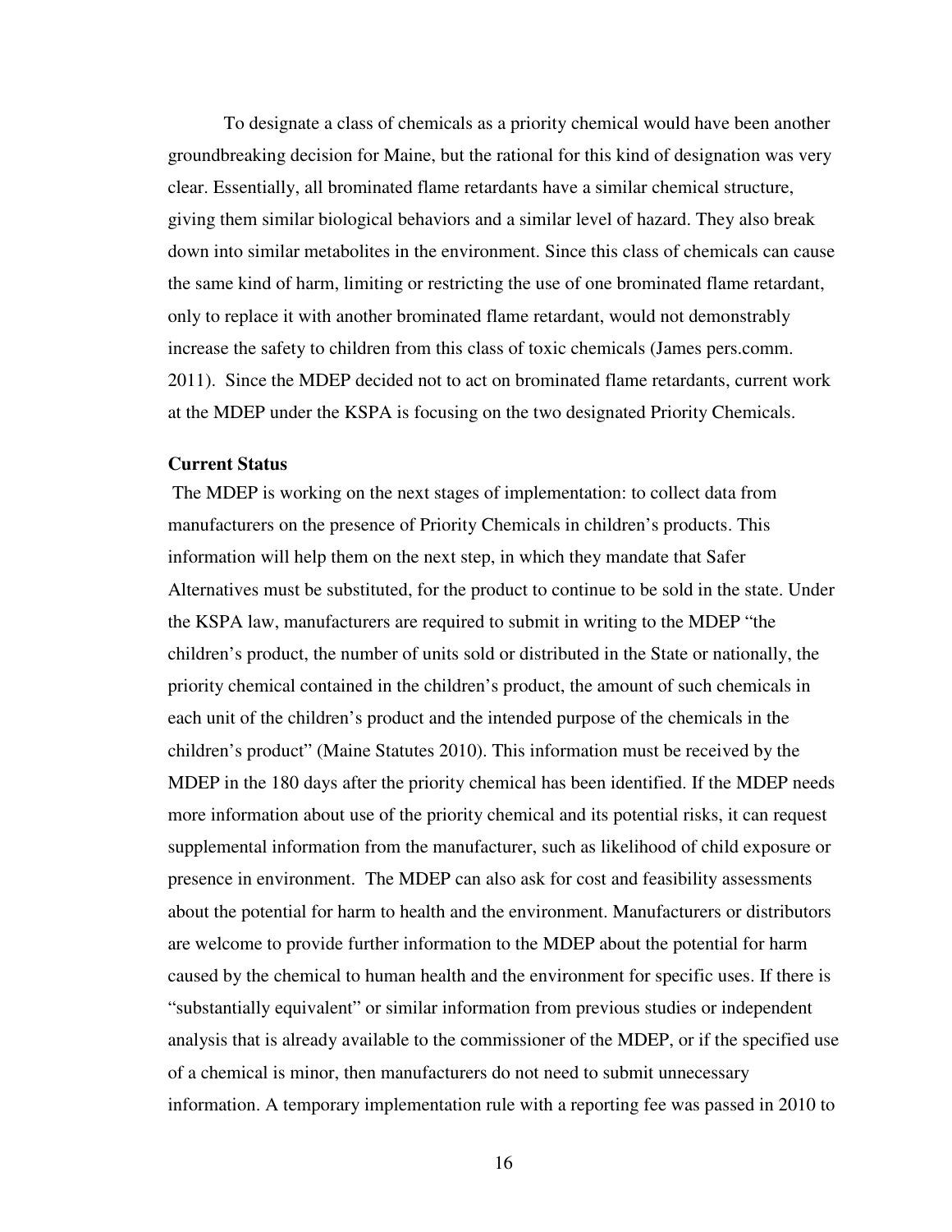To designate a class of chemicals as a priority chemical would have been another groundbreaking decision for Maine, but the rational for this kind of designation was very clear. Essentially, all brominated flame retardants have a similar chemical structure, giving them similar biological behaviors and a similar level of hazard. They also break down into similar metabolites in the environment. Since this class of chemicals can cause the same kind of harm, limiting or restricting the use of one brominated flame retardant, only to replace it with another brominated flame retardant, would not demonstrably increase the safety to children from this class of toxic chemicals (James pers.comm. 2011). Since the MDEP decided not to act on brominated flame retardants, current work at the MDEP under the KSPA is focusing on the two designated Priority Chemicals.

**Current Status**

The MDEP is working on the next stages of implementation: to collect data from manufacturers on the presence of Priority Chemicals in children's products. This information will help them on the next step, in which they mandate that Safer Alternatives must be substituted, for the product to continue to be sold in the state. Under the KSPA law, manufacturers are required to submit in writing to the MDEP "the children's product, the number of units sold or distributed in the State or nationally, the priority chemical contained in the children's product, the amount of such chemicals in each unit of the children's product and the intended purpose of the chemicals in the children's product" (Maine Statutes 2010). This information must be received by the MDEP in the 180 days after the priority chemical has been identified. If the MDEP needs more information about use of the priority chemical and its potential risks, it can request supplemental information from the manufacturer, such as likelihood of child exposure or presence in environment. The MDEP can also ask for cost and feasibility assessments about the potential for harm to health and the environment. Manufacturers or distributors are welcome to provide further information to the MDEP about the potential for harm caused by the chemical to human health and the environment for specific uses. If there is "substantially equivalent" or similar information from previous studies or independent analysis that is already available to the commissioner of the MDEP, or if the specified use of a chemical is minor, then manufacturers do not need to submit unnecessary information. A temporary implementation rule with a reporting fee was passed in 2010 to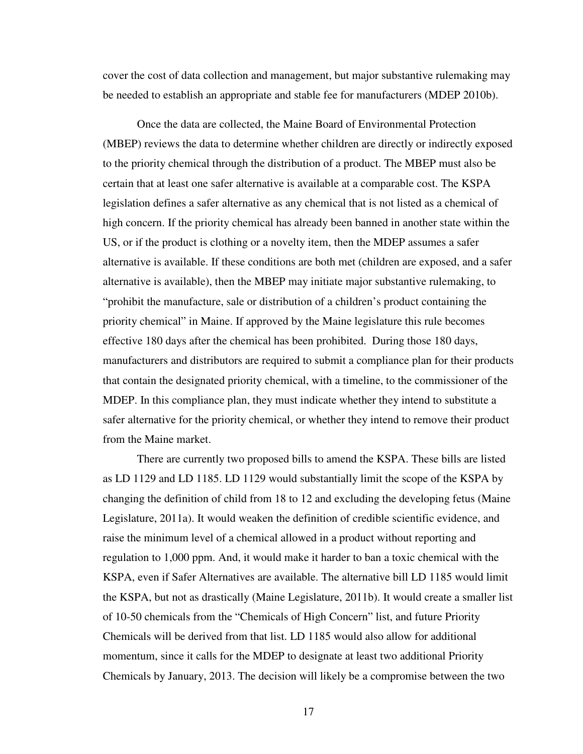cover the cost of data collection and management, but major substantive rulemaking may be needed to establish an appropriate and stable fee for manufacturers (MDEP 2010b).

Once the data are collected, the Maine Board of Environmental Protection (MBEP) reviews the data to determine whether children are directly or indirectly exposed to the priority chemical through the distribution of a product. The MBEP must also be certain that at least one safer alternative is available at a comparable cost. The KSPA legislation defines a safer alternative as any chemical that is not listed as a chemical of high concern. If the priority chemical has already been banned in another state within the US, or if the product is clothing or a novelty item, then the MDEP assumes a safer alternative is available. If these conditions are both met (children are exposed, and a safer alternative is available), then the MBEP may initiate major substantive rulemaking, to "prohibit the manufacture, sale or distribution of a children's product containing the priority chemical" in Maine. If approved by the Maine legislature this rule becomes effective 180 days after the chemical has been prohibited. During those 180 days, manufacturers and distributors are required to submit a compliance plan for their products that contain the designated priority chemical, with a timeline, to the commissioner of the MDEP. In this compliance plan, they must indicate whether they intend to substitute a safer alternative for the priority chemical, or whether they intend to remove their product from the Maine market.

There are currently two proposed bills to amend the KSPA. These bills are listed as LD 1129 and LD 1185. LD 1129 would substantially limit the scope of the KSPA by changing the definition of child from 18 to 12 and excluding the developing fetus (Maine Legislature, 2011a). It would weaken the definition of credible scientific evidence, and raise the minimum level of a chemical allowed in a product without reporting and regulation to 1,000 ppm. And, it would make it harder to ban a toxic chemical with the KSPA, even if Safer Alternatives are available. The alternative bill LD 1185 would limit the KSPA, but not as drastically (Maine Legislature, 2011b). It would create a smaller list of 10-50 chemicals from the "Chemicals of High Concern" list, and future Priority Chemicals will be derived from that list. LD 1185 would also allow for additional momentum, since it calls for the MDEP to designate at least two additional Priority Chemicals by January, 2013. The decision will likely be a compromise between the two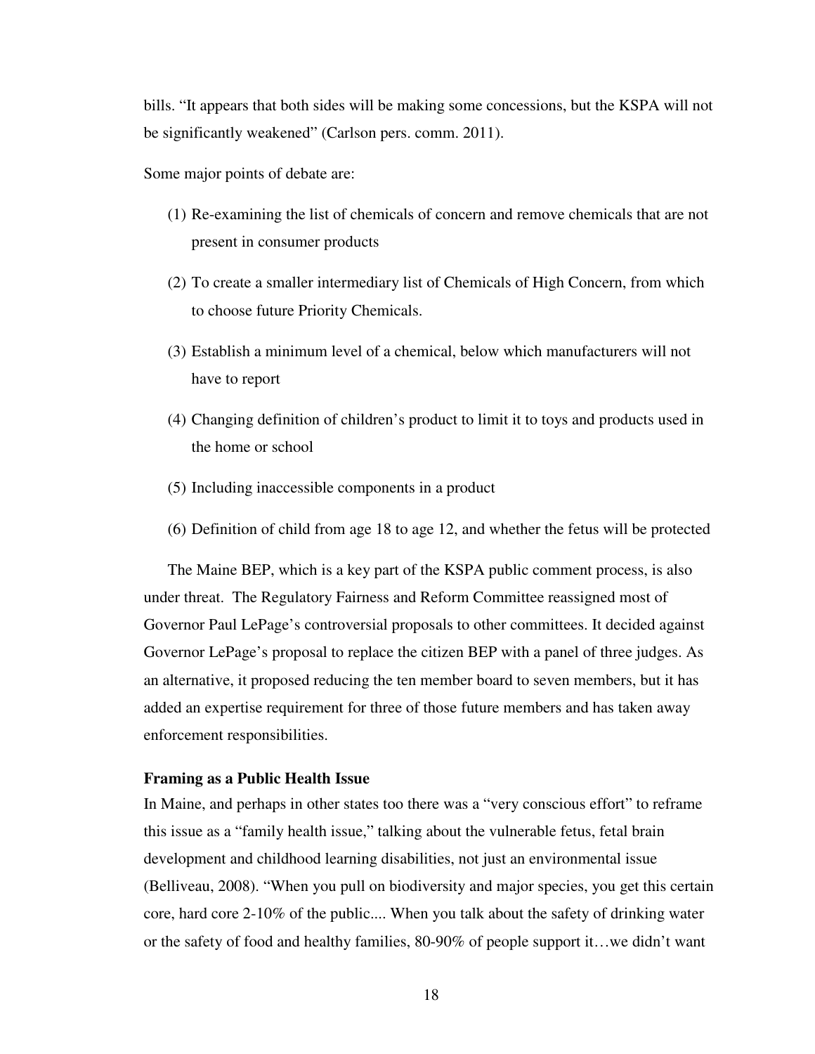bills. "It appears that both sides will be making some concessions, but the KSPA will not be significantly weakened" (Carlson pers. comm. 2011).

Some major points of debate are:

(1) Re-examining the list of chemicals of concern and remove chemicals that are not present in consumer products

(2) To create a smaller intermediary list of Chemicals of High Concern, from which to choose future Priority Chemicals.

(3) Establish a minimum level of a chemical, below which manufacturers will not have to report

(4) Changing definition of children's product to limit it to toys and products used in the home or school

(5) Including inaccessible components in a product

(6) Definition of child from age 18 to age 12, and whether the fetus will be protected

The Maine BEP, which is a key part of the KSPA public comment process, is also under threat. The Regulatory Fairness and Reform Committee reassigned most of Governor Paul LePage's controversial proposals to other committees. It decided against Governor LePage's proposal to replace the citizen BEP with a panel of three judges. As an alternative, it proposed reducing the ten member board to seven members, but it has added an expertise requirement for three of those future members and has taken away enforcement responsibilities.

**Framing as a Public Health Issue**

In Maine, and perhaps in other states too there was a "very conscious effort" to reframe this issue as a "family health issue," talking about the vulnerable fetus, fetal brain development and childhood learning disabilities, not just an environmental issue (Belliveau, 2008). "When you pull on biodiversity and major species, you get this certain core, hard core 2-10% of the public.... When you talk about the safety of drinking water or the safety of food and healthy families, 80-90% of people support it…we didn't want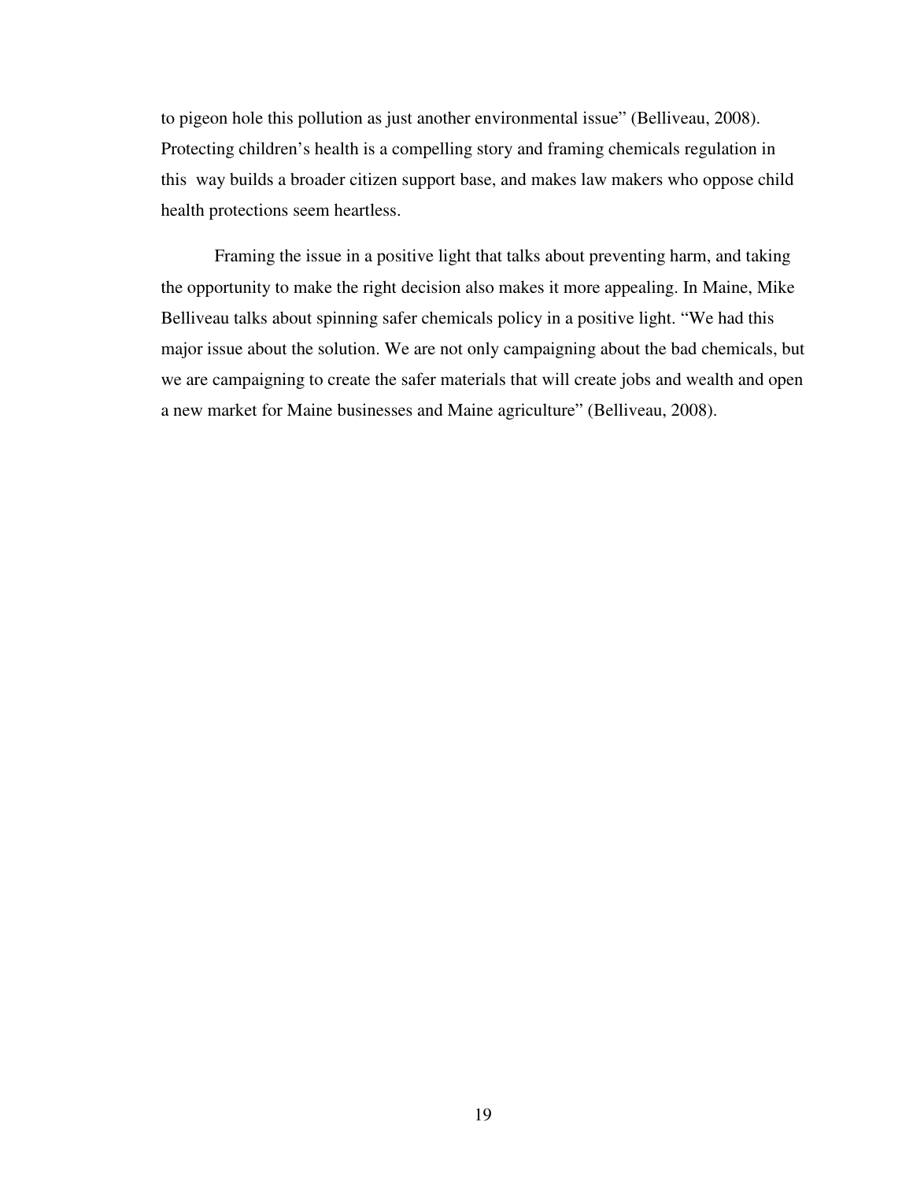to pigeon hole this pollution as just another environmental issue" (Belliveau, 2008). Protecting children's health is a compelling story and framing chemicals regulation in this way builds a broader citizen support base, and makes law makers who oppose child health protections seem heartless.

Framing the issue in a positive light that talks about preventing harm, and taking the opportunity to make the right decision also makes it more appealing. In Maine, Mike Belliveau talks about spinning safer chemicals policy in a positive light. "We had this major issue about the solution. We are not only campaigning about the bad chemicals, but we are campaigning to create the safer materials that will create jobs and wealth and open a new market for Maine businesses and Maine agriculture" (Belliveau, 2008).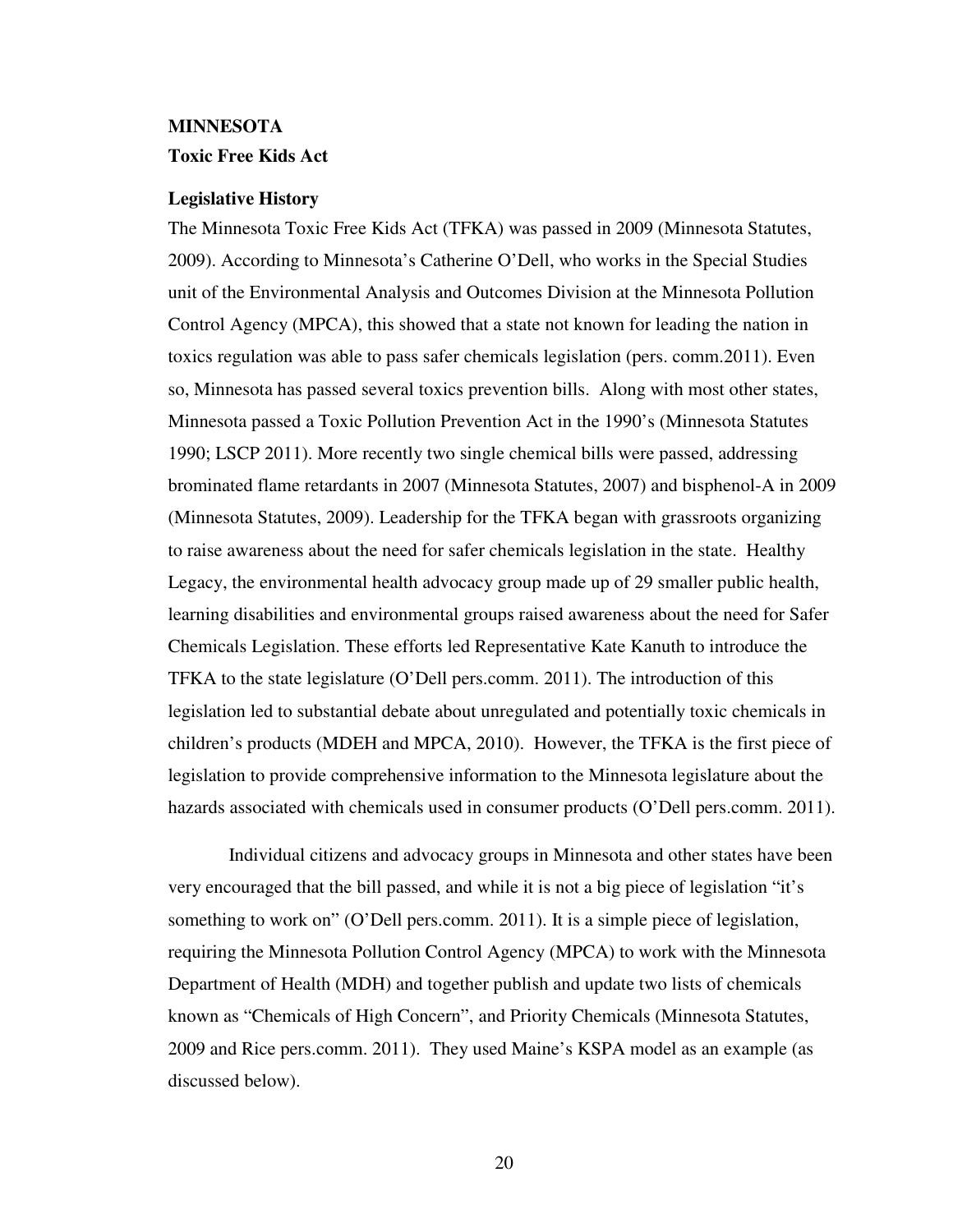**MINNESOTA**

**Toxic Free Kids Act**

**Legislative History**

The Minnesota Toxic Free Kids Act (TFKA) was passed in 2009 (Minnesota Statutes, 2009). According to Minnesota's Catherine O'Dell, who works in the Special Studies unit of the Environmental Analysis and Outcomes Division at the Minnesota Pollution Control Agency (MPCA), this showed that a state not known for leading the nation in toxics regulation was able to pass safer chemicals legislation (pers. comm.2011). Even so, Minnesota has passed several toxics prevention bills. Along with most other states, Minnesota passed a Toxic Pollution Prevention Act in the 1990's (Minnesota Statutes 1990; LSCP 2011). More recently two single chemical bills were passed, addressing brominated flame retardants in 2007 (Minnesota Statutes, 2007) and bisphenol-A in 2009 (Minnesota Statutes, 2009). Leadership for the TFKA began with grassroots organizing to raise awareness about the need for safer chemicals legislation in the state. Healthy Legacy, the environmental health advocacy group made up of 29 smaller public health, learning disabilities and environmental groups raised awareness about the need for Safer Chemicals Legislation. These efforts led Representative Kate Kanuth to introduce the TFKA to the state legislature (O'Dell pers.comm. 2011). The introduction of this legislation led to substantial debate about unregulated and potentially toxic chemicals in children's products (MDEH and MPCA, 2010). However, the TFKA is the first piece of legislation to provide comprehensive information to the Minnesota legislature about the hazards associated with chemicals used in consumer products (O'Dell pers.comm. 2011).

Individual citizens and advocacy groups in Minnesota and other states have been very encouraged that the bill passed, and while it is not a big piece of legislation "it's something to work on" (O'Dell pers.comm. 2011). It is a simple piece of legislation, requiring the Minnesota Pollution Control Agency (MPCA) to work with the Minnesota Department of Health (MDH) and together publish and update two lists of chemicals known as "Chemicals of High Concern", and Priority Chemicals (Minnesota Statutes, 2009 and Rice pers.comm. 2011). They used Maine's KSPA model as an example (as discussed below).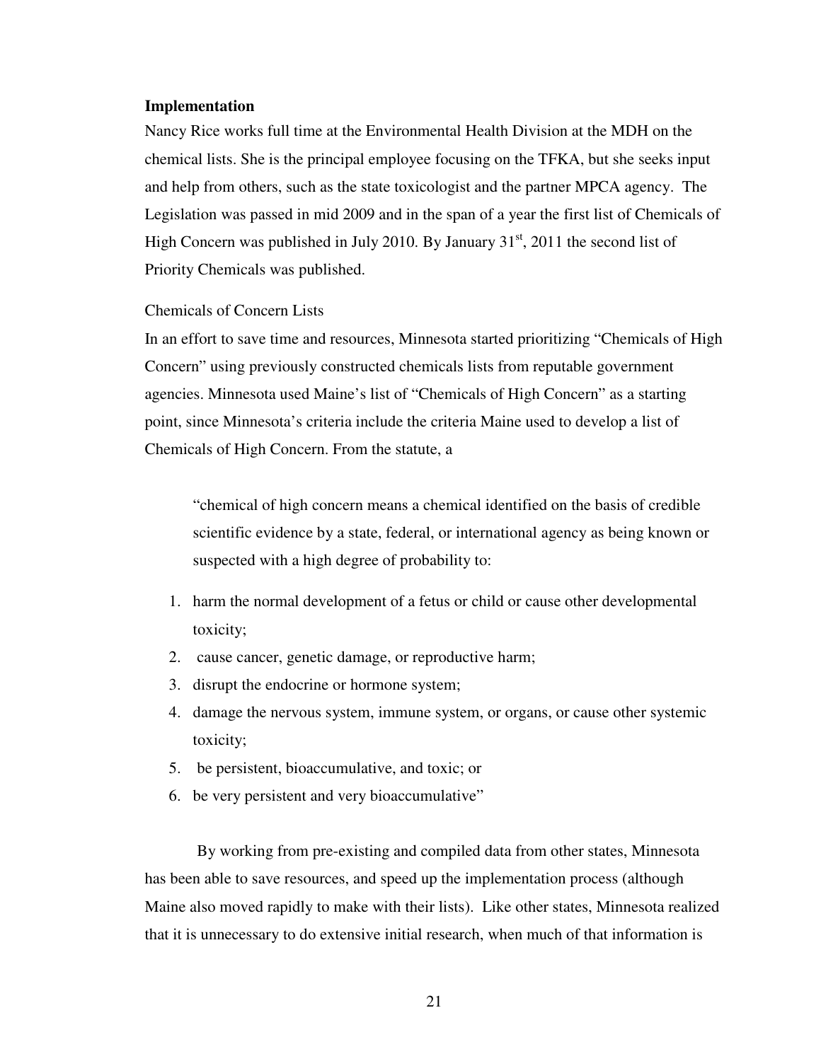### Implementation

Nancy Rice works full time at the Environmental Health Division at the MDH on the chemical lists. She is the principal employee focusing on the TFKA, but she seeks input and help from others, such as the state toxicologist and the partner MPCA agency. The Legislation was passed in mid 2009 and in the span of a year the first list of Chemicals of High Concern was published in July 2010. By January 31st, 2011 the second list of Priority Chemicals was published.

#### Chemicals of Concern Lists

In an effort to save time and resources, Minnesota started prioritizing "Chemicals of High Concern" using previously constructed chemicals lists from reputable government agencies. Minnesota used Maine's list of "Chemicals of High Concern" as a starting point, since Minnesota's criteria include the criteria Maine used to develop a list of Chemicals of High Concern. From the statute, a

> "chemical of high concern means a chemical identified on the basis of credible scientific evidence by a state, federal, or international agency as being known or suspected with a high degree of probability to:
>
> 1. harm the normal development of a fetus or child or cause other developmental toxicity;
> 2. cause cancer, genetic damage, or reproductive harm;
> 3. disrupt the endocrine or hormone system;
> 4. damage the nervous system, immune system, or organs, or cause other systemic toxicity;
> 5. be persistent, bioaccumulative, and toxic; or
> 6. be very persistent and very bioaccumulative"

By working from pre-existing and compiled data from other states, Minnesota has been able to save resources, and speed up the implementation process (although Maine also moved rapidly to make with their lists). Like other states, Minnesota realized that it is unnecessary to do extensive initial research, when much of that information is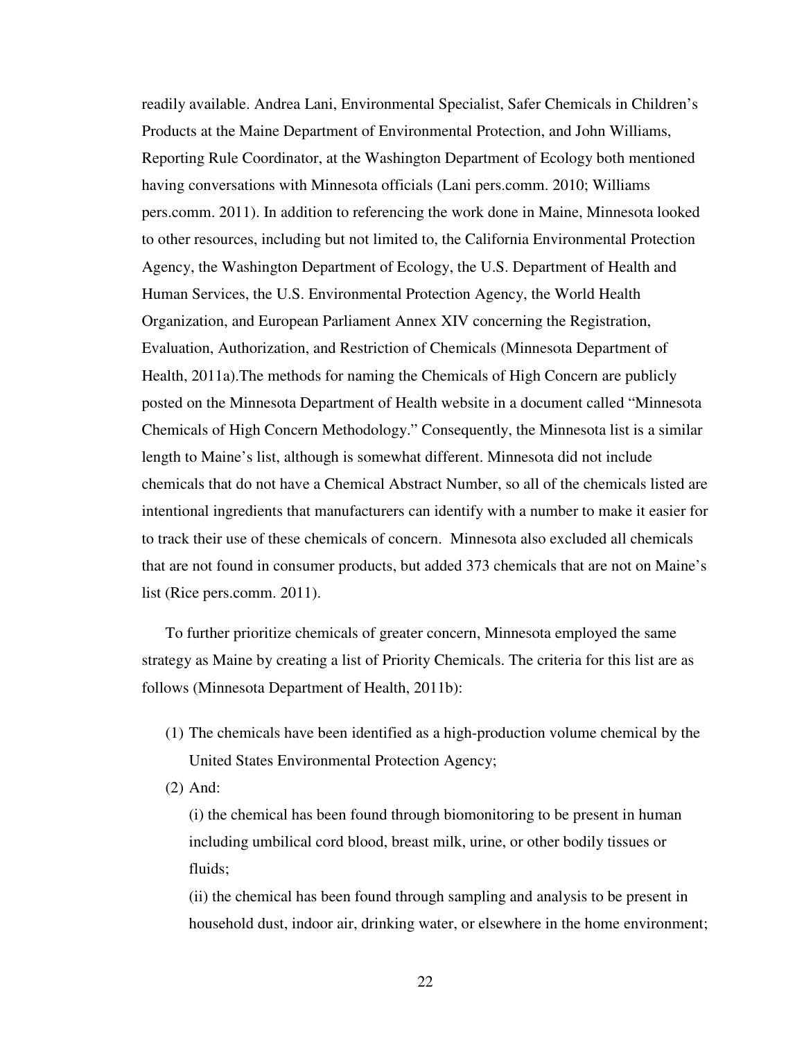readily available. Andrea Lani, Environmental Specialist, Safer Chemicals in Children's Products at the Maine Department of Environmental Protection, and John Williams, Reporting Rule Coordinator, at the Washington Department of Ecology both mentioned having conversations with Minnesota officials (Lani pers.comm. 2010; Williams pers.comm. 2011). In addition to referencing the work done in Maine, Minnesota looked to other resources, including but not limited to, the California Environmental Protection Agency, the Washington Department of Ecology, the U.S. Department of Health and Human Services, the U.S. Environmental Protection Agency, the World Health Organization, and European Parliament Annex XIV concerning the Registration, Evaluation, Authorization, and Restriction of Chemicals (Minnesota Department of Health, 2011a).The methods for naming the Chemicals of High Concern are publicly posted on the Minnesota Department of Health website in a document called "Minnesota Chemicals of High Concern Methodology." Consequently, the Minnesota list is a similar length to Maine's list, although is somewhat different. Minnesota did not include chemicals that do not have a Chemical Abstract Number, so all of the chemicals listed are intentional ingredients that manufacturers can identify with a number to make it easier for to track their use of these chemicals of concern. Minnesota also excluded all chemicals that are not found in consumer products, but added 373 chemicals that are not on Maine's list (Rice pers.comm. 2011).

To further prioritize chemicals of greater concern, Minnesota employed the same strategy as Maine by creating a list of Priority Chemicals. The criteria for this list are as follows (Minnesota Department of Health, 2011b):

(1) The chemicals have been identified as a high-production volume chemical by the United States Environmental Protection Agency;

(2) And:

(i) the chemical has been found through biomonitoring to be present in human including umbilical cord blood, breast milk, urine, or other bodily tissues or fluids;

(ii) the chemical has been found through sampling and analysis to be present in household dust, indoor air, drinking water, or elsewhere in the home environment;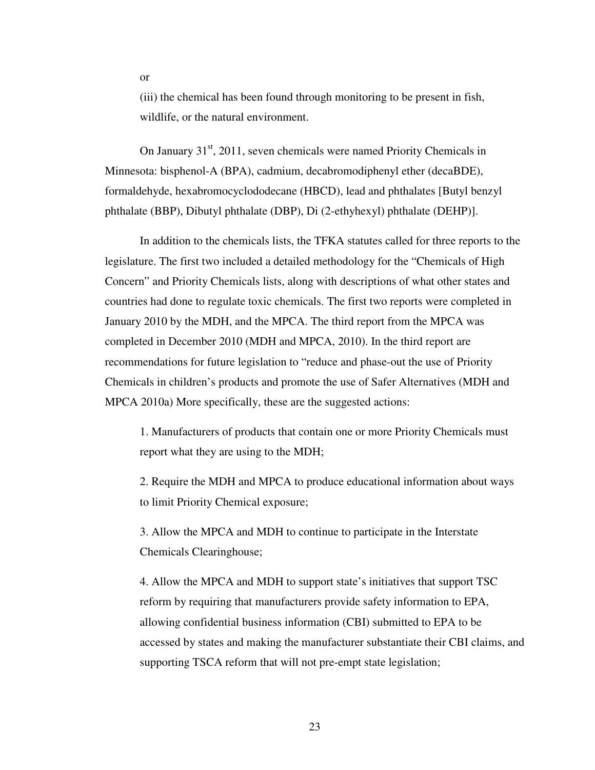or

(iii) the chemical has been found through monitoring to be present in fish, wildlife, or the natural environment.

On January 31[st], 2011, seven chemicals were named Priority Chemicals in Minnesota: bisphenol-A (BPA), cadmium, decabromodiphenyl ether (decaBDE), formaldehyde, hexabromocyclododecane (HBCD), lead and phthalates [Butyl benzyl phthalate (BBP), Dibutyl phthalate (DBP), Di (2-ethyhexyl) phthalate (DEHP)].

In addition to the chemicals lists, the TFKA statutes called for three reports to the legislature. The first two included a detailed methodology for the "Chemicals of High Concern" and Priority Chemicals lists, along with descriptions of what other states and countries had done to regulate toxic chemicals. The first two reports were completed in January 2010 by the MDH, and the MPCA. The third report from the MPCA was completed in December 2010 (MDH and MPCA, 2010). In the third report are recommendations for future legislation to "reduce and phase-out the use of Priority Chemicals in children's products and promote the use of Safer Alternatives (MDH and MPCA 2010a) More specifically, these are the suggested actions:

1. Manufacturers of products that contain one or more Priority Chemicals must report what they are using to the MDH;

2. Require the MDH and MPCA to produce educational information about ways to limit Priority Chemical exposure;

3. Allow the MPCA and MDH to continue to participate in the Interstate Chemicals Clearinghouse;

4. Allow the MPCA and MDH to support state's initiatives that support TSC reform by requiring that manufacturers provide safety information to EPA, allowing confidential business information (CBI) submitted to EPA to be accessed by states and making the manufacturer substantiate their CBI claims, and supporting TSCA reform that will not pre-empt state legislation;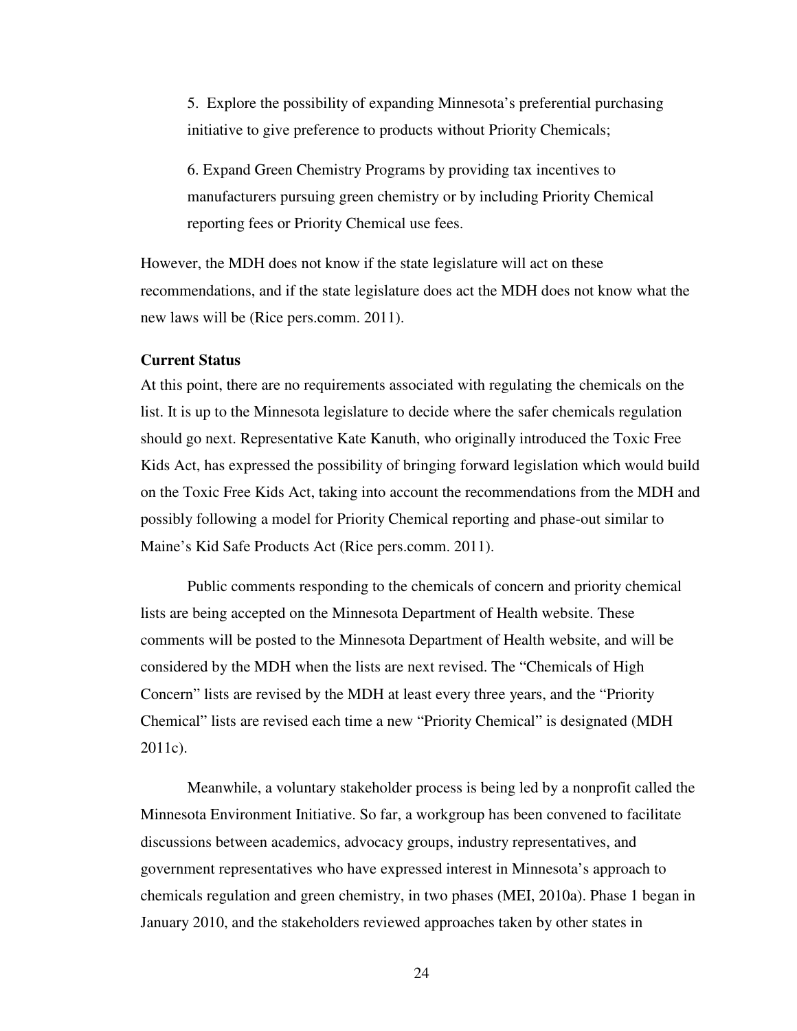5. Explore the possibility of expanding Minnesota's preferential purchasing initiative to give preference to products without Priority Chemicals;

6. Expand Green Chemistry Programs by providing tax incentives to manufacturers pursuing green chemistry or by including Priority Chemical reporting fees or Priority Chemical use fees.

However, the MDH does not know if the state legislature will act on these recommendations, and if the state legislature does act the MDH does not know what the new laws will be (Rice pers.comm. 2011).

**Current Status**

At this point, there are no requirements associated with regulating the chemicals on the list. It is up to the Minnesota legislature to decide where the safer chemicals regulation should go next. Representative Kate Kanuth, who originally introduced the Toxic Free Kids Act, has expressed the possibility of bringing forward legislation which would build on the Toxic Free Kids Act, taking into account the recommendations from the MDH and possibly following a model for Priority Chemical reporting and phase-out similar to Maine's Kid Safe Products Act (Rice pers.comm. 2011).

Public comments responding to the chemicals of concern and priority chemical lists are being accepted on the Minnesota Department of Health website. These comments will be posted to the Minnesota Department of Health website, and will be considered by the MDH when the lists are next revised. The "Chemicals of High Concern" lists are revised by the MDH at least every three years, and the "Priority Chemical" lists are revised each time a new "Priority Chemical" is designated (MDH 2011c).

Meanwhile, a voluntary stakeholder process is being led by a nonprofit called the Minnesota Environment Initiative. So far, a workgroup has been convened to facilitate discussions between academics, advocacy groups, industry representatives, and government representatives who have expressed interest in Minnesota's approach to chemicals regulation and green chemistry, in two phases (MEI, 2010a). Phase 1 began in January 2010, and the stakeholders reviewed approaches taken by other states in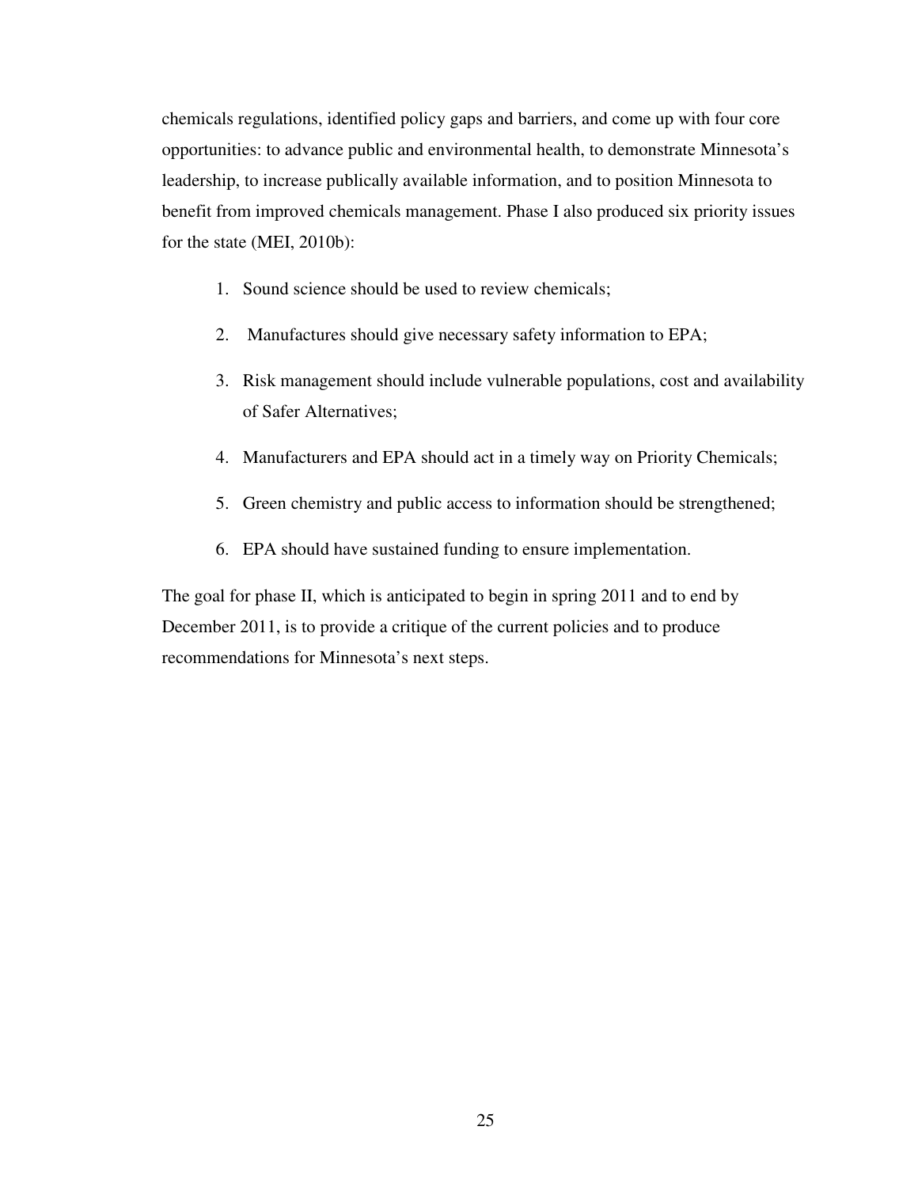chemicals regulations, identified policy gaps and barriers, and come up with four core opportunities: to advance public and environmental health, to demonstrate Minnesota's leadership, to increase publically available information, and to position Minnesota to benefit from improved chemicals management. Phase I also produced six priority issues for the state (MEI, 2010b):

1. Sound science should be used to review chemicals;
2. Manufactures should give necessary safety information to EPA;
3. Risk management should include vulnerable populations, cost and availability of Safer Alternatives;
4. Manufacturers and EPA should act in a timely way on Priority Chemicals;
5. Green chemistry and public access to information should be strengthened;
6. EPA should have sustained funding to ensure implementation.

The goal for phase II, which is anticipated to begin in spring 2011 and to end by December 2011, is to provide a critique of the current policies and to produce recommendations for Minnesota's next steps.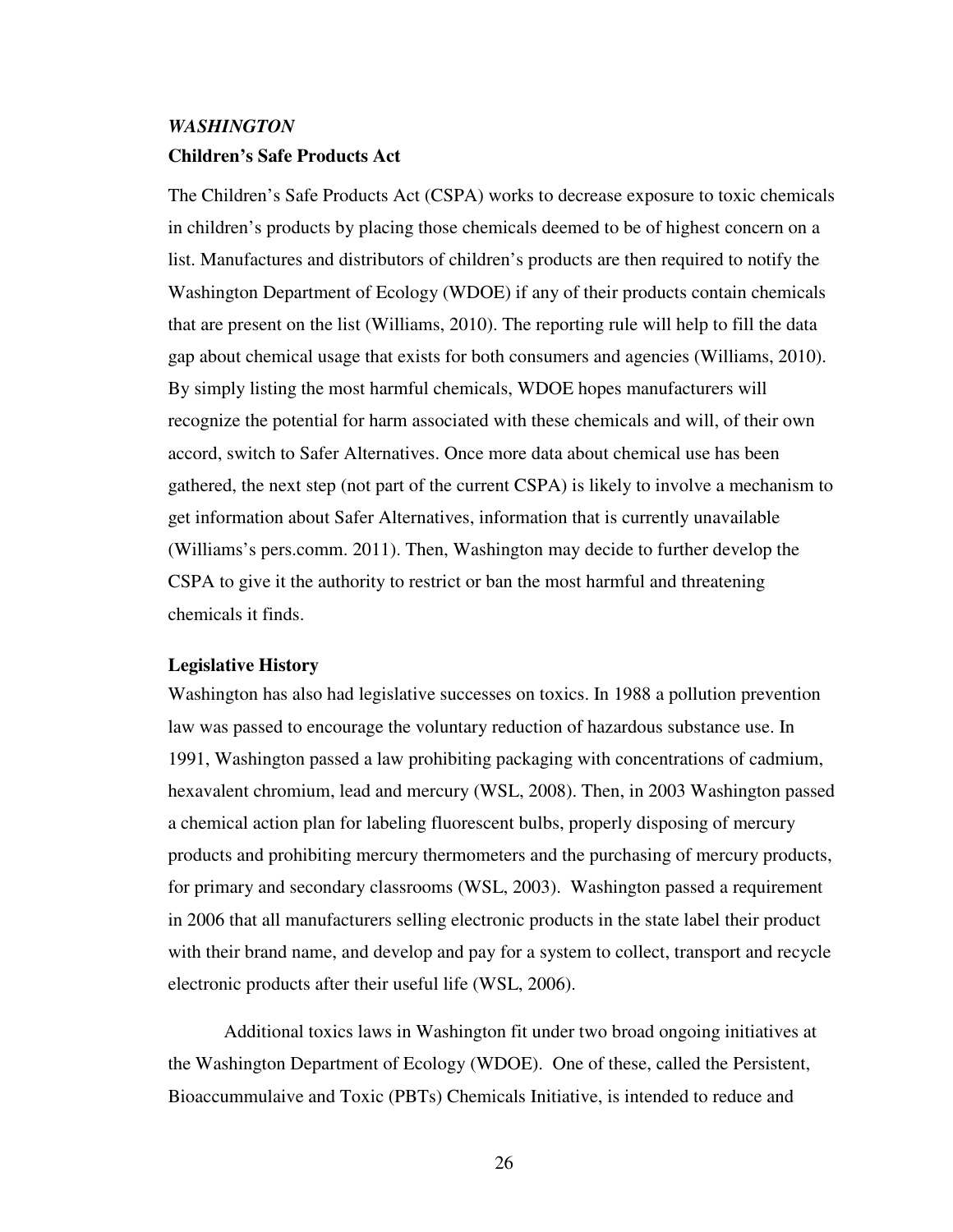### *WASHINGTON*

**Children's Safe Products Act**

The Children's Safe Products Act (CSPA) works to decrease exposure to toxic chemicals in children's products by placing those chemicals deemed to be of highest concern on a list. Manufactures and distributors of children's products are then required to notify the Washington Department of Ecology (WDOE) if any of their products contain chemicals that are present on the list (Williams, 2010). The reporting rule will help to fill the data gap about chemical usage that exists for both consumers and agencies (Williams, 2010). By simply listing the most harmful chemicals, WDOE hopes manufacturers will recognize the potential for harm associated with these chemicals and will, of their own accord, switch to Safer Alternatives. Once more data about chemical use has been gathered, the next step (not part of the current CSPA) is likely to involve a mechanism to get information about Safer Alternatives, information that is currently unavailable (Williams's pers.comm. 2011). Then, Washington may decide to further develop the CSPA to give it the authority to restrict or ban the most harmful and threatening chemicals it finds.

**Legislative History**

Washington has also had legislative successes on toxics. In 1988 a pollution prevention law was passed to encourage the voluntary reduction of hazardous substance use. In 1991, Washington passed a law prohibiting packaging with concentrations of cadmium, hexavalent chromium, lead and mercury (WSL, 2008). Then, in 2003 Washington passed a chemical action plan for labeling fluorescent bulbs, properly disposing of mercury products and prohibiting mercury thermometers and the purchasing of mercury products, for primary and secondary classrooms (WSL, 2003). Washington passed a requirement in 2006 that all manufacturers selling electronic products in the state label their product with their brand name, and develop and pay for a system to collect, transport and recycle electronic products after their useful life (WSL, 2006).

Additional toxics laws in Washington fit under two broad ongoing initiatives at the Washington Department of Ecology (WDOE). One of these, called the Persistent, Bioaccummulaive and Toxic (PBTs) Chemicals Initiative, is intended to reduce and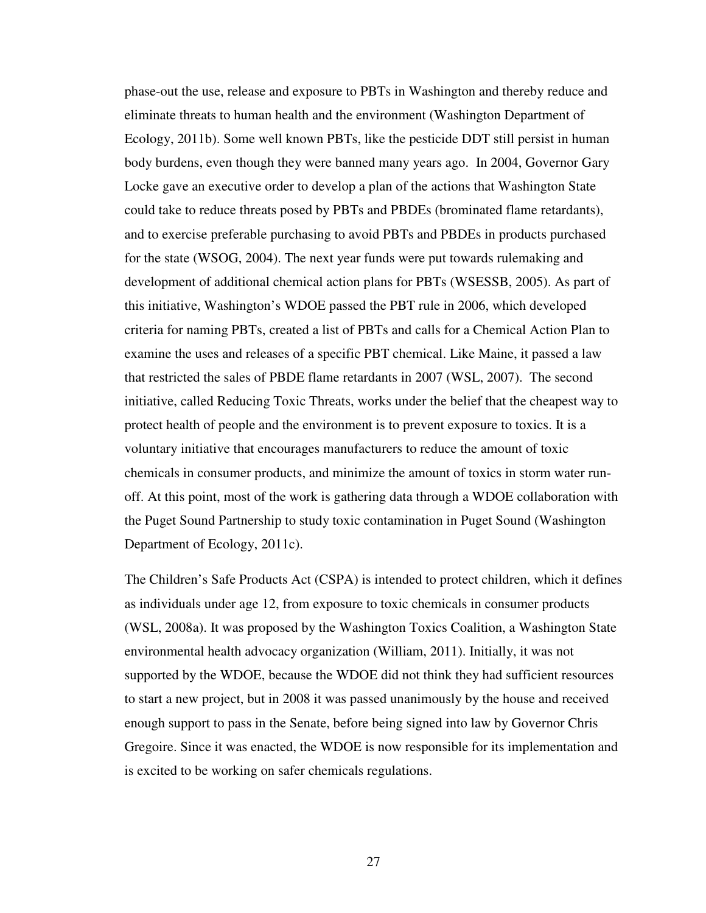phase-out the use, release and exposure to PBTs in Washington and thereby reduce and eliminate threats to human health and the environment (Washington Department of Ecology, 2011b). Some well known PBTs, like the pesticide DDT still persist in human body burdens, even though they were banned many years ago. In 2004, Governor Gary Locke gave an executive order to develop a plan of the actions that Washington State could take to reduce threats posed by PBTs and PBDEs (brominated flame retardants), and to exercise preferable purchasing to avoid PBTs and PBDEs in products purchased for the state (WSOG, 2004). The next year funds were put towards rulemaking and development of additional chemical action plans for PBTs (WSESSB, 2005). As part of this initiative, Washington's WDOE passed the PBT rule in 2006, which developed criteria for naming PBTs, created a list of PBTs and calls for a Chemical Action Plan to examine the uses and releases of a specific PBT chemical. Like Maine, it passed a law that restricted the sales of PBDE flame retardants in 2007 (WSL, 2007). The second initiative, called Reducing Toxic Threats, works under the belief that the cheapest way to protect health of people and the environment is to prevent exposure to toxics. It is a voluntary initiative that encourages manufacturers to reduce the amount of toxic chemicals in consumer products, and minimize the amount of toxics in storm water run-off. At this point, most of the work is gathering data through a WDOE collaboration with the Puget Sound Partnership to study toxic contamination in Puget Sound (Washington Department of Ecology, 2011c).

The Children's Safe Products Act (CSPA) is intended to protect children, which it defines as individuals under age 12, from exposure to toxic chemicals in consumer products (WSL, 2008a). It was proposed by the Washington Toxics Coalition, a Washington State environmental health advocacy organization (William, 2011). Initially, it was not supported by the WDOE, because the WDOE did not think they had sufficient resources to start a new project, but in 2008 it was passed unanimously by the house and received enough support to pass in the Senate, before being signed into law by Governor Chris Gregoire. Since it was enacted, the WDOE is now responsible for its implementation and is excited to be working on safer chemicals regulations.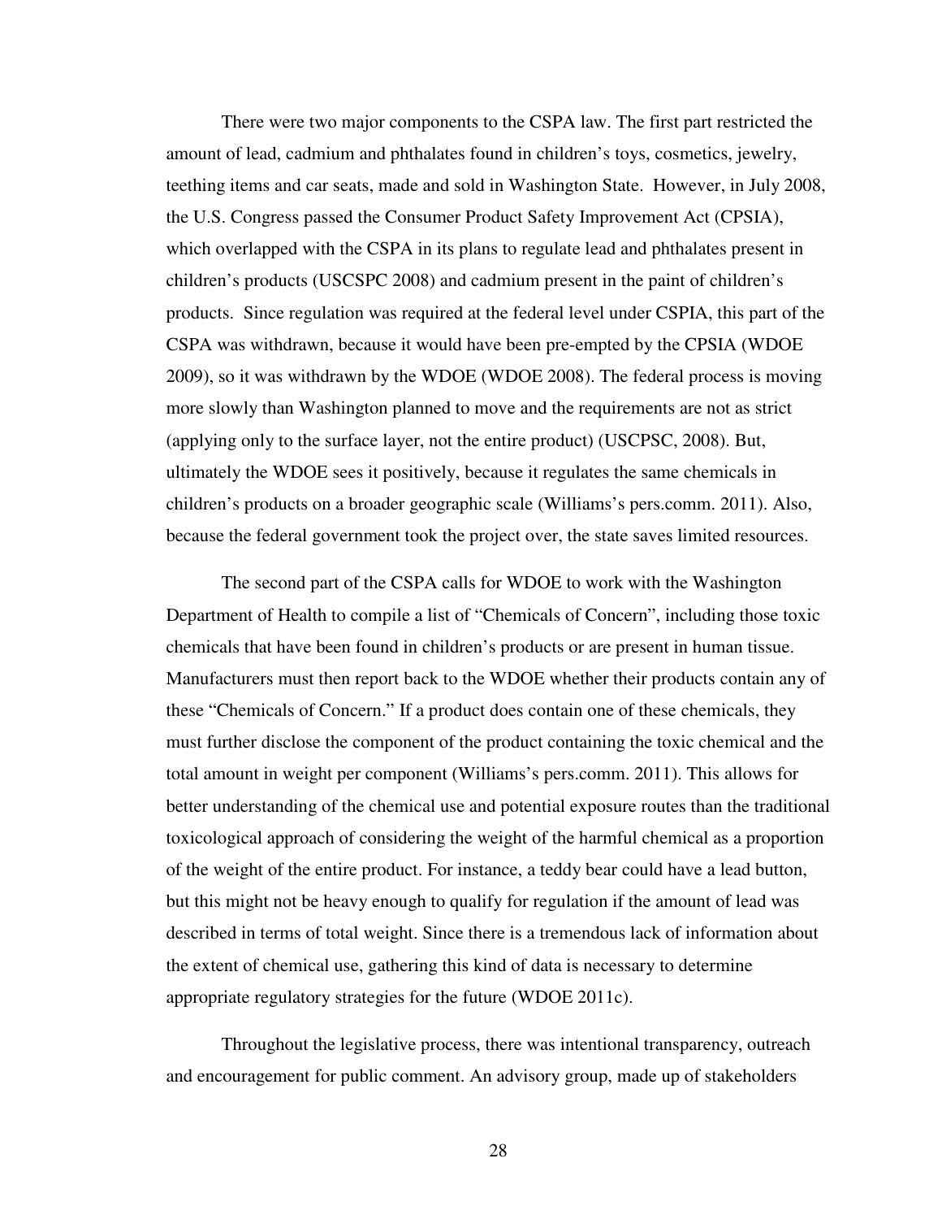There were two major components to the CSPA law. The first part restricted the amount of lead, cadmium and phthalates found in children's toys, cosmetics, jewelry, teething items and car seats, made and sold in Washington State. However, in July 2008, the U.S. Congress passed the Consumer Product Safety Improvement Act (CPSIA), which overlapped with the CSPA in its plans to regulate lead and phthalates present in children's products (USCSPC 2008) and cadmium present in the paint of children's products. Since regulation was required at the federal level under CSPIA, this part of the CSPA was withdrawn, because it would have been pre-empted by the CPSIA (WDOE 2009), so it was withdrawn by the WDOE (WDOE 2008). The federal process is moving more slowly than Washington planned to move and the requirements are not as strict (applying only to the surface layer, not the entire product) (USCPSC, 2008). But, ultimately the WDOE sees it positively, because it regulates the same chemicals in children's products on a broader geographic scale (Williams's pers.comm. 2011). Also, because the federal government took the project over, the state saves limited resources.

The second part of the CSPA calls for WDOE to work with the Washington Department of Health to compile a list of "Chemicals of Concern", including those toxic chemicals that have been found in children's products or are present in human tissue. Manufacturers must then report back to the WDOE whether their products contain any of these "Chemicals of Concern." If a product does contain one of these chemicals, they must further disclose the component of the product containing the toxic chemical and the total amount in weight per component (Williams's pers.comm. 2011). This allows for better understanding of the chemical use and potential exposure routes than the traditional toxicological approach of considering the weight of the harmful chemical as a proportion of the weight of the entire product. For instance, a teddy bear could have a lead button, but this might not be heavy enough to qualify for regulation if the amount of lead was described in terms of total weight. Since there is a tremendous lack of information about the extent of chemical use, gathering this kind of data is necessary to determine appropriate regulatory strategies for the future (WDOE 2011c).

Throughout the legislative process, there was intentional transparency, outreach and encouragement for public comment. An advisory group, made up of stakeholders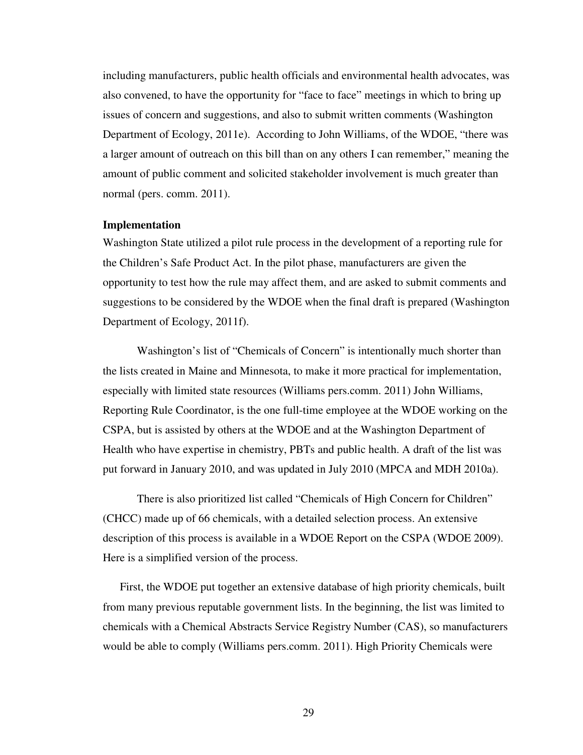including manufacturers, public health officials and environmental health advocates, was also convened, to have the opportunity for "face to face" meetings in which to bring up issues of concern and suggestions, and also to submit written comments (Washington Department of Ecology, 2011e). According to John Williams, of the WDOE, "there was a larger amount of outreach on this bill than on any others I can remember," meaning the amount of public comment and solicited stakeholder involvement is much greater than normal (pers. comm. 2011).

**Implementation**

Washington State utilized a pilot rule process in the development of a reporting rule for the Children's Safe Product Act. In the pilot phase, manufacturers are given the opportunity to test how the rule may affect them, and are asked to submit comments and suggestions to be considered by the WDOE when the final draft is prepared (Washington Department of Ecology, 2011f).

Washington's list of "Chemicals of Concern" is intentionally much shorter than the lists created in Maine and Minnesota, to make it more practical for implementation, especially with limited state resources (Williams pers.comm. 2011) John Williams, Reporting Rule Coordinator, is the one full-time employee at the WDOE working on the CSPA, but is assisted by others at the WDOE and at the Washington Department of Health who have expertise in chemistry, PBTs and public health. A draft of the list was put forward in January 2010, and was updated in July 2010 (MPCA and MDH 2010a).

There is also prioritized list called "Chemicals of High Concern for Children" (CHCC) made up of 66 chemicals, with a detailed selection process. An extensive description of this process is available in a WDOE Report on the CSPA (WDOE 2009). Here is a simplified version of the process.

First, the WDOE put together an extensive database of high priority chemicals, built from many previous reputable government lists. In the beginning, the list was limited to chemicals with a Chemical Abstracts Service Registry Number (CAS), so manufacturers would be able to comply (Williams pers.comm. 2011). High Priority Chemicals were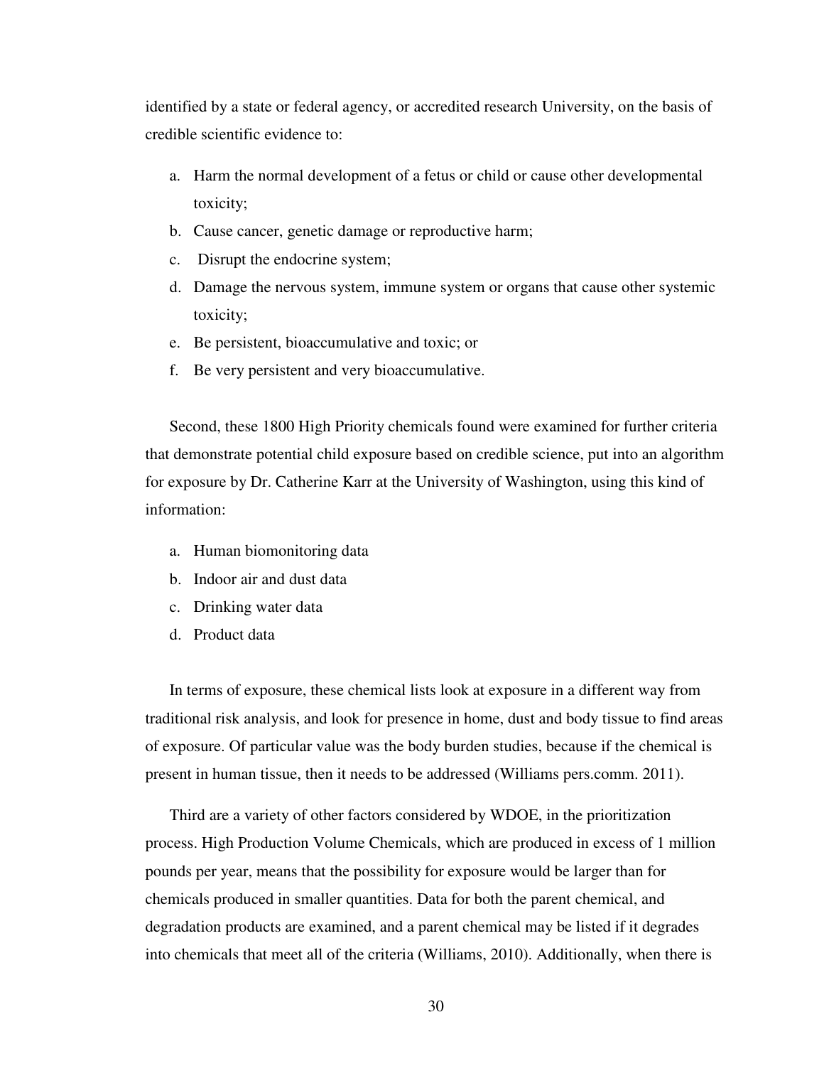identified by a state or federal agency, or accredited research University, on the basis of credible scientific evidence to:

a. Harm the normal development of a fetus or child or cause other developmental toxicity;
b. Cause cancer, genetic damage or reproductive harm;
c. Disrupt the endocrine system;
d. Damage the nervous system, immune system or organs that cause other systemic toxicity;
e. Be persistent, bioaccumulative and toxic; or
f. Be very persistent and very bioaccumulative.

Second, these 1800 High Priority chemicals found were examined for further criteria that demonstrate potential child exposure based on credible science, put into an algorithm for exposure by Dr. Catherine Karr at the University of Washington, using this kind of information:

a. Human biomonitoring data
b. Indoor air and dust data
c. Drinking water data
d. Product data

In terms of exposure, these chemical lists look at exposure in a different way from traditional risk analysis, and look for presence in home, dust and body tissue to find areas of exposure. Of particular value was the body burden studies, because if the chemical is present in human tissue, then it needs to be addressed (Williams pers.comm. 2011).

Third are a variety of other factors considered by WDOE, in the prioritization process. High Production Volume Chemicals, which are produced in excess of 1 million pounds per year, means that the possibility for exposure would be larger than for chemicals produced in smaller quantities. Data for both the parent chemical, and degradation products are examined, and a parent chemical may be listed if it degrades into chemicals that meet all of the criteria (Williams, 2010). Additionally, when there is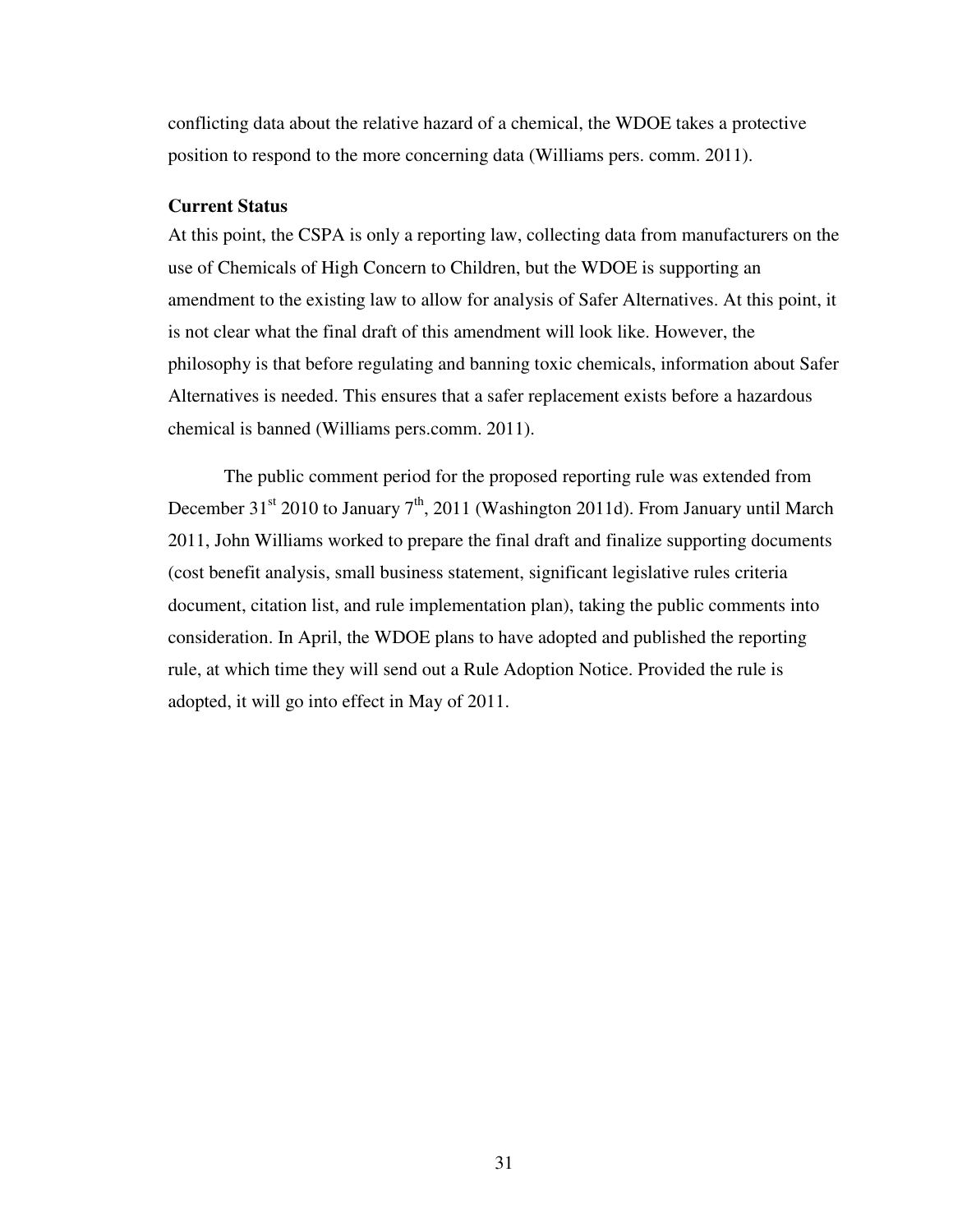conflicting data about the relative hazard of a chemical, the WDOE takes a protective position to respond to the more concerning data (Williams pers. comm. 2011).

**Current Status**

At this point, the CSPA is only a reporting law, collecting data from manufacturers on the use of Chemicals of High Concern to Children, but the WDOE is supporting an amendment to the existing law to allow for analysis of Safer Alternatives. At this point, it is not clear what the final draft of this amendment will look like. However, the philosophy is that before regulating and banning toxic chemicals, information about Safer Alternatives is needed. This ensures that a safer replacement exists before a hazardous chemical is banned (Williams pers.comm. 2011).

The public comment period for the proposed reporting rule was extended from December 31st 2010 to January 7th, 2011 (Washington 2011d). From January until March 2011, John Williams worked to prepare the final draft and finalize supporting documents (cost benefit analysis, small business statement, significant legislative rules criteria document, citation list, and rule implementation plan), taking the public comments into consideration. In April, the WDOE plans to have adopted and published the reporting rule, at which time they will send out a Rule Adoption Notice. Provided the rule is adopted, it will go into effect in May of 2011.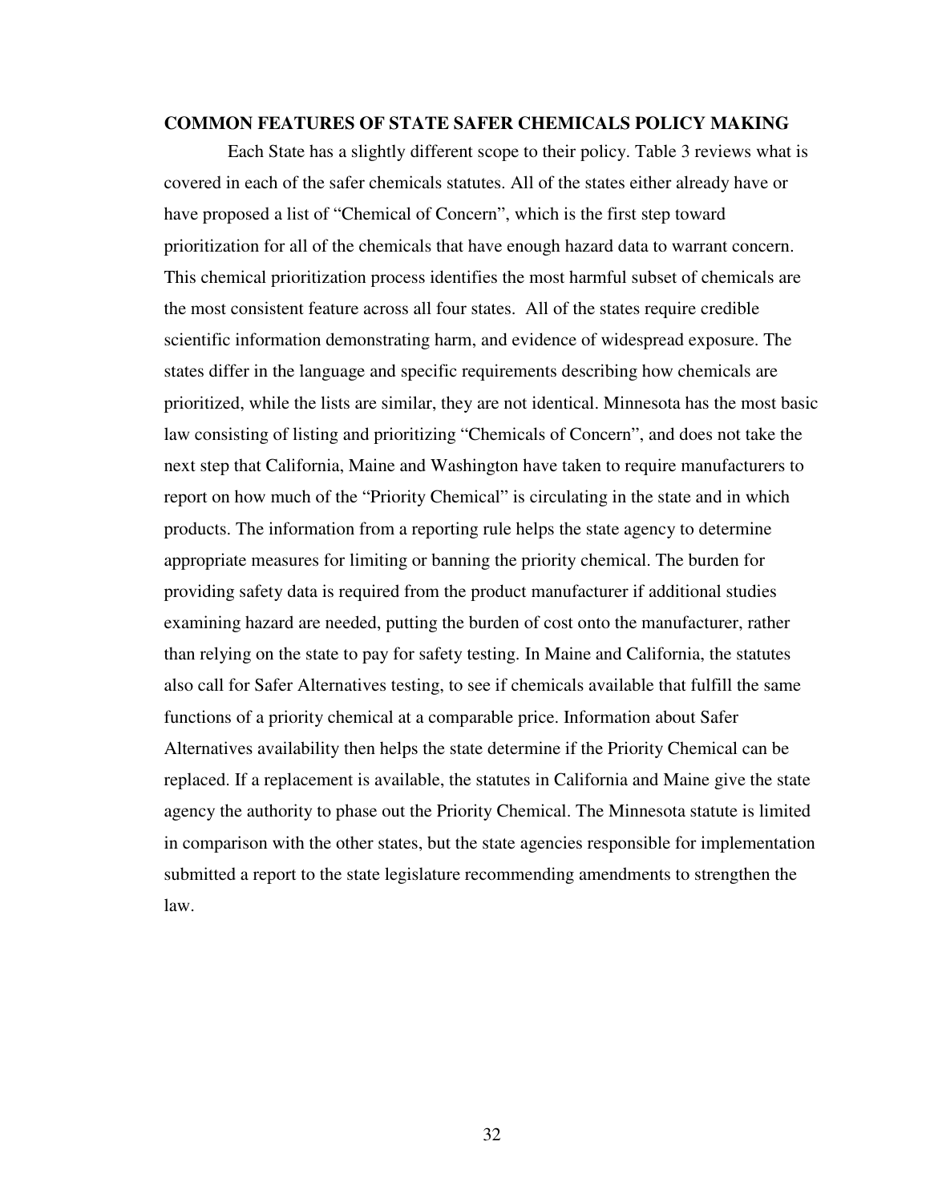## COMMON FEATURES OF STATE SAFER CHEMICALS POLICY MAKING

Each State has a slightly different scope to their policy. Table 3 reviews what is covered in each of the safer chemicals statutes. All of the states either already have or have proposed a list of "Chemical of Concern", which is the first step toward prioritization for all of the chemicals that have enough hazard data to warrant concern. This chemical prioritization process identifies the most harmful subset of chemicals are the most consistent feature across all four states. All of the states require credible scientific information demonstrating harm, and evidence of widespread exposure. The states differ in the language and specific requirements describing how chemicals are prioritized, while the lists are similar, they are not identical. Minnesota has the most basic law consisting of listing and prioritizing "Chemicals of Concern", and does not take the next step that California, Maine and Washington have taken to require manufacturers to report on how much of the "Priority Chemical" is circulating in the state and in which products. The information from a reporting rule helps the state agency to determine appropriate measures for limiting or banning the priority chemical. The burden for providing safety data is required from the product manufacturer if additional studies examining hazard are needed, putting the burden of cost onto the manufacturer, rather than relying on the state to pay for safety testing. In Maine and California, the statutes also call for Safer Alternatives testing, to see if chemicals available that fulfill the same functions of a priority chemical at a comparable price. Information about Safer Alternatives availability then helps the state determine if the Priority Chemical can be replaced. If a replacement is available, the statutes in California and Maine give the state agency the authority to phase out the Priority Chemical. The Minnesota statute is limited in comparison with the other states, but the state agencies responsible for implementation submitted a report to the state legislature recommending amendments to strengthen the law.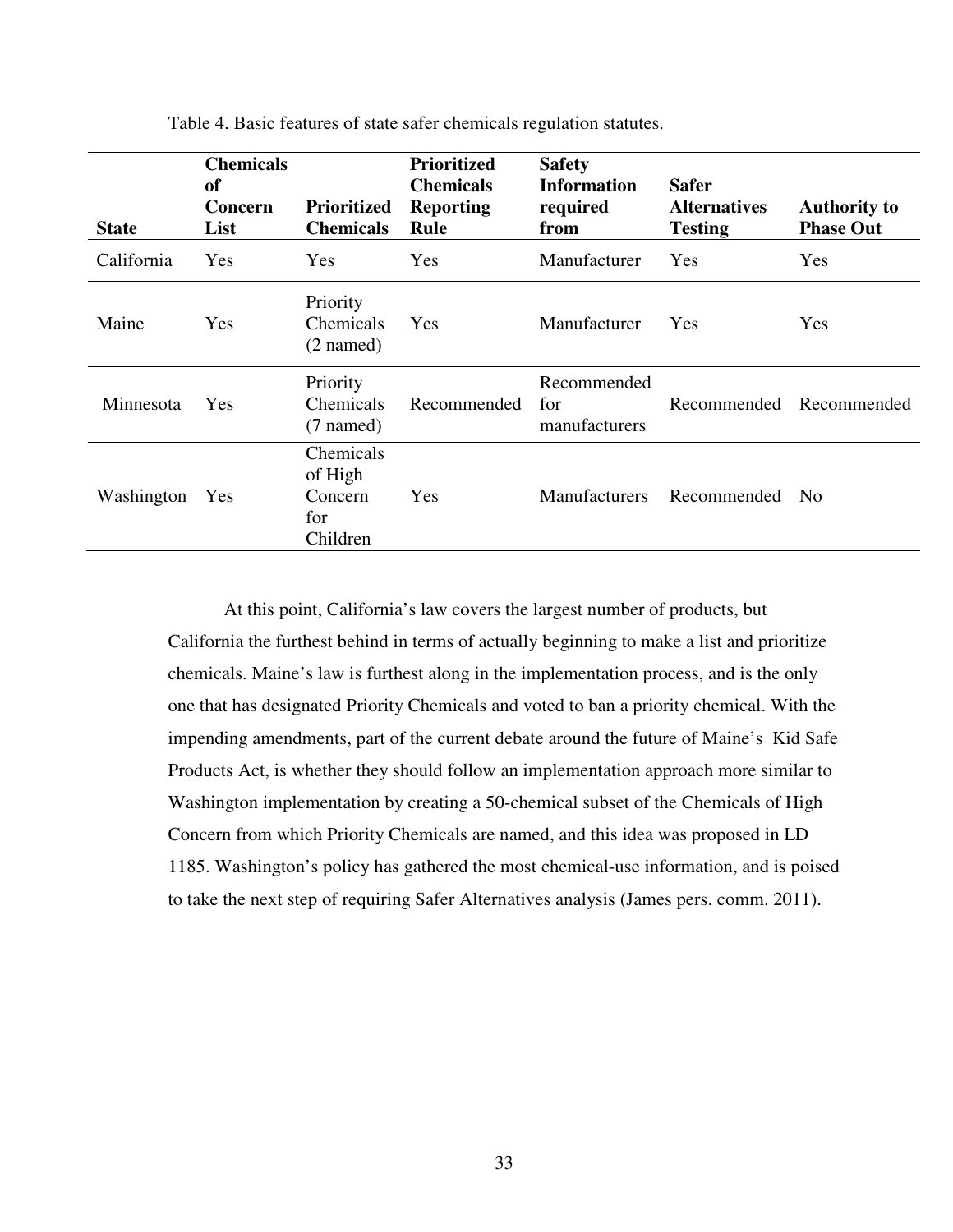Table 4. Basic features of state safer chemicals regulation statutes.

| State | Chemicals of Concern List | Prioritized Chemicals | Prioritized Chemicals Reporting Rule | Safety Information required from | Safer Alternatives Testing | Authority to Phase Out |
|---|---|---|---|---|---|---|
| California | Yes | Yes | Yes | Manufacturer | Yes | Yes |
| Maine | Yes | Priority Chemicals (2 named) | Yes | Manufacturer | Yes | Yes |
| Minnesota | Yes | Priority Chemicals (7 named) | Recommended | Recommended for manufacturers | Recommended | Recommended |
| Washington | Yes | Chemicals of High Concern for Children | Yes | Manufacturers | Recommended | No |

At this point, California's law covers the largest number of products, but California the furthest behind in terms of actually beginning to make a list and prioritize chemicals. Maine's law is furthest along in the implementation process, and is the only one that has designated Priority Chemicals and voted to ban a priority chemical. With the impending amendments, part of the current debate around the future of Maine's Kid Safe Products Act, is whether they should follow an implementation approach more similar to Washington implementation by creating a 50-chemical subset of the Chemicals of High Concern from which Priority Chemicals are named, and this idea was proposed in LD 1185. Washington's policy has gathered the most chemical-use information, and is poised to take the next step of requiring Safer Alternatives analysis (James pers. comm. 2011).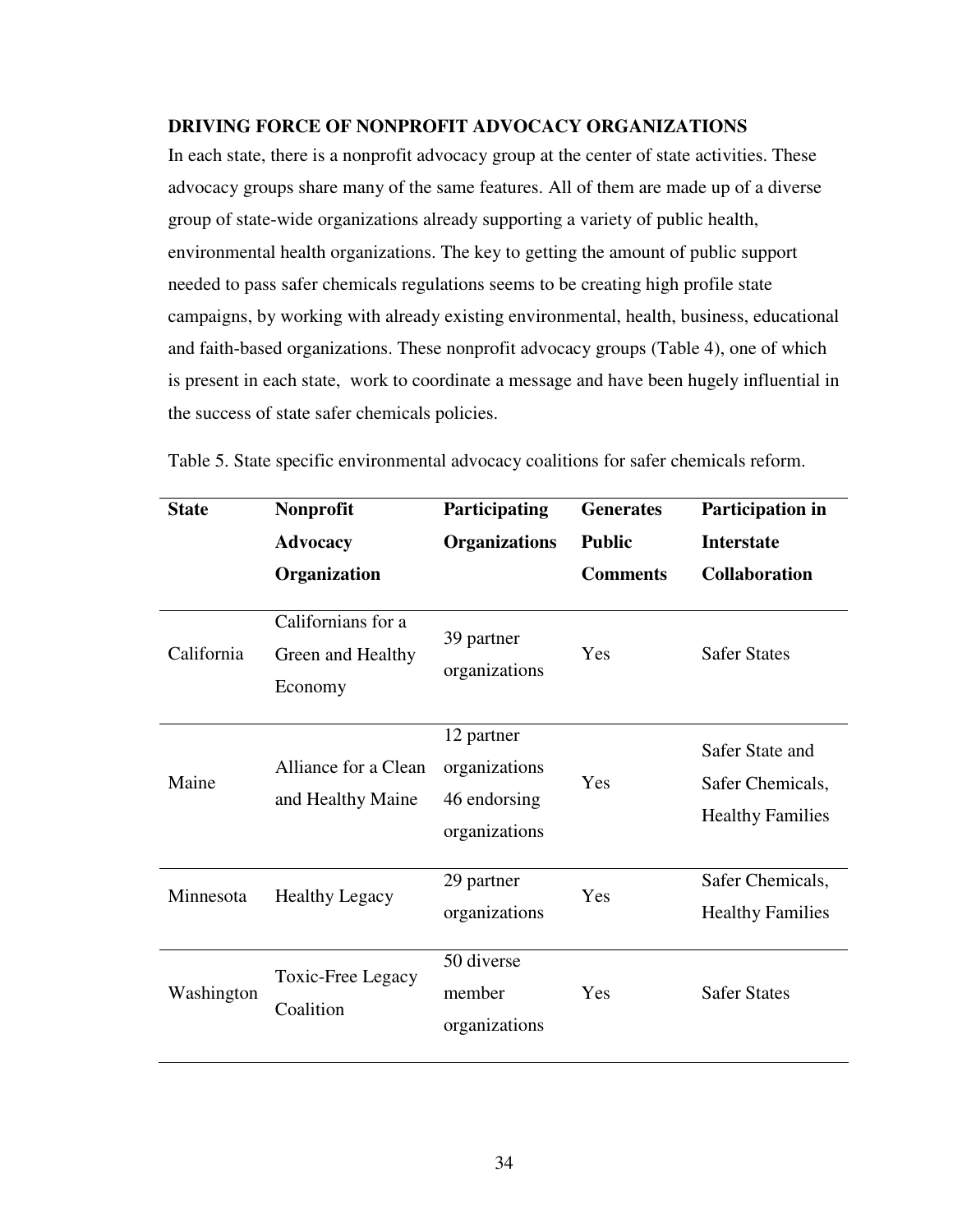**DRIVING FORCE OF NONPROFIT ADVOCACY ORGANIZATIONS**

In each state, there is a nonprofit advocacy group at the center of state activities. These advocacy groups share many of the same features. All of them are made up of a diverse group of state-wide organizations already supporting a variety of public health, environmental health organizations. The key to getting the amount of public support needed to pass safer chemicals regulations seems to be creating high profile state campaigns, by working with already existing environmental, health, business, educational and faith-based organizations. These nonprofit advocacy groups (Table 4), one of which is present in each state, work to coordinate a message and have been hugely influential in the success of state safer chemicals policies.

Table 5. State specific environmental advocacy coalitions for safer chemicals reform.

| State | Nonprofit Advocacy Organization | Participating Organizations | Generates Public Comments | Participation in Interstate Collaboration |
|---|---|---|---|---|
| California | Californians for a Green and Healthy Economy | 39 partner organizations | Yes | Safer States |
| Maine | Alliance for a Clean and Healthy Maine | 12 partner organizations 46 endorsing organizations | Yes | Safer State and Safer Chemicals, Healthy Families |
| Minnesota | Healthy Legacy | 29 partner organizations | Yes | Safer Chemicals, Healthy Families |
| Washington | Toxic-Free Legacy Coalition | 50 diverse member organizations | Yes | Safer States |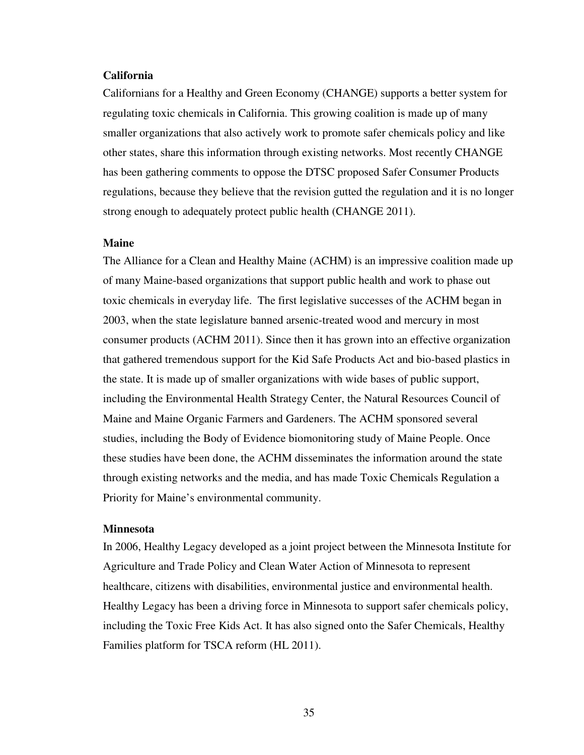**California**

Californians for a Healthy and Green Economy (CHANGE) supports a better system for regulating toxic chemicals in California. This growing coalition is made up of many smaller organizations that also actively work to promote safer chemicals policy and like other states, share this information through existing networks. Most recently CHANGE has been gathering comments to oppose the DTSC proposed Safer Consumer Products regulations, because they believe that the revision gutted the regulation and it is no longer strong enough to adequately protect public health (CHANGE 2011).

**Maine**

The Alliance for a Clean and Healthy Maine (ACHM) is an impressive coalition made up of many Maine-based organizations that support public health and work to phase out toxic chemicals in everyday life. The first legislative successes of the ACHM began in 2003, when the state legislature banned arsenic-treated wood and mercury in most consumer products (ACHM 2011). Since then it has grown into an effective organization that gathered tremendous support for the Kid Safe Products Act and bio-based plastics in the state. It is made up of smaller organizations with wide bases of public support, including the Environmental Health Strategy Center, the Natural Resources Council of Maine and Maine Organic Farmers and Gardeners. The ACHM sponsored several studies, including the Body of Evidence biomonitoring study of Maine People. Once these studies have been done, the ACHM disseminates the information around the state through existing networks and the media, and has made Toxic Chemicals Regulation a Priority for Maine's environmental community.

**Minnesota**

In 2006, Healthy Legacy developed as a joint project between the Minnesota Institute for Agriculture and Trade Policy and Clean Water Action of Minnesota to represent healthcare, citizens with disabilities, environmental justice and environmental health. Healthy Legacy has been a driving force in Minnesota to support safer chemicals policy, including the Toxic Free Kids Act. It has also signed onto the Safer Chemicals, Healthy Families platform for TSCA reform (HL 2011).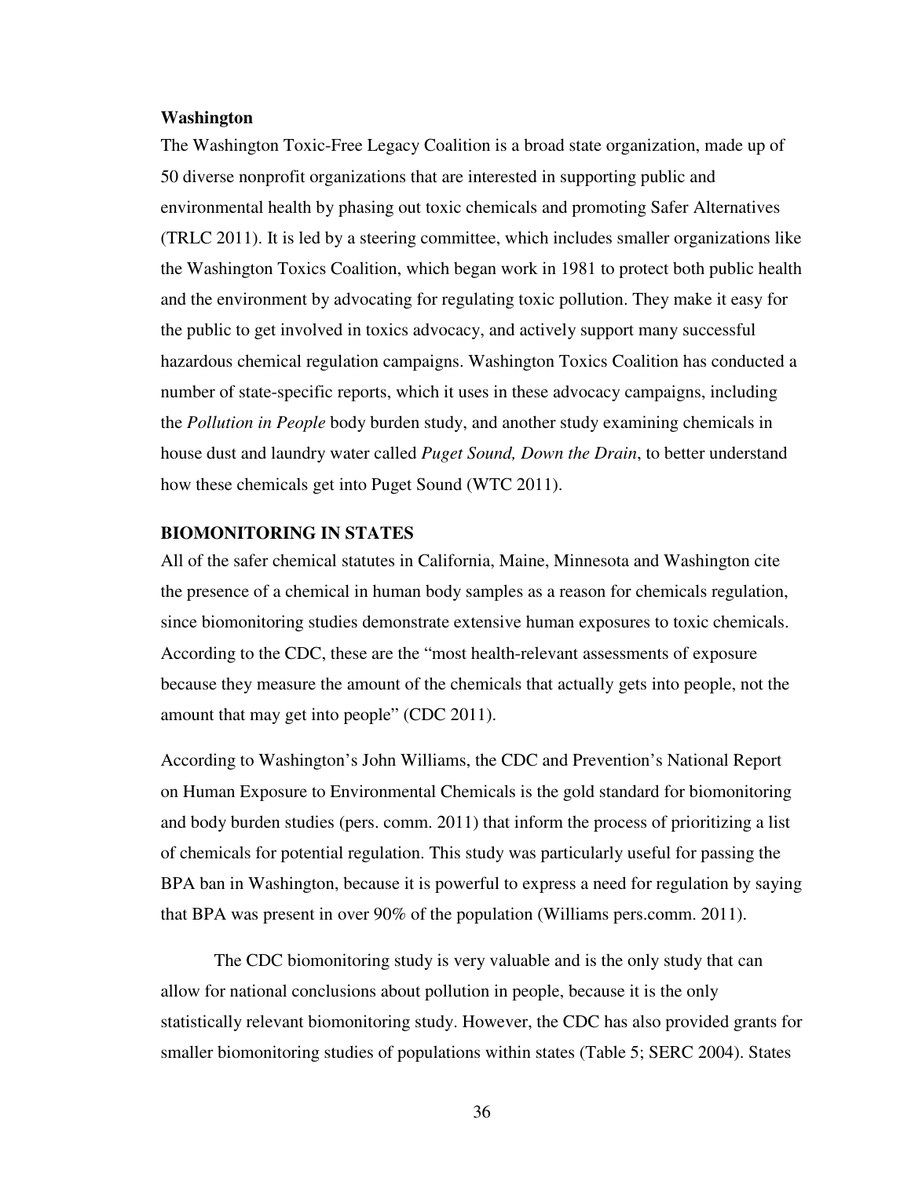**Washington**

The Washington Toxic-Free Legacy Coalition is a broad state organization, made up of 50 diverse nonprofit organizations that are interested in supporting public and environmental health by phasing out toxic chemicals and promoting Safer Alternatives (TRLC 2011). It is led by a steering committee, which includes smaller organizations like the Washington Toxics Coalition, which began work in 1981 to protect both public health and the environment by advocating for regulating toxic pollution. They make it easy for the public to get involved in toxics advocacy, and actively support many successful hazardous chemical regulation campaigns. Washington Toxics Coalition has conducted a number of state-specific reports, which it uses in these advocacy campaigns, including the *Pollution in People* body burden study, and another study examining chemicals in house dust and laundry water called *Puget Sound, Down the Drain*, to better understand how these chemicals get into Puget Sound (WTC 2011).

**BIOMONITORING IN STATES**

All of the safer chemical statutes in California, Maine, Minnesota and Washington cite the presence of a chemical in human body samples as a reason for chemicals regulation, since biomonitoring studies demonstrate extensive human exposures to toxic chemicals. According to the CDC, these are the "most health-relevant assessments of exposure because they measure the amount of the chemicals that actually gets into people, not the amount that may get into people" (CDC 2011).

According to Washington's John Williams, the CDC and Prevention's National Report on Human Exposure to Environmental Chemicals is the gold standard for biomonitoring and body burden studies (pers. comm. 2011) that inform the process of prioritizing a list of chemicals for potential regulation. This study was particularly useful for passing the BPA ban in Washington, because it is powerful to express a need for regulation by saying that BPA was present in over 90% of the population (Williams pers.comm. 2011).

The CDC biomonitoring study is very valuable and is the only study that can allow for national conclusions about pollution in people, because it is the only statistically relevant biomonitoring study. However, the CDC has also provided grants for smaller biomonitoring studies of populations within states (Table 5; SERC 2004). States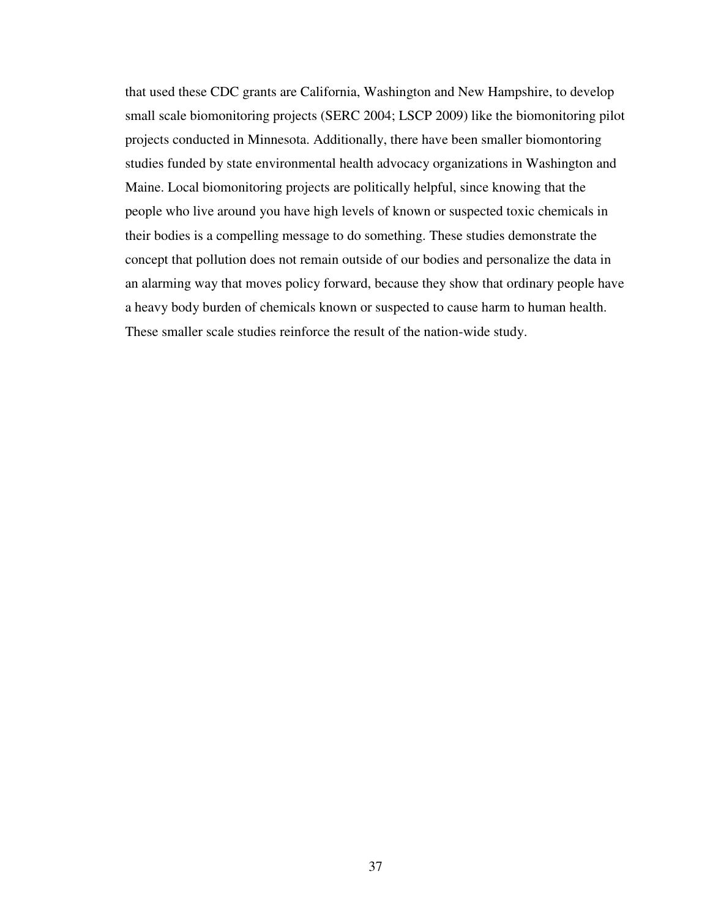that used these CDC grants are California, Washington and New Hampshire, to develop small scale biomonitoring projects (SERC 2004; LSCP 2009) like the biomonitoring pilot projects conducted in Minnesota. Additionally, there have been smaller biomontoring studies funded by state environmental health advocacy organizations in Washington and Maine. Local biomonitoring projects are politically helpful, since knowing that the people who live around you have high levels of known or suspected toxic chemicals in their bodies is a compelling message to do something. These studies demonstrate the concept that pollution does not remain outside of our bodies and personalize the data in an alarming way that moves policy forward, because they show that ordinary people have a heavy body burden of chemicals known or suspected to cause harm to human health. These smaller scale studies reinforce the result of the nation-wide study.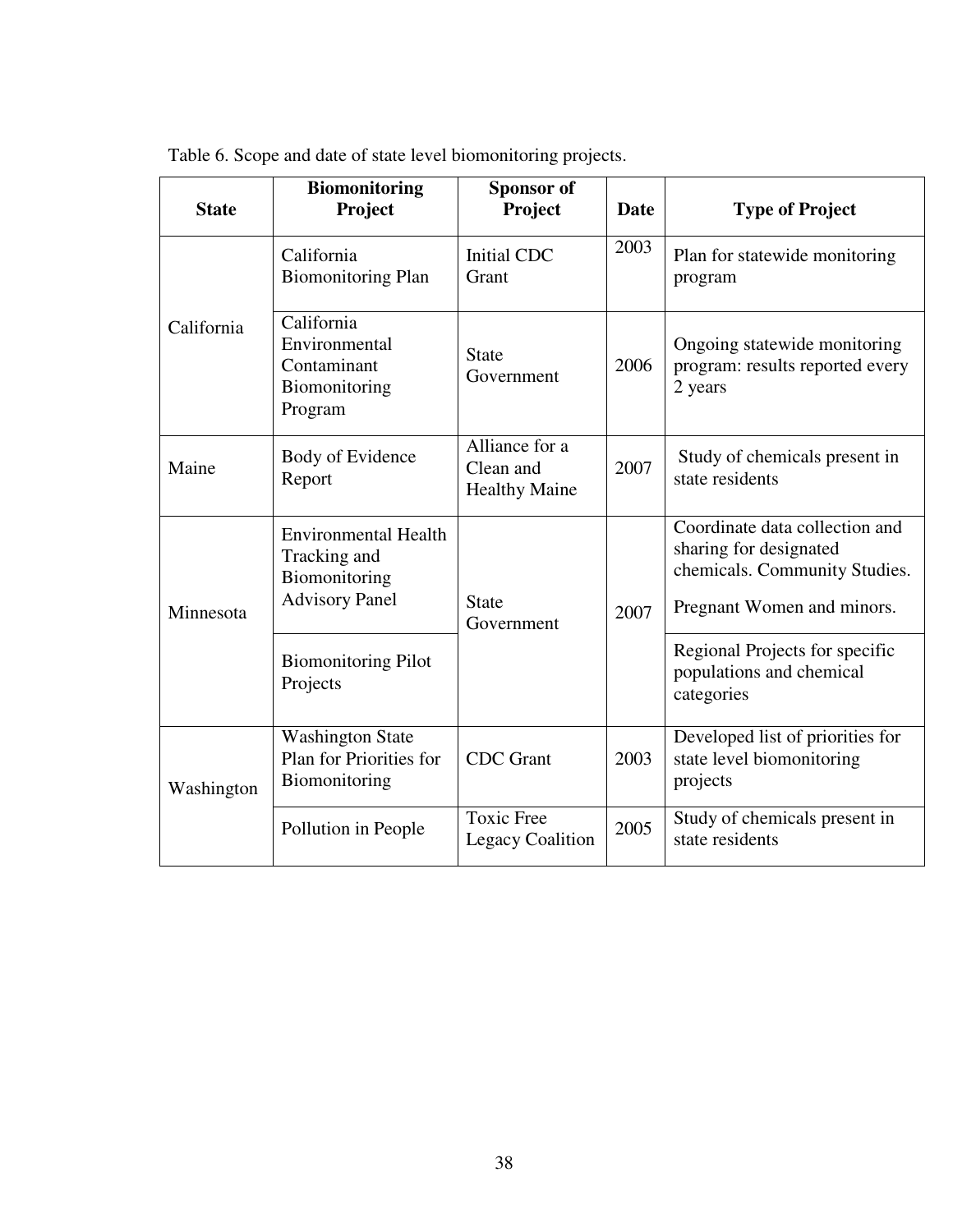Table 6. Scope and date of state level biomonitoring projects.

| State | Biomonitoring Project | Sponsor of Project | Date | Type of Project |
|---|---|---|---|---|
| California | California Biomonitoring Plan | Initial CDC Grant | 2003 | Plan for statewide monitoring program |
| | California Environmental Contaminant Biomonitoring Program | State Government | 2006 | Ongoing statewide monitoring program: results reported every 2 years |
| Maine | Body of Evidence Report | Alliance for a Clean and Healthy Maine | 2007 | Study of chemicals present in state residents |
| Minnesota | Environmental Health Tracking and Biomonitoring Advisory Panel | State Government | 2007 | Coordinate data collection and sharing for designated chemicals. Community Studies. Pregnant Women and minors. |
| | Biomonitoring Pilot Projects | | | Regional Projects for specific populations and chemical categories |
| Washington | Washington State Plan for Priorities for Biomonitoring | CDC Grant | 2003 | Developed list of priorities for state level biomonitoring projects |
| | Pollution in People | Toxic Free Legacy Coalition | 2005 | Study of chemicals present in state residents |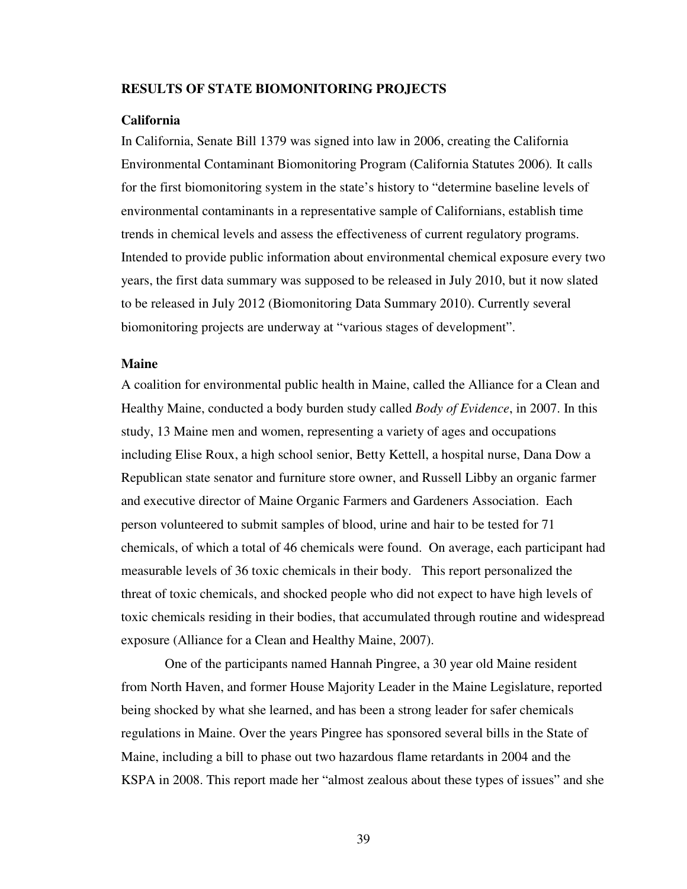## RESULTS OF STATE BIOMONITORING PROJECTS

### California

In California, Senate Bill 1379 was signed into law in 2006, creating the California Environmental Contaminant Biomonitoring Program (California Statutes 2006). It calls for the first biomonitoring system in the state's history to "determine baseline levels of environmental contaminants in a representative sample of Californians, establish time trends in chemical levels and assess the effectiveness of current regulatory programs. Intended to provide public information about environmental chemical exposure every two years, the first data summary was supposed to be released in July 2010, but it now slated to be released in July 2012 (Biomonitoring Data Summary 2010). Currently several biomonitoring projects are underway at "various stages of development".

### Maine

A coalition for environmental public health in Maine, called the Alliance for a Clean and Healthy Maine, conducted a body burden study called *Body of Evidence*, in 2007. In this study, 13 Maine men and women, representing a variety of ages and occupations including Elise Roux, a high school senior, Betty Kettell, a hospital nurse, Dana Dow a Republican state senator and furniture store owner, and Russell Libby an organic farmer and executive director of Maine Organic Farmers and Gardeners Association. Each person volunteered to submit samples of blood, urine and hair to be tested for 71 chemicals, of which a total of 46 chemicals were found. On average, each participant had measurable levels of 36 toxic chemicals in their body. This report personalized the threat of toxic chemicals, and shocked people who did not expect to have high levels of toxic chemicals residing in their bodies, that accumulated through routine and widespread exposure (Alliance for a Clean and Healthy Maine, 2007).

One of the participants named Hannah Pingree, a 30 year old Maine resident from North Haven, and former House Majority Leader in the Maine Legislature, reported being shocked by what she learned, and has been a strong leader for safer chemicals regulations in Maine. Over the years Pingree has sponsored several bills in the State of Maine, including a bill to phase out two hazardous flame retardants in 2004 and the KSPA in 2008. This report made her "almost zealous about these types of issues" and she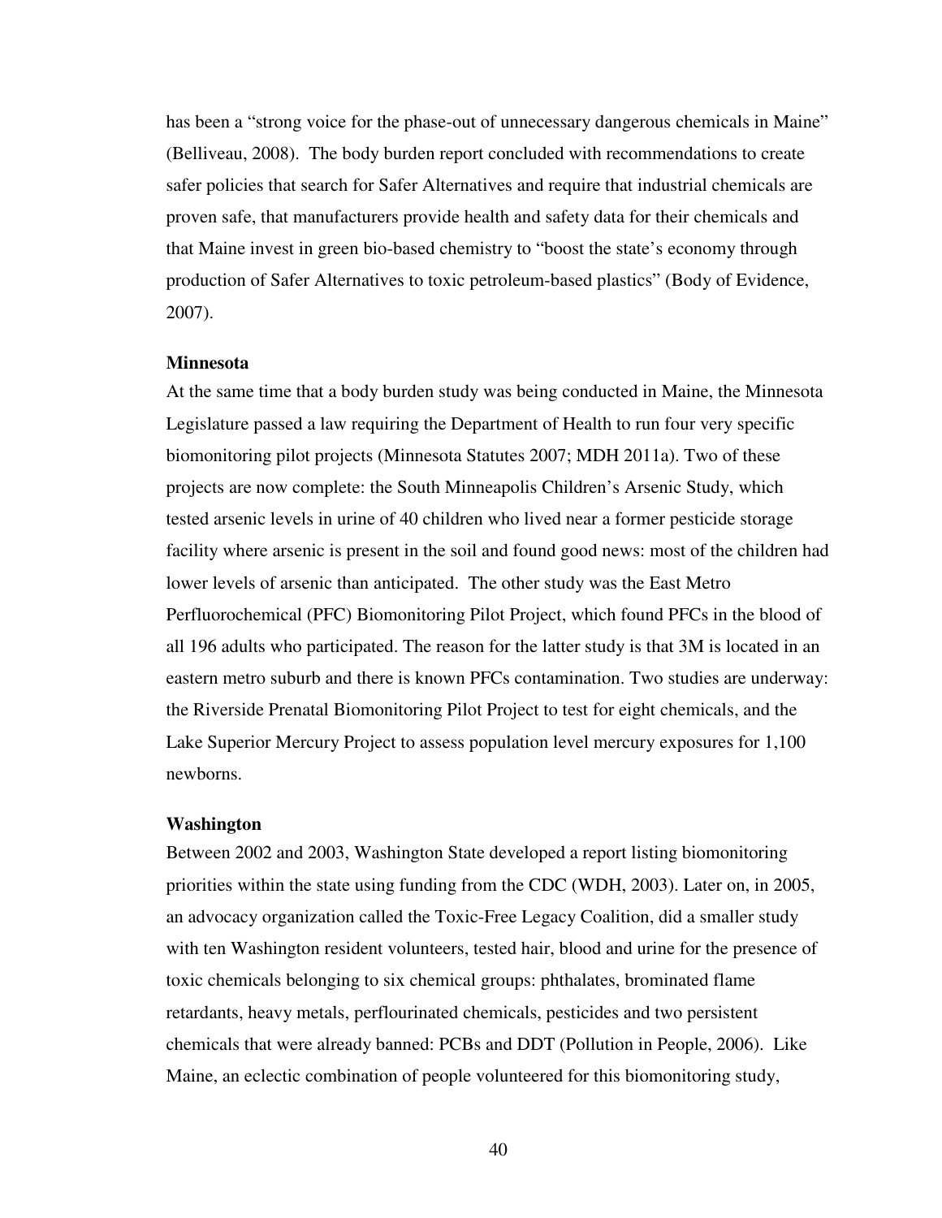has been a "strong voice for the phase-out of unnecessary dangerous chemicals in Maine" (Belliveau, 2008). The body burden report concluded with recommendations to create safer policies that search for Safer Alternatives and require that industrial chemicals are proven safe, that manufacturers provide health and safety data for their chemicals and that Maine invest in green bio-based chemistry to "boost the state's economy through production of Safer Alternatives to toxic petroleum-based plastics" (Body of Evidence, 2007).

**Minnesota**

At the same time that a body burden study was being conducted in Maine, the Minnesota Legislature passed a law requiring the Department of Health to run four very specific biomonitoring pilot projects (Minnesota Statutes 2007; MDH 2011a). Two of these projects are now complete: the South Minneapolis Children's Arsenic Study, which tested arsenic levels in urine of 40 children who lived near a former pesticide storage facility where arsenic is present in the soil and found good news: most of the children had lower levels of arsenic than anticipated. The other study was the East Metro Perfluorochemical (PFC) Biomonitoring Pilot Project, which found PFCs in the blood of all 196 adults who participated. The reason for the latter study is that 3M is located in an eastern metro suburb and there is known PFCs contamination. Two studies are underway: the Riverside Prenatal Biomonitoring Pilot Project to test for eight chemicals, and the Lake Superior Mercury Project to assess population level mercury exposures for 1,100 newborns.

**Washington**

Between 2002 and 2003, Washington State developed a report listing biomonitoring priorities within the state using funding from the CDC (WDH, 2003). Later on, in 2005, an advocacy organization called the Toxic-Free Legacy Coalition, did a smaller study with ten Washington resident volunteers, tested hair, blood and urine for the presence of toxic chemicals belonging to six chemical groups: phthalates, brominated flame retardants, heavy metals, perflourinated chemicals, pesticides and two persistent chemicals that were already banned: PCBs and DDT (Pollution in People, 2006). Like Maine, an eclectic combination of people volunteered for this biomonitoring study,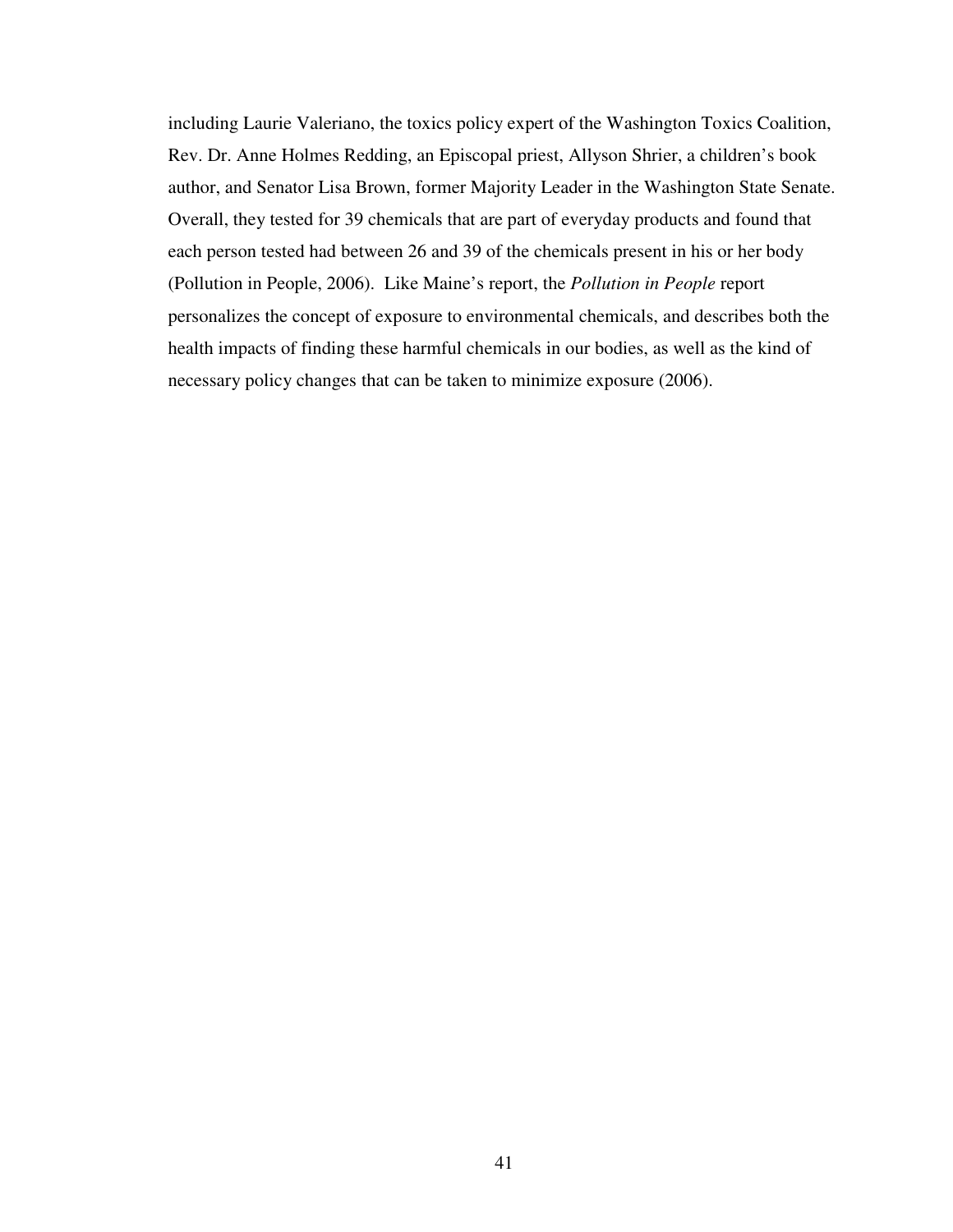including Laurie Valeriano, the toxics policy expert of the Washington Toxics Coalition, Rev. Dr. Anne Holmes Redding, an Episcopal priest, Allyson Shrier, a children's book author, and Senator Lisa Brown, former Majority Leader in the Washington State Senate. Overall, they tested for 39 chemicals that are part of everyday products and found that each person tested had between 26 and 39 of the chemicals present in his or her body (Pollution in People, 2006). Like Maine's report, the *Pollution in People* report personalizes the concept of exposure to environmental chemicals, and describes both the health impacts of finding these harmful chemicals in our bodies, as well as the kind of necessary policy changes that can be taken to minimize exposure (2006).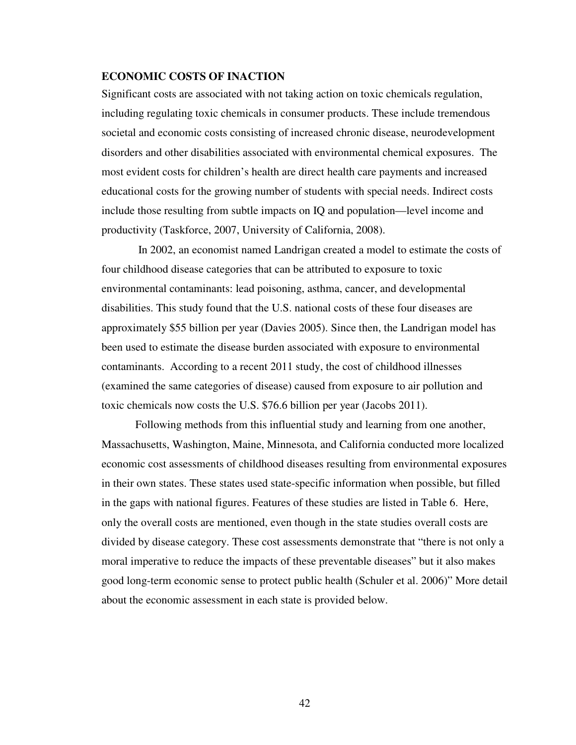## ECONOMIC COSTS OF INACTION

Significant costs are associated with not taking action on toxic chemicals regulation, including regulating toxic chemicals in consumer products. These include tremendous societal and economic costs consisting of increased chronic disease, neurodevelopment disorders and other disabilities associated with environmental chemical exposures. The most evident costs for children's health are direct health care payments and increased educational costs for the growing number of students with special needs. Indirect costs include those resulting from subtle impacts on IQ and population—level income and productivity (Taskforce, 2007, University of California, 2008).

In 2002, an economist named Landrigan created a model to estimate the costs of four childhood disease categories that can be attributed to exposure to toxic environmental contaminants: lead poisoning, asthma, cancer, and developmental disabilities. This study found that the U.S. national costs of these four diseases are approximately \$55 billion per year (Davies 2005). Since then, the Landrigan model has been used to estimate the disease burden associated with exposure to environmental contaminants. According to a recent 2011 study, the cost of childhood illnesses (examined the same categories of disease) caused from exposure to air pollution and toxic chemicals now costs the U.S. \$76.6 billion per year (Jacobs 2011).

Following methods from this influential study and learning from one another, Massachusetts, Washington, Maine, Minnesota, and California conducted more localized economic cost assessments of childhood diseases resulting from environmental exposures in their own states. These states used state-specific information when possible, but filled in the gaps with national figures. Features of these studies are listed in Table 6. Here, only the overall costs are mentioned, even though in the state studies overall costs are divided by disease category. These cost assessments demonstrate that "there is not only a moral imperative to reduce the impacts of these preventable diseases" but it also makes good long-term economic sense to protect public health (Schuler et al. 2006)" More detail about the economic assessment in each state is provided below.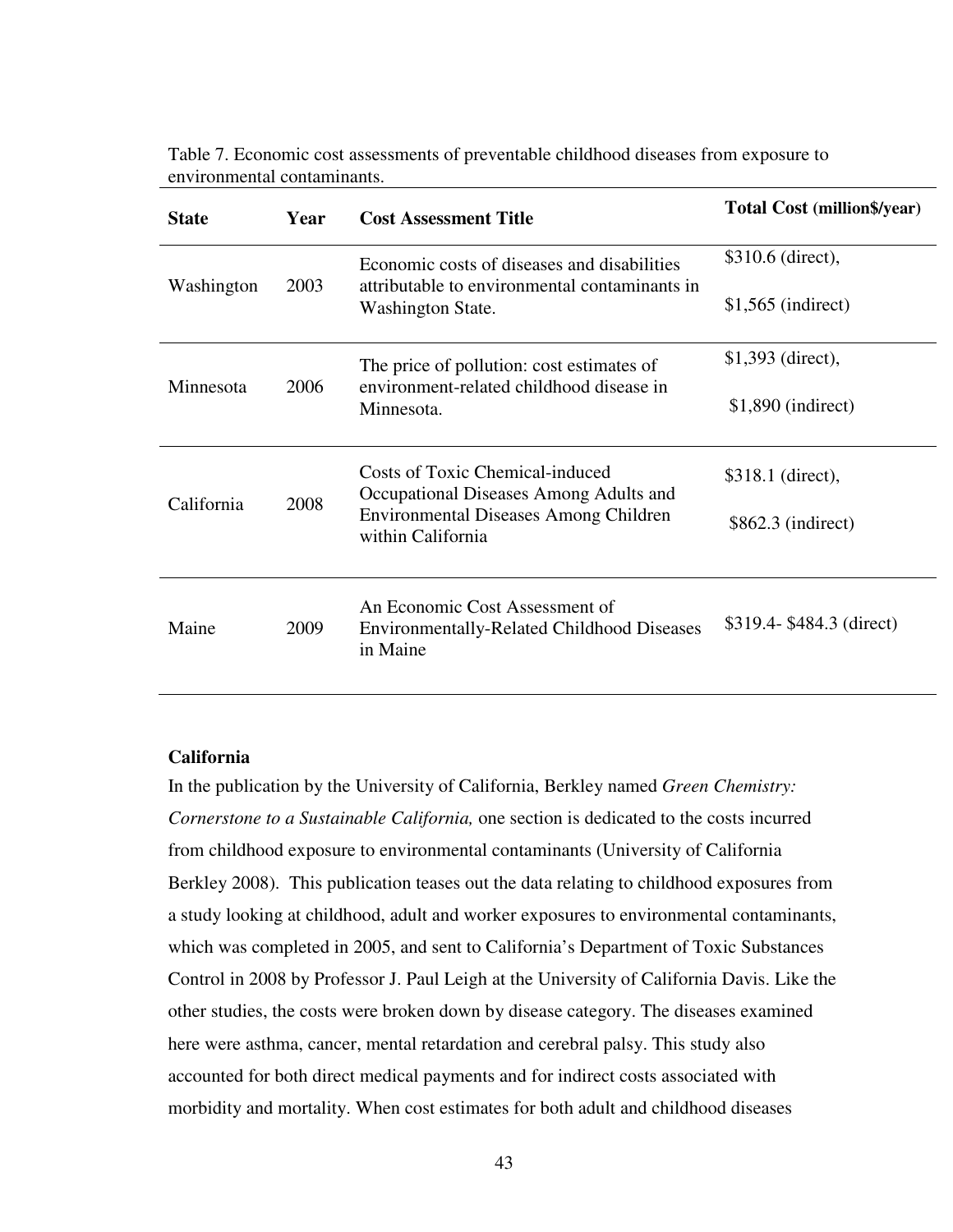Table 7. Economic cost assessments of preventable childhood diseases from exposure to environmental contaminants.

| State | Year | Cost Assessment Title | Total Cost (million$/year) |
|---|---|---|---|
| Washington | 2003 | Economic costs of diseases and disabilities attributable to environmental contaminants in Washington State. | $310.6 (direct), $1,565 (indirect) |
| Minnesota | 2006 | The price of pollution: cost estimates of environment-related childhood disease in Minnesota. | $1,393 (direct), $1,890 (indirect) |
| California | 2008 | Costs of Toxic Chemical-induced Occupational Diseases Among Adults and Environmental Diseases Among Children within California | $318.1 (direct), $862.3 (indirect) |
| Maine | 2009 | An Economic Cost Assessment of Environmentally-Related Childhood Diseases in Maine | $319.4- $484.3 (direct) |

**California**

In the publication by the University of California, Berkley named *Green Chemistry: Cornerstone to a Sustainable California,* one section is dedicated to the costs incurred from childhood exposure to environmental contaminants (University of California Berkley 2008). This publication teases out the data relating to childhood exposures from a study looking at childhood, adult and worker exposures to environmental contaminants, which was completed in 2005, and sent to California's Department of Toxic Substances Control in 2008 by Professor J. Paul Leigh at the University of California Davis. Like the other studies, the costs were broken down by disease category. The diseases examined here were asthma, cancer, mental retardation and cerebral palsy. This study also accounted for both direct medical payments and for indirect costs associated with morbidity and mortality. When cost estimates for both adult and childhood diseases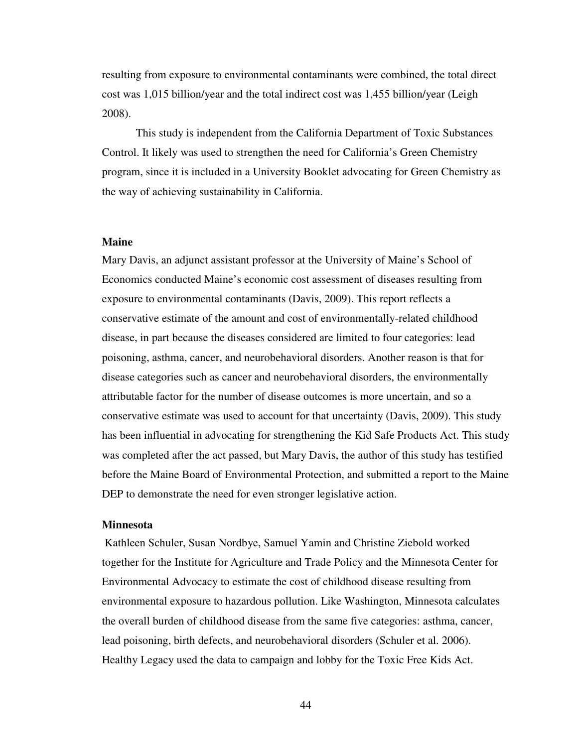resulting from exposure to environmental contaminants were combined, the total direct cost was 1,015 billion/year and the total indirect cost was 1,455 billion/year (Leigh 2008).

This study is independent from the California Department of Toxic Substances Control. It likely was used to strengthen the need for California's Green Chemistry program, since it is included in a University Booklet advocating for Green Chemistry as the way of achieving sustainability in California.

**Maine**

Mary Davis, an adjunct assistant professor at the University of Maine's School of Economics conducted Maine's economic cost assessment of diseases resulting from exposure to environmental contaminants (Davis, 2009). This report reflects a conservative estimate of the amount and cost of environmentally-related childhood disease, in part because the diseases considered are limited to four categories: lead poisoning, asthma, cancer, and neurobehavioral disorders. Another reason is that for disease categories such as cancer and neurobehavioral disorders, the environmentally attributable factor for the number of disease outcomes is more uncertain, and so a conservative estimate was used to account for that uncertainty (Davis, 2009). This study has been influential in advocating for strengthening the Kid Safe Products Act. This study was completed after the act passed, but Mary Davis, the author of this study has testified before the Maine Board of Environmental Protection, and submitted a report to the Maine DEP to demonstrate the need for even stronger legislative action.

**Minnesota**

Kathleen Schuler, Susan Nordbye, Samuel Yamin and Christine Ziebold worked together for the Institute for Agriculture and Trade Policy and the Minnesota Center for Environmental Advocacy to estimate the cost of childhood disease resulting from environmental exposure to hazardous pollution. Like Washington, Minnesota calculates the overall burden of childhood disease from the same five categories: asthma, cancer, lead poisoning, birth defects, and neurobehavioral disorders (Schuler et al. 2006). Healthy Legacy used the data to campaign and lobby for the Toxic Free Kids Act.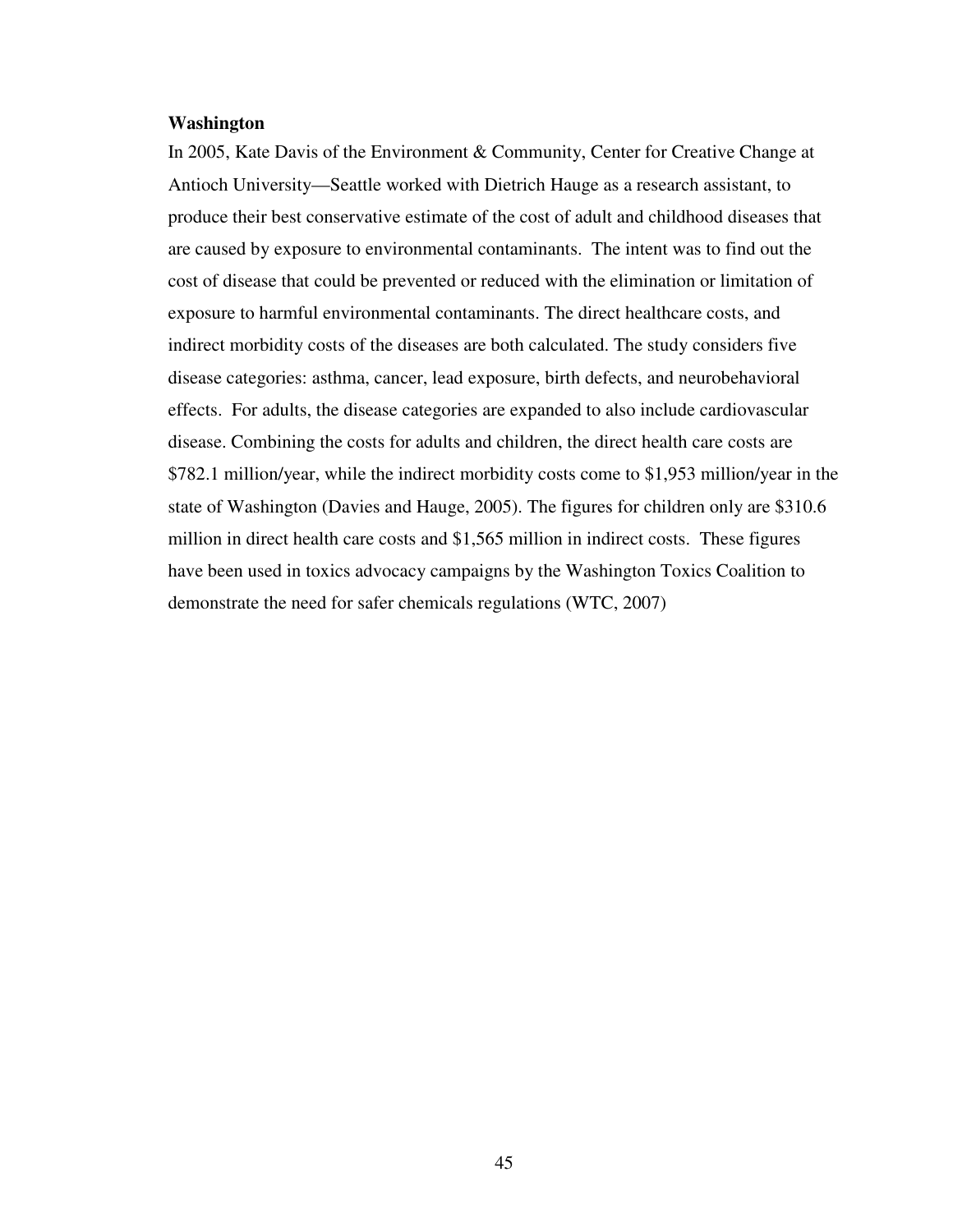**Washington**

In 2005, Kate Davis of the Environment & Community, Center for Creative Change at Antioch University—Seattle worked with Dietrich Hauge as a research assistant, to produce their best conservative estimate of the cost of adult and childhood diseases that are caused by exposure to environmental contaminants. The intent was to find out the cost of disease that could be prevented or reduced with the elimination or limitation of exposure to harmful environmental contaminants. The direct healthcare costs, and indirect morbidity costs of the diseases are both calculated. The study considers five disease categories: asthma, cancer, lead exposure, birth defects, and neurobehavioral effects. For adults, the disease categories are expanded to also include cardiovascular disease. Combining the costs for adults and children, the direct health care costs are $782.1 million/year, while the indirect morbidity costs come to $1,953 million/year in the state of Washington (Davies and Hauge, 2005). The figures for children only are $310.6 million in direct health care costs and $1,565 million in indirect costs. These figures have been used in toxics advocacy campaigns by the Washington Toxics Coalition to demonstrate the need for safer chemicals regulations (WTC, 2007)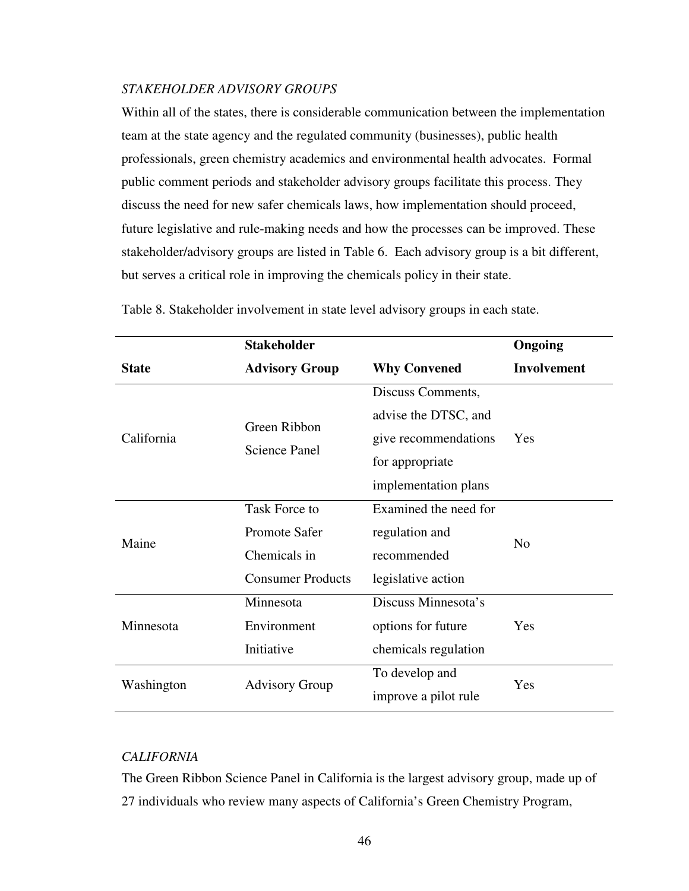*STAKEHOLDER ADVISORY GROUPS*

Within all of the states, there is considerable communication between the implementation team at the state agency and the regulated community (businesses), public health professionals, green chemistry academics and environmental health advocates. Formal public comment periods and stakeholder advisory groups facilitate this process. They discuss the need for new safer chemicals laws, how implementation should proceed, future legislative and rule-making needs and how the processes can be improved. These stakeholder/advisory groups are listed in Table 6. Each advisory group is a bit different, but serves a critical role in improving the chemicals policy in their state.

Table 8. Stakeholder involvement in state level advisory groups in each state.

| State | Stakeholder Advisory Group | Why Convened | Ongoing Involvement |
|---|---|---|---|
| California | Green Ribbon Science Panel | Discuss Comments, advise the DTSC, and give recommendations for appropriate implementation plans | Yes |
| Maine | Task Force to Promote Safer Chemicals in Consumer Products | Examined the need for regulation and recommended legislative action | No |
| Minnesota | Minnesota Environment Initiative | Discuss Minnesota's options for future chemicals regulation | Yes |
| Washington | Advisory Group | To develop and improve a pilot rule | Yes |

*CALIFORNIA*

The Green Ribbon Science Panel in California is the largest advisory group, made up of 27 individuals who review many aspects of California's Green Chemistry Program,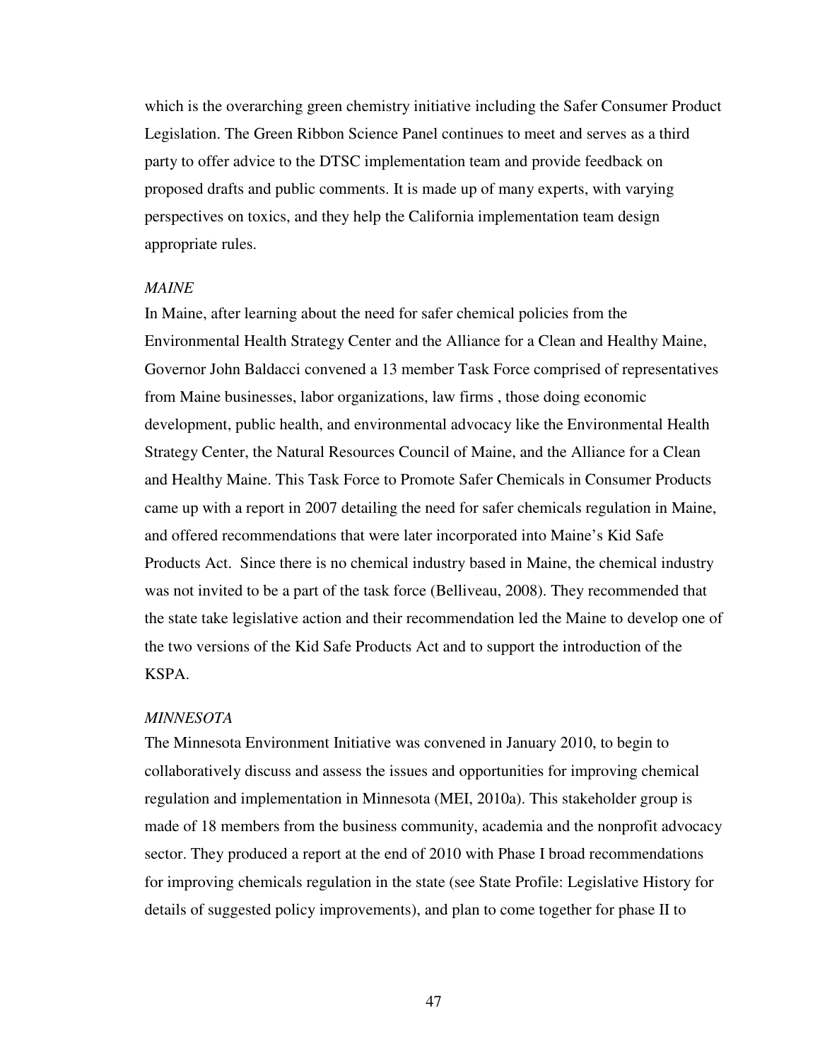which is the overarching green chemistry initiative including the Safer Consumer Product Legislation. The Green Ribbon Science Panel continues to meet and serves as a third party to offer advice to the DTSC implementation team and provide feedback on proposed drafts and public comments. It is made up of many experts, with varying perspectives on toxics, and they help the California implementation team design appropriate rules.

*MAINE*

In Maine, after learning about the need for safer chemical policies from the Environmental Health Strategy Center and the Alliance for a Clean and Healthy Maine, Governor John Baldacci convened a 13 member Task Force comprised of representatives from Maine businesses, labor organizations, law firms , those doing economic development, public health, and environmental advocacy like the Environmental Health Strategy Center, the Natural Resources Council of Maine, and the Alliance for a Clean and Healthy Maine. This Task Force to Promote Safer Chemicals in Consumer Products came up with a report in 2007 detailing the need for safer chemicals regulation in Maine, and offered recommendations that were later incorporated into Maine's Kid Safe Products Act. Since there is no chemical industry based in Maine, the chemical industry was not invited to be a part of the task force (Belliveau, 2008). They recommended that the state take legislative action and their recommendation led the Maine to develop one of the two versions of the Kid Safe Products Act and to support the introduction of the KSPA.

*MINNESOTA*

The Minnesota Environment Initiative was convened in January 2010, to begin to collaboratively discuss and assess the issues and opportunities for improving chemical regulation and implementation in Minnesota (MEI, 2010a). This stakeholder group is made of 18 members from the business community, academia and the nonprofit advocacy sector. They produced a report at the end of 2010 with Phase I broad recommendations for improving chemicals regulation in the state (see State Profile: Legislative History for details of suggested policy improvements), and plan to come together for phase II to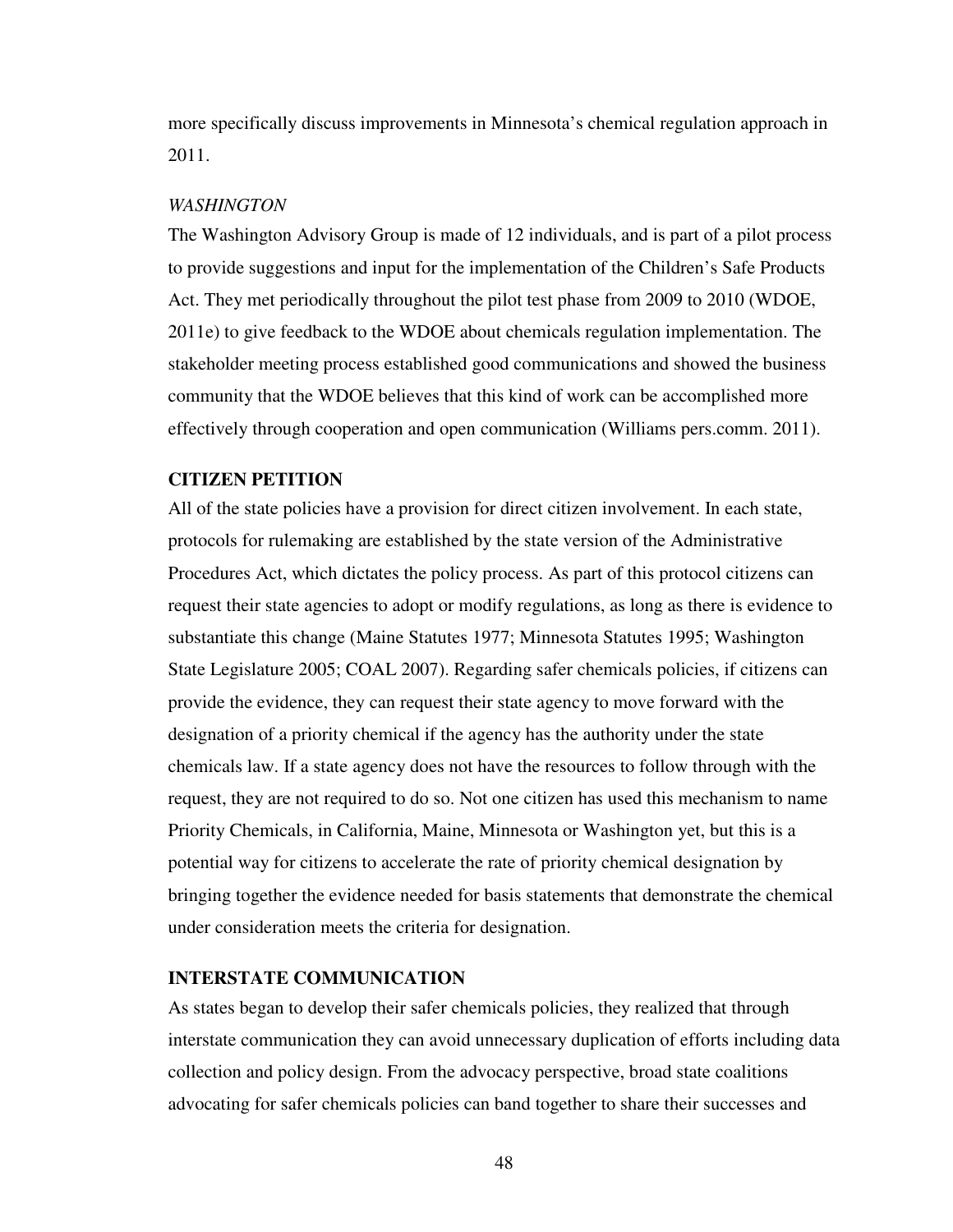more specifically discuss improvements in Minnesota's chemical regulation approach in 2011.

*WASHINGTON*

The Washington Advisory Group is made of 12 individuals, and is part of a pilot process to provide suggestions and input for the implementation of the Children's Safe Products Act. They met periodically throughout the pilot test phase from 2009 to 2010 (WDOE, 2011e) to give feedback to the WDOE about chemicals regulation implementation. The stakeholder meeting process established good communications and showed the business community that the WDOE believes that this kind of work can be accomplished more effectively through cooperation and open communication (Williams pers.comm. 2011).

**CITIZEN PETITION**

All of the state policies have a provision for direct citizen involvement. In each state, protocols for rulemaking are established by the state version of the Administrative Procedures Act, which dictates the policy process. As part of this protocol citizens can request their state agencies to adopt or modify regulations, as long as there is evidence to substantiate this change (Maine Statutes 1977; Minnesota Statutes 1995; Washington State Legislature 2005; COAL 2007). Regarding safer chemicals policies, if citizens can provide the evidence, they can request their state agency to move forward with the designation of a priority chemical if the agency has the authority under the state chemicals law. If a state agency does not have the resources to follow through with the request, they are not required to do so. Not one citizen has used this mechanism to name Priority Chemicals, in California, Maine, Minnesota or Washington yet, but this is a potential way for citizens to accelerate the rate of priority chemical designation by bringing together the evidence needed for basis statements that demonstrate the chemical under consideration meets the criteria for designation.

**INTERSTATE COMMUNICATION**

As states began to develop their safer chemicals policies, they realized that through interstate communication they can avoid unnecessary duplication of efforts including data collection and policy design. From the advocacy perspective, broad state coalitions advocating for safer chemicals policies can band together to share their successes and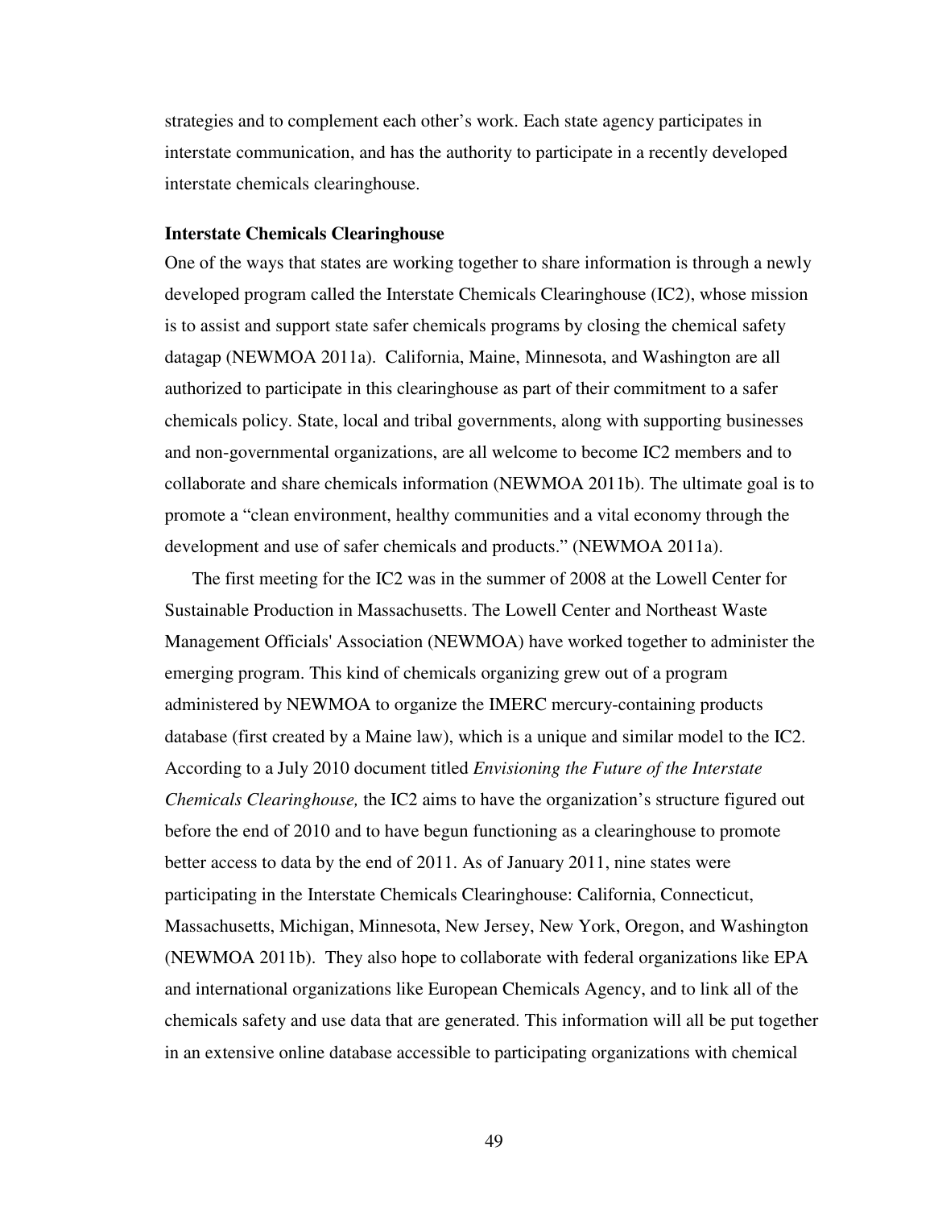strategies and to complement each other's work. Each state agency participates in interstate communication, and has the authority to participate in a recently developed interstate chemicals clearinghouse.

**Interstate Chemicals Clearinghouse**

One of the ways that states are working together to share information is through a newly developed program called the Interstate Chemicals Clearinghouse (IC2), whose mission is to assist and support state safer chemicals programs by closing the chemical safety datagap (NEWMOA 2011a). California, Maine, Minnesota, and Washington are all authorized to participate in this clearinghouse as part of their commitment to a safer chemicals policy. State, local and tribal governments, along with supporting businesses and non-governmental organizations, are all welcome to become IC2 members and to collaborate and share chemicals information (NEWMOA 2011b). The ultimate goal is to promote a "clean environment, healthy communities and a vital economy through the development and use of safer chemicals and products." (NEWMOA 2011a).

The first meeting for the IC2 was in the summer of 2008 at the Lowell Center for Sustainable Production in Massachusetts. The Lowell Center and Northeast Waste Management Officials' Association (NEWMOA) have worked together to administer the emerging program. This kind of chemicals organizing grew out of a program administered by NEWMOA to organize the IMERC mercury-containing products database (first created by a Maine law), which is a unique and similar model to the IC2. According to a July 2010 document titled *Envisioning the Future of the Interstate Chemicals Clearinghouse,* the IC2 aims to have the organization's structure figured out before the end of 2010 and to have begun functioning as a clearinghouse to promote better access to data by the end of 2011. As of January 2011, nine states were participating in the Interstate Chemicals Clearinghouse: California, Connecticut, Massachusetts, Michigan, Minnesota, New Jersey, New York, Oregon, and Washington (NEWMOA 2011b). They also hope to collaborate with federal organizations like EPA and international organizations like European Chemicals Agency, and to link all of the chemicals safety and use data that are generated. This information will all be put together in an extensive online database accessible to participating organizations with chemical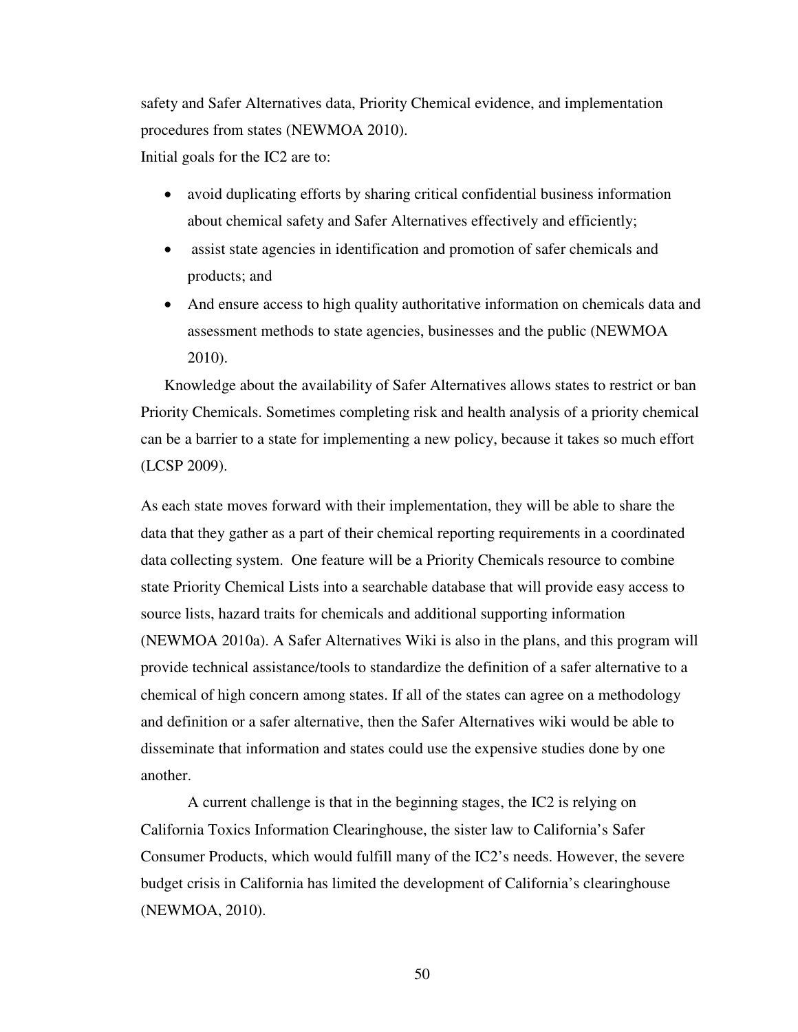safety and Safer Alternatives data, Priority Chemical evidence, and implementation procedures from states (NEWMOA 2010).

Initial goals for the IC2 are to:

- avoid duplicating efforts by sharing critical confidential business information about chemical safety and Safer Alternatives effectively and efficiently;
- assist state agencies in identification and promotion of safer chemicals and products; and
- And ensure access to high quality authoritative information on chemicals data and assessment methods to state agencies, businesses and the public (NEWMOA 2010).

Knowledge about the availability of Safer Alternatives allows states to restrict or ban Priority Chemicals. Sometimes completing risk and health analysis of a priority chemical can be a barrier to a state for implementing a new policy, because it takes so much effort (LCSP 2009).

As each state moves forward with their implementation, they will be able to share the data that they gather as a part of their chemical reporting requirements in a coordinated data collecting system. One feature will be a Priority Chemicals resource to combine state Priority Chemical Lists into a searchable database that will provide easy access to source lists, hazard traits for chemicals and additional supporting information (NEWMOA 2010a). A Safer Alternatives Wiki is also in the plans, and this program will provide technical assistance/tools to standardize the definition of a safer alternative to a chemical of high concern among states. If all of the states can agree on a methodology and definition or a safer alternative, then the Safer Alternatives wiki would be able to disseminate that information and states could use the expensive studies done by one another.

A current challenge is that in the beginning stages, the IC2 is relying on California Toxics Information Clearinghouse, the sister law to California's Safer Consumer Products, which would fulfill many of the IC2's needs. However, the severe budget crisis in California has limited the development of California's clearinghouse (NEWMOA, 2010).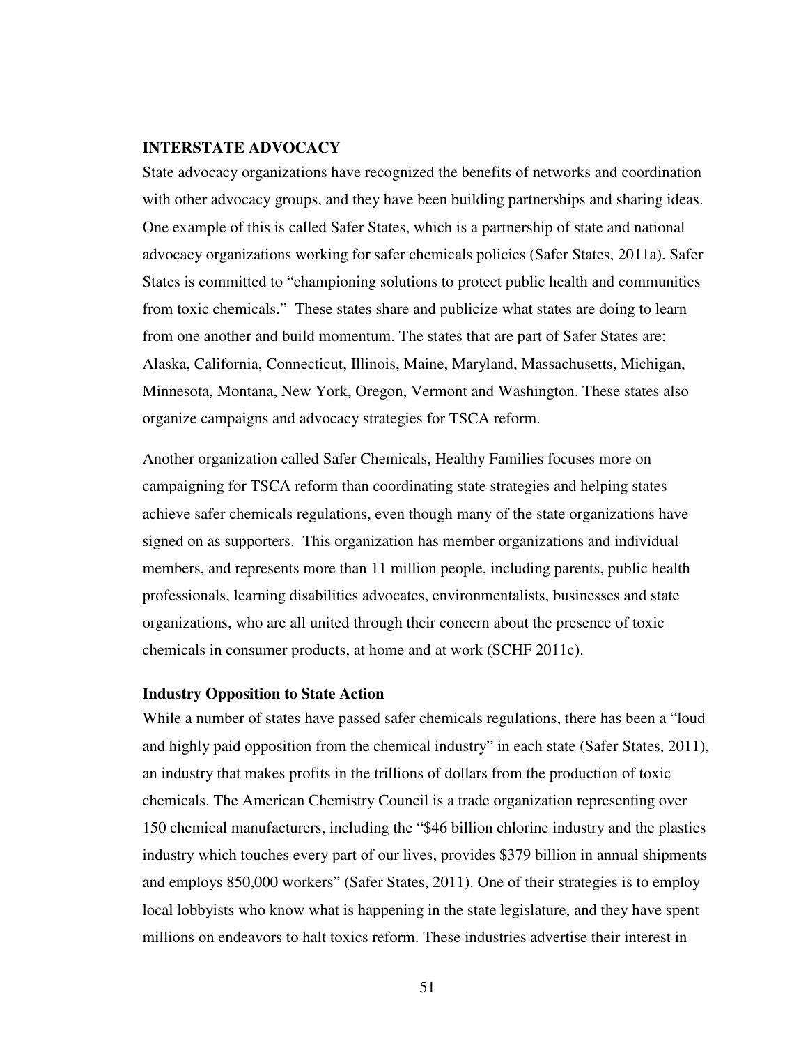## INTERSTATE ADVOCACY

State advocacy organizations have recognized the benefits of networks and coordination with other advocacy groups, and they have been building partnerships and sharing ideas. One example of this is called Safer States, which is a partnership of state and national advocacy organizations working for safer chemicals policies (Safer States, 2011a). Safer States is committed to "championing solutions to protect public health and communities from toxic chemicals." These states share and publicize what states are doing to learn from one another and build momentum. The states that are part of Safer States are: Alaska, California, Connecticut, Illinois, Maine, Maryland, Massachusetts, Michigan, Minnesota, Montana, New York, Oregon, Vermont and Washington. These states also organize campaigns and advocacy strategies for TSCA reform.

Another organization called Safer Chemicals, Healthy Families focuses more on campaigning for TSCA reform than coordinating state strategies and helping states achieve safer chemicals regulations, even though many of the state organizations have signed on as supporters. This organization has member organizations and individual members, and represents more than 11 million people, including parents, public health professionals, learning disabilities advocates, environmentalists, businesses and state organizations, who are all united through their concern about the presence of toxic chemicals in consumer products, at home and at work (SCHF 2011c).

### Industry Opposition to State Action

While a number of states have passed safer chemicals regulations, there has been a "loud and highly paid opposition from the chemical industry" in each state (Safer States, 2011), an industry that makes profits in the trillions of dollars from the production of toxic chemicals. The American Chemistry Council is a trade organization representing over 150 chemical manufacturers, including the "$46 billion chlorine industry and the plastics industry which touches every part of our lives, provides $379 billion in annual shipments and employs 850,000 workers" (Safer States, 2011). One of their strategies is to employ local lobbyists who know what is happening in the state legislature, and they have spent millions on endeavors to halt toxics reform. These industries advertise their interest in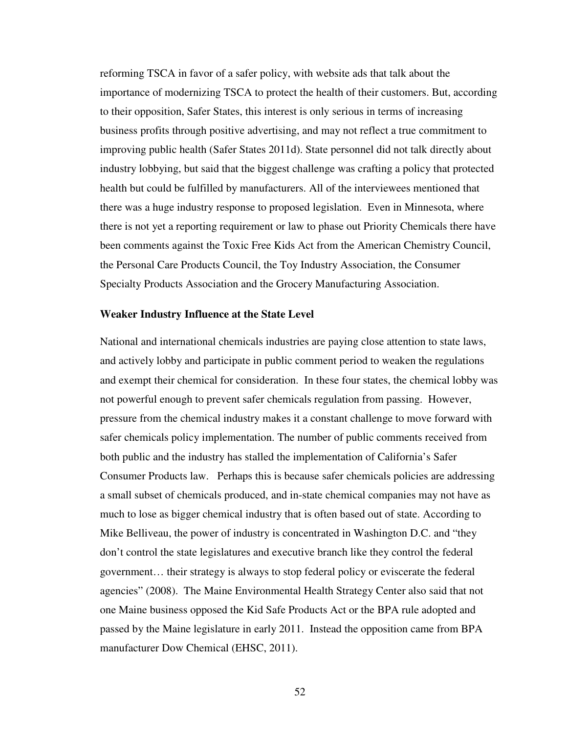reforming TSCA in favor of a safer policy, with website ads that talk about the importance of modernizing TSCA to protect the health of their customers. But, according to their opposition, Safer States, this interest is only serious in terms of increasing business profits through positive advertising, and may not reflect a true commitment to improving public health (Safer States 2011d). State personnel did not talk directly about industry lobbying, but said that the biggest challenge was crafting a policy that protected health but could be fulfilled by manufacturers. All of the interviewees mentioned that there was a huge industry response to proposed legislation. Even in Minnesota, where there is not yet a reporting requirement or law to phase out Priority Chemicals there have been comments against the Toxic Free Kids Act from the American Chemistry Council, the Personal Care Products Council, the Toy Industry Association, the Consumer Specialty Products Association and the Grocery Manufacturing Association.

**Weaker Industry Influence at the State Level**

National and international chemicals industries are paying close attention to state laws, and actively lobby and participate in public comment period to weaken the regulations and exempt their chemical for consideration. In these four states, the chemical lobby was not powerful enough to prevent safer chemicals regulation from passing. However, pressure from the chemical industry makes it a constant challenge to move forward with safer chemicals policy implementation. The number of public comments received from both public and the industry has stalled the implementation of California's Safer Consumer Products law. Perhaps this is because safer chemicals policies are addressing a small subset of chemicals produced, and in-state chemical companies may not have as much to lose as bigger chemical industry that is often based out of state. According to Mike Belliveau, the power of industry is concentrated in Washington D.C. and "they don't control the state legislatures and executive branch like they control the federal government… their strategy is always to stop federal policy or eviscerate the federal agencies" (2008). The Maine Environmental Health Strategy Center also said that not one Maine business opposed the Kid Safe Products Act or the BPA rule adopted and passed by the Maine legislature in early 2011. Instead the opposition came from BPA manufacturer Dow Chemical (EHSC, 2011).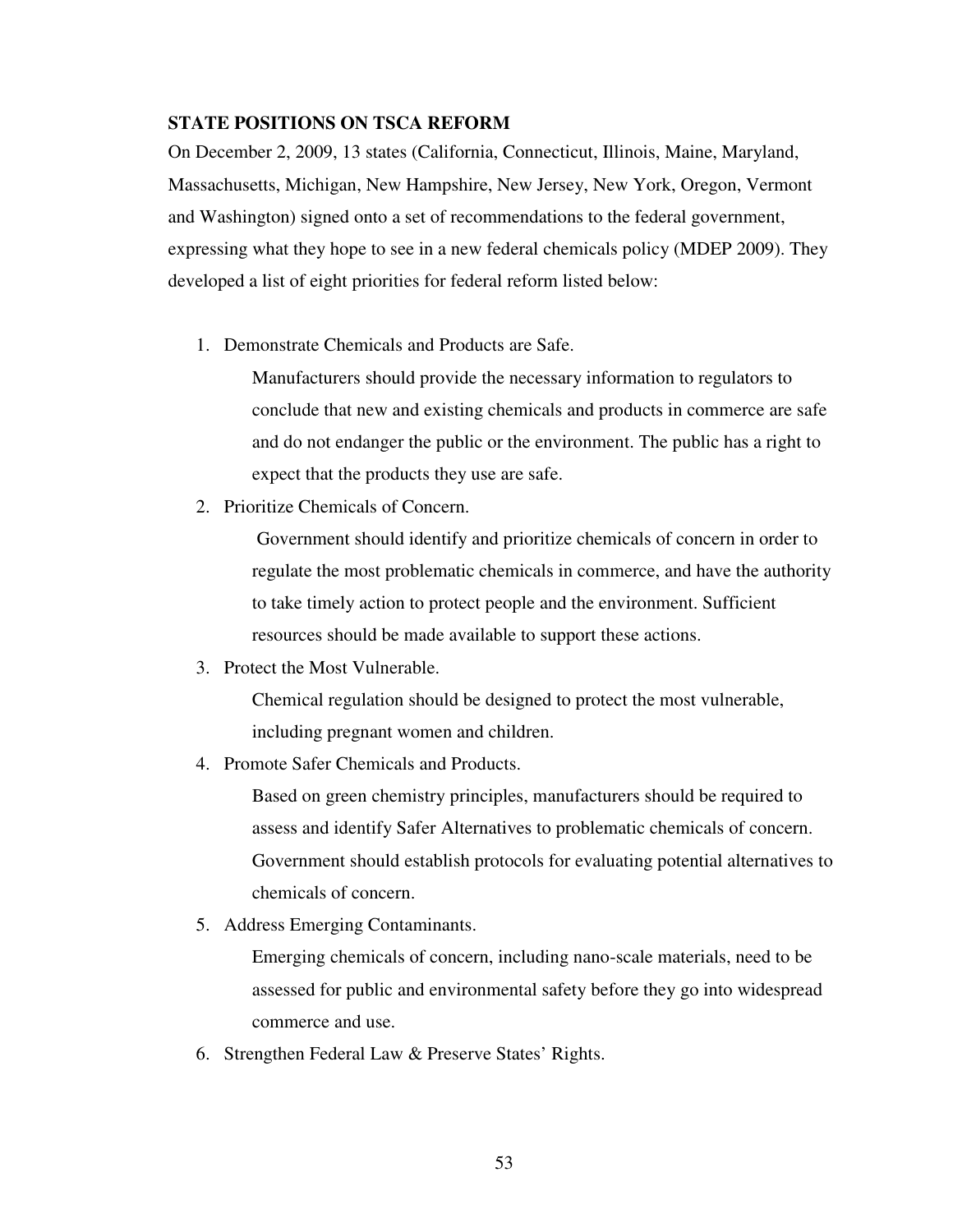## STATE POSITIONS ON TSCA REFORM

On December 2, 2009, 13 states (California, Connecticut, Illinois, Maine, Maryland, Massachusetts, Michigan, New Hampshire, New Jersey, New York, Oregon, Vermont and Washington) signed onto a set of recommendations to the federal government, expressing what they hope to see in a new federal chemicals policy (MDEP 2009). They developed a list of eight priorities for federal reform listed below:

1. Demonstrate Chemicals and Products are Safe.

   Manufacturers should provide the necessary information to regulators to conclude that new and existing chemicals and products in commerce are safe and do not endanger the public or the environment. The public has a right to expect that the products they use are safe.

2. Prioritize Chemicals of Concern.

   Government should identify and prioritize chemicals of concern in order to regulate the most problematic chemicals in commerce, and have the authority to take timely action to protect people and the environment. Sufficient resources should be made available to support these actions.

3. Protect the Most Vulnerable.

   Chemical regulation should be designed to protect the most vulnerable, including pregnant women and children.

4. Promote Safer Chemicals and Products.

   Based on green chemistry principles, manufacturers should be required to assess and identify Safer Alternatives to problematic chemicals of concern. Government should establish protocols for evaluating potential alternatives to chemicals of concern.

5. Address Emerging Contaminants.

   Emerging chemicals of concern, including nano-scale materials, need to be assessed for public and environmental safety before they go into widespread commerce and use.

6. Strengthen Federal Law & Preserve States' Rights.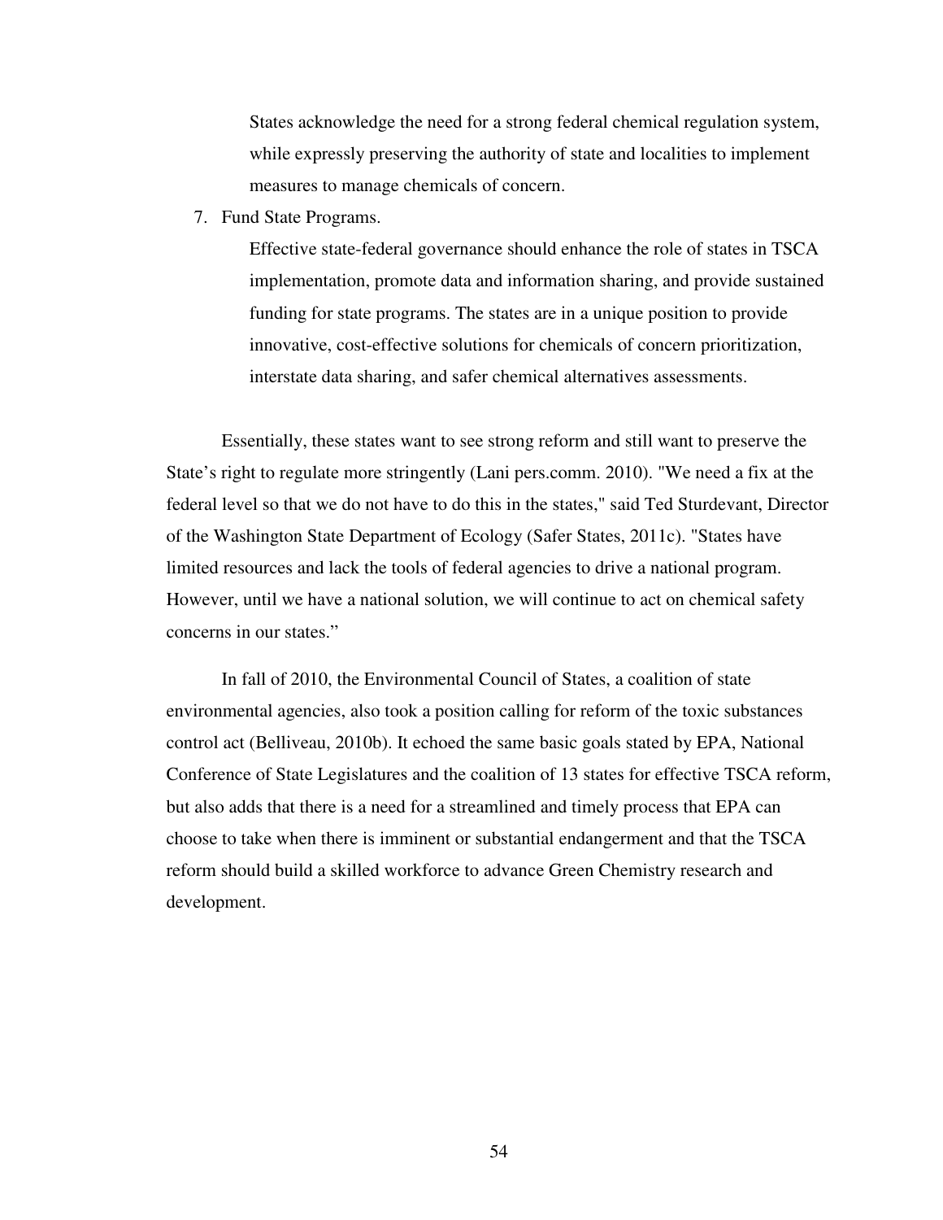States acknowledge the need for a strong federal chemical regulation system, while expressly preserving the authority of state and localities to implement measures to manage chemicals of concern.

7. Fund State Programs.

   Effective state-federal governance should enhance the role of states in TSCA implementation, promote data and information sharing, and provide sustained funding for state programs. The states are in a unique position to provide innovative, cost-effective solutions for chemicals of concern prioritization, interstate data sharing, and safer chemical alternatives assessments.

Essentially, these states want to see strong reform and still want to preserve the State's right to regulate more stringently (Lani pers.comm. 2010). "We need a fix at the federal level so that we do not have to do this in the states," said Ted Sturdevant, Director of the Washington State Department of Ecology (Safer States, 2011c). "States have limited resources and lack the tools of federal agencies to drive a national program. However, until we have a national solution, we will continue to act on chemical safety concerns in our states."

In fall of 2010, the Environmental Council of States, a coalition of state environmental agencies, also took a position calling for reform of the toxic substances control act (Belliveau, 2010b). It echoed the same basic goals stated by EPA, National Conference of State Legislatures and the coalition of 13 states for effective TSCA reform, but also adds that there is a need for a streamlined and timely process that EPA can choose to take when there is imminent or substantial endangerment and that the TSCA reform should build a skilled workforce to advance Green Chemistry research and development.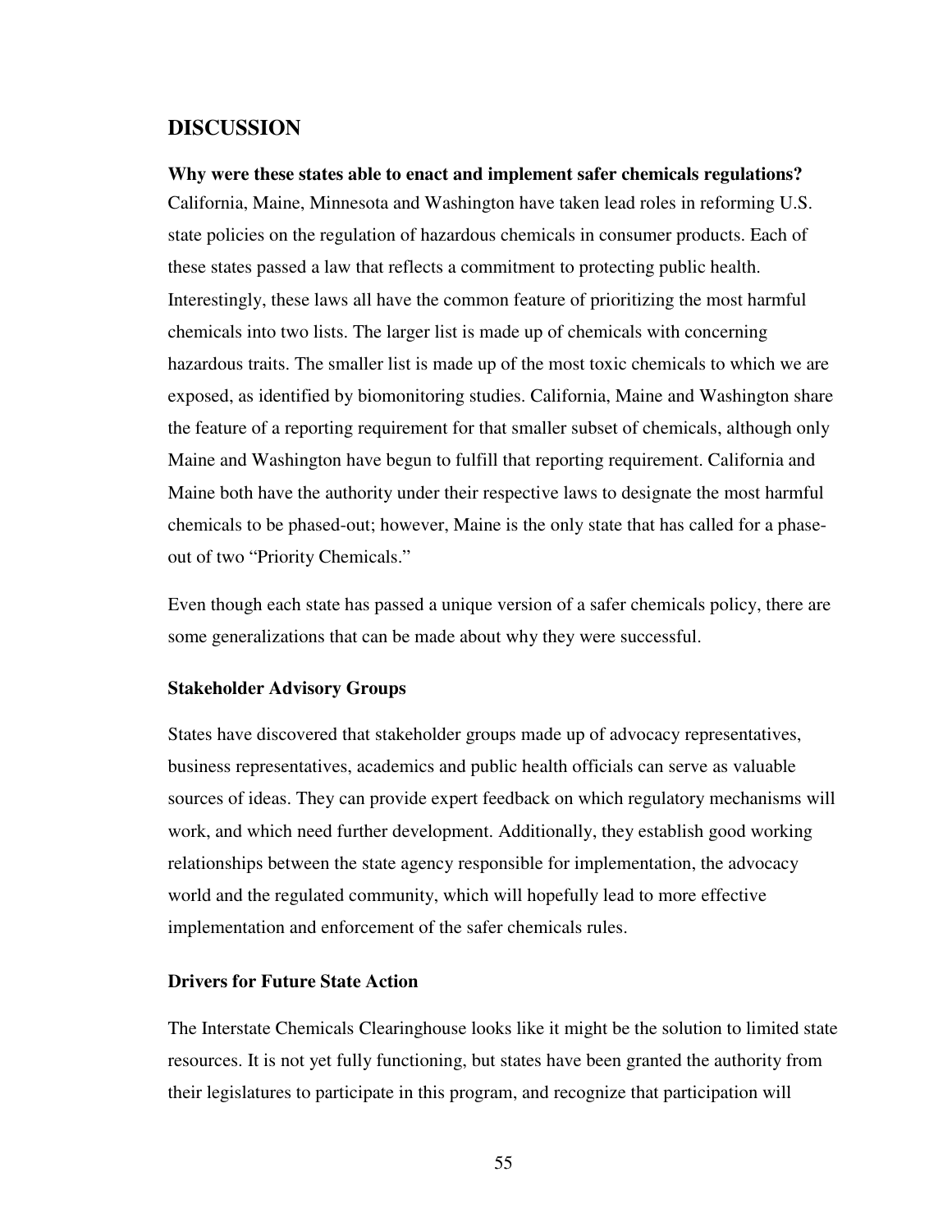## DISCUSSION

**Why were these states able to enact and implement safer chemicals regulations?**
California, Maine, Minnesota and Washington have taken lead roles in reforming U.S. state policies on the regulation of hazardous chemicals in consumer products. Each of these states passed a law that reflects a commitment to protecting public health. Interestingly, these laws all have the common feature of prioritizing the most harmful chemicals into two lists. The larger list is made up of chemicals with concerning hazardous traits. The smaller list is made up of the most toxic chemicals to which we are exposed, as identified by biomonitoring studies. California, Maine and Washington share the feature of a reporting requirement for that smaller subset of chemicals, although only Maine and Washington have begun to fulfill that reporting requirement. California and Maine both have the authority under their respective laws to designate the most harmful chemicals to be phased-out; however, Maine is the only state that has called for a phase-out of two "Priority Chemicals."

Even though each state has passed a unique version of a safer chemicals policy, there are some generalizations that can be made about why they were successful.

### Stakeholder Advisory Groups

States have discovered that stakeholder groups made up of advocacy representatives, business representatives, academics and public health officials can serve as valuable sources of ideas. They can provide expert feedback on which regulatory mechanisms will work, and which need further development. Additionally, they establish good working relationships between the state agency responsible for implementation, the advocacy world and the regulated community, which will hopefully lead to more effective implementation and enforcement of the safer chemicals rules.

### Drivers for Future State Action

The Interstate Chemicals Clearinghouse looks like it might be the solution to limited state resources. It is not yet fully functioning, but states have been granted the authority from their legislatures to participate in this program, and recognize that participation will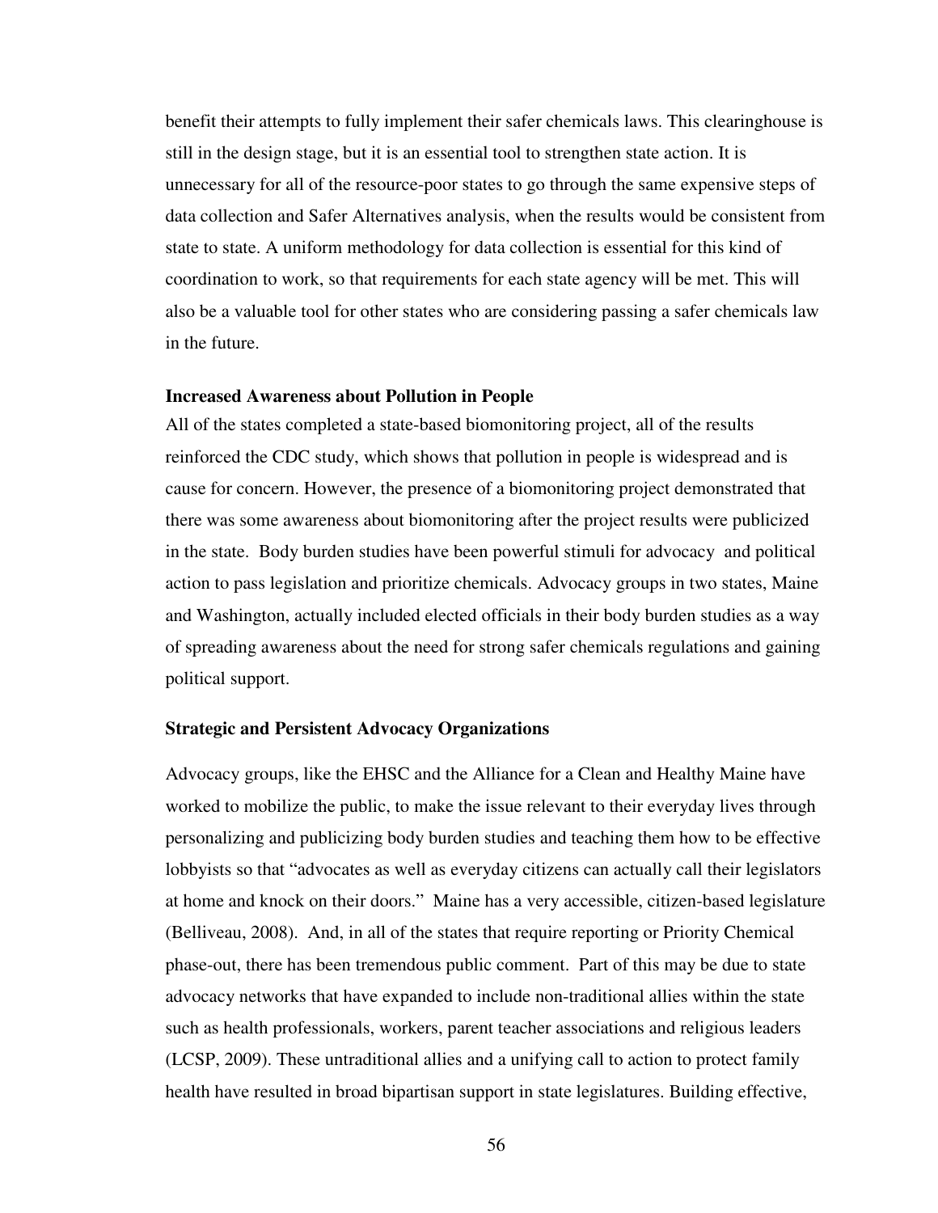benefit their attempts to fully implement their safer chemicals laws. This clearinghouse is still in the design stage, but it is an essential tool to strengthen state action. It is unnecessary for all of the resource-poor states to go through the same expensive steps of data collection and Safer Alternatives analysis, when the results would be consistent from state to state. A uniform methodology for data collection is essential for this kind of coordination to work, so that requirements for each state agency will be met. This will also be a valuable tool for other states who are considering passing a safer chemicals law in the future.

### Increased Awareness about Pollution in People

All of the states completed a state-based biomonitoring project, all of the results reinforced the CDC study, which shows that pollution in people is widespread and is cause for concern. However, the presence of a biomonitoring project demonstrated that there was some awareness about biomonitoring after the project results were publicized in the state. Body burden studies have been powerful stimuli for advocacy and political action to pass legislation and prioritize chemicals. Advocacy groups in two states, Maine and Washington, actually included elected officials in their body burden studies as a way of spreading awareness about the need for strong safer chemicals regulations and gaining political support.

### Strategic and Persistent Advocacy Organizations

Advocacy groups, like the EHSC and the Alliance for a Clean and Healthy Maine have worked to mobilize the public, to make the issue relevant to their everyday lives through personalizing and publicizing body burden studies and teaching them how to be effective lobbyists so that "advocates as well as everyday citizens can actually call their legislators at home and knock on their doors." Maine has a very accessible, citizen-based legislature (Belliveau, 2008). And, in all of the states that require reporting or Priority Chemical phase-out, there has been tremendous public comment. Part of this may be due to state advocacy networks that have expanded to include non-traditional allies within the state such as health professionals, workers, parent teacher associations and religious leaders (LCSP, 2009). These untraditional allies and a unifying call to action to protect family health have resulted in broad bipartisan support in state legislatures. Building effective,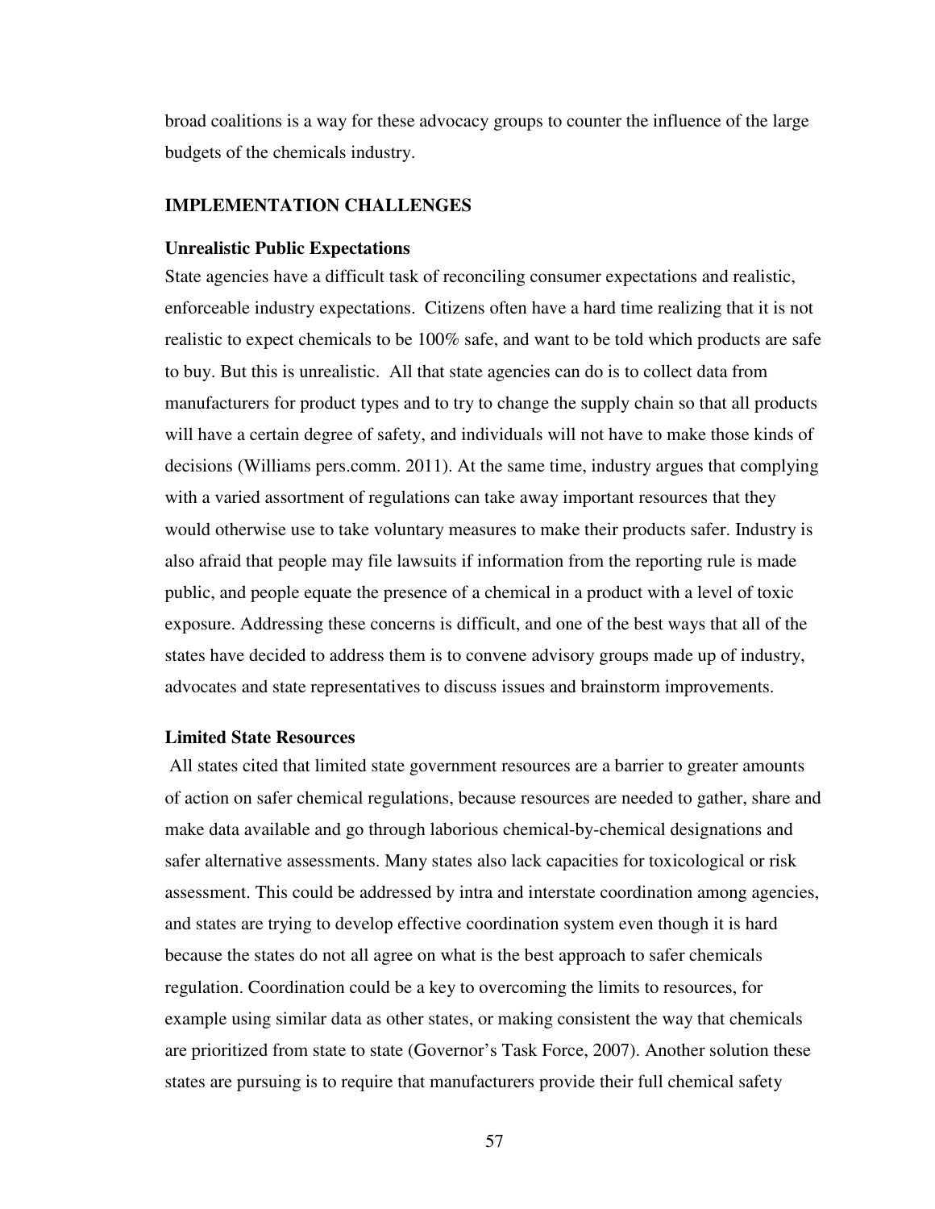broad coalitions is a way for these advocacy groups to counter the influence of the large budgets of the chemicals industry.

## IMPLEMENTATION CHALLENGES

### Unrealistic Public Expectations

State agencies have a difficult task of reconciling consumer expectations and realistic, enforceable industry expectations. Citizens often have a hard time realizing that it is not realistic to expect chemicals to be 100% safe, and want to be told which products are safe to buy. But this is unrealistic. All that state agencies can do is to collect data from manufacturers for product types and to try to change the supply chain so that all products will have a certain degree of safety, and individuals will not have to make those kinds of decisions (Williams pers.comm. 2011). At the same time, industry argues that complying with a varied assortment of regulations can take away important resources that they would otherwise use to take voluntary measures to make their products safer. Industry is also afraid that people may file lawsuits if information from the reporting rule is made public, and people equate the presence of a chemical in a product with a level of toxic exposure. Addressing these concerns is difficult, and one of the best ways that all of the states have decided to address them is to convene advisory groups made up of industry, advocates and state representatives to discuss issues and brainstorm improvements.

### Limited State Resources

All states cited that limited state government resources are a barrier to greater amounts of action on safer chemical regulations, because resources are needed to gather, share and make data available and go through laborious chemical-by-chemical designations and safer alternative assessments. Many states also lack capacities for toxicological or risk assessment. This could be addressed by intra and interstate coordination among agencies, and states are trying to develop effective coordination system even though it is hard because the states do not all agree on what is the best approach to safer chemicals regulation. Coordination could be a key to overcoming the limits to resources, for example using similar data as other states, or making consistent the way that chemicals are prioritized from state to state (Governor's Task Force, 2007). Another solution these states are pursuing is to require that manufacturers provide their full chemical safety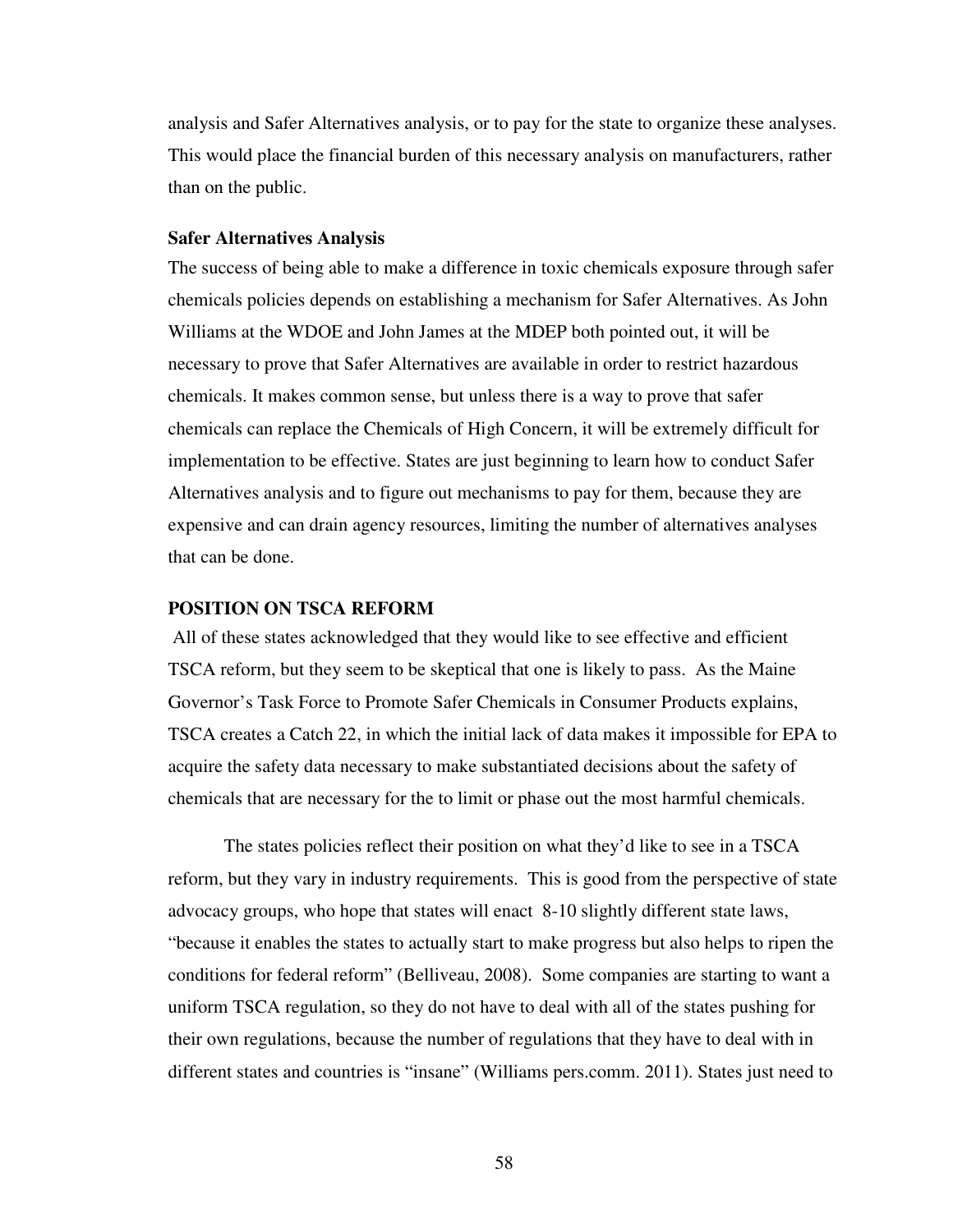analysis and Safer Alternatives analysis, or to pay for the state to organize these analyses. This would place the financial burden of this necessary analysis on manufacturers, rather than on the public.

### Safer Alternatives Analysis

The success of being able to make a difference in toxic chemicals exposure through safer chemicals policies depends on establishing a mechanism for Safer Alternatives. As John Williams at the WDOE and John James at the MDEP both pointed out, it will be necessary to prove that Safer Alternatives are available in order to restrict hazardous chemicals. It makes common sense, but unless there is a way to prove that safer chemicals can replace the Chemicals of High Concern, it will be extremely difficult for implementation to be effective. States are just beginning to learn how to conduct Safer Alternatives analysis and to figure out mechanisms to pay for them, because they are expensive and can drain agency resources, limiting the number of alternatives analyses that can be done.

## POSITION ON TSCA REFORM

All of these states acknowledged that they would like to see effective and efficient TSCA reform, but they seem to be skeptical that one is likely to pass. As the Maine Governor's Task Force to Promote Safer Chemicals in Consumer Products explains, TSCA creates a Catch 22, in which the initial lack of data makes it impossible for EPA to acquire the safety data necessary to make substantiated decisions about the safety of chemicals that are necessary for the to limit or phase out the most harmful chemicals.

The states policies reflect their position on what they'd like to see in a TSCA reform, but they vary in industry requirements. This is good from the perspective of state advocacy groups, who hope that states will enact 8-10 slightly different state laws, "because it enables the states to actually start to make progress but also helps to ripen the conditions for federal reform" (Belliveau, 2008). Some companies are starting to want a uniform TSCA regulation, so they do not have to deal with all of the states pushing for their own regulations, because the number of regulations that they have to deal with in different states and countries is "insane" (Williams pers.comm. 2011). States just need to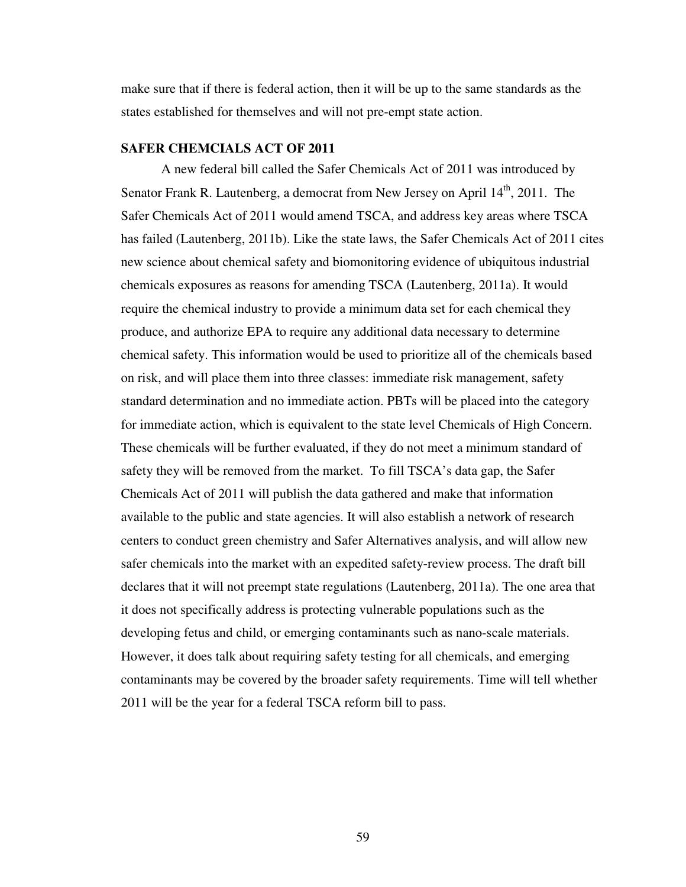make sure that if there is federal action, then it will be up to the same standards as the states established for themselves and will not pre-empt state action.

### SAFER CHEMCIALS ACT OF 2011

A new federal bill called the Safer Chemicals Act of 2011 was introduced by Senator Frank R. Lautenberg, a democrat from New Jersey on April 14th, 2011. The Safer Chemicals Act of 2011 would amend TSCA, and address key areas where TSCA has failed (Lautenberg, 2011b). Like the state laws, the Safer Chemicals Act of 2011 cites new science about chemical safety and biomonitoring evidence of ubiquitous industrial chemicals exposures as reasons for amending TSCA (Lautenberg, 2011a). It would require the chemical industry to provide a minimum data set for each chemical they produce, and authorize EPA to require any additional data necessary to determine chemical safety. This information would be used to prioritize all of the chemicals based on risk, and will place them into three classes: immediate risk management, safety standard determination and no immediate action. PBTs will be placed into the category for immediate action, which is equivalent to the state level Chemicals of High Concern. These chemicals will be further evaluated, if they do not meet a minimum standard of safety they will be removed from the market. To fill TSCA's data gap, the Safer Chemicals Act of 2011 will publish the data gathered and make that information available to the public and state agencies. It will also establish a network of research centers to conduct green chemistry and Safer Alternatives analysis, and will allow new safer chemicals into the market with an expedited safety-review process. The draft bill declares that it will not preempt state regulations (Lautenberg, 2011a). The one area that it does not specifically address is protecting vulnerable populations such as the developing fetus and child, or emerging contaminants such as nano-scale materials. However, it does talk about requiring safety testing for all chemicals, and emerging contaminants may be covered by the broader safety requirements. Time will tell whether 2011 will be the year for a federal TSCA reform bill to pass.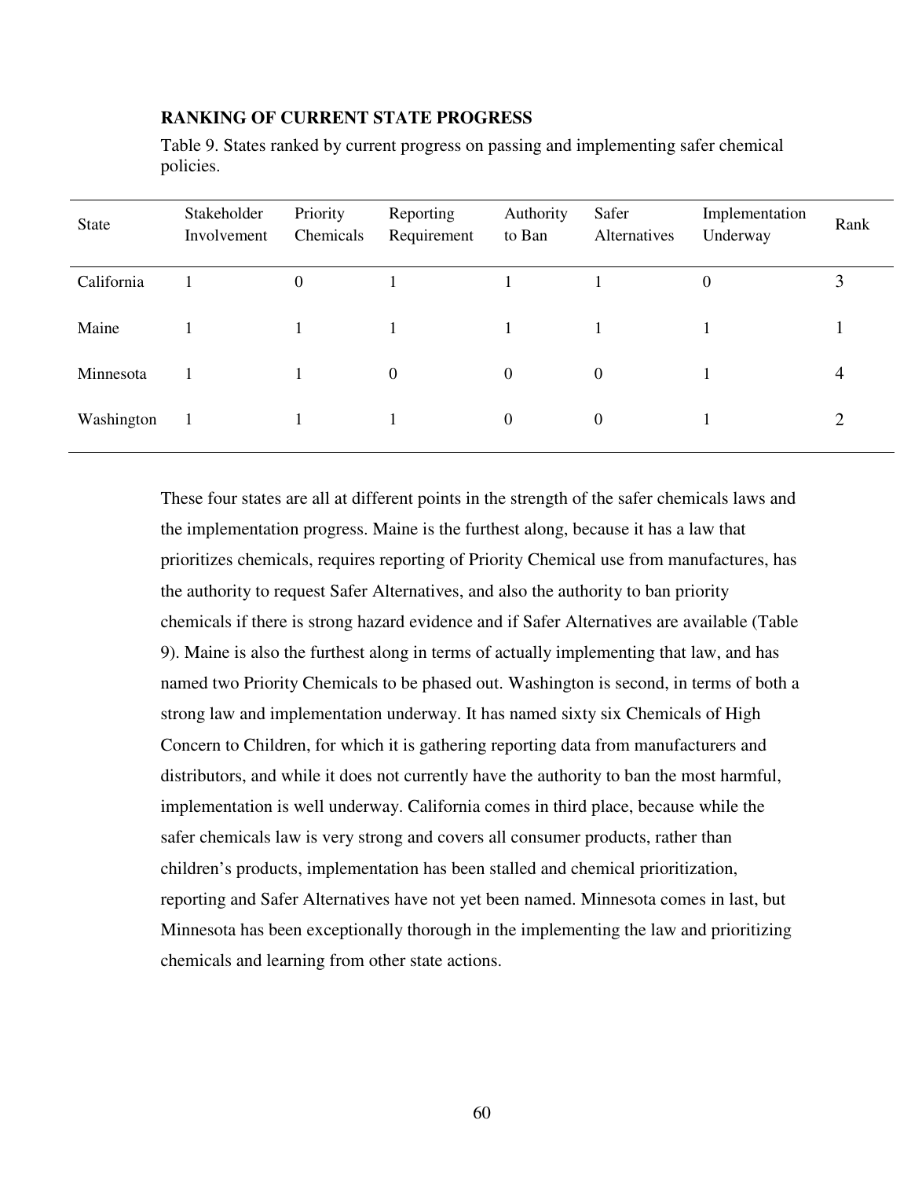**RANKING OF CURRENT STATE PROGRESS**

Table 9. States ranked by current progress on passing and implementing safer chemical policies.

| State | Stakeholder Involvement | Priority Chemicals | Reporting Requirement | Authority to Ban | Safer Alternatives | Implementation Underway | Rank |
|---|---|---|---|---|---|---|---|
| California | 1 | 0 | 1 | 1 | 1 | 0 | 3 |
| Maine | 1 | 1 | 1 | 1 | 1 | 1 | 1 |
| Minnesota | 1 | 1 | 0 | 0 | 0 | 1 | 4 |
| Washington | 1 | 1 | 1 | 0 | 0 | 1 | 2 |

These four states are all at different points in the strength of the safer chemicals laws and the implementation progress. Maine is the furthest along, because it has a law that prioritizes chemicals, requires reporting of Priority Chemical use from manufactures, has the authority to request Safer Alternatives, and also the authority to ban priority chemicals if there is strong hazard evidence and if Safer Alternatives are available (Table 9). Maine is also the furthest along in terms of actually implementing that law, and has named two Priority Chemicals to be phased out. Washington is second, in terms of both a strong law and implementation underway. It has named sixty six Chemicals of High Concern to Children, for which it is gathering reporting data from manufacturers and distributors, and while it does not currently have the authority to ban the most harmful, implementation is well underway. California comes in third place, because while the safer chemicals law is very strong and covers all consumer products, rather than children's products, implementation has been stalled and chemical prioritization, reporting and Safer Alternatives have not yet been named. Minnesota comes in last, but Minnesota has been exceptionally thorough in the implementing the law and prioritizing chemicals and learning from other state actions.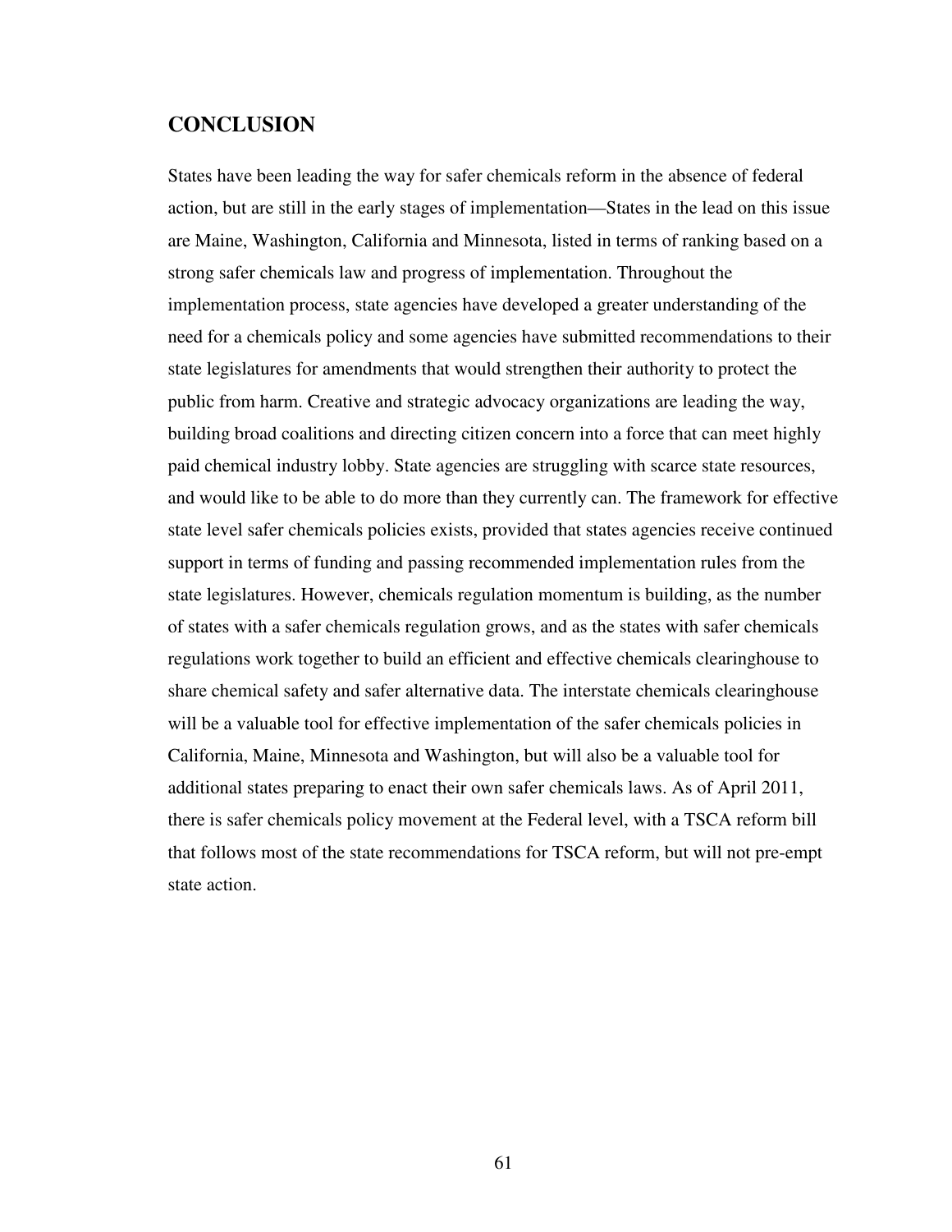## CONCLUSION

States have been leading the way for safer chemicals reform in the absence of federal action, but are still in the early stages of implementation—States in the lead on this issue are Maine, Washington, California and Minnesota, listed in terms of ranking based on a strong safer chemicals law and progress of implementation. Throughout the implementation process, state agencies have developed a greater understanding of the need for a chemicals policy and some agencies have submitted recommendations to their state legislatures for amendments that would strengthen their authority to protect the public from harm. Creative and strategic advocacy organizations are leading the way, building broad coalitions and directing citizen concern into a force that can meet highly paid chemical industry lobby. State agencies are struggling with scarce state resources, and would like to be able to do more than they currently can. The framework for effective state level safer chemicals policies exists, provided that states agencies receive continued support in terms of funding and passing recommended implementation rules from the state legislatures. However, chemicals regulation momentum is building, as the number of states with a safer chemicals regulation grows, and as the states with safer chemicals regulations work together to build an efficient and effective chemicals clearinghouse to share chemical safety and safer alternative data. The interstate chemicals clearinghouse will be a valuable tool for effective implementation of the safer chemicals policies in California, Maine, Minnesota and Washington, but will also be a valuable tool for additional states preparing to enact their own safer chemicals laws. As of April 2011, there is safer chemicals policy movement at the Federal level, with a TSCA reform bill that follows most of the state recommendations for TSCA reform, but will not pre-empt state action.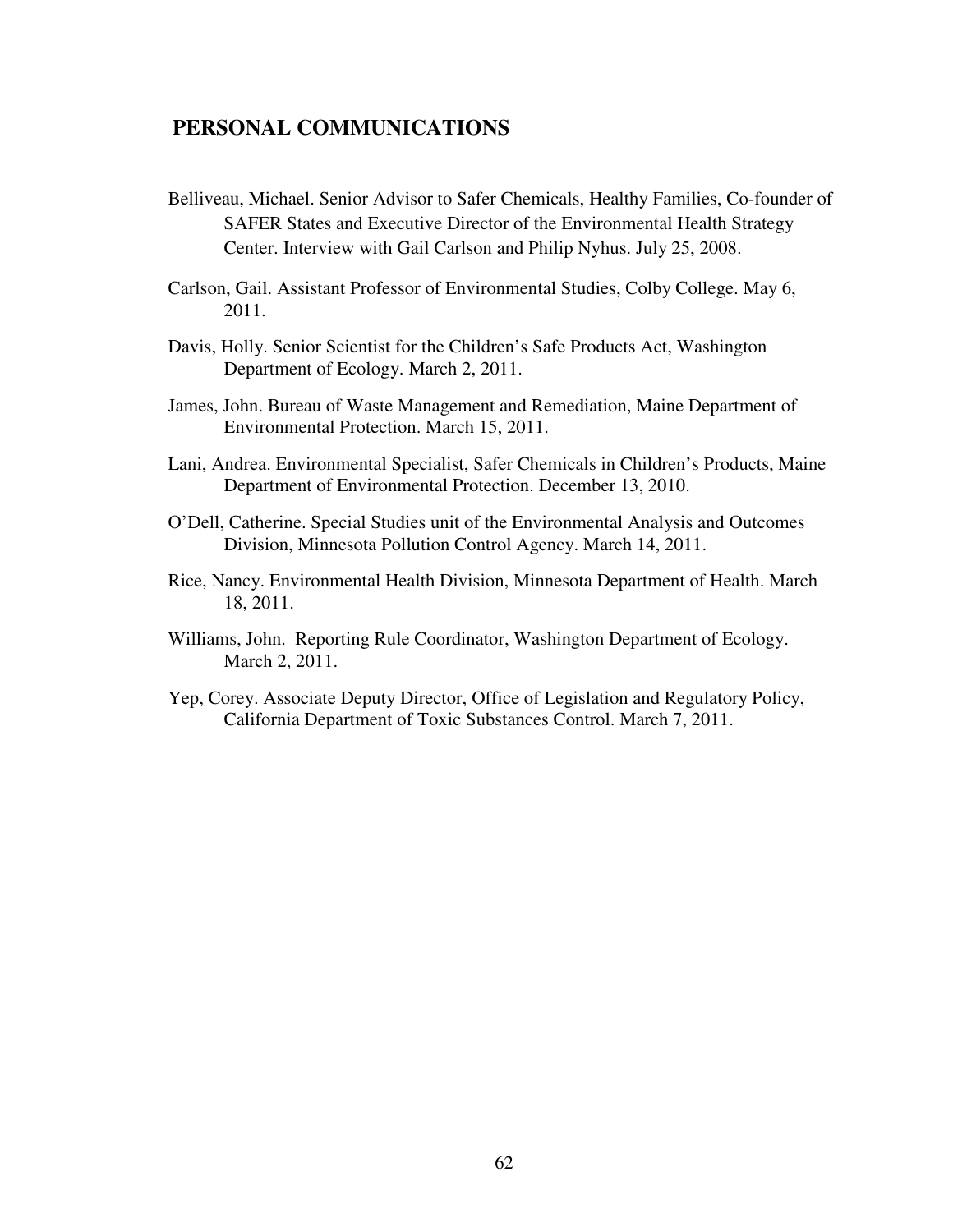## PERSONAL COMMUNICATIONS

Belliveau, Michael. Senior Advisor to Safer Chemicals, Healthy Families, Co-founder of SAFER States and Executive Director of the Environmental Health Strategy Center. Interview with Gail Carlson and Philip Nyhus. July 25, 2008.

Carlson, Gail. Assistant Professor of Environmental Studies, Colby College. May 6, 2011.

Davis, Holly. Senior Scientist for the Children's Safe Products Act, Washington Department of Ecology. March 2, 2011.

James, John. Bureau of Waste Management and Remediation, Maine Department of Environmental Protection. March 15, 2011.

Lani, Andrea. Environmental Specialist, Safer Chemicals in Children's Products, Maine Department of Environmental Protection. December 13, 2010.

O'Dell, Catherine. Special Studies unit of the Environmental Analysis and Outcomes Division, Minnesota Pollution Control Agency. March 14, 2011.

Rice, Nancy. Environmental Health Division, Minnesota Department of Health. March 18, 2011.

Williams, John. Reporting Rule Coordinator, Washington Department of Ecology. March 2, 2011.

Yep, Corey. Associate Deputy Director, Office of Legislation and Regulatory Policy, California Department of Toxic Substances Control. March 7, 2011.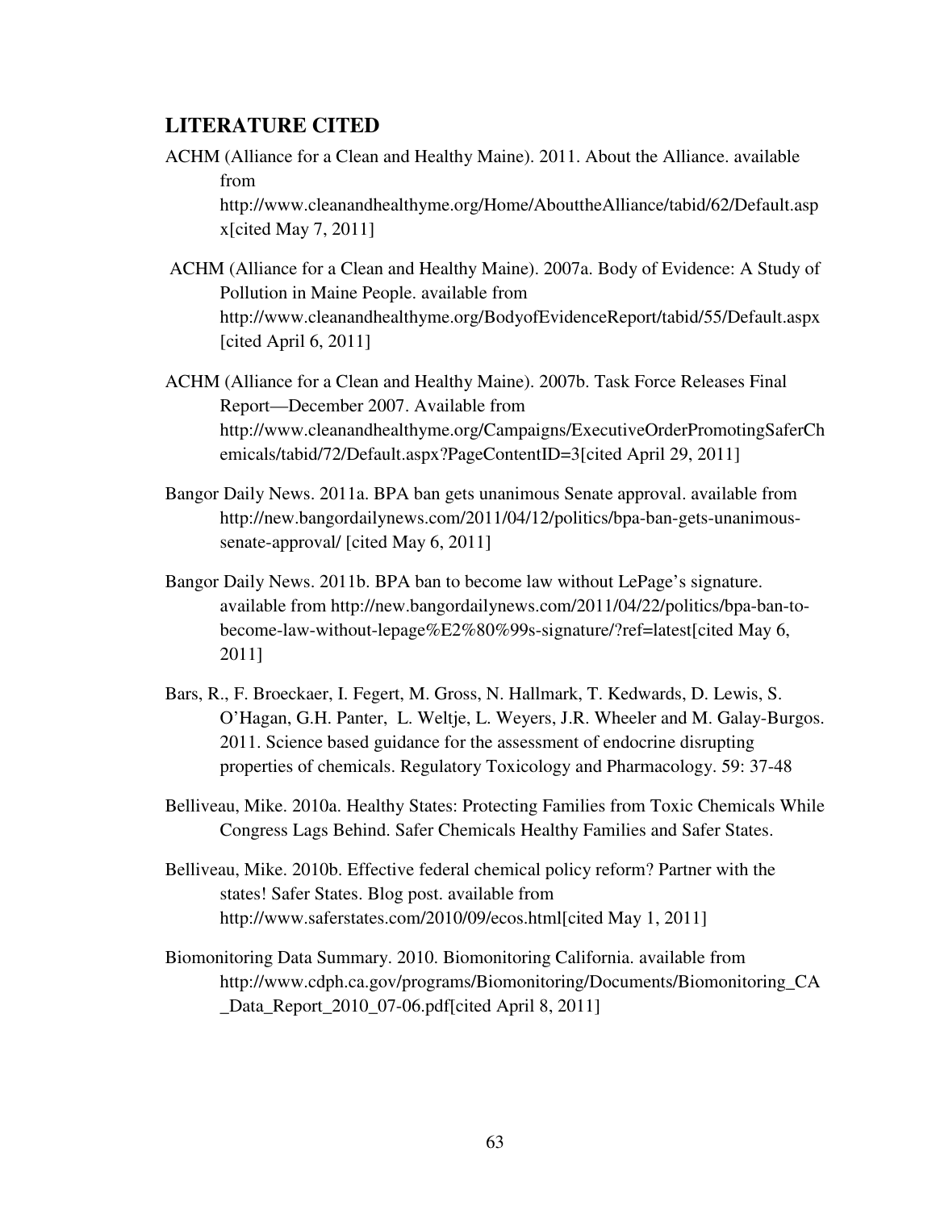## LITERATURE CITED

ACHM (Alliance for a Clean and Healthy Maine). 2011. About the Alliance. available from http://www.cleanandhealthyme.org/Home/AbouttheAlliance/tabid/62/Default.aspx[cited May 7, 2011]

ACHM (Alliance for a Clean and Healthy Maine). 2007a. Body of Evidence: A Study of Pollution in Maine People. available from http://www.cleanandhealthyme.org/BodyofEvidenceReport/tabid/55/Default.aspx [cited April 6, 2011]

ACHM (Alliance for a Clean and Healthy Maine). 2007b. Task Force Releases Final Report—December 2007. Available from http://www.cleanandhealthyme.org/Campaigns/ExecutiveOrderPromotingSaferChemicals/tabid/72/Default.aspx?PageContentID=3[cited April 29, 2011]

Bangor Daily News. 2011a. BPA ban gets unanimous Senate approval. available from http://new.bangordailynews.com/2011/04/12/politics/bpa-ban-gets-unanimous-senate-approval/ [cited May 6, 2011]

Bangor Daily News. 2011b. BPA ban to become law without LePage's signature. available from http://new.bangordailynews.com/2011/04/22/politics/bpa-ban-to-become-law-without-lepage%E2%80%99s-signature/?ref=latest[cited May 6, 2011]

Bars, R., F. Broeckaer, I. Fegert, M. Gross, N. Hallmark, T. Kedwards, D. Lewis, S. O'Hagan, G.H. Panter, L. Weltje, L. Weyers, J.R. Wheeler and M. Galay-Burgos. 2011. Science based guidance for the assessment of endocrine disrupting properties of chemicals. Regulatory Toxicology and Pharmacology. 59: 37-48

Belliveau, Mike. 2010a. Healthy States: Protecting Families from Toxic Chemicals While Congress Lags Behind. Safer Chemicals Healthy Families and Safer States.

Belliveau, Mike. 2010b. Effective federal chemical policy reform? Partner with the states! Safer States. Blog post. available from http://www.saferstates.com/2010/09/ecos.html[cited May 1, 2011]

Biomonitoring Data Summary. 2010. Biomonitoring California. available from http://www.cdph.ca.gov/programs/Biomonitoring/Documents/Biomonitoring_CA_Data_Report_2010_07-06.pdf[cited April 8, 2011]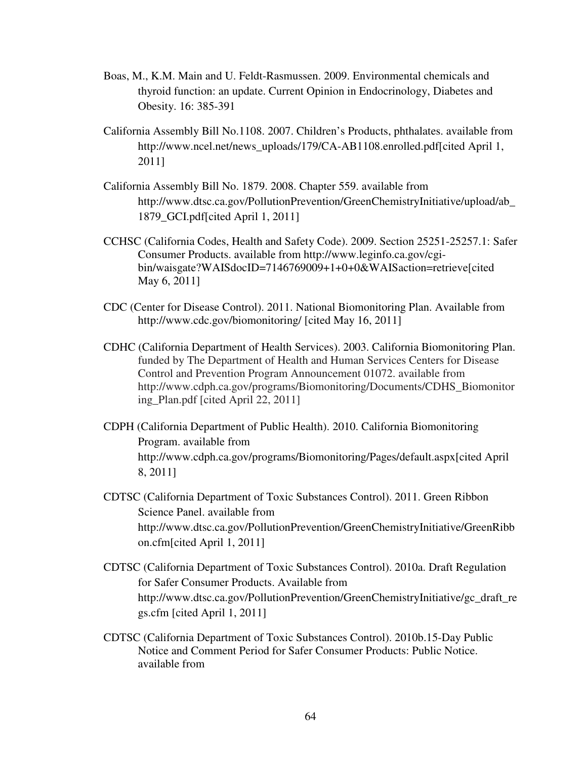Boas, M., K.M. Main and U. Feldt-Rasmussen. 2009. Environmental chemicals and thyroid function: an update. Current Opinion in Endocrinology, Diabetes and Obesity. 16: 385-391

California Assembly Bill No.1108. 2007. Children's Products, phthalates. available from http://www.ncel.net/news_uploads/179/CA-AB1108.enrolled.pdf[cited April 1, 2011]

California Assembly Bill No. 1879. 2008. Chapter 559. available from http://www.dtsc.ca.gov/PollutionPrevention/GreenChemistryInitiative/upload/ab_1879_GCI.pdf[cited April 1, 2011]

CCHSC (California Codes, Health and Safety Code). 2009. Section 25251-25257.1: Safer Consumer Products. available from http://www.leginfo.ca.gov/cgi-bin/waisgate?WAISdocID=7146769009+1+0+0&WAISaction=retrieve[cited May 6, 2011]

CDC (Center for Disease Control). 2011. National Biomonitoring Plan. Available from http://www.cdc.gov/biomonitoring/ [cited May 16, 2011]

CDHC (California Department of Health Services). 2003. California Biomonitoring Plan. funded by The Department of Health and Human Services Centers for Disease Control and Prevention Program Announcement 01072. available from http://www.cdph.ca.gov/programs/Biomonitoring/Documents/CDHS_Biomonitoring_Plan.pdf [cited April 22, 2011]

CDPH (California Department of Public Health). 2010. California Biomonitoring Program. available from http://www.cdph.ca.gov/programs/Biomonitoring/Pages/default.aspx[cited April 8, 2011]

CDTSC (California Department of Toxic Substances Control). 2011. Green Ribbon Science Panel. available from http://www.dtsc.ca.gov/PollutionPrevention/GreenChemistryInitiative/GreenRibbon.cfm[cited April 1, 2011]

CDTSC (California Department of Toxic Substances Control). 2010a. Draft Regulation for Safer Consumer Products. Available from http://www.dtsc.ca.gov/PollutionPrevention/GreenChemistryInitiative/gc_draft_regs.cfm [cited April 1, 2011]

CDTSC (California Department of Toxic Substances Control). 2010b.15-Day Public Notice and Comment Period for Safer Consumer Products: Public Notice. available from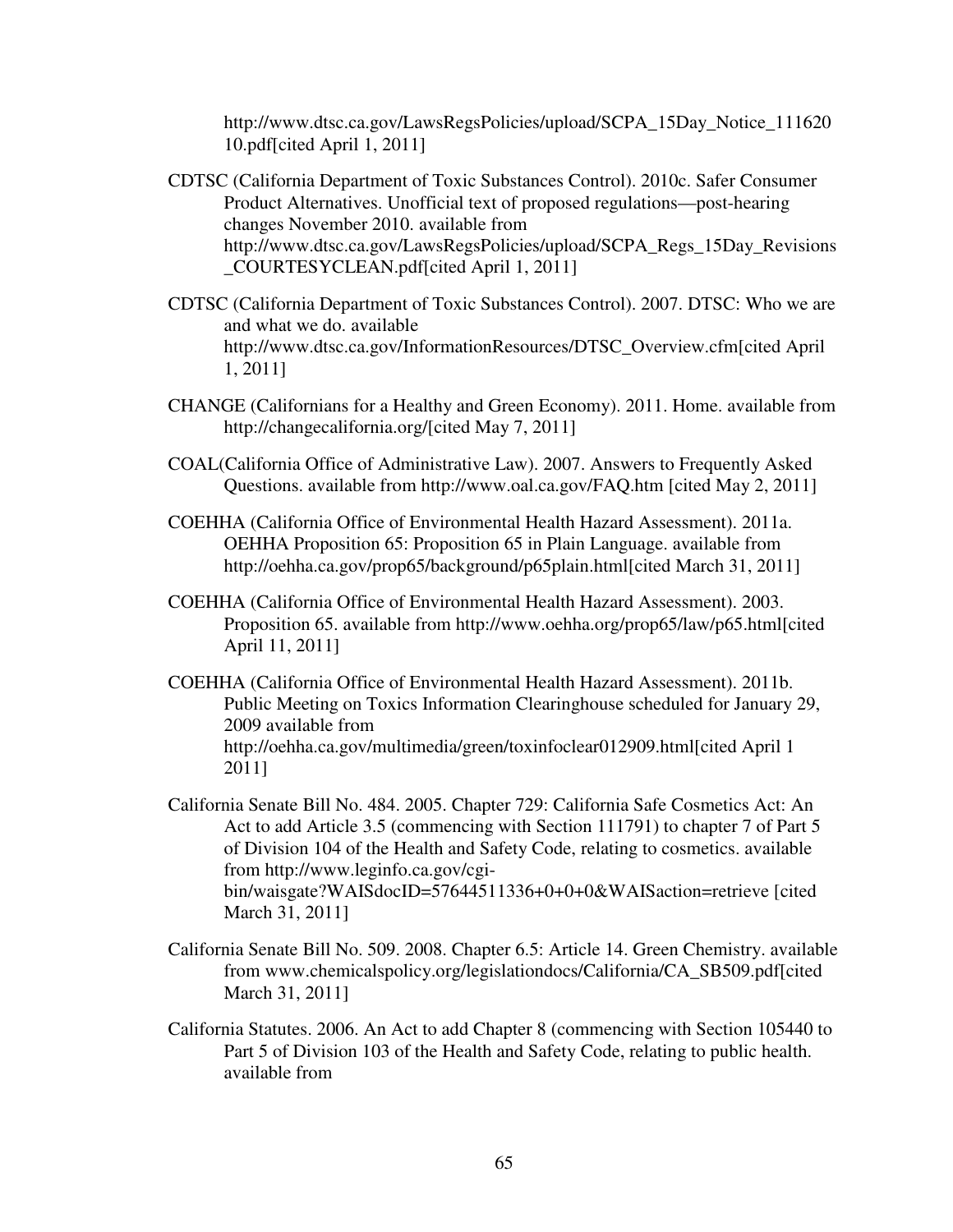http://www.dtsc.ca.gov/LawsRegsPolicies/upload/SCPA_15Day_Notice_11162010.pdf[cited April 1, 2011]

CDTSC (California Department of Toxic Substances Control). 2010c. Safer Consumer Product Alternatives. Unofficial text of proposed regulations—post-hearing changes November 2010. available from http://www.dtsc.ca.gov/LawsRegsPolicies/upload/SCPA_Regs_15Day_Revisions_COURTESYCLEAN.pdf[cited April 1, 2011]

CDTSC (California Department of Toxic Substances Control). 2007. DTSC: Who we are and what we do. available http://www.dtsc.ca.gov/InformationResources/DTSC_Overview.cfm[cited April 1, 2011]

CHANGE (Californians for a Healthy and Green Economy). 2011. Home. available from http://changecalifornia.org/[cited May 7, 2011]

COAL(California Office of Administrative Law). 2007. Answers to Frequently Asked Questions. available from http://www.oal.ca.gov/FAQ.htm [cited May 2, 2011]

COEHHA (California Office of Environmental Health Hazard Assessment). 2011a. OEHHA Proposition 65: Proposition 65 in Plain Language. available from http://oehha.ca.gov/prop65/background/p65plain.html[cited March 31, 2011]

COEHHA (California Office of Environmental Health Hazard Assessment). 2003. Proposition 65. available from http://www.oehha.org/prop65/law/p65.html[cited April 11, 2011]

COEHHA (California Office of Environmental Health Hazard Assessment). 2011b. Public Meeting on Toxics Information Clearinghouse scheduled for January 29, 2009 available from http://oehha.ca.gov/multimedia/green/toxinfoclear012909.html[cited April 1 2011]

California Senate Bill No. 484. 2005. Chapter 729: California Safe Cosmetics Act: An Act to add Article 3.5 (commencing with Section 111791) to chapter 7 of Part 5 of Division 104 of the Health and Safety Code, relating to cosmetics. available from http://www.leginfo.ca.gov/cgi-bin/waisgate?WAISdocID=57644511336+0+0+0&WAISaction=retrieve [cited March 31, 2011]

California Senate Bill No. 509. 2008. Chapter 6.5: Article 14. Green Chemistry. available from www.chemicalspolicy.org/legislationdocs/California/CA_SB509.pdf[cited March 31, 2011]

California Statutes. 2006. An Act to add Chapter 8 (commencing with Section 105440 to Part 5 of Division 103 of the Health and Safety Code, relating to public health. available from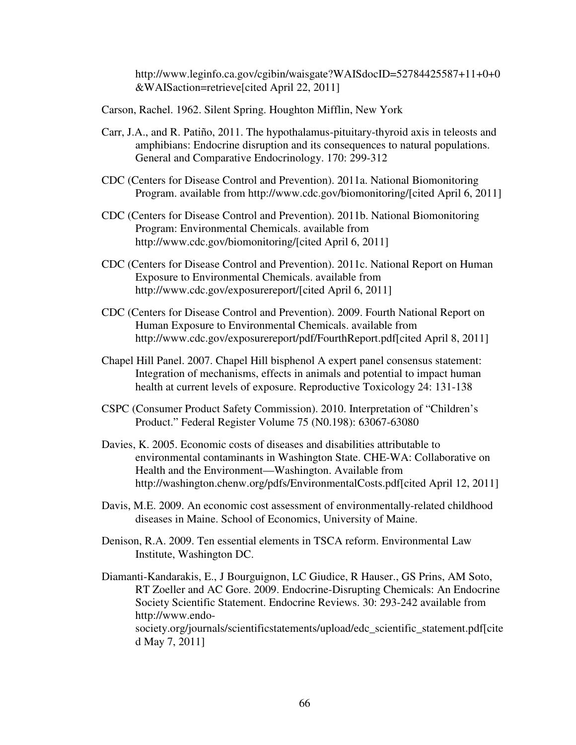http://www.leginfo.ca.gov/cgibin/waisgate?WAISdocID=52784425587+11+0+0&WAISaction=retrieve[cited April 22, 2011]

Carson, Rachel. 1962. Silent Spring. Houghton Mifflin, New York

Carr, J.A., and R. Patiño, 2011. The hypothalamus-pituitary-thyroid axis in teleosts and amphibians: Endocrine disruption and its consequences to natural populations. General and Comparative Endocrinology. 170: 299-312

CDC (Centers for Disease Control and Prevention). 2011a. National Biomonitoring Program. available from http://www.cdc.gov/biomonitoring/[cited April 6, 2011]

CDC (Centers for Disease Control and Prevention). 2011b. National Biomonitoring Program: Environmental Chemicals. available from http://www.cdc.gov/biomonitoring/[cited April 6, 2011]

CDC (Centers for Disease Control and Prevention). 2011c. National Report on Human Exposure to Environmental Chemicals. available from http://www.cdc.gov/exposurereport/[cited April 6, 2011]

CDC (Centers for Disease Control and Prevention). 2009. Fourth National Report on Human Exposure to Environmental Chemicals. available from http://www.cdc.gov/exposurereport/pdf/FourthReport.pdf[cited April 8, 2011]

Chapel Hill Panel. 2007. Chapel Hill bisphenol A expert panel consensus statement: Integration of mechanisms, effects in animals and potential to impact human health at current levels of exposure. Reproductive Toxicology 24: 131-138

CSPC (Consumer Product Safety Commission). 2010. Interpretation of "Children's Product." Federal Register Volume 75 (N0.198): 63067-63080

Davies, K. 2005. Economic costs of diseases and disabilities attributable to environmental contaminants in Washington State. CHE-WA: Collaborative on Health and the Environment—Washington. Available from http://washington.chenw.org/pdfs/EnvironmentalCosts.pdf[cited April 12, 2011]

Davis, M.E. 2009. An economic cost assessment of environmentally-related childhood diseases in Maine. School of Economics, University of Maine.

Denison, R.A. 2009. Ten essential elements in TSCA reform. Environmental Law Institute, Washington DC.

Diamanti-Kandarakis, E., J Bourguignon, LC Giudice, R Hauser., GS Prins, AM Soto, RT Zoeller and AC Gore. 2009. Endocrine-Disrupting Chemicals: An Endocrine Society Scientific Statement. Endocrine Reviews. 30: 293-242 available from http://www.endo-society.org/journals/scientificstatements/upload/edc_scientific_statement.pdf[cited May 7, 2011]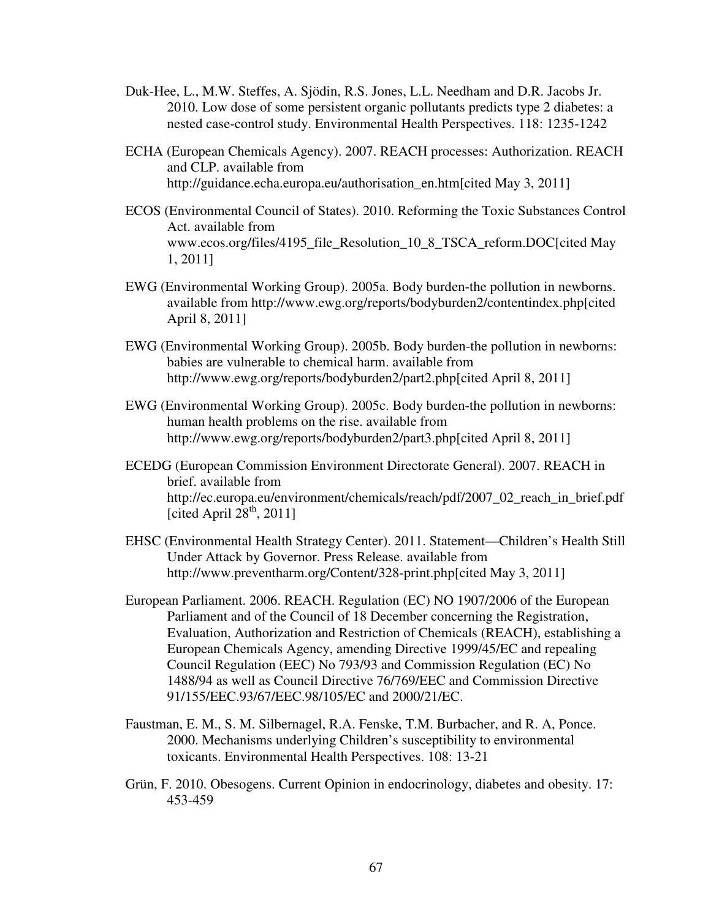Duk-Hee, L., M.W. Steffes, A. Sjödin, R.S. Jones, L.L. Needham and D.R. Jacobs Jr. 2010. Low dose of some persistent organic pollutants predicts type 2 diabetes: a nested case-control study. Environmental Health Perspectives. 118: 1235-1242

ECHA (European Chemicals Agency). 2007. REACH processes: Authorization. REACH and CLP. available from http://guidance.echa.europa.eu/authorisation_en.htm[cited May 3, 2011]

ECOS (Environmental Council of States). 2010. Reforming the Toxic Substances Control Act. available from www.ecos.org/files/4195_file_Resolution_10_8_TSCA_reform.DOC[cited May 1, 2011]

EWG (Environmental Working Group). 2005a. Body burden-the pollution in newborns. available from http://www.ewg.org/reports/bodyburden2/contentindex.php[cited April 8, 2011]

EWG (Environmental Working Group). 2005b. Body burden-the pollution in newborns: babies are vulnerable to chemical harm. available from http://www.ewg.org/reports/bodyburden2/part2.php[cited April 8, 2011]

EWG (Environmental Working Group). 2005c. Body burden-the pollution in newborns: human health problems on the rise. available from http://www.ewg.org/reports/bodyburden2/part3.php[cited April 8, 2011]

ECEDG (European Commission Environment Directorate General). 2007. REACH in brief. available from http://ec.europa.eu/environment/chemicals/reach/pdf/2007_02_reach_in_brief.pdf [cited April 28th, 2011]

EHSC (Environmental Health Strategy Center). 2011. Statement—Children's Health Still Under Attack by Governor. Press Release. available from http://www.preventharm.org/Content/328-print.php[cited May 3, 2011]

European Parliament. 2006. REACH. Regulation (EC) NO 1907/2006 of the European Parliament and of the Council of 18 December concerning the Registration, Evaluation, Authorization and Restriction of Chemicals (REACH), establishing a European Chemicals Agency, amending Directive 1999/45/EC and repealing Council Regulation (EEC) No 793/93 and Commission Regulation (EC) No 1488/94 as well as Council Directive 76/769/EEC and Commission Directive 91/155/EEC.93/67/EEC.98/105/EC and 2000/21/EC.

Faustman, E. M., S. M. Silbernagel, R.A. Fenske, T.M. Burbacher, and R. A, Ponce. 2000. Mechanisms underlying Children's susceptibility to environmental toxicants. Environmental Health Perspectives. 108: 13-21

Grün, F. 2010. Obesogens. Current Opinion in endocrinology, diabetes and obesity. 17: 453-459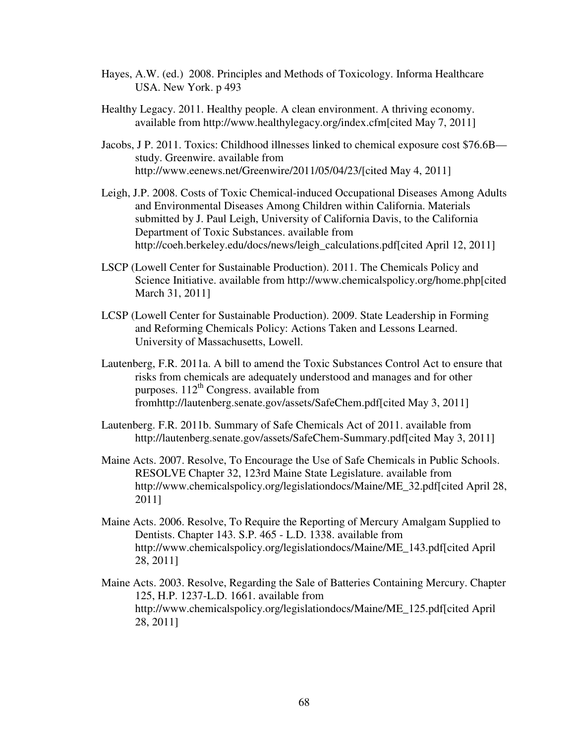Hayes, A.W. (ed.) 2008. Principles and Methods of Toxicology. Informa Healthcare USA. New York. p 493

Healthy Legacy. 2011. Healthy people. A clean environment. A thriving economy. available from http://www.healthylegacy.org/index.cfm[cited May 7, 2011]

Jacobs, J P. 2011. Toxics: Childhood illnesses linked to chemical exposure cost $76.6B—study. Greenwire. available from http://www.eenews.net/Greenwire/2011/05/04/23/[cited May 4, 2011]

Leigh, J.P. 2008. Costs of Toxic Chemical-induced Occupational Diseases Among Adults and Environmental Diseases Among Children within California. Materials submitted by J. Paul Leigh, University of California Davis, to the California Department of Toxic Substances. available from http://coeh.berkeley.edu/docs/news/leigh_calculations.pdf[cited April 12, 2011]

LSCP (Lowell Center for Sustainable Production). 2011. The Chemicals Policy and Science Initiative. available from http://www.chemicalspolicy.org/home.php[cited March 31, 2011]

LCSP (Lowell Center for Sustainable Production). 2009. State Leadership in Forming and Reforming Chemicals Policy: Actions Taken and Lessons Learned. University of Massachusetts, Lowell.

Lautenberg, F.R. 2011a. A bill to amend the Toxic Substances Control Act to ensure that risks from chemicals are adequately understood and manages and for other purposes. 112th Congress. available from fromhttp://lautenberg.senate.gov/assets/SafeChem.pdf[cited May 3, 2011]

Lautenberg. F.R. 2011b. Summary of Safe Chemicals Act of 2011. available from http://lautenberg.senate.gov/assets/SafeChem-Summary.pdf[cited May 3, 2011]

Maine Acts. 2007. Resolve, To Encourage the Use of Safe Chemicals in Public Schools. RESOLVE Chapter 32, 123rd Maine State Legislature. available from http://www.chemicalspolicy.org/legislationdocs/Maine/ME_32.pdf[cited April 28, 2011]

Maine Acts. 2006. Resolve, To Require the Reporting of Mercury Amalgam Supplied to Dentists. Chapter 143. S.P. 465 - L.D. 1338. available from http://www.chemicalspolicy.org/legislationdocs/Maine/ME_143.pdf[cited April 28, 2011]

Maine Acts. 2003. Resolve, Regarding the Sale of Batteries Containing Mercury. Chapter 125, H.P. 1237-L.D. 1661. available from http://www.chemicalspolicy.org/legislationdocs/Maine/ME_125.pdf[cited April 28, 2011]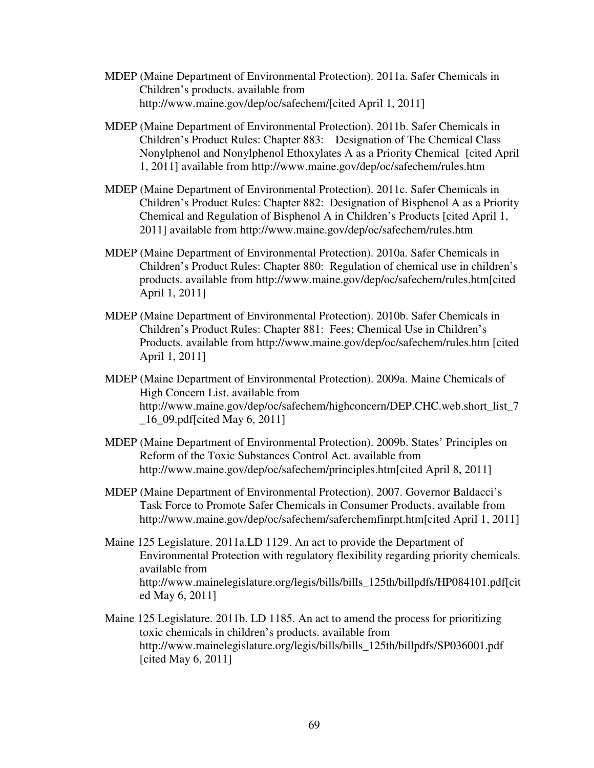MDEP (Maine Department of Environmental Protection). 2011a. Safer Chemicals in Children's products. available from http://www.maine.gov/dep/oc/safechem/[cited April 1, 2011]

MDEP (Maine Department of Environmental Protection). 2011b. Safer Chemicals in Children's Product Rules: Chapter 883: Designation of The Chemical Class Nonylphenol and Nonylphenol Ethoxylates A as a Priority Chemical [cited April 1, 2011] available from http://www.maine.gov/dep/oc/safechem/rules.htm

MDEP (Maine Department of Environmental Protection). 2011c. Safer Chemicals in Children's Product Rules: Chapter 882: Designation of Bisphenol A as a Priority Chemical and Regulation of Bisphenol A in Children's Products [cited April 1, 2011] available from http://www.maine.gov/dep/oc/safechem/rules.htm

MDEP (Maine Department of Environmental Protection). 2010a. Safer Chemicals in Children's Product Rules: Chapter 880: Regulation of chemical use in children's products. available from http://www.maine.gov/dep/oc/safechem/rules.htm[cited April 1, 2011]

MDEP (Maine Department of Environmental Protection). 2010b. Safer Chemicals in Children's Product Rules: Chapter 881: Fees; Chemical Use in Children's Products. available from http://www.maine.gov/dep/oc/safechem/rules.htm [cited April 1, 2011]

MDEP (Maine Department of Environmental Protection). 2009a. Maine Chemicals of High Concern List. available from http://www.maine.gov/dep/oc/safechem/highconcern/DEP.CHC.web.short_list_7_16_09.pdf[cited May 6, 2011]

MDEP (Maine Department of Environmental Protection). 2009b. States' Principles on Reform of the Toxic Substances Control Act. available from http://www.maine.gov/dep/oc/safechem/principles.htm[cited April 8, 2011]

MDEP (Maine Department of Environmental Protection). 2007. Governor Baldacci's Task Force to Promote Safer Chemicals in Consumer Products. available from http://www.maine.gov/dep/oc/safechem/saferchemfinrpt.htm[cited April 1, 2011]

Maine 125 Legislature. 2011a.LD 1129. An act to provide the Department of Environmental Protection with regulatory flexibility regarding priority chemicals. available from http://www.mainelegislature.org/legis/bills/bills_125th/billpdfs/HP084101.pdf[cited May 6, 2011]

Maine 125 Legislature. 2011b. LD 1185. An act to amend the process for prioritizing toxic chemicals in children's products. available from http://www.mainelegislature.org/legis/bills/bills_125th/billpdfs/SP036001.pdf [cited May 6, 2011]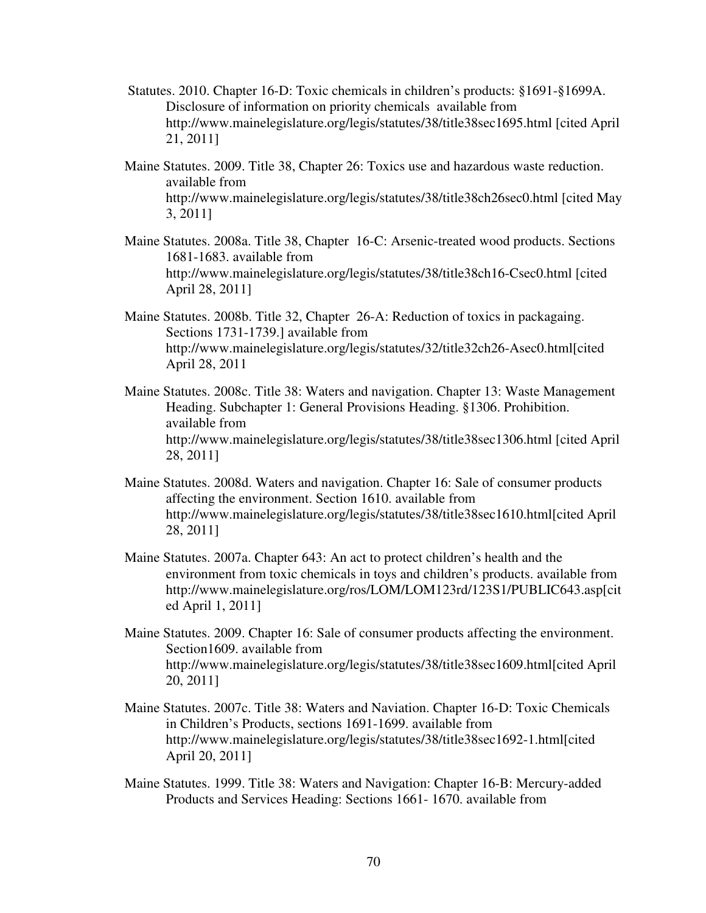Statutes. 2010. Chapter 16-D: Toxic chemicals in children's products: §1691-§1699A. Disclosure of information on priority chemicals available from http://www.mainelegislature.org/legis/statutes/38/title38sec1695.html [cited April 21, 2011]

Maine Statutes. 2009. Title 38, Chapter 26: Toxics use and hazardous waste reduction. available from http://www.mainelegislature.org/legis/statutes/38/title38ch26sec0.html [cited May 3, 2011]

Maine Statutes. 2008a. Title 38, Chapter 16-C: Arsenic-treated wood products. Sections 1681-1683. available from http://www.mainelegislature.org/legis/statutes/38/title38ch16-Csec0.html [cited April 28, 2011]

Maine Statutes. 2008b. Title 32, Chapter 26-A: Reduction of toxics in packagaing. Sections 1731-1739.] available from http://www.mainelegislature.org/legis/statutes/32/title32ch26-Asec0.html[cited April 28, 2011

Maine Statutes. 2008c. Title 38: Waters and navigation. Chapter 13: Waste Management Heading. Subchapter 1: General Provisions Heading. §1306. Prohibition. available from http://www.mainelegislature.org/legis/statutes/38/title38sec1306.html [cited April 28, 2011]

Maine Statutes. 2008d. Waters and navigation. Chapter 16: Sale of consumer products affecting the environment. Section 1610. available from http://www.mainelegislature.org/legis/statutes/38/title38sec1610.html[cited April 28, 2011]

Maine Statutes. 2007a. Chapter 643: An act to protect children's health and the environment from toxic chemicals in toys and children's products. available from http://www.mainelegislature.org/ros/LOM/LOM123rd/123S1/PUBLIC643.asp[cited April 1, 2011]

Maine Statutes. 2009. Chapter 16: Sale of consumer products affecting the environment. Section1609. available from http://www.mainelegislature.org/legis/statutes/38/title38sec1609.html[cited April 20, 2011]

Maine Statutes. 2007c. Title 38: Waters and Naviation. Chapter 16-D: Toxic Chemicals in Children's Products, sections 1691-1699. available from http://www.mainelegislature.org/legis/statutes/38/title38sec1692-1.html[cited April 20, 2011]

Maine Statutes. 1999. Title 38: Waters and Navigation: Chapter 16-B: Mercury-added Products and Services Heading: Sections 1661- 1670. available from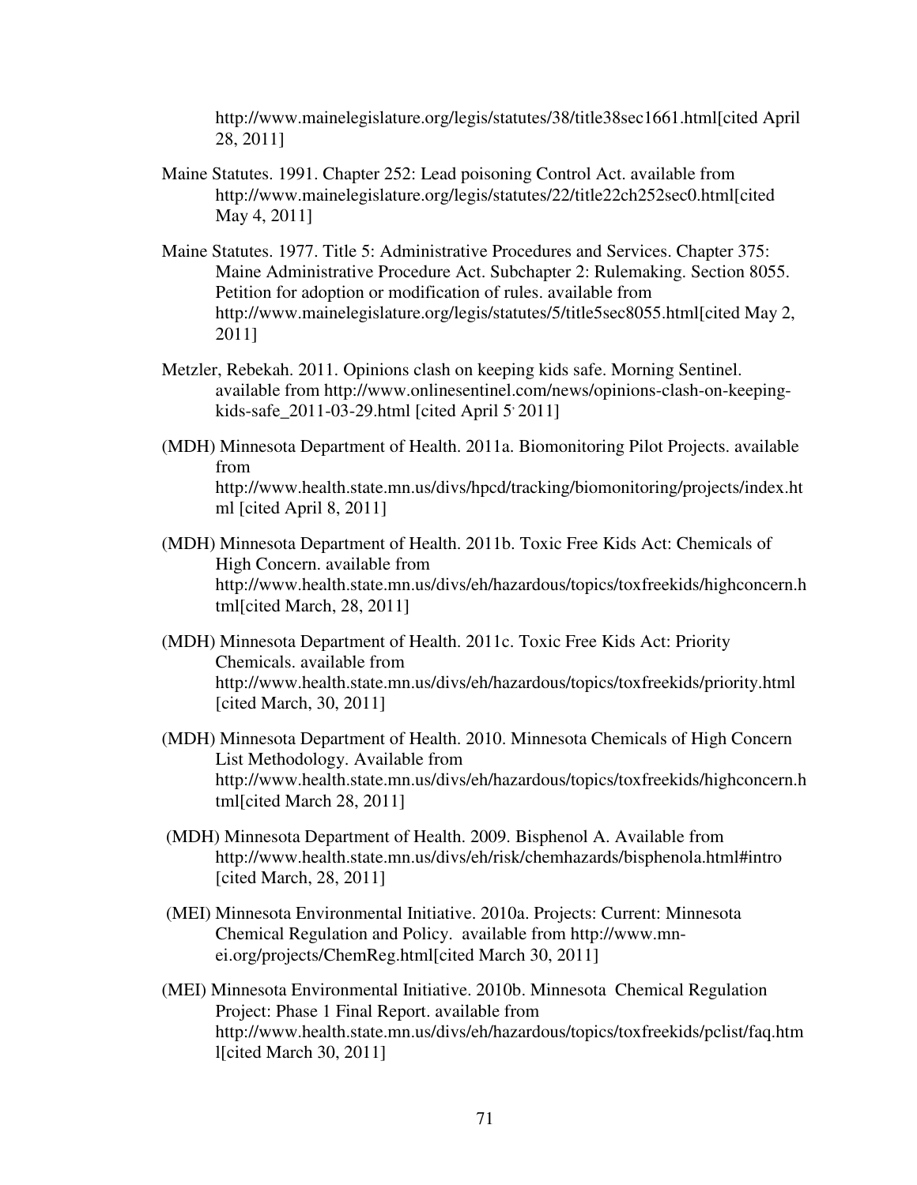http://www.mainelegislature.org/legis/statutes/38/title38sec1661.html[cited April 28, 2011]

Maine Statutes. 1991. Chapter 252: Lead poisoning Control Act. available from http://www.mainelegislature.org/legis/statutes/22/title22ch252sec0.html[cited May 4, 2011]

Maine Statutes. 1977. Title 5: Administrative Procedures and Services. Chapter 375: Maine Administrative Procedure Act. Subchapter 2: Rulemaking. Section 8055. Petition for adoption or modification of rules. available from http://www.mainelegislature.org/legis/statutes/5/title5sec8055.html[cited May 2, 2011]

Metzler, Rebekah. 2011. Opinions clash on keeping kids safe. Morning Sentinel. available from http://www.onlinesentinel.com/news/opinions-clash-on-keeping-kids-safe_2011-03-29.html [cited April 5, 2011]

(MDH) Minnesota Department of Health. 2011a. Biomonitoring Pilot Projects. available from http://www.health.state.mn.us/divs/hpcd/tracking/biomonitoring/projects/index.html [cited April 8, 2011]

(MDH) Minnesota Department of Health. 2011b. Toxic Free Kids Act: Chemicals of High Concern. available from http://www.health.state.mn.us/divs/eh/hazardous/topics/toxfreekids/highconcern.html[cited March, 28, 2011]

(MDH) Minnesota Department of Health. 2011c. Toxic Free Kids Act: Priority Chemicals. available from http://www.health.state.mn.us/divs/eh/hazardous/topics/toxfreekids/priority.html [cited March, 30, 2011]

(MDH) Minnesota Department of Health. 2010. Minnesota Chemicals of High Concern List Methodology. Available from http://www.health.state.mn.us/divs/eh/hazardous/topics/toxfreekids/highconcern.html[cited March 28, 2011]

(MDH) Minnesota Department of Health. 2009. Bisphenol A. Available from http://www.health.state.mn.us/divs/eh/risk/chemhazards/bisphenola.html#intro [cited March, 28, 2011]

(MEI) Minnesota Environmental Initiative. 2010a. Projects: Current: Minnesota Chemical Regulation and Policy. available from http://www.mn-ei.org/projects/ChemReg.html[cited March 30, 2011]

(MEI) Minnesota Environmental Initiative. 2010b. Minnesota Chemical Regulation Project: Phase 1 Final Report. available from http://www.health.state.mn.us/divs/eh/hazardous/topics/toxfreekids/pclist/faq.html[cited March 30, 2011]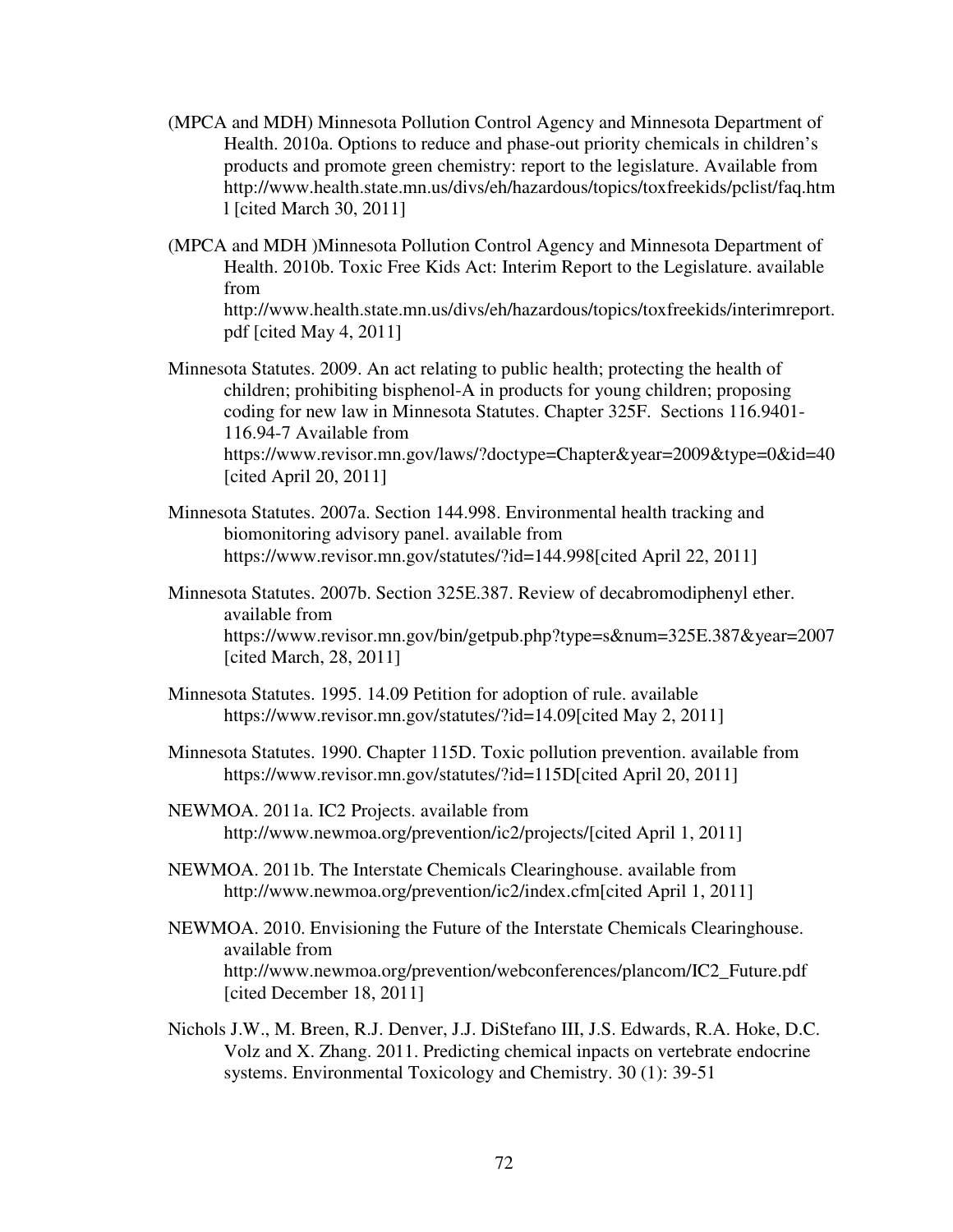(MPCA and MDH) Minnesota Pollution Control Agency and Minnesota Department of Health. 2010a. Options to reduce and phase-out priority chemicals in children's products and promote green chemistry: report to the legislature. Available from http://www.health.state.mn.us/divs/eh/hazardous/topics/toxfreekids/pclist/faq.html [cited March 30, 2011]

(MPCA and MDH )Minnesota Pollution Control Agency and Minnesota Department of Health. 2010b. Toxic Free Kids Act: Interim Report to the Legislature. available from http://www.health.state.mn.us/divs/eh/hazardous/topics/toxfreekids/interimreport.pdf [cited May 4, 2011]

Minnesota Statutes. 2009. An act relating to public health; protecting the health of children; prohibiting bisphenol-A in products for young children; proposing coding for new law in Minnesota Statutes. Chapter 325F. Sections 116.9401-116.94-7 Available from https://www.revisor.mn.gov/laws/?doctype=Chapter&year=2009&type=0&id=40 [cited April 20, 2011]

Minnesota Statutes. 2007a. Section 144.998. Environmental health tracking and biomonitoring advisory panel. available from https://www.revisor.mn.gov/statutes/?id=144.998[cited April 22, 2011]

Minnesota Statutes. 2007b. Section 325E.387. Review of decabromodiphenyl ether. available from https://www.revisor.mn.gov/bin/getpub.php?type=s&num=325E.387&year=2007 [cited March, 28, 2011]

Minnesota Statutes. 1995. 14.09 Petition for adoption of rule. available https://www.revisor.mn.gov/statutes/?id=14.09[cited May 2, 2011]

Minnesota Statutes. 1990. Chapter 115D. Toxic pollution prevention. available from https://www.revisor.mn.gov/statutes/?id=115D[cited April 20, 2011]

NEWMOA. 2011a. IC2 Projects. available from http://www.newmoa.org/prevention/ic2/projects/[cited April 1, 2011]

NEWMOA. 2011b. The Interstate Chemicals Clearinghouse. available from http://www.newmoa.org/prevention/ic2/index.cfm[cited April 1, 2011]

NEWMOA. 2010. Envisioning the Future of the Interstate Chemicals Clearinghouse. available from http://www.newmoa.org/prevention/webconferences/plancom/IC2_Future.pdf [cited December 18, 2011]

Nichols J.W., M. Breen, R.J. Denver, J.J. DiStefano III, J.S. Edwards, R.A. Hoke, D.C. Volz and X. Zhang. 2011. Predicting chemical inpacts on vertebrate endocrine systems. Environmental Toxicology and Chemistry. 30 (1): 39-51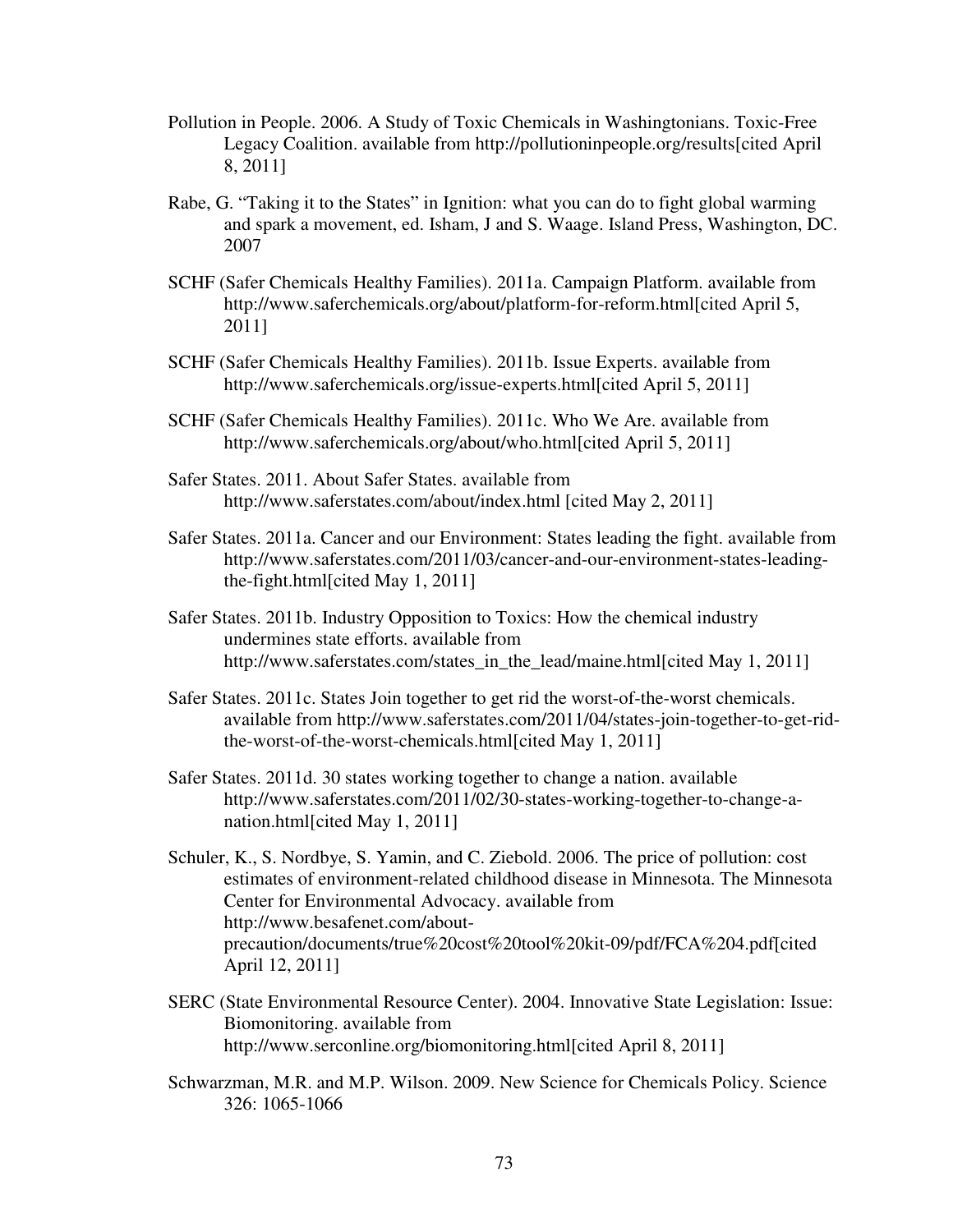Pollution in People. 2006. A Study of Toxic Chemicals in Washingtonians. Toxic-Free Legacy Coalition. available from http://pollutioninpeople.org/results[cited April 8, 2011]

Rabe, G. "Taking it to the States" in Ignition: what you can do to fight global warming and spark a movement, ed. Isham, J and S. Waage. Island Press, Washington, DC. 2007

SCHF (Safer Chemicals Healthy Families). 2011a. Campaign Platform. available from http://www.saferchemicals.org/about/platform-for-reform.html[cited April 5, 2011]

SCHF (Safer Chemicals Healthy Families). 2011b. Issue Experts. available from http://www.saferchemicals.org/issue-experts.html[cited April 5, 2011]

SCHF (Safer Chemicals Healthy Families). 2011c. Who We Are. available from http://www.saferchemicals.org/about/who.html[cited April 5, 2011]

Safer States. 2011. About Safer States. available from http://www.saferstates.com/about/index.html [cited May 2, 2011]

Safer States. 2011a. Cancer and our Environment: States leading the fight. available from http://www.saferstates.com/2011/03/cancer-and-our-environment-states-leading-the-fight.html[cited May 1, 2011]

Safer States. 2011b. Industry Opposition to Toxics: How the chemical industry undermines state efforts. available from http://www.saferstates.com/states_in_the_lead/maine.html[cited May 1, 2011]

Safer States. 2011c. States Join together to get rid the worst-of-the-worst chemicals. available from http://www.saferstates.com/2011/04/states-join-together-to-get-rid-the-worst-of-the-worst-chemicals.html[cited May 1, 2011]

Safer States. 2011d. 30 states working together to change a nation. available http://www.saferstates.com/2011/02/30-states-working-together-to-change-a-nation.html[cited May 1, 2011]

Schuler, K., S. Nordbye, S. Yamin, and C. Ziebold. 2006. The price of pollution: cost estimates of environment-related childhood disease in Minnesota. The Minnesota Center for Environmental Advocacy. available from http://www.besafenet.com/about-precaution/documents/true%20cost%20tool%20kit-09/pdf/FCA%204.pdf[cited April 12, 2011]

SERC (State Environmental Resource Center). 2004. Innovative State Legislation: Issue: Biomonitoring. available from http://www.serconline.org/biomonitoring.html[cited April 8, 2011]

Schwarzman, M.R. and M.P. Wilson. 2009. New Science for Chemicals Policy. Science 326: 1065-1066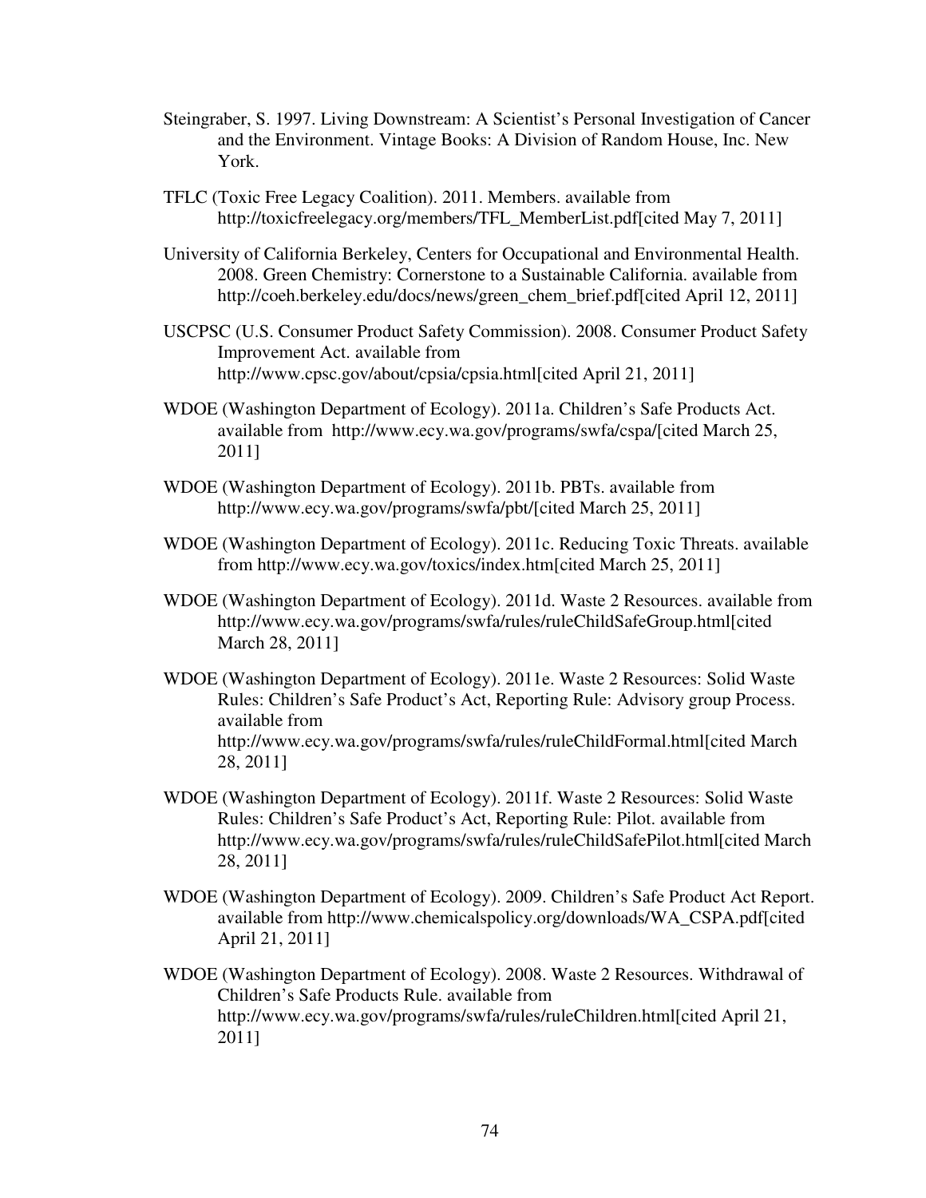Steingraber, S. 1997. Living Downstream: A Scientist's Personal Investigation of Cancer and the Environment. Vintage Books: A Division of Random House, Inc. New York.

TFLC (Toxic Free Legacy Coalition). 2011. Members. available from http://toxicfreelegacy.org/members/TFL_MemberList.pdf[cited May 7, 2011]

University of California Berkeley, Centers for Occupational and Environmental Health. 2008. Green Chemistry: Cornerstone to a Sustainable California. available from http://coeh.berkeley.edu/docs/news/green_chem_brief.pdf[cited April 12, 2011]

USCPSC (U.S. Consumer Product Safety Commission). 2008. Consumer Product Safety Improvement Act. available from http://www.cpsc.gov/about/cpsia/cpsia.html[cited April 21, 2011]

WDOE (Washington Department of Ecology). 2011a. Children's Safe Products Act. available from http://www.ecy.wa.gov/programs/swfa/cspa/[cited March 25, 2011]

WDOE (Washington Department of Ecology). 2011b. PBTs. available from http://www.ecy.wa.gov/programs/swfa/pbt/[cited March 25, 2011]

WDOE (Washington Department of Ecology). 2011c. Reducing Toxic Threats. available from http://www.ecy.wa.gov/toxics/index.htm[cited March 25, 2011]

WDOE (Washington Department of Ecology). 2011d. Waste 2 Resources. available from http://www.ecy.wa.gov/programs/swfa/rules/ruleChildSafeGroup.html[cited March 28, 2011]

WDOE (Washington Department of Ecology). 2011e. Waste 2 Resources: Solid Waste Rules: Children's Safe Product's Act, Reporting Rule: Advisory group Process. available from http://www.ecy.wa.gov/programs/swfa/rules/ruleChildFormal.html[cited March 28, 2011]

WDOE (Washington Department of Ecology). 2011f. Waste 2 Resources: Solid Waste Rules: Children's Safe Product's Act, Reporting Rule: Pilot. available from http://www.ecy.wa.gov/programs/swfa/rules/ruleChildSafePilot.html[cited March 28, 2011]

WDOE (Washington Department of Ecology). 2009. Children's Safe Product Act Report. available from http://www.chemicalspolicy.org/downloads/WA_CSPA.pdf[cited April 21, 2011]

WDOE (Washington Department of Ecology). 2008. Waste 2 Resources. Withdrawal of Children's Safe Products Rule. available from http://www.ecy.wa.gov/programs/swfa/rules/ruleChildren.html[cited April 21, 2011]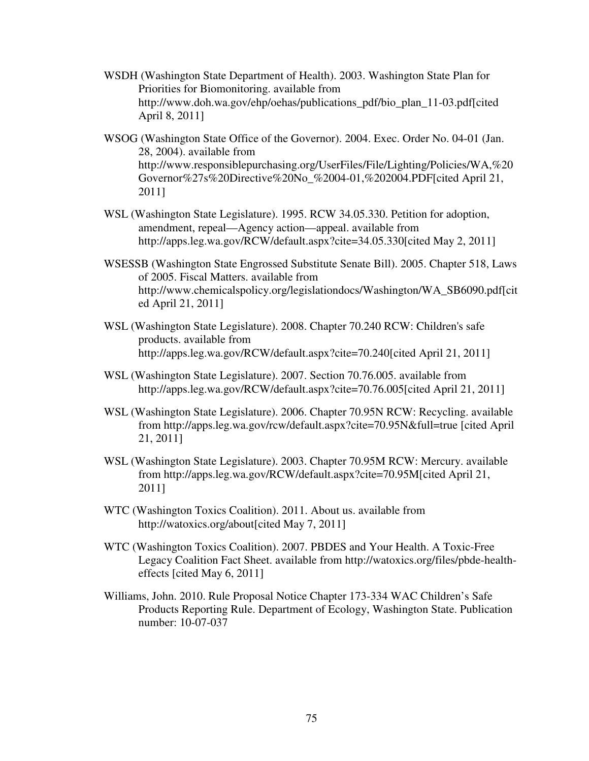WSDH (Washington State Department of Health). 2003. Washington State Plan for Priorities for Biomonitoring. available from http://www.doh.wa.gov/ehp/oehas/publications_pdf/bio_plan_11-03.pdf[cited April 8, 2011]

WSOG (Washington State Office of the Governor). 2004. Exec. Order No. 04-01 (Jan. 28, 2004). available from http://www.responsiblepurchasing.org/UserFiles/File/Lighting/Policies/WA,%20Governor%27s%20Directive%20No_%2004-01,%202004.PDF[cited April 21, 2011]

WSL (Washington State Legislature). 1995. RCW 34.05.330. Petition for adoption, amendment, repeal—Agency action—appeal. available from http://apps.leg.wa.gov/RCW/default.aspx?cite=34.05.330[cited May 2, 2011]

WSESSB (Washington State Engrossed Substitute Senate Bill). 2005. Chapter 518, Laws of 2005. Fiscal Matters. available from http://www.chemicalspolicy.org/legislationdocs/Washington/WA_SB6090.pdf[cited April 21, 2011]

WSL (Washington State Legislature). 2008. Chapter 70.240 RCW: Children's safe products. available from http://apps.leg.wa.gov/RCW/default.aspx?cite=70.240[cited April 21, 2011]

WSL (Washington State Legislature). 2007. Section 70.76.005. available from http://apps.leg.wa.gov/RCW/default.aspx?cite=70.76.005[cited April 21, 2011]

WSL (Washington State Legislature). 2006. Chapter 70.95N RCW: Recycling. available from http://apps.leg.wa.gov/rcw/default.aspx?cite=70.95N&full=true [cited April 21, 2011]

WSL (Washington State Legislature). 2003. Chapter 70.95M RCW: Mercury. available from http://apps.leg.wa.gov/RCW/default.aspx?cite=70.95M[cited April 21, 2011]

WTC (Washington Toxics Coalition). 2011. About us. available from http://watoxics.org/about[cited May 7, 2011]

WTC (Washington Toxics Coalition). 2007. PBDES and Your Health. A Toxic-Free Legacy Coalition Fact Sheet. available from http://watoxics.org/files/pbde-health-effects [cited May 6, 2011]

Williams, John. 2010. Rule Proposal Notice Chapter 173-334 WAC Children's Safe Products Reporting Rule. Department of Ecology, Washington State. Publication number: 10-07-037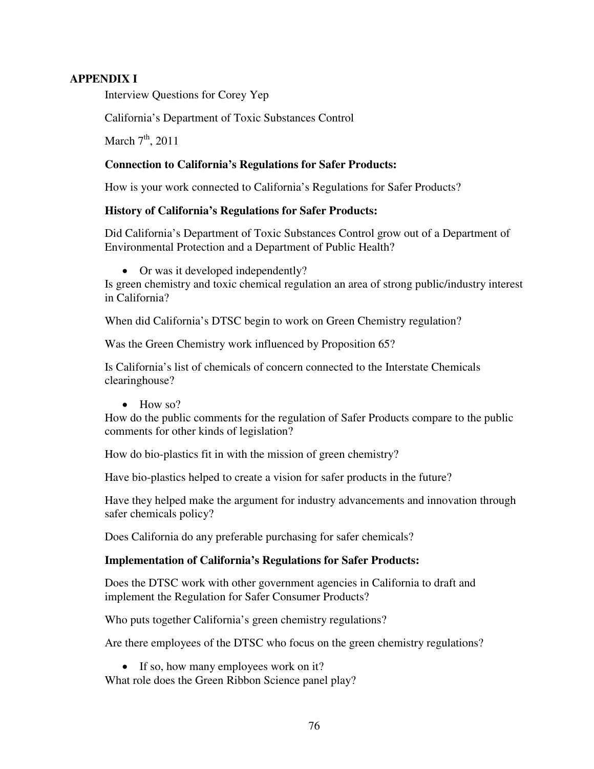## APPENDIX I

Interview Questions for Corey Yep

California's Department of Toxic Substances Control

March 7th, 2011

**Connection to California's Regulations for Safer Products:**

How is your work connected to California's Regulations for Safer Products?

**History of California's Regulations for Safer Products:**

Did California's Department of Toxic Substances Control grow out of a Department of Environmental Protection and a Department of Public Health?

- Or was it developed independently?

Is green chemistry and toxic chemical regulation an area of strong public/industry interest in California?

When did California's DTSC begin to work on Green Chemistry regulation?

Was the Green Chemistry work influenced by Proposition 65?

Is California's list of chemicals of concern connected to the Interstate Chemicals clearinghouse?

- How so?

How do the public comments for the regulation of Safer Products compare to the public comments for other kinds of legislation?

How do bio-plastics fit in with the mission of green chemistry?

Have bio-plastics helped to create a vision for safer products in the future?

Have they helped make the argument for industry advancements and innovation through safer chemicals policy?

Does California do any preferable purchasing for safer chemicals?

**Implementation of California's Regulations for Safer Products:**

Does the DTSC work with other government agencies in California to draft and implement the Regulation for Safer Consumer Products?

Who puts together California's green chemistry regulations?

Are there employees of the DTSC who focus on the green chemistry regulations?

- If so, how many employees work on it?

What role does the Green Ribbon Science panel play?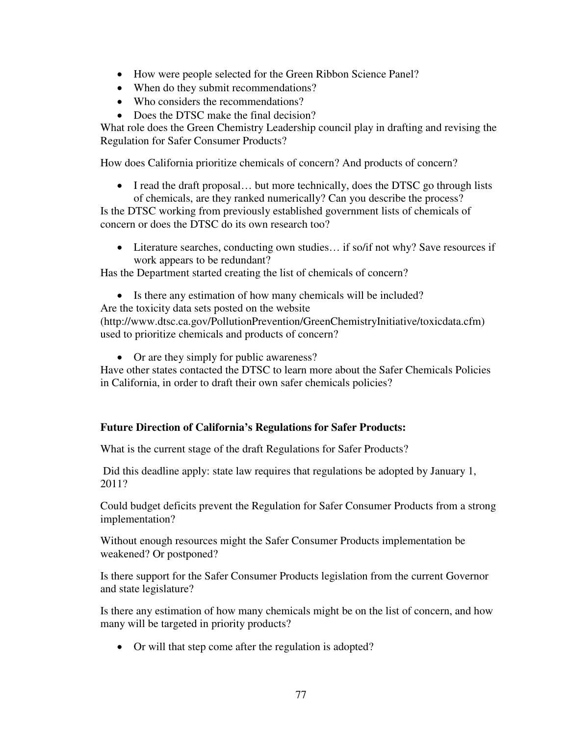- How were people selected for the Green Ribbon Science Panel?
- When do they submit recommendations?
- Who considers the recommendations?
- Does the DTSC make the final decision?

What role does the Green Chemistry Leadership council play in drafting and revising the Regulation for Safer Consumer Products?

How does California prioritize chemicals of concern? And products of concern?

- I read the draft proposal… but more technically, does the DTSC go through lists of chemicals, are they ranked numerically? Can you describe the process?

Is the DTSC working from previously established government lists of chemicals of concern or does the DTSC do its own research too?

- Literature searches, conducting own studies… if so/if not why? Save resources if work appears to be redundant?

Has the Department started creating the list of chemicals of concern?

- Is there any estimation of how many chemicals will be included?

Are the toxicity data sets posted on the website (http://www.dtsc.ca.gov/PollutionPrevention/GreenChemistryInitiative/toxicdata.cfm) used to prioritize chemicals and products of concern?

- Or are they simply for public awareness?

Have other states contacted the DTSC to learn more about the Safer Chemicals Policies in California, in order to draft their own safer chemicals policies?

**Future Direction of California's Regulations for Safer Products:**

What is the current stage of the draft Regulations for Safer Products?

Did this deadline apply: state law requires that regulations be adopted by January 1, 2011?

Could budget deficits prevent the Regulation for Safer Consumer Products from a strong implementation?

Without enough resources might the Safer Consumer Products implementation be weakened? Or postponed?

Is there support for the Safer Consumer Products legislation from the current Governor and state legislature?

Is there any estimation of how many chemicals might be on the list of concern, and how many will be targeted in priority products?

- Or will that step come after the regulation is adopted?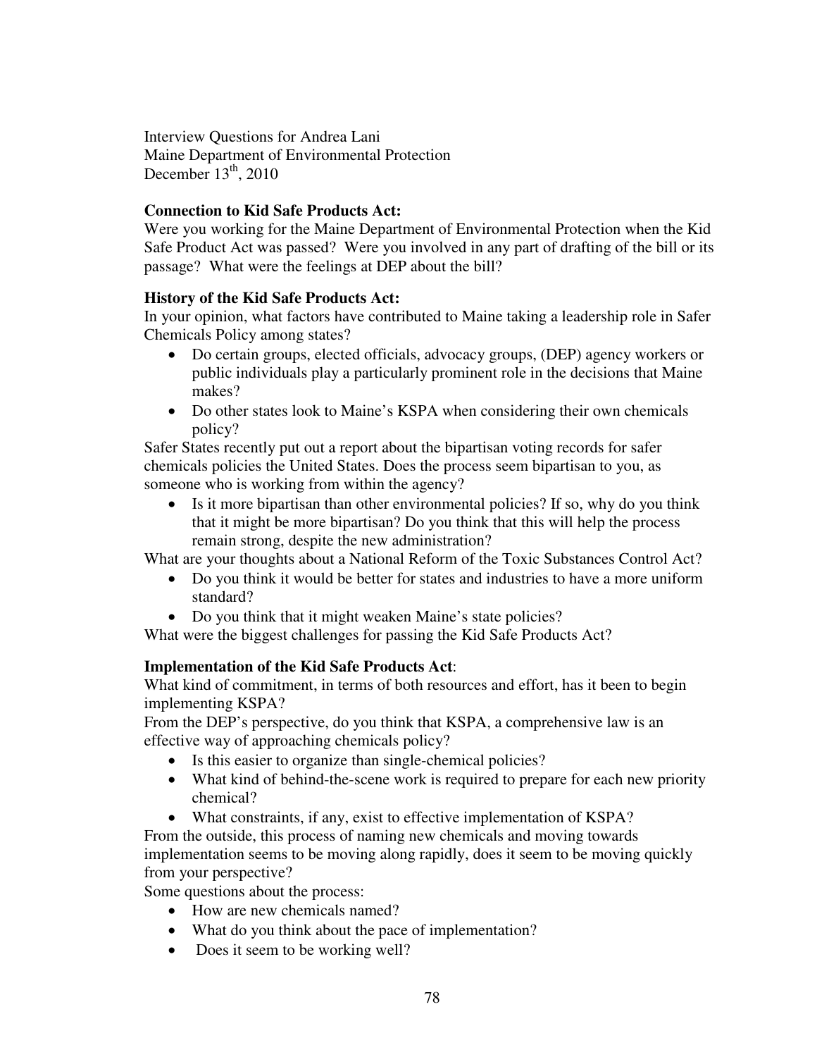Interview Questions for Andrea Lani
Maine Department of Environmental Protection
December 13th, 2010

**Connection to Kid Safe Products Act:**
Were you working for the Maine Department of Environmental Protection when the Kid Safe Product Act was passed? Were you involved in any part of drafting of the bill or its passage? What were the feelings at DEP about the bill?

**History of the Kid Safe Products Act:**
In your opinion, what factors have contributed to Maine taking a leadership role in Safer Chemicals Policy among states?

- Do certain groups, elected officials, advocacy groups, (DEP) agency workers or public individuals play a particularly prominent role in the decisions that Maine makes?
- Do other states look to Maine's KSPA when considering their own chemicals policy?

Safer States recently put out a report about the bipartisan voting records for safer chemicals policies the United States. Does the process seem bipartisan to you, as someone who is working from within the agency?

- Is it more bipartisan than other environmental policies? If so, why do you think that it might be more bipartisan? Do you think that this will help the process remain strong, despite the new administration?

What are your thoughts about a National Reform of the Toxic Substances Control Act?

- Do you think it would be better for states and industries to have a more uniform standard?
- Do you think that it might weaken Maine's state policies?

What were the biggest challenges for passing the Kid Safe Products Act?

**Implementation of the Kid Safe Products Act**:
What kind of commitment, in terms of both resources and effort, has it been to begin implementing KSPA?
From the DEP's perspective, do you think that KSPA, a comprehensive law is an effective way of approaching chemicals policy?

- Is this easier to organize than single-chemical policies?
- What kind of behind-the-scene work is required to prepare for each new priority chemical?
- What constraints, if any, exist to effective implementation of KSPA?

From the outside, this process of naming new chemicals and moving towards implementation seems to be moving along rapidly, does it seem to be moving quickly from your perspective?
Some questions about the process:

- How are new chemicals named?
- What do you think about the pace of implementation?
- Does it seem to be working well?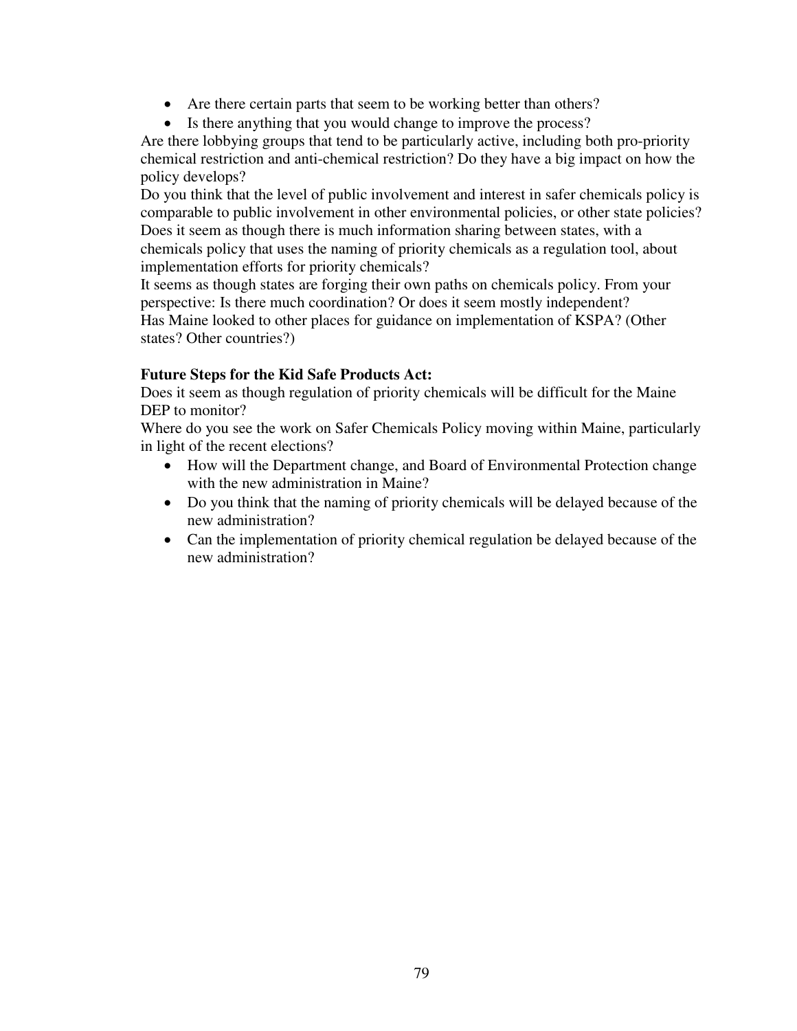- Are there certain parts that seem to be working better than others?
- Is there anything that you would change to improve the process?

Are there lobbying groups that tend to be particularly active, including both pro-priority chemical restriction and anti-chemical restriction? Do they have a big impact on how the policy develops?

Do you think that the level of public involvement and interest in safer chemicals policy is comparable to public involvement in other environmental policies, or other state policies?

Does it seem as though there is much information sharing between states, with a chemicals policy that uses the naming of priority chemicals as a regulation tool, about implementation efforts for priority chemicals?

It seems as though states are forging their own paths on chemicals policy. From your perspective: Is there much coordination? Or does it seem mostly independent?

Has Maine looked to other places for guidance on implementation of KSPA? (Other states? Other countries?)

**Future Steps for the Kid Safe Products Act:**

Does it seem as though regulation of priority chemicals will be difficult for the Maine DEP to monitor?

Where do you see the work on Safer Chemicals Policy moving within Maine, particularly in light of the recent elections?

- How will the Department change, and Board of Environmental Protection change with the new administration in Maine?
- Do you think that the naming of priority chemicals will be delayed because of the new administration?
- Can the implementation of priority chemical regulation be delayed because of the new administration?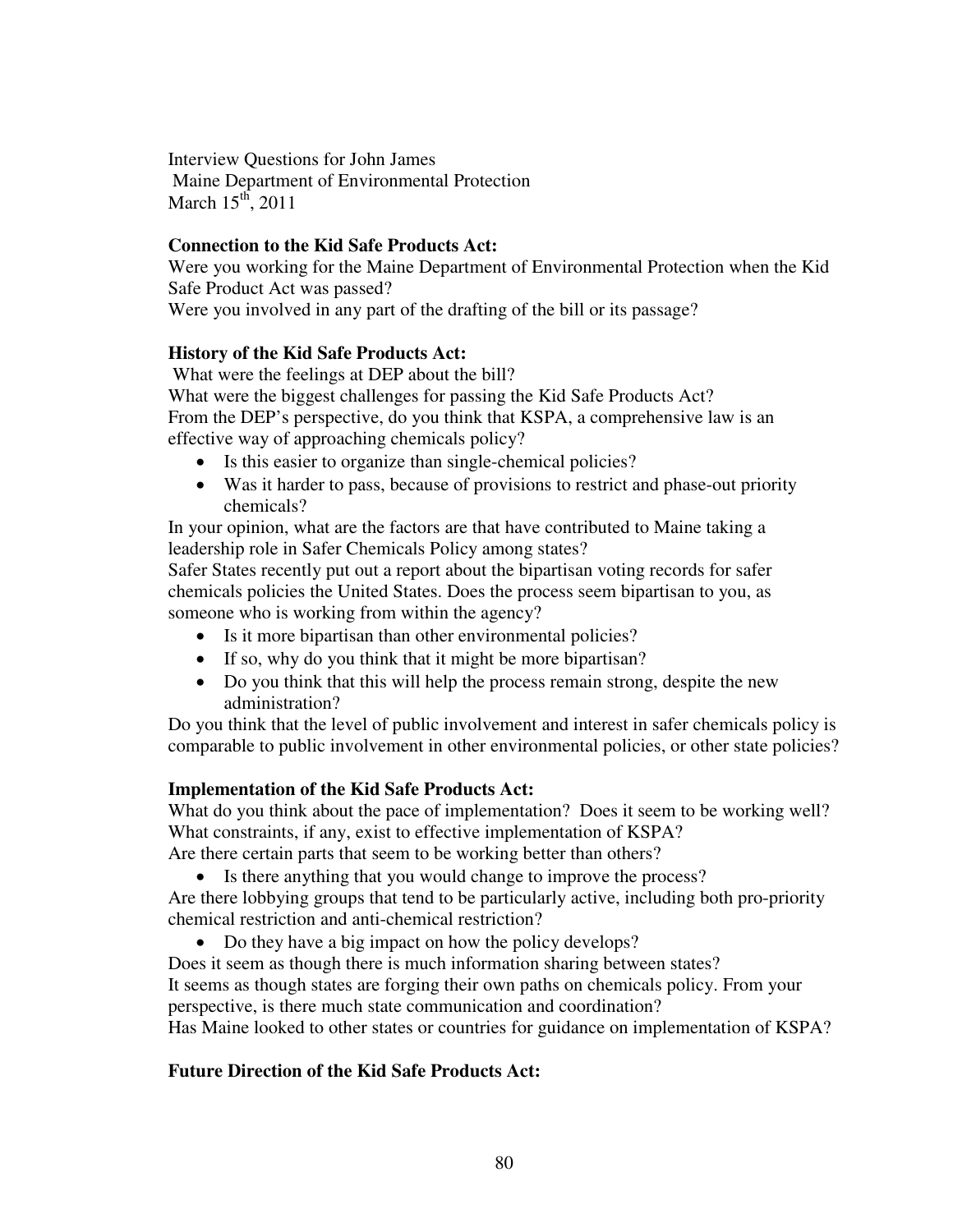Interview Questions for John James
Maine Department of Environmental Protection
March 15[th], 2011

**Connection to the Kid Safe Products Act:**

Were you working for the Maine Department of Environmental Protection when the Kid Safe Product Act was passed?
Were you involved in any part of the drafting of the bill or its passage?

**History of the Kid Safe Products Act:**

What were the feelings at DEP about the bill?
What were the biggest challenges for passing the Kid Safe Products Act?
From the DEP's perspective, do you think that KSPA, a comprehensive law is an effective way of approaching chemicals policy?

- Is this easier to organize than single-chemical policies?
- Was it harder to pass, because of provisions to restrict and phase-out priority chemicals?

In your opinion, what are the factors are that have contributed to Maine taking a leadership role in Safer Chemicals Policy among states?
Safer States recently put out a report about the bipartisan voting records for safer chemicals policies the United States. Does the process seem bipartisan to you, as someone who is working from within the agency?

- Is it more bipartisan than other environmental policies?
- If so, why do you think that it might be more bipartisan?
- Do you think that this will help the process remain strong, despite the new administration?

Do you think that the level of public involvement and interest in safer chemicals policy is comparable to public involvement in other environmental policies, or other state policies?

**Implementation of the Kid Safe Products Act:**

What do you think about the pace of implementation? Does it seem to be working well?
What constraints, if any, exist to effective implementation of KSPA?
Are there certain parts that seem to be working better than others?

- Is there anything that you would change to improve the process?

Are there lobbying groups that tend to be particularly active, including both pro-priority chemical restriction and anti-chemical restriction?

- Do they have a big impact on how the policy develops?

Does it seem as though there is much information sharing between states?
It seems as though states are forging their own paths on chemicals policy. From your perspective, is there much state communication and coordination?
Has Maine looked to other states or countries for guidance on implementation of KSPA?

**Future Direction of the Kid Safe Products Act:**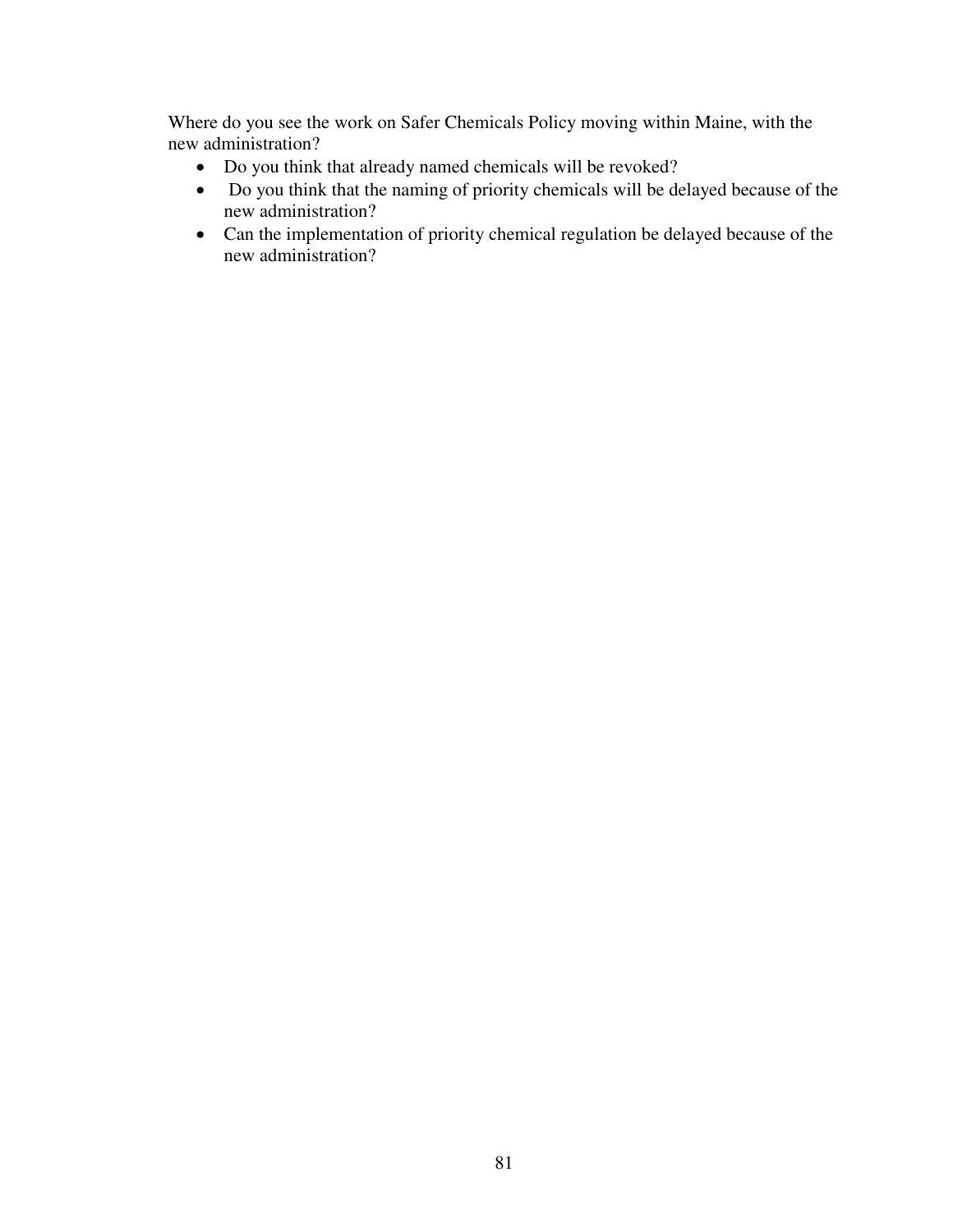Where do you see the work on Safer Chemicals Policy moving within Maine, with the new administration?

- Do you think that already named chemicals will be revoked?
- Do you think that the naming of priority chemicals will be delayed because of the new administration?
- Can the implementation of priority chemical regulation be delayed because of the new administration?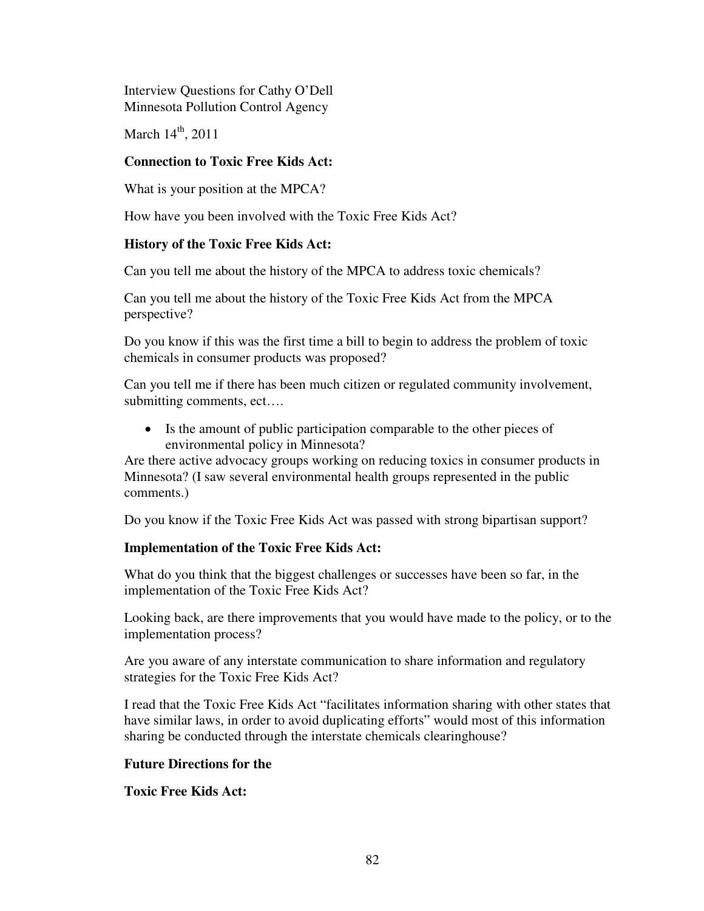Interview Questions for Cathy O'Dell
Minnesota Pollution Control Agency

March 14th, 2011

**Connection to Toxic Free Kids Act:**

What is your position at the MPCA?

How have you been involved with the Toxic Free Kids Act?

**History of the Toxic Free Kids Act:**

Can you tell me about the history of the MPCA to address toxic chemicals?

Can you tell me about the history of the Toxic Free Kids Act from the MPCA perspective?

Do you know if this was the first time a bill to begin to address the problem of toxic chemicals in consumer products was proposed?

Can you tell me if there has been much citizen or regulated community involvement, submitting comments, ect….

- Is the amount of public participation comparable to the other pieces of environmental policy in Minnesota?

Are there active advocacy groups working on reducing toxics in consumer products in Minnesota? (I saw several environmental health groups represented in the public comments.)

Do you know if the Toxic Free Kids Act was passed with strong bipartisan support?

**Implementation of the Toxic Free Kids Act:**

What do you think that the biggest challenges or successes have been so far, in the implementation of the Toxic Free Kids Act?

Looking back, are there improvements that you would have made to the policy, or to the implementation process?

Are you aware of any interstate communication to share information and regulatory strategies for the Toxic Free Kids Act?

I read that the Toxic Free Kids Act "facilitates information sharing with other states that have similar laws, in order to avoid duplicating efforts" would most of this information sharing be conducted through the interstate chemicals clearinghouse?

**Future Directions for the**

**Toxic Free Kids Act:**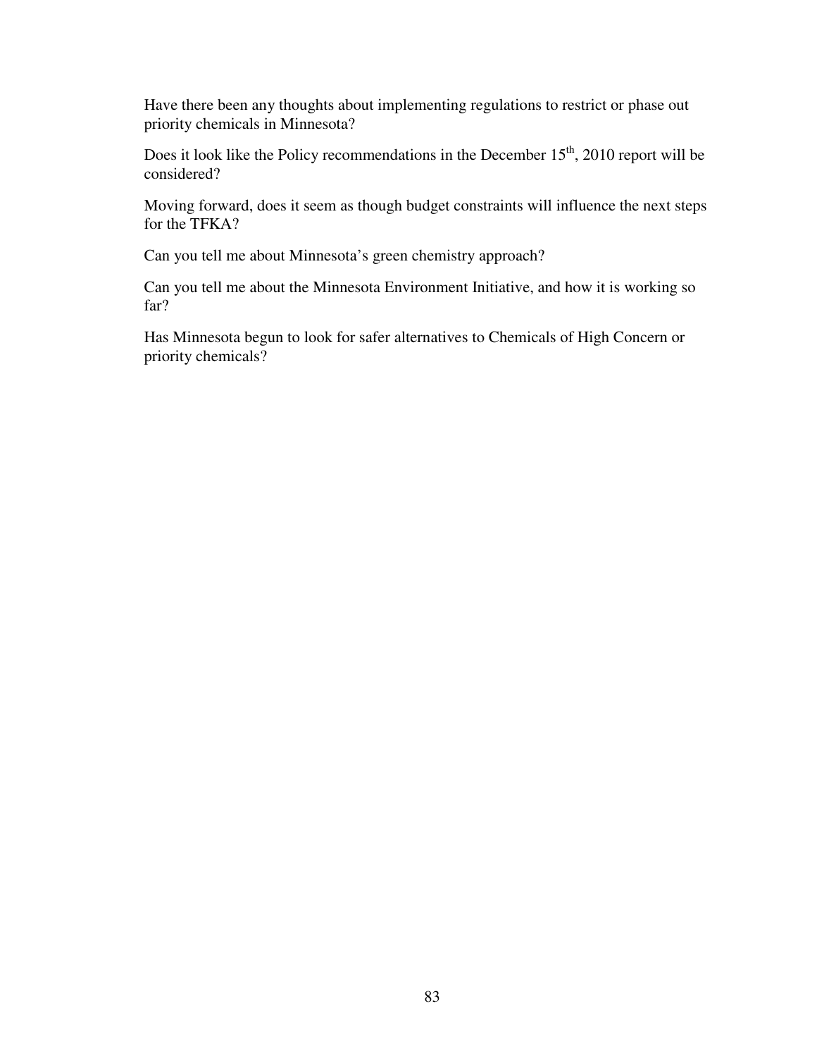Have there been any thoughts about implementing regulations to restrict or phase out priority chemicals in Minnesota?

Does it look like the Policy recommendations in the December 15th, 2010 report will be considered?

Moving forward, does it seem as though budget constraints will influence the next steps for the TFKA?

Can you tell me about Minnesota's green chemistry approach?

Can you tell me about the Minnesota Environment Initiative, and how it is working so far?

Has Minnesota begun to look for safer alternatives to Chemicals of High Concern or priority chemicals?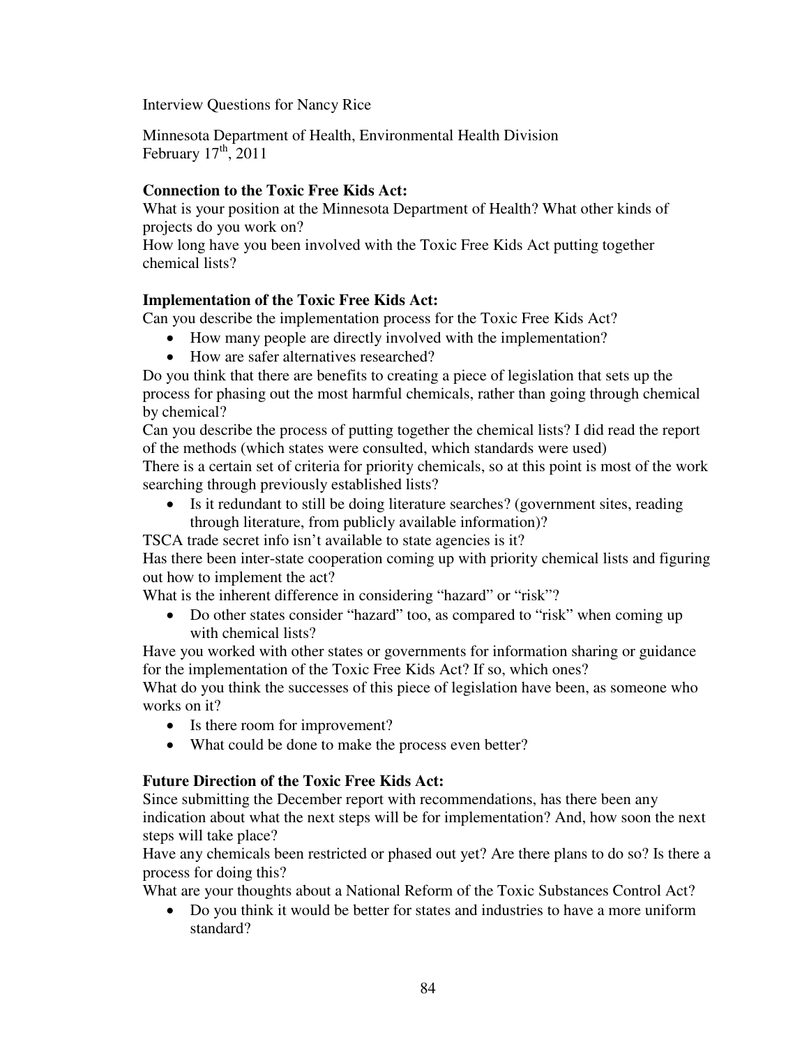Interview Questions for Nancy Rice

Minnesota Department of Health, Environmental Health Division
February 17th, 2011

**Connection to the Toxic Free Kids Act:**
What is your position at the Minnesota Department of Health? What other kinds of projects do you work on?
How long have you been involved with the Toxic Free Kids Act putting together chemical lists?

**Implementation of the Toxic Free Kids Act:**
Can you describe the implementation process for the Toxic Free Kids Act?

- How many people are directly involved with the implementation?
- How are safer alternatives researched?

Do you think that there are benefits to creating a piece of legislation that sets up the process for phasing out the most harmful chemicals, rather than going through chemical by chemical?
Can you describe the process of putting together the chemical lists? I did read the report of the methods (which states were consulted, which standards were used)
There is a certain set of criteria for priority chemicals, so at this point is most of the work searching through previously established lists?

- Is it redundant to still be doing literature searches? (government sites, reading through literature, from publicly available information)?

TSCA trade secret info isn't available to state agencies is it?
Has there been inter-state cooperation coming up with priority chemical lists and figuring out how to implement the act?
What is the inherent difference in considering "hazard" or "risk"?

- Do other states consider "hazard" too, as compared to "risk" when coming up with chemical lists?

Have you worked with other states or governments for information sharing or guidance for the implementation of the Toxic Free Kids Act? If so, which ones?
What do you think the successes of this piece of legislation have been, as someone who works on it?

- Is there room for improvement?
- What could be done to make the process even better?

**Future Direction of the Toxic Free Kids Act:**
Since submitting the December report with recommendations, has there been any indication about what the next steps will be for implementation? And, how soon the next steps will take place?
Have any chemicals been restricted or phased out yet? Are there plans to do so? Is there a process for doing this?
What are your thoughts about a National Reform of the Toxic Substances Control Act?

- Do you think it would be better for states and industries to have a more uniform standard?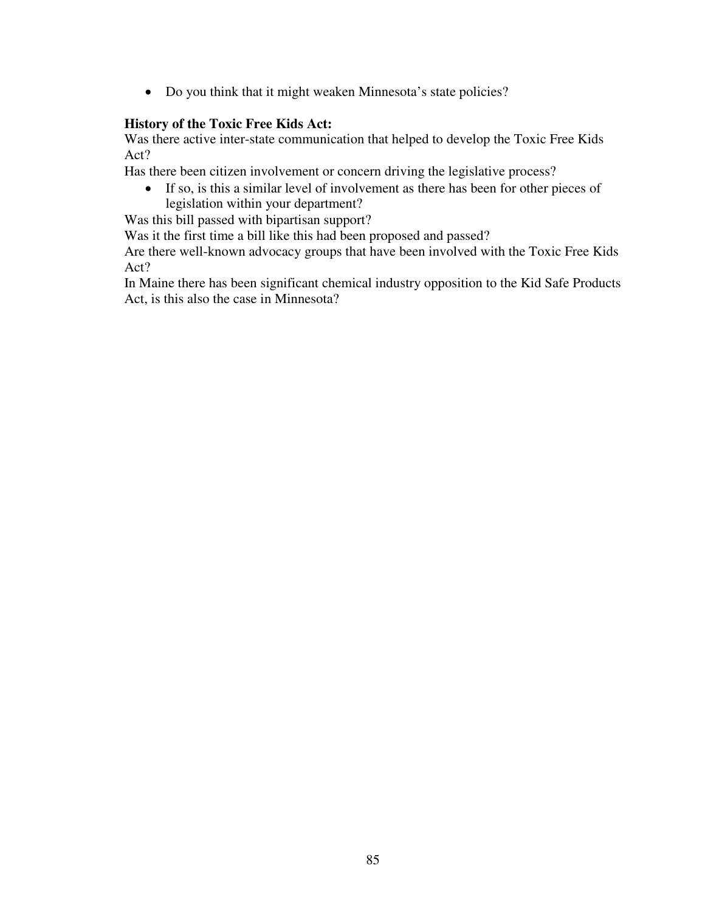- Do you think that it might weaken Minnesota's state policies?

**History of the Toxic Free Kids Act:**

Was there active inter-state communication that helped to develop the Toxic Free Kids Act?

Has there been citizen involvement or concern driving the legislative process?

- If so, is this a similar level of involvement as there has been for other pieces of legislation within your department?

Was this bill passed with bipartisan support?

Was it the first time a bill like this had been proposed and passed?

Are there well-known advocacy groups that have been involved with the Toxic Free Kids Act?

In Maine there has been significant chemical industry opposition to the Kid Safe Products Act, is this also the case in Minnesota?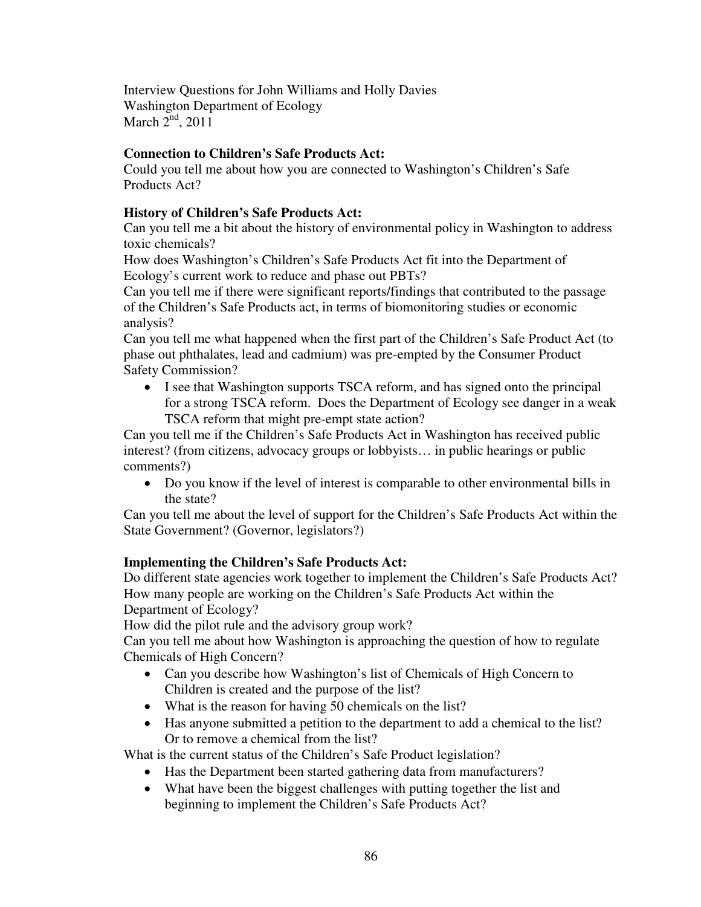Interview Questions for John Williams and Holly Davies
Washington Department of Ecology
March 2[nd], 2011

**Connection to Children's Safe Products Act:**
Could you tell me about how you are connected to Washington's Children's Safe Products Act?

**History of Children's Safe Products Act:**
Can you tell me a bit about the history of environmental policy in Washington to address toxic chemicals?
How does Washington's Children's Safe Products Act fit into the Department of Ecology's current work to reduce and phase out PBTs?
Can you tell me if there were significant reports/findings that contributed to the passage of the Children's Safe Products act, in terms of biomonitoring studies or economic analysis?
Can you tell me what happened when the first part of the Children's Safe Product Act (to phase out phthalates, lead and cadmium) was pre-empted by the Consumer Product Safety Commission?

- I see that Washington supports TSCA reform, and has signed onto the principal for a strong TSCA reform. Does the Department of Ecology see danger in a weak TSCA reform that might pre-empt state action?

Can you tell me if the Children's Safe Products Act in Washington has received public interest? (from citizens, advocacy groups or lobbyists… in public hearings or public comments?)

- Do you know if the level of interest is comparable to other environmental bills in the state?

Can you tell me about the level of support for the Children's Safe Products Act within the State Government? (Governor, legislators?)

**Implementing the Children's Safe Products Act:**
Do different state agencies work together to implement the Children's Safe Products Act?
How many people are working on the Children's Safe Products Act within the Department of Ecology?
How did the pilot rule and the advisory group work?
Can you tell me about how Washington is approaching the question of how to regulate Chemicals of High Concern?

- Can you describe how Washington's list of Chemicals of High Concern to Children is created and the purpose of the list?
- What is the reason for having 50 chemicals on the list?
- Has anyone submitted a petition to the department to add a chemical to the list? Or to remove a chemical from the list?

What is the current status of the Children's Safe Product legislation?

- Has the Department been started gathering data from manufacturers?
- What have been the biggest challenges with putting together the list and beginning to implement the Children's Safe Products Act?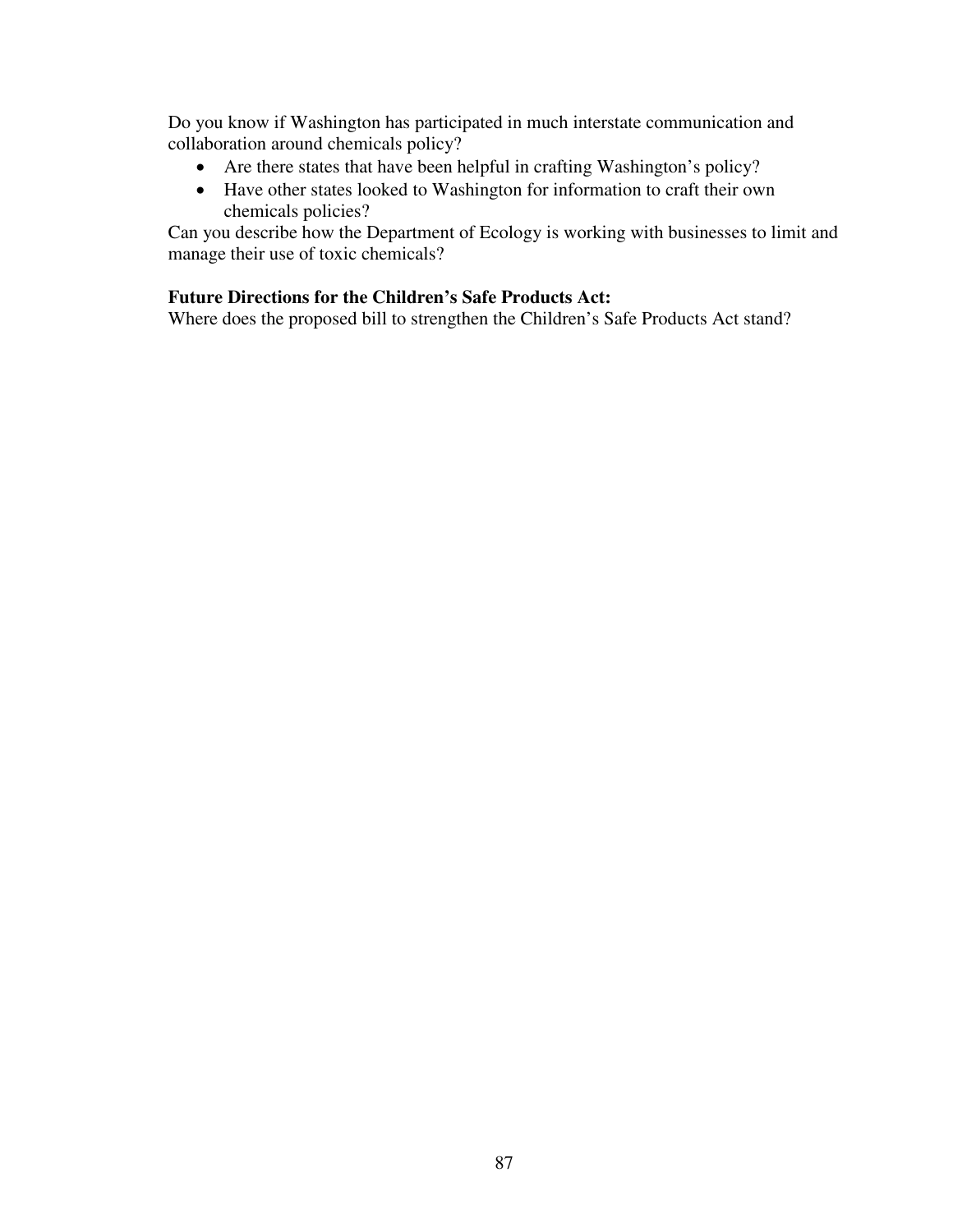Do you know if Washington has participated in much interstate communication and collaboration around chemicals policy?

- Are there states that have been helpful in crafting Washington's policy?
- Have other states looked to Washington for information to craft their own chemicals policies?

Can you describe how the Department of Ecology is working with businesses to limit and manage their use of toxic chemicals?

**Future Directions for the Children's Safe Products Act:**

Where does the proposed bill to strengthen the Children's Safe Products Act stand?